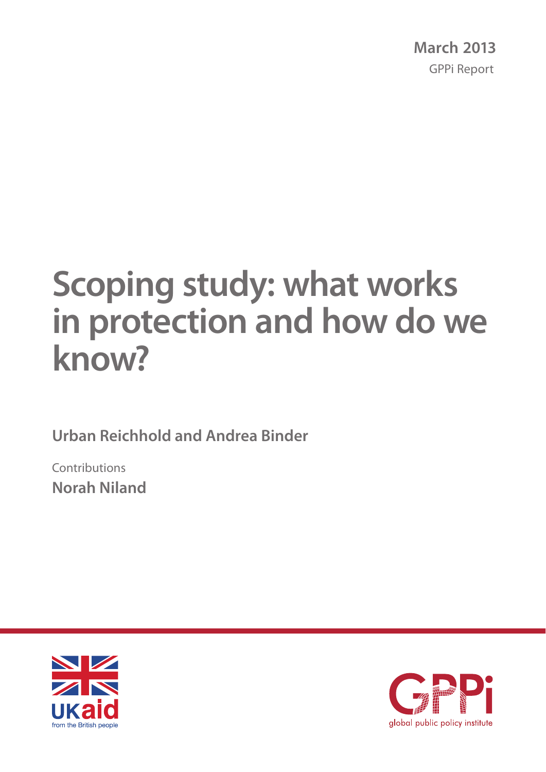**March 2013**

GPPi Report

# Scoping study: what works in protection and how do we know?

**Urban Reichhold and Andrea Binder**

Contributions

**Norah Niland**

UKaid
from the British people

GPPi
global public policy institute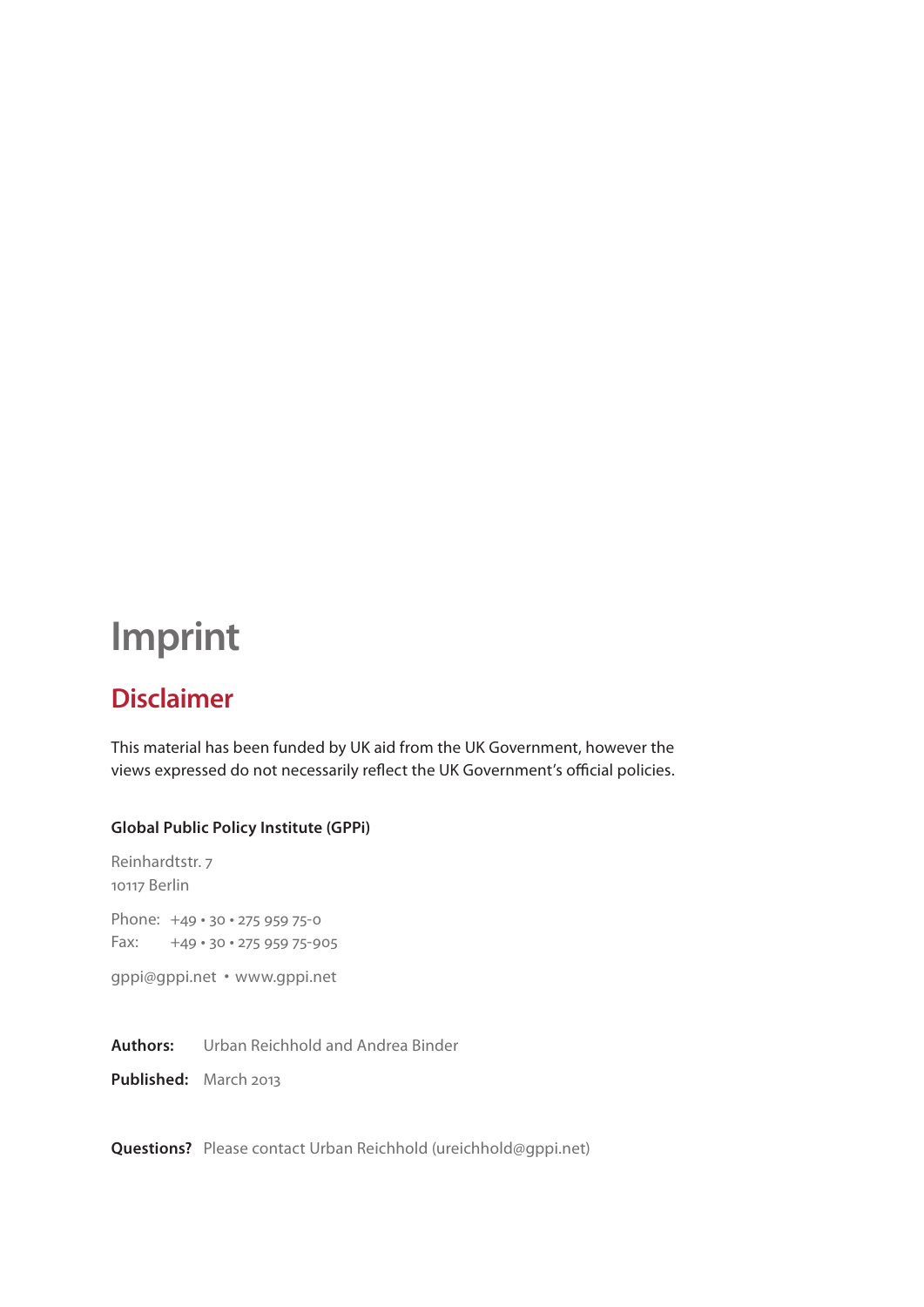# Imprint

## Disclaimer

This material has been funded by UK aid from the UK Government, however the views expressed do not necessarily reflect the UK Government's official policies.

**Global Public Policy Institute (GPPi)**

Reinhardtstr. 7
10117 Berlin

Phone: +49 • 30 • 275 959 75-0
Fax: +49 • 30 • 275 959 75-905

gppi@gppi.net • www.gppi.net

**Authors:** Urban Reichhold and Andrea Binder

**Published:** March 2013

**Questions?** Please contact Urban Reichhold (ureichhold@gppi.net)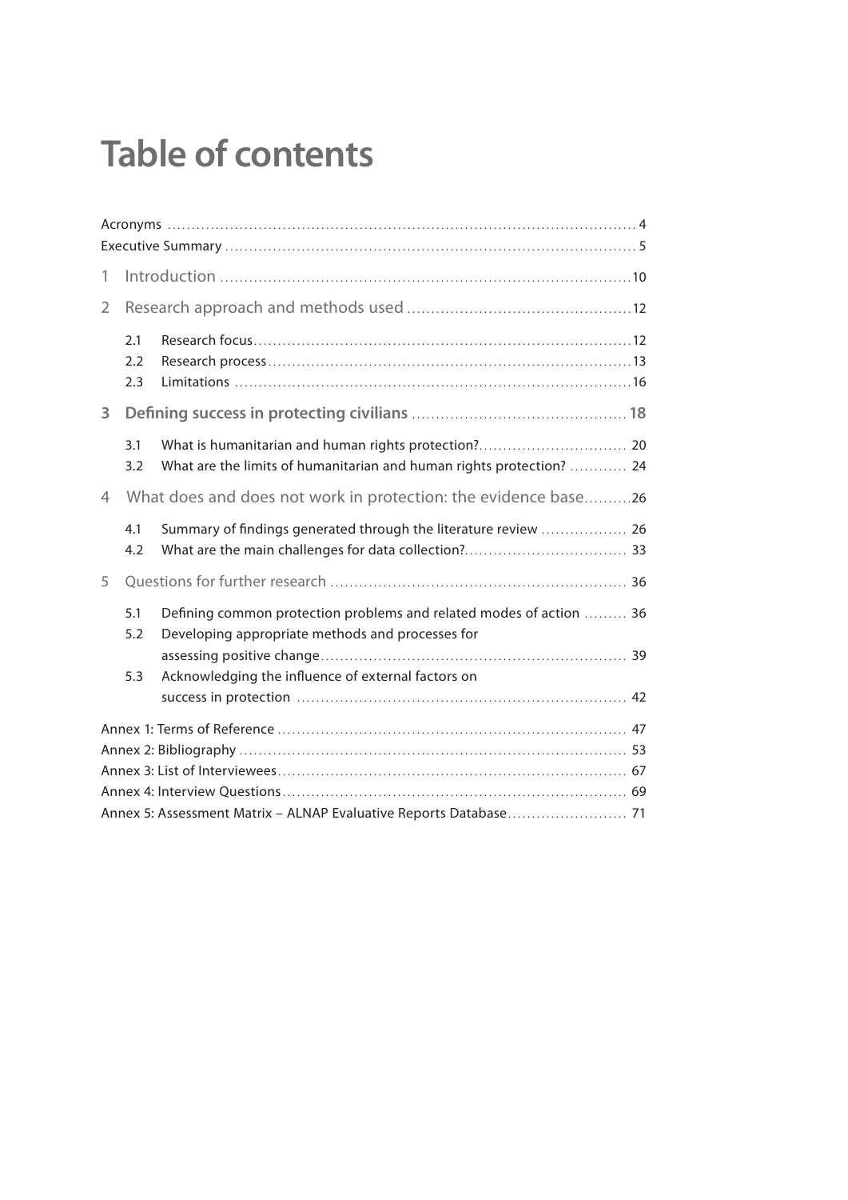# Table of contents

Acronyms ........................................................................................................ 4
Executive Summary ........................................................................................ 5

1 Introduction ................................................................................................ 10

2 Research approach and methods used ...................................................... 12

- 2.1 Research focus ........................................................................................ 12
- 2.2 Research process ..................................................................................... 13
- 2.3 Limitations ............................................................................................... 16

**3 Defining success in protecting civilians ................................................... 18**

- 3.1 What is humanitarian and human rights protection? ............................... 20
- 3.2 What are the limits of humanitarian and human rights protection? ........... 24

4 What does and does not work in protection: the evidence base .................. 26

- 4.1 Summary of findings generated through the literature review .................. 26
- 4.2 What are the main challenges for data collection? ................................... 33

5 Questions for further research .................................................................... 36

- 5.1 Defining common protection problems and related modes of action ......... 36
- 5.2 Developing appropriate methods and processes for assessing positive change ......... 39
- 5.3 Acknowledging the influence of external factors on success in protection ......... 42

Annex 1: Terms of Reference ........................................................................... 47
Annex 2: Bibliography ..................................................................................... 53
Annex 3: List of Interviewees ........................................................................... 67
Annex 4: Interview Questions ........................................................................... 69
Annex 5: Assessment Matrix – ALNAP Evaluative Reports Database ................... 71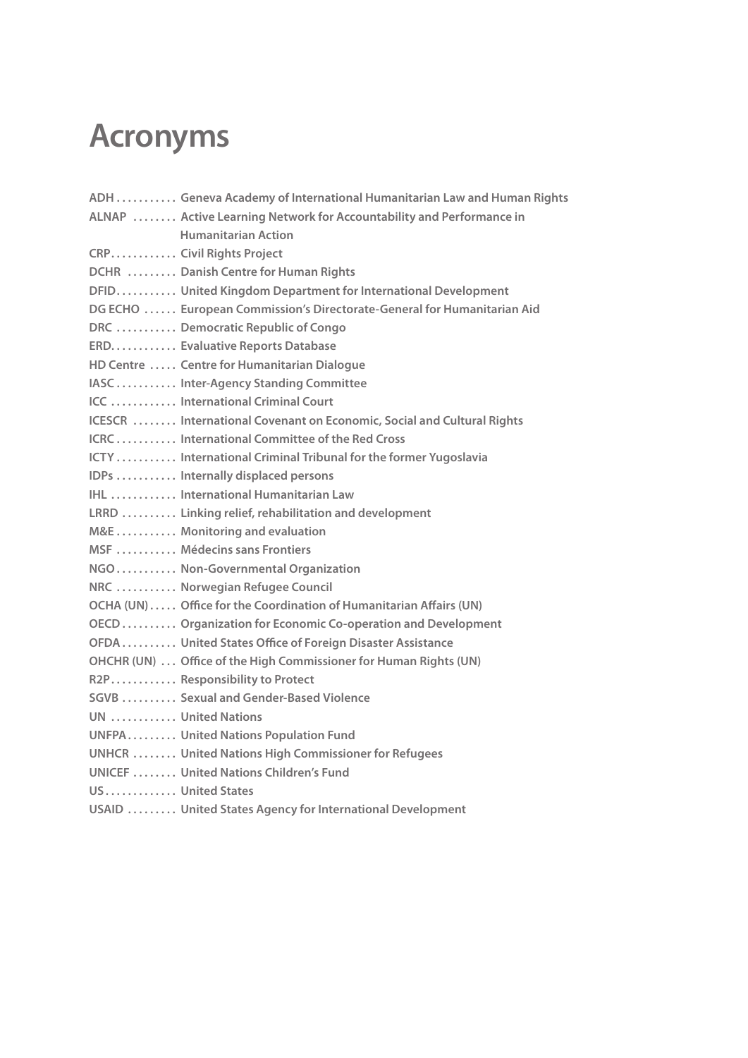# Acronyms

**ADH** ........... **Geneva Academy of International Humanitarian Law and Human Rights**
**ALNAP** ........ **Active Learning Network for Accountability and Performance in Humanitarian Action**
**CRP** ............ **Civil Rights Project**
**DCHR** ......... **Danish Centre for Human Rights**
**DFID** ........... **United Kingdom Department for International Development**
**DG ECHO** ...... **European Commission's Directorate-General for Humanitarian Aid**
**DRC** ........... **Democratic Republic of Congo**
**ERD** ............ **Evaluative Reports Database**
**HD Centre** ..... **Centre for Humanitarian Dialogue**
**IASC** ........... **Inter-Agency Standing Committee**
**ICC** ............ **International Criminal Court**
**ICESCR** ........ **International Covenant on Economic, Social and Cultural Rights**
**ICRC** ........... **International Committee of the Red Cross**
**ICTY** ........... **International Criminal Tribunal for the former Yugoslavia**
**IDPs** ........... **Internally displaced persons**
**IHL** ............ **International Humanitarian Law**
**LRRD** .......... **Linking relief, rehabilitation and development**
**M&E** ........... **Monitoring and evaluation**
**MSF** ........... **Médecins sans Frontiers**
**NGO** ........... **Non-Governmental Organization**
**NRC** ........... **Norwegian Refugee Council**
**OCHA (UN)** ..... **Office for the Coordination of Humanitarian Affairs (UN)**
**OECD** .......... **Organization for Economic Co-operation and Development**
**OFDA** .......... **United States Office of Foreign Disaster Assistance**
**OHCHR (UN)** ... **Office of the High Commissioner for Human Rights (UN)**
**R2P** ............ **Responsibility to Protect**
**SGVB** .......... **Sexual and Gender-Based Violence**
**UN** ............ **United Nations**
**UNFPA** ......... **United Nations Population Fund**
**UNHCR** ........ **United Nations High Commissioner for Refugees**
**UNICEF** ........ **United Nations Children's Fund**
**US** ............. **United States**
**USAID** ......... **United States Agency for International Development**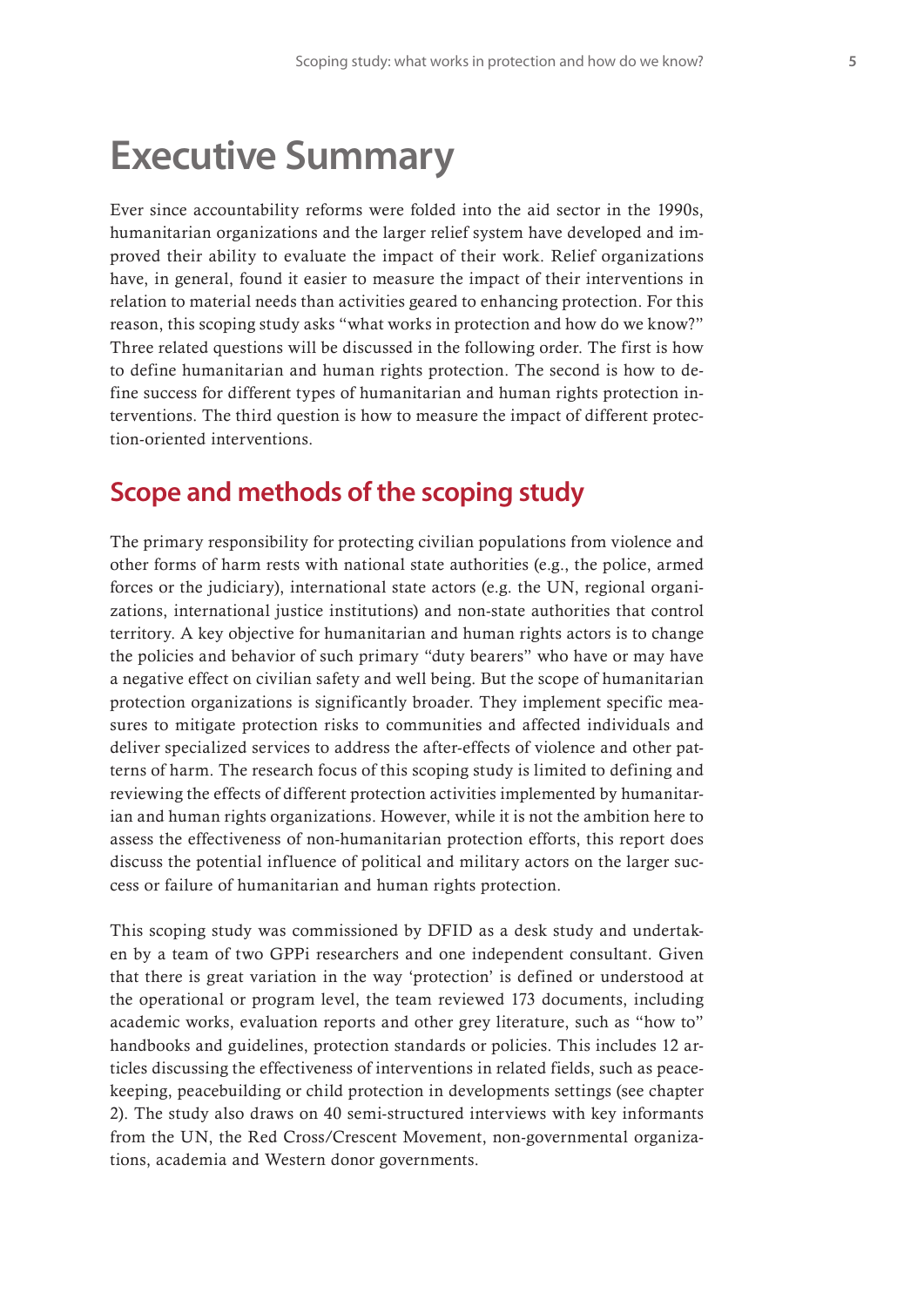# Executive Summary

Ever since accountability reforms were folded into the aid sector in the 1990s, humanitarian organizations and the larger relief system have developed and improved their ability to evaluate the impact of their work. Relief organizations have, in general, found it easier to measure the impact of their interventions in relation to material needs than activities geared to enhancing protection. For this reason, this scoping study asks "what works in protection and how do we know?" Three related questions will be discussed in the following order. The first is how to define humanitarian and human rights protection. The second is how to define success for different types of humanitarian and human rights protection interventions. The third question is how to measure the impact of different protection-oriented interventions.

## Scope and methods of the scoping study

The primary responsibility for protecting civilian populations from violence and other forms of harm rests with national state authorities (e.g., the police, armed forces or the judiciary), international state actors (e.g. the UN, regional organizations, international justice institutions) and non-state authorities that control territory. A key objective for humanitarian and human rights actors is to change the policies and behavior of such primary "duty bearers" who have or may have a negative effect on civilian safety and well being. But the scope of humanitarian protection organizations is significantly broader. They implement specific measures to mitigate protection risks to communities and affected individuals and deliver specialized services to address the after-effects of violence and other patterns of harm. The research focus of this scoping study is limited to defining and reviewing the effects of different protection activities implemented by humanitarian and human rights organizations. However, while it is not the ambition here to assess the effectiveness of non-humanitarian protection efforts, this report does discuss the potential influence of political and military actors on the larger success or failure of humanitarian and human rights protection.

This scoping study was commissioned by DFID as a desk study and undertaken by a team of two GPPi researchers and one independent consultant. Given that there is great variation in the way 'protection' is defined or understood at the operational or program level, the team reviewed 173 documents, including academic works, evaluation reports and other grey literature, such as "how to" handbooks and guidelines, protection standards or policies. This includes 12 articles discussing the effectiveness of interventions in related fields, such as peacekeeping, peacebuilding or child protection in developments settings (see chapter 2). The study also draws on 40 semi-structured interviews with key informants from the UN, the Red Cross/Crescent Movement, non-governmental organizations, academia and Western donor governments.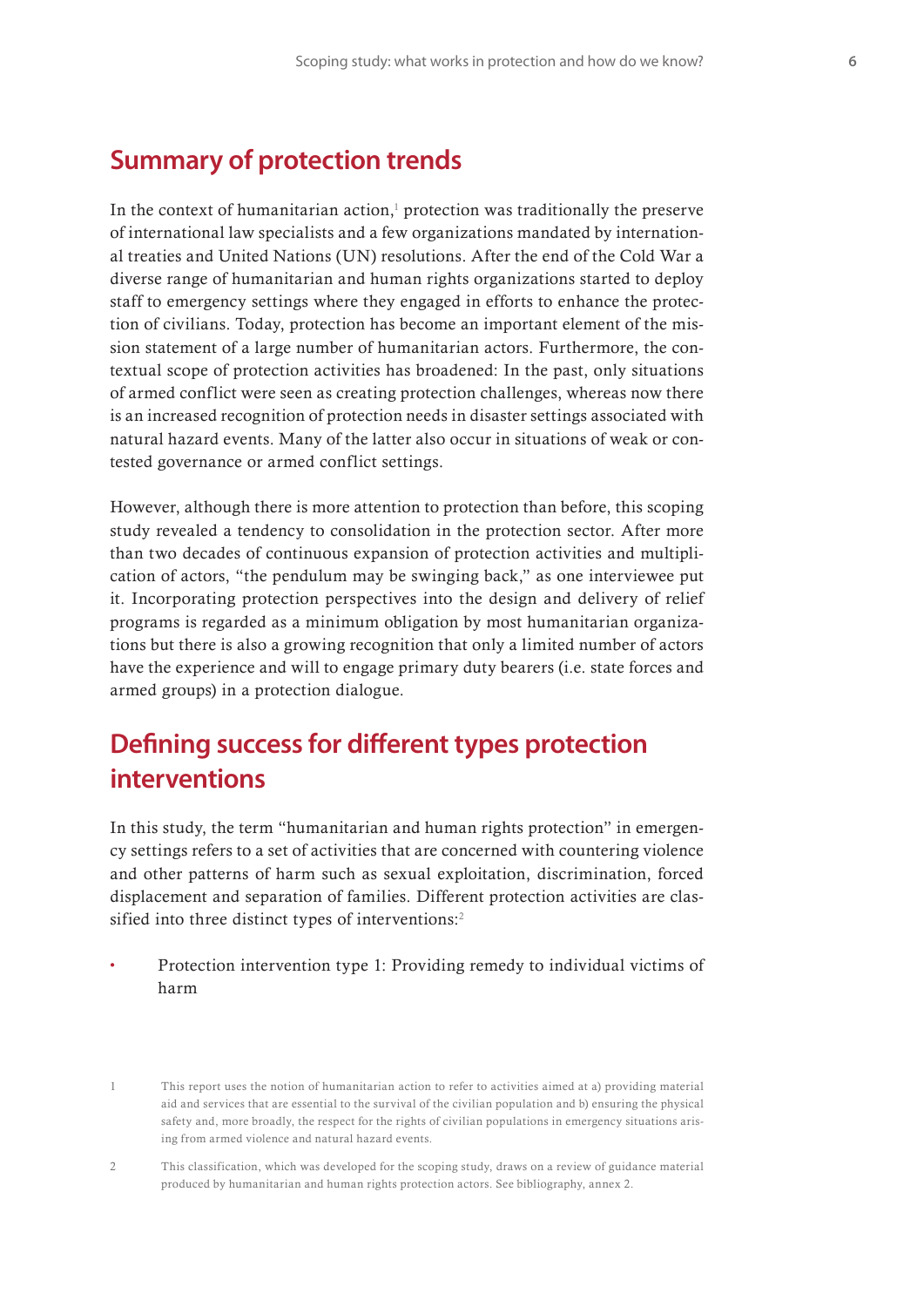## Summary of protection trends

In the context of humanitarian action,[1] protection was traditionally the preserve of international law specialists and a few organizations mandated by international treaties and United Nations (UN) resolutions. After the end of the Cold War a diverse range of humanitarian and human rights organizations started to deploy staff to emergency settings where they engaged in efforts to enhance the protection of civilians. Today, protection has become an important element of the mission statement of a large number of humanitarian actors. Furthermore, the contextual scope of protection activities has broadened: In the past, only situations of armed conflict were seen as creating protection challenges, whereas now there is an increased recognition of protection needs in disaster settings associated with natural hazard events. Many of the latter also occur in situations of weak or contested governance or armed conflict settings.

However, although there is more attention to protection than before, this scoping study revealed a tendency to consolidation in the protection sector. After more than two decades of continuous expansion of protection activities and multiplication of actors, "the pendulum may be swinging back," as one interviewee put it. Incorporating protection perspectives into the design and delivery of relief programs is regarded as a minimum obligation by most humanitarian organizations but there is also a growing recognition that only a limited number of actors have the experience and will to engage primary duty bearers (i.e. state forces and armed groups) in a protection dialogue.

## Defining success for different types protection interventions

In this study, the term "humanitarian and human rights protection" in emergency settings refers to a set of activities that are concerned with countering violence and other patterns of harm such as sexual exploitation, discrimination, forced displacement and separation of families. Different protection activities are classified into three distinct types of interventions:[2]

- Protection intervention type 1: Providing remedy to individual victims of harm

[1] This report uses the notion of humanitarian action to refer to activities aimed at a) providing material aid and services that are essential to the survival of the civilian population and b) ensuring the physical safety and, more broadly, the respect for the rights of civilian populations in emergency situations arising from armed violence and natural hazard events.

[2] This classification, which was developed for the scoping study, draws on a review of guidance material produced by humanitarian and human rights protection actors. See bibliography, annex 2.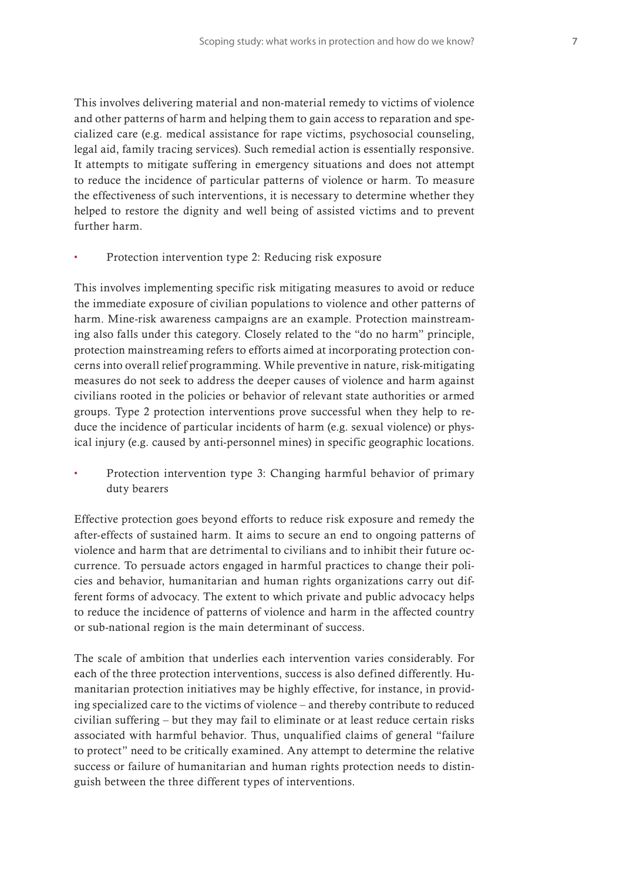This involves delivering material and non-material remedy to victims of violence and other patterns of harm and helping them to gain access to reparation and specialized care (e.g. medical assistance for rape victims, psychosocial counseling, legal aid, family tracing services). Such remedial action is essentially responsive. It attempts to mitigate suffering in emergency situations and does not attempt to reduce the incidence of particular patterns of violence or harm. To measure the effectiveness of such interventions, it is necessary to determine whether they helped to restore the dignity and well being of assisted victims and to prevent further harm.

- Protection intervention type 2: Reducing risk exposure

This involves implementing specific risk mitigating measures to avoid or reduce the immediate exposure of civilian populations to violence and other patterns of harm. Mine-risk awareness campaigns are an example. Protection mainstreaming also falls under this category. Closely related to the "do no harm" principle, protection mainstreaming refers to efforts aimed at incorporating protection concerns into overall relief programming. While preventive in nature, risk-mitigating measures do not seek to address the deeper causes of violence and harm against civilians rooted in the policies or behavior of relevant state authorities or armed groups. Type 2 protection interventions prove successful when they help to reduce the incidence of particular incidents of harm (e.g. sexual violence) or physical injury (e.g. caused by anti-personnel mines) in specific geographic locations.

- Protection intervention type 3: Changing harmful behavior of primary duty bearers

Effective protection goes beyond efforts to reduce risk exposure and remedy the after-effects of sustained harm. It aims to secure an end to ongoing patterns of violence and harm that are detrimental to civilians and to inhibit their future occurrence. To persuade actors engaged in harmful practices to change their policies and behavior, humanitarian and human rights organizations carry out different forms of advocacy. The extent to which private and public advocacy helps to reduce the incidence of patterns of violence and harm in the affected country or sub-national region is the main determinant of success.

The scale of ambition that underlies each intervention varies considerably. For each of the three protection interventions, success is also defined differently. Humanitarian protection initiatives may be highly effective, for instance, in providing specialized care to the victims of violence – and thereby contribute to reduced civilian suffering – but they may fail to eliminate or at least reduce certain risks associated with harmful behavior. Thus, unqualified claims of general "failure to protect" need to be critically examined. Any attempt to determine the relative success or failure of humanitarian and human rights protection needs to distinguish between the three different types of interventions.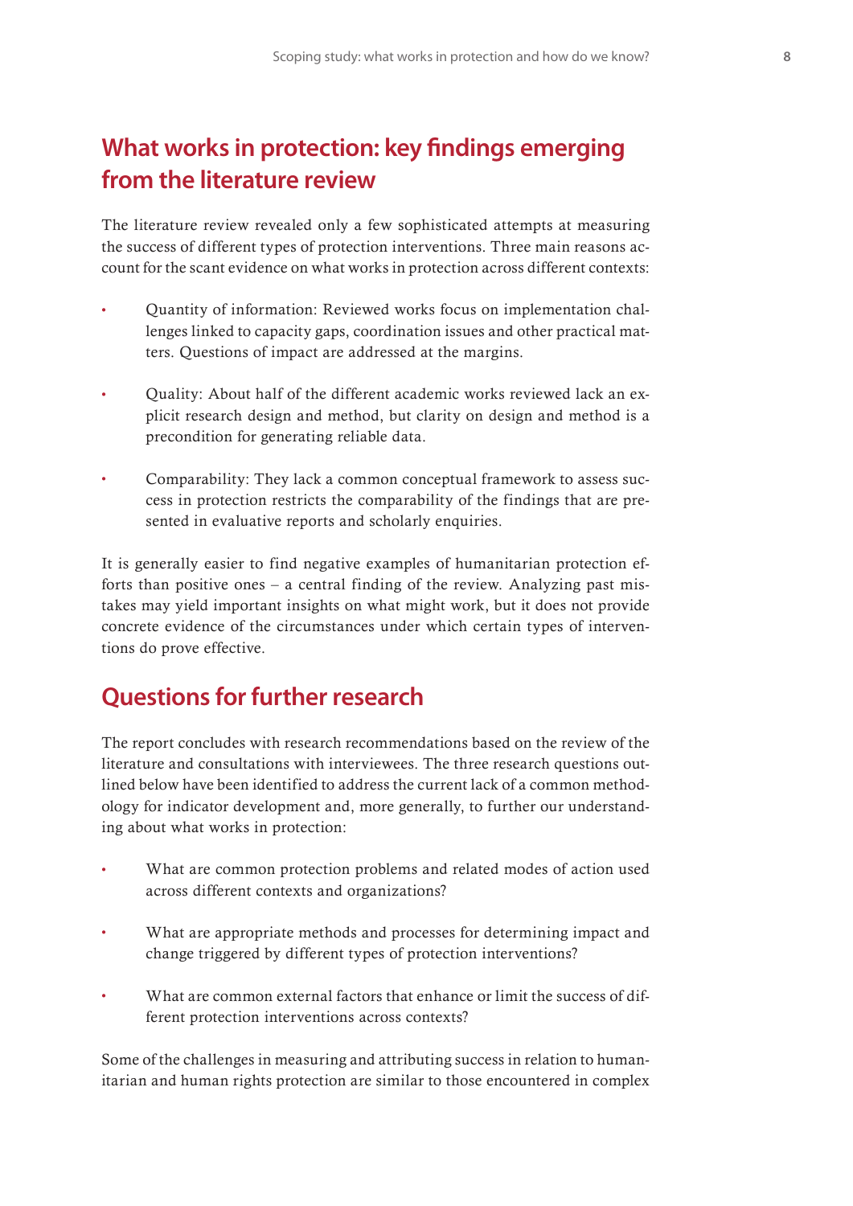## What works in protection: key findings emerging from the literature review

The literature review revealed only a few sophisticated attempts at measuring the success of different types of protection interventions. Three main reasons account for the scant evidence on what works in protection across different contexts:

- Quantity of information: Reviewed works focus on implementation challenges linked to capacity gaps, coordination issues and other practical matters. Questions of impact are addressed at the margins.
- Quality: About half of the different academic works reviewed lack an explicit research design and method, but clarity on design and method is a precondition for generating reliable data.
- Comparability: They lack a common conceptual framework to assess success in protection restricts the comparability of the findings that are presented in evaluative reports and scholarly enquiries.

It is generally easier to find negative examples of humanitarian protection efforts than positive ones – a central finding of the review. Analyzing past mistakes may yield important insights on what might work, but it does not provide concrete evidence of the circumstances under which certain types of interventions do prove effective.

## Questions for further research

The report concludes with research recommendations based on the review of the literature and consultations with interviewees. The three research questions outlined below have been identified to address the current lack of a common methodology for indicator development and, more generally, to further our understanding about what works in protection:

- What are common protection problems and related modes of action used across different contexts and organizations?
- What are appropriate methods and processes for determining impact and change triggered by different types of protection interventions?
- What are common external factors that enhance or limit the success of different protection interventions across contexts?

Some of the challenges in measuring and attributing success in relation to humanitarian and human rights protection are similar to those encountered in complex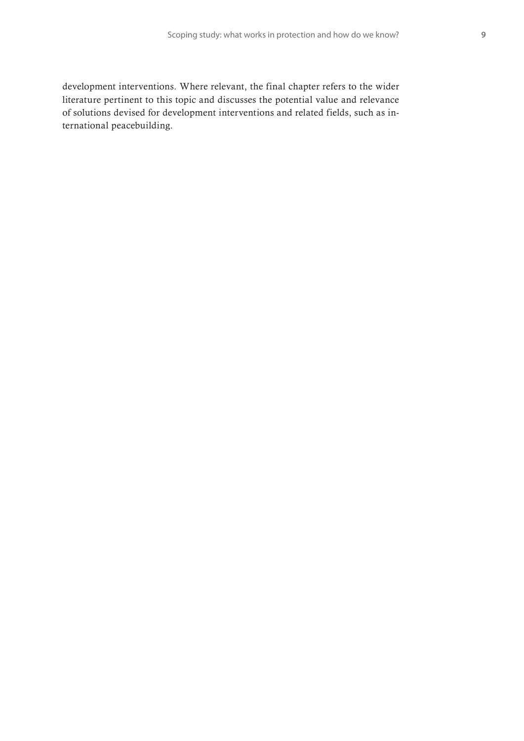development interventions. Where relevant, the final chapter refers to the wider literature pertinent to this topic and discusses the potential value and relevance of solutions devised for development interventions and related fields, such as international peacebuilding.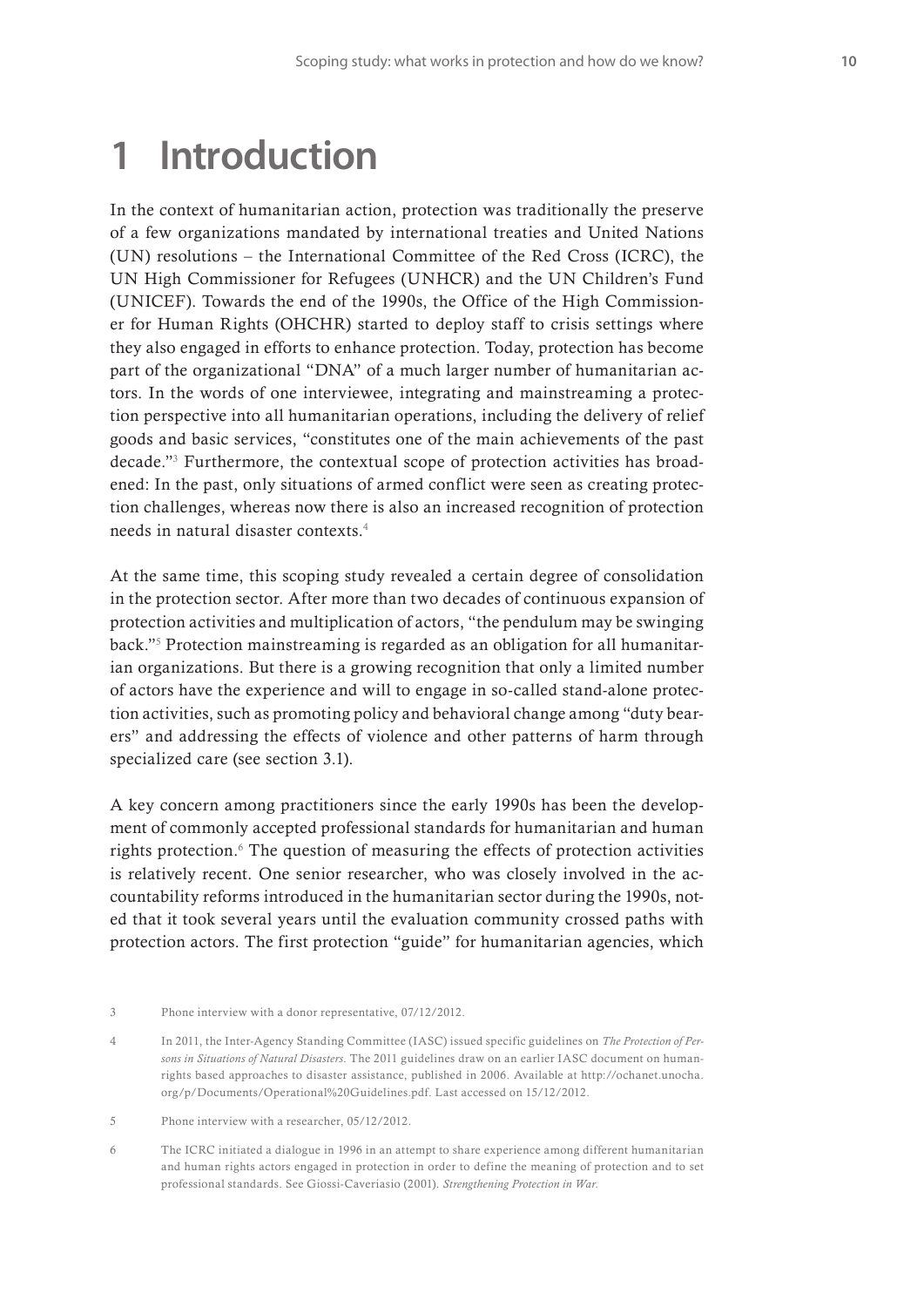# 1 Introduction

In the context of humanitarian action, protection was traditionally the preserve of a few organizations mandated by international treaties and United Nations (UN) resolutions – the International Committee of the Red Cross (ICRC), the UN High Commissioner for Refugees (UNHCR) and the UN Children's Fund (UNICEF). Towards the end of the 1990s, the Office of the High Commissioner for Human Rights (OHCHR) started to deploy staff to crisis settings where they also engaged in efforts to enhance protection. Today, protection has become part of the organizational "DNA" of a much larger number of humanitarian actors. In the words of one interviewee, integrating and mainstreaming a protection perspective into all humanitarian operations, including the delivery of relief goods and basic services, "constitutes one of the main achievements of the past decade."[3] Furthermore, the contextual scope of protection activities has broadened: In the past, only situations of armed conflict were seen as creating protection challenges, whereas now there is also an increased recognition of protection needs in natural disaster contexts.[4]

At the same time, this scoping study revealed a certain degree of consolidation in the protection sector. After more than two decades of continuous expansion of protection activities and multiplication of actors, "the pendulum may be swinging back."[5] Protection mainstreaming is regarded as an obligation for all humanitarian organizations. But there is a growing recognition that only a limited number of actors have the experience and will to engage in so-called stand-alone protection activities, such as promoting policy and behavioral change among "duty bearers" and addressing the effects of violence and other patterns of harm through specialized care (see section 3.1).

A key concern among practitioners since the early 1990s has been the development of commonly accepted professional standards for humanitarian and human rights protection.[6] The question of measuring the effects of protection activities is relatively recent. One senior researcher, who was closely involved in the accountability reforms introduced in the humanitarian sector during the 1990s, noted that it took several years until the evaluation community crossed paths with protection actors. The first protection "guide" for humanitarian agencies, which

---

3 Phone interview with a donor representative, 07/12/2012.

4 In 2011, the Inter-Agency Standing Committee (IASC) issued specific guidelines on *The Protection of Persons in Situations of Natural Disasters*. The 2011 guidelines draw on an earlier IASC document on human-rights based approaches to disaster assistance, published in 2006. Available at http://ochanet.unocha.org/p/Documents/Operational%20Guidelines.pdf. Last accessed on 15/12/2012.

5 Phone interview with a researcher, 05/12/2012.

6 The ICRC initiated a dialogue in 1996 in an attempt to share experience among different humanitarian and human rights actors engaged in protection in order to define the meaning of protection and to set professional standards. See Giossi-Caveriasio (2001). *Strengthening Protection in War*.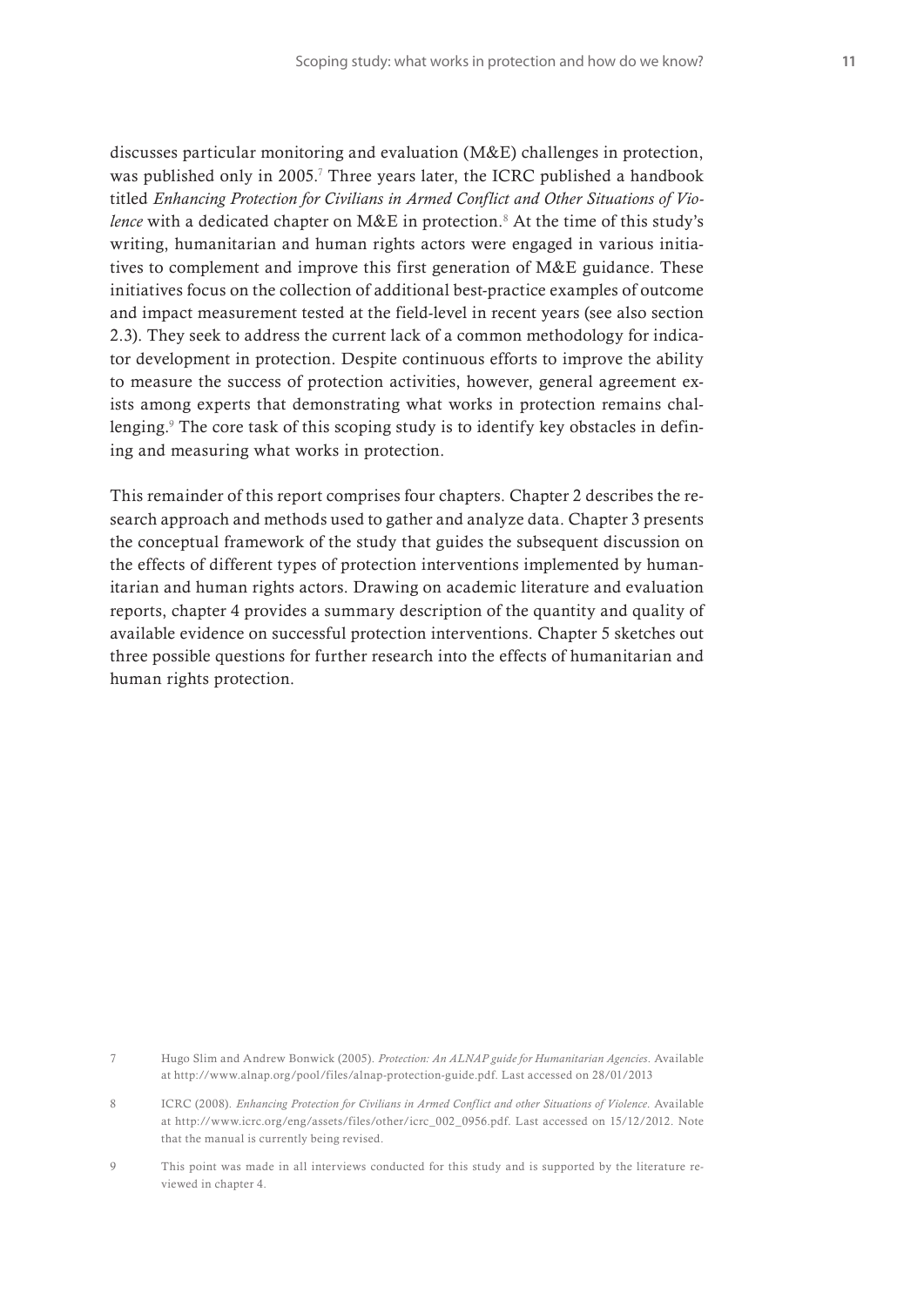discusses particular monitoring and evaluation (M&E) challenges in protection, was published only in 2005.[7] Three years later, the ICRC published a handbook titled *Enhancing Protection for Civilians in Armed Conflict and Other Situations of Violence* with a dedicated chapter on M&E in protection.[8] At the time of this study's writing, humanitarian and human rights actors were engaged in various initiatives to complement and improve this first generation of M&E guidance. These initiatives focus on the collection of additional best-practice examples of outcome and impact measurement tested at the field-level in recent years (see also section 2.3). They seek to address the current lack of a common methodology for indicator development in protection. Despite continuous efforts to improve the ability to measure the success of protection activities, however, general agreement exists among experts that demonstrating what works in protection remains challenging.[9] The core task of this scoping study is to identify key obstacles in defining and measuring what works in protection.

This remainder of this report comprises four chapters. Chapter 2 describes the research approach and methods used to gather and analyze data. Chapter 3 presents the conceptual framework of the study that guides the subsequent discussion on the effects of different types of protection interventions implemented by humanitarian and human rights actors. Drawing on academic literature and evaluation reports, chapter 4 provides a summary description of the quantity and quality of available evidence on successful protection interventions. Chapter 5 sketches out three possible questions for further research into the effects of humanitarian and human rights protection.

7 Hugo Slim and Andrew Bonwick (2005). *Protection: An ALNAP guide for Humanitarian Agencies*. Available at http://www.alnap.org/pool/files/alnap-protection-guide.pdf. Last accessed on 28/01/2013

8 ICRC (2008). *Enhancing Protection for Civilians in Armed Conflict and other Situations of Violence*. Available at http://www.icrc.org/eng/assets/files/other/icrc_002_0956.pdf. Last accessed on 15/12/2012. Note that the manual is currently being revised.

9 This point was made in all interviews conducted for this study and is supported by the literature reviewed in chapter 4.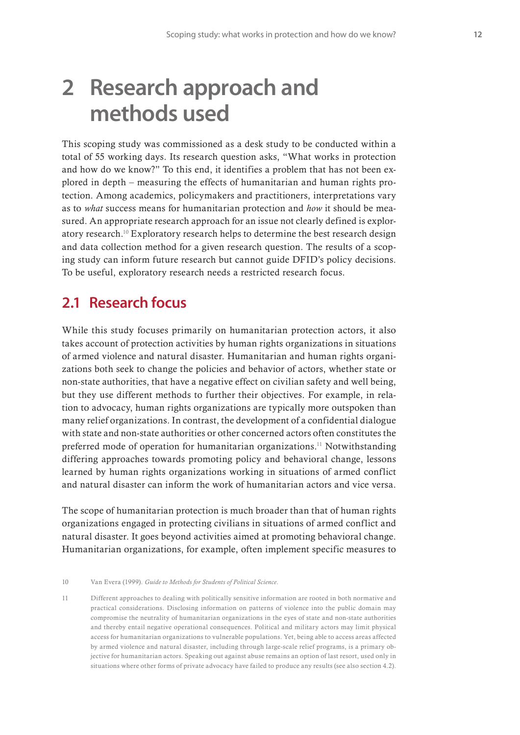# 2 Research approach and methods used

This scoping study was commissioned as a desk study to be conducted within a total of 55 working days. Its research question asks, "What works in protection and how do we know?" To this end, it identifies a problem that has not been explored in depth – measuring the effects of humanitarian and human rights protection. Among academics, policymakers and practitioners, interpretations vary as to *what* success means for humanitarian protection and *how* it should be measured. An appropriate research approach for an issue not clearly defined is exploratory research.[10] Exploratory research helps to determine the best research design and data collection method for a given research question. The results of a scoping study can inform future research but cannot guide DFID's policy decisions. To be useful, exploratory research needs a restricted research focus.

## 2.1 Research focus

While this study focuses primarily on humanitarian protection actors, it also takes account of protection activities by human rights organizations in situations of armed violence and natural disaster. Humanitarian and human rights organizations both seek to change the policies and behavior of actors, whether state or non-state authorities, that have a negative effect on civilian safety and well being, but they use different methods to further their objectives. For example, in relation to advocacy, human rights organizations are typically more outspoken than many relief organizations. In contrast, the development of a confidential dialogue with state and non-state authorities or other concerned actors often constitutes the preferred mode of operation for humanitarian organizations.[11] Notwithstanding differing approaches towards promoting policy and behavioral change, lessons learned by human rights organizations working in situations of armed conflict and natural disaster can inform the work of humanitarian actors and vice versa.

The scope of humanitarian protection is much broader than that of human rights organizations engaged in protecting civilians in situations of armed conflict and natural disaster. It goes beyond activities aimed at promoting behavioral change. Humanitarian organizations, for example, often implement specific measures to

10 Van Evera (1999). *Guide to Methods for Students of Political Science*.

11 Different approaches to dealing with politically sensitive information are rooted in both normative and practical considerations. Disclosing information on patterns of violence into the public domain may compromise the neutrality of humanitarian organizations in the eyes of state and non-state authorities and thereby entail negative operational consequences. Political and military actors may limit physical access for humanitarian organizations to vulnerable populations. Yet, being able to access areas affected by armed violence and natural disaster, including through large-scale relief programs, is a primary objective for humanitarian actors. Speaking out against abuse remains an option of last resort, used only in situations where other forms of private advocacy have failed to produce any results (see also section 4.2).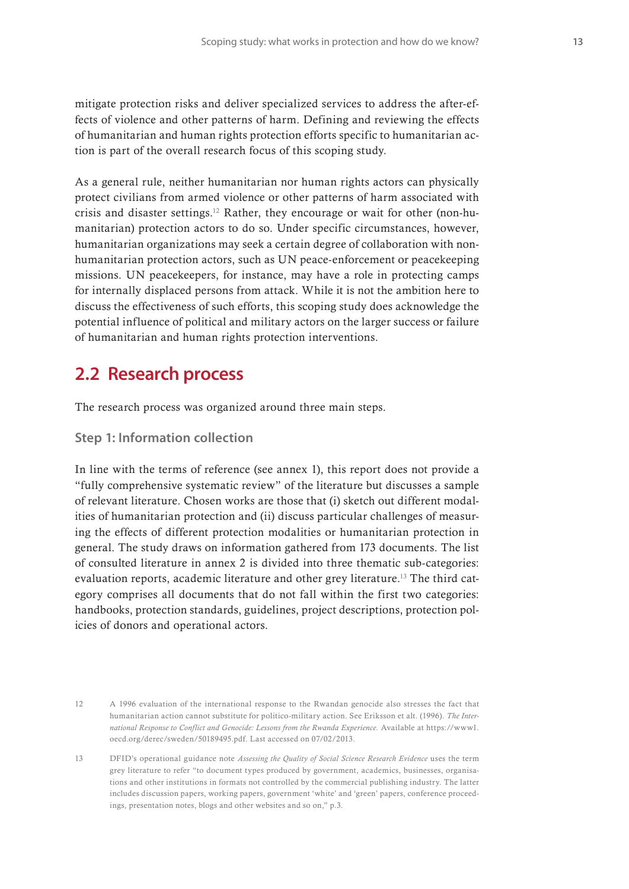mitigate protection risks and deliver specialized services to address the after-effects of violence and other patterns of harm. Defining and reviewing the effects of humanitarian and human rights protection efforts specific to humanitarian action is part of the overall research focus of this scoping study.

As a general rule, neither humanitarian nor human rights actors can physically protect civilians from armed violence or other patterns of harm associated with crisis and disaster settings.[12] Rather, they encourage or wait for other (non-humanitarian) protection actors to do so. Under specific circumstances, however, humanitarian organizations may seek a certain degree of collaboration with non-humanitarian protection actors, such as UN peace-enforcement or peacekeeping missions. UN peacekeepers, for instance, may have a role in protecting camps for internally displaced persons from attack. While it is not the ambition here to discuss the effectiveness of such efforts, this scoping study does acknowledge the potential influence of political and military actors on the larger success or failure of humanitarian and human rights protection interventions.

## 2.2 Research process

The research process was organized around three main steps.

### Step 1: Information collection

In line with the terms of reference (see annex 1), this report does not provide a "fully comprehensive systematic review" of the literature but discusses a sample of relevant literature. Chosen works are those that (i) sketch out different modalities of humanitarian protection and (ii) discuss particular challenges of measuring the effects of different protection modalities or humanitarian protection in general. The study draws on information gathered from 173 documents. The list of consulted literature in annex 2 is divided into three thematic sub-categories: evaluation reports, academic literature and other grey literature.[13] The third category comprises all documents that do not fall within the first two categories: handbooks, protection standards, guidelines, project descriptions, protection policies of donors and operational actors.

---

12 A 1996 evaluation of the international response to the Rwandan genocide also stresses the fact that humanitarian action cannot substitute for politico-military action. See Eriksson et alt. (1996). *The International Response to Conflict and Genocide: Lessons from the Rwanda Experience.* Available at https://www1.oecd.org/derec/sweden/50189495.pdf. Last accessed on 07/02/2013.

13 DFID's operational guidance note *Assessing the Quality of Social Science Research Evidence* uses the term grey literature to refer "to document types produced by government, academics, businesses, organisations and other institutions in formats not controlled by the commercial publishing industry. The latter includes discussion papers, working papers, government 'white' and 'green' papers, conference proceedings, presentation notes, blogs and other websites and so on," p.3.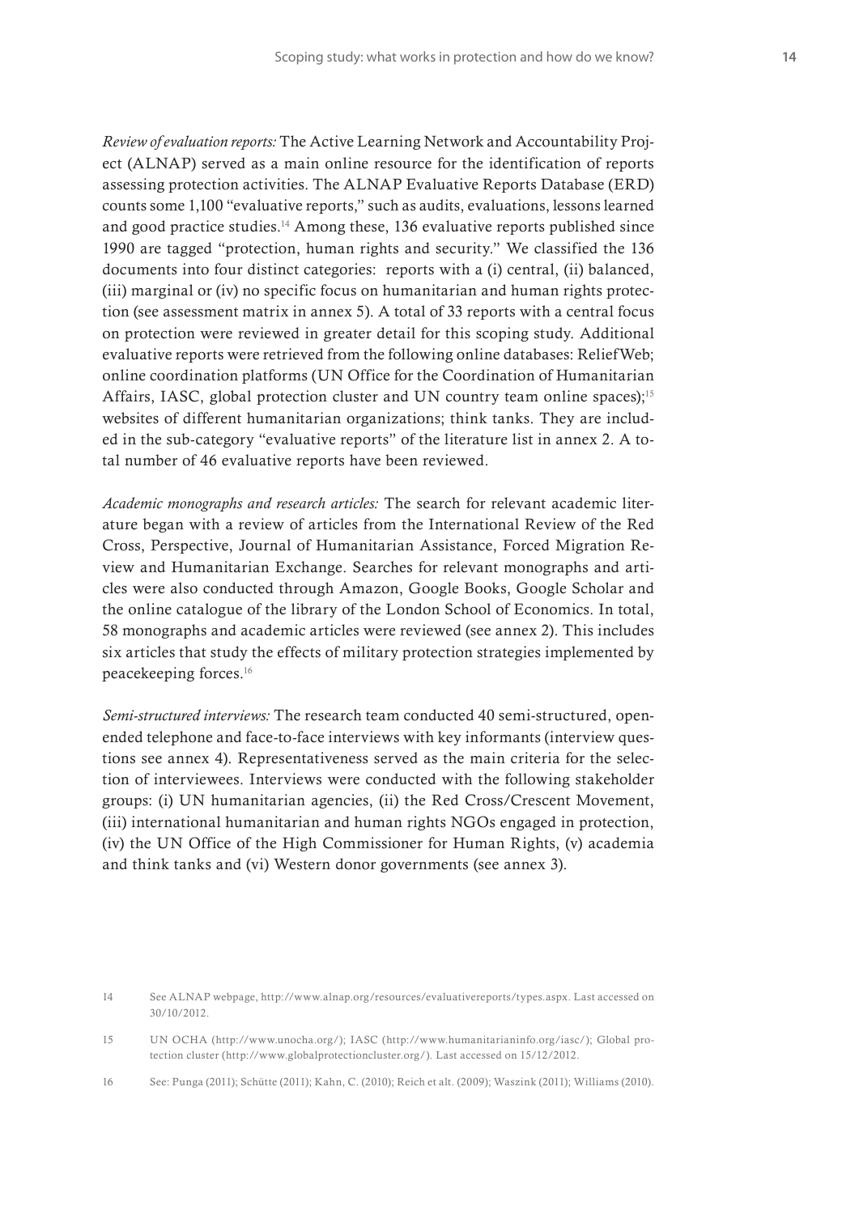*Review of evaluation reports:* The Active Learning Network and Accountability Project (ALNAP) served as a main online resource for the identification of reports assessing protection activities. The ALNAP Evaluative Reports Database (ERD) counts some 1,100 "evaluative reports," such as audits, evaluations, lessons learned and good practice studies.[14] Among these, 136 evaluative reports published since 1990 are tagged "protection, human rights and security." We classified the 136 documents into four distinct categories: reports with a (i) central, (ii) balanced, (iii) marginal or (iv) no specific focus on humanitarian and human rights protection (see assessment matrix in annex 5). A total of 33 reports with a central focus on protection were reviewed in greater detail for this scoping study. Additional evaluative reports were retrieved from the following online databases: ReliefWeb; online coordination platforms (UN Office for the Coordination of Humanitarian Affairs, IASC, global protection cluster and UN country team online spaces);[15] websites of different humanitarian organizations; think tanks. They are included in the sub-category "evaluative reports" of the literature list in annex 2. A total number of 46 evaluative reports have been reviewed.

*Academic monographs and research articles:* The search for relevant academic literature began with a review of articles from the International Review of the Red Cross, Perspective, Journal of Humanitarian Assistance, Forced Migration Review and Humanitarian Exchange. Searches for relevant monographs and articles were also conducted through Amazon, Google Books, Google Scholar and the online catalogue of the library of the London School of Economics. In total, 58 monographs and academic articles were reviewed (see annex 2). This includes six articles that study the effects of military protection strategies implemented by peacekeeping forces.[16]

*Semi-structured interviews:* The research team conducted 40 semi-structured, open-ended telephone and face-to-face interviews with key informants (interview questions see annex 4). Representativeness served as the main criteria for the selection of interviewees. Interviews were conducted with the following stakeholder groups: (i) UN humanitarian agencies, (ii) the Red Cross/Crescent Movement, (iii) international humanitarian and human rights NGOs engaged in protection, (iv) the UN Office of the High Commissioner for Human Rights, (v) academia and think tanks and (vi) Western donor governments (see annex 3).

14 See ALNAP webpage, http://www.alnap.org/resources/evaluativereports/types.aspx. Last accessed on 30/10/2012.

15 UN OCHA (http://www.unocha.org/); IASC (http://www.humanitarianinfo.org/iasc/); Global protection cluster (http://www.globalprotectioncluster.org/). Last accessed on 15/12/2012.

16 See: Punga (2011); Schütte (2011); Kahn, C. (2010); Reich et alt. (2009); Waszink (2011); Williams (2010).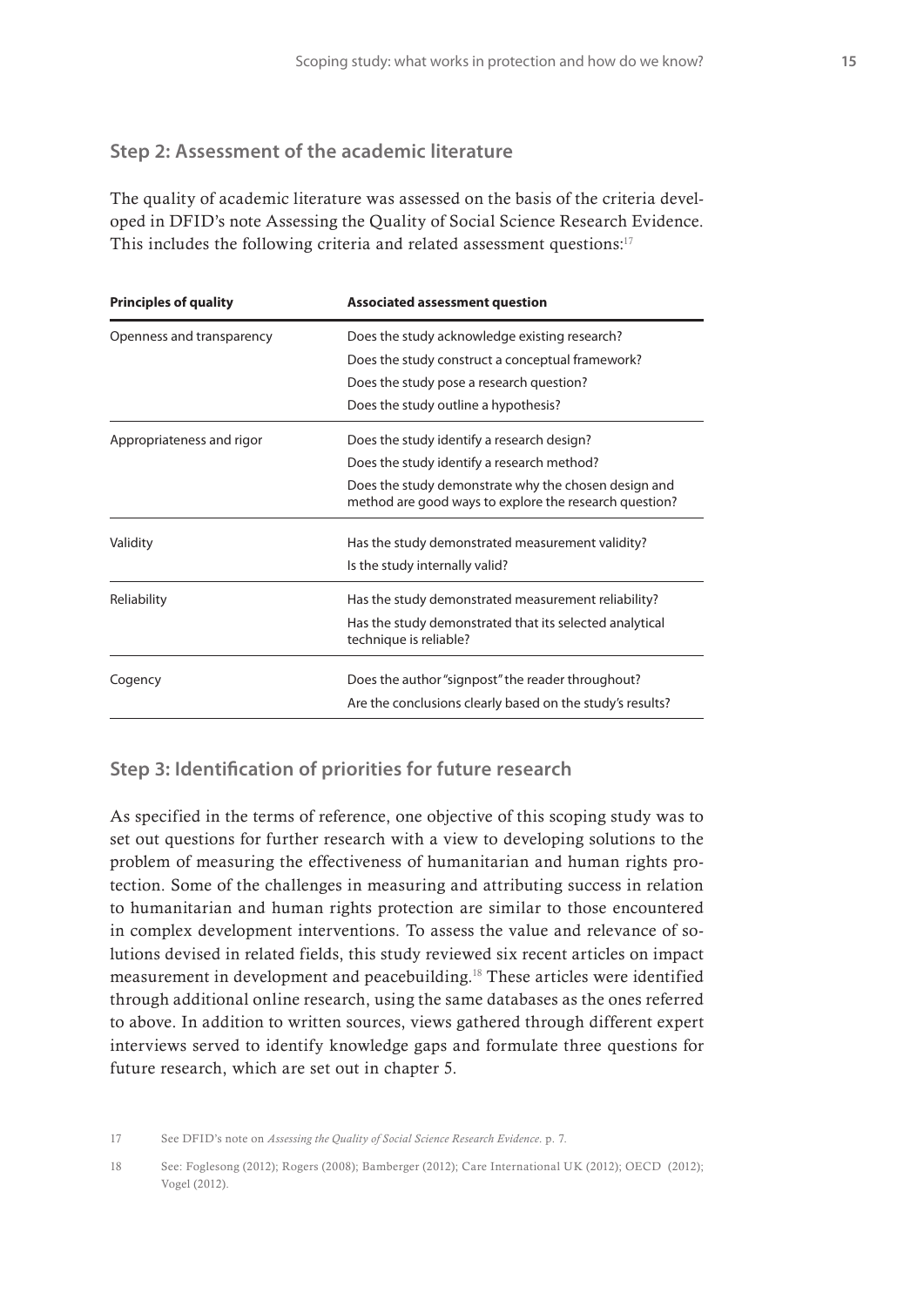### Step 2: Assessment of the academic literature

The quality of academic literature was assessed on the basis of the criteria developed in DFID's note Assessing the Quality of Social Science Research Evidence. This includes the following criteria and related assessment questions:[17]

| Principles of quality | Associated assessment question |
|---|---|
| Openness and transparency | Does the study acknowledge existing research? |
| | Does the study construct a conceptual framework? |
| | Does the study pose a research question? |
| | Does the study outline a hypothesis? |
| Appropriateness and rigor | Does the study identify a research design? |
| | Does the study identify a research method? |
| | Does the study demonstrate why the chosen design and method are good ways to explore the research question? |
| Validity | Has the study demonstrated measurement validity? |
| | Is the study internally valid? |
| Reliability | Has the study demonstrated measurement reliability? |
| | Has the study demonstrated that its selected analytical technique is reliable? |
| Cogency | Does the author "signpost" the reader throughout? |
| | Are the conclusions clearly based on the study's results? |

### Step 3: Identification of priorities for future research

As specified in the terms of reference, one objective of this scoping study was to set out questions for further research with a view to developing solutions to the problem of measuring the effectiveness of humanitarian and human rights protection. Some of the challenges in measuring and attributing success in relation to humanitarian and human rights protection are similar to those encountered in complex development interventions. To assess the value and relevance of solutions devised in related fields, this study reviewed six recent articles on impact measurement in development and peacebuilding.[18] These articles were identified through additional online research, using the same databases as the ones referred to above. In addition to written sources, views gathered through different expert interviews served to identify knowledge gaps and formulate three questions for future research, which are set out in chapter 5.

---

17 See DFID's note on *Assessing the Quality of Social Science Research Evidence*. p. 7.

18 See: Foglesong (2012); Rogers (2008); Bamberger (2012); Care International UK (2012); OECD (2012); Vogel (2012).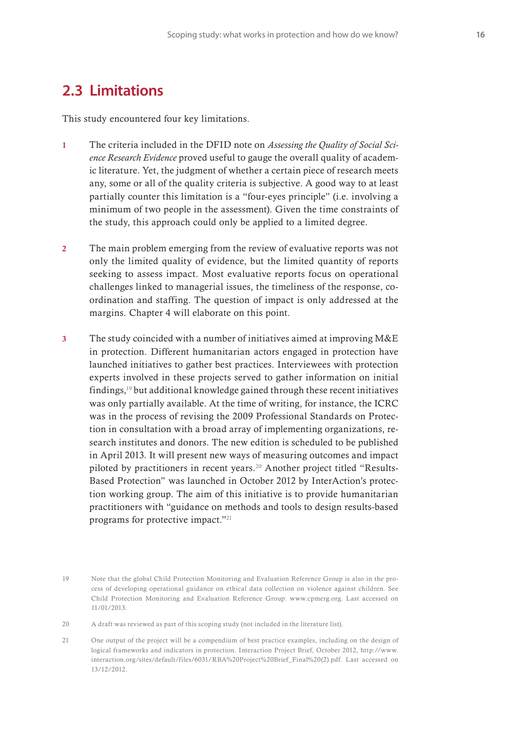## 2.3 Limitations

This study encountered four key limitations.

1. The criteria included in the DFID note on *Assessing the Quality of Social Science Research Evidence* proved useful to gauge the overall quality of academic literature. Yet, the judgment of whether a certain piece of research meets any, some or all of the quality criteria is subjective. A good way to at least partially counter this limitation is a "four-eyes principle" (i.e. involving a minimum of two people in the assessment). Given the time constraints of the study, this approach could only be applied to a limited degree.

2. The main problem emerging from the review of evaluative reports was not only the limited quality of evidence, but the limited quantity of reports seeking to assess impact. Most evaluative reports focus on operational challenges linked to managerial issues, the timeliness of the response, coordination and staffing. The question of impact is only addressed at the margins. Chapter 4 will elaborate on this point.

3. The study coincided with a number of initiatives aimed at improving M&E in protection. Different humanitarian actors engaged in protection have launched initiatives to gather best practices. Interviewees with protection experts involved in these projects served to gather information on initial findings,[19] but additional knowledge gained through these recent initiatives was only partially available. At the time of writing, for instance, the ICRC was in the process of revising the 2009 Professional Standards on Protection in consultation with a broad array of implementing organizations, research institutes and donors. The new edition is scheduled to be published in April 2013. It will present new ways of measuring outcomes and impact piloted by practitioners in recent years.[20] Another project titled "Results-Based Protection" was launched in October 2012 by InterAction's protection working group. The aim of this initiative is to provide humanitarian practitioners with "guidance on methods and tools to design results-based programs for protective impact."[21]

---

19 Note that the global Child Protection Monitoring and Evaluation Reference Group is also in the process of developing operational guidance on ethical data collection on violence against children. See Child Protection Monitoring and Evaluation Reference Group: www.cpmerg.org. Last accessed on 11/01/2013.

20 A draft was reviewed as part of this scoping study (not included in the literature list).

21 One output of the project will be a compendium of best practice examples, including on the design of logical frameworks and indicators in protection. Interaction Project Brief, October 2012, http://www.interaction.org/sites/default/files/6031/RBA%20Project%20Brief_Final%20(2).pdf. Last accessed on 13/12/2012.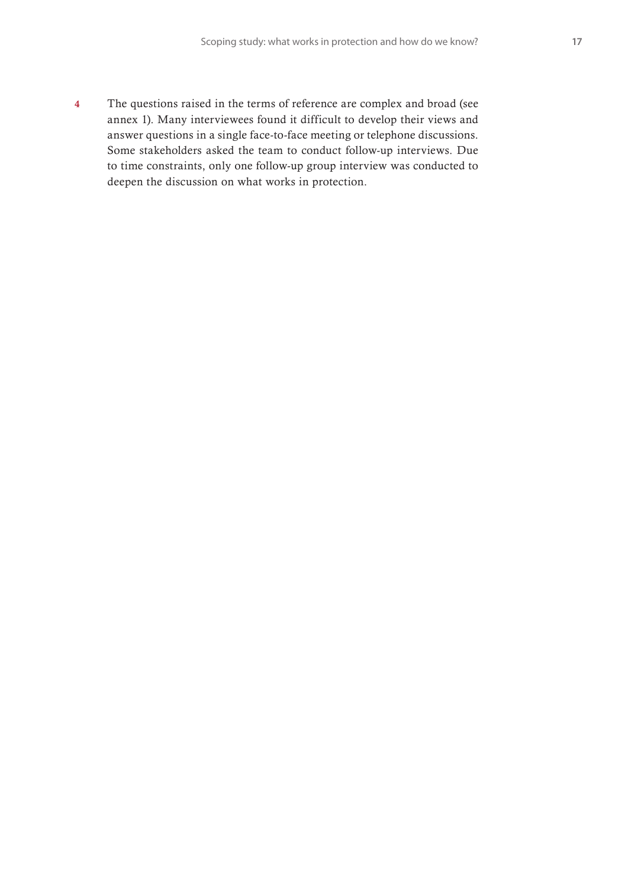4 The questions raised in the terms of reference are complex and broad (see annex 1). Many interviewees found it difficult to develop their views and answer questions in a single face-to-face meeting or telephone discussions. Some stakeholders asked the team to conduct follow-up interviews. Due to time constraints, only one follow-up group interview was conducted to deepen the discussion on what works in protection.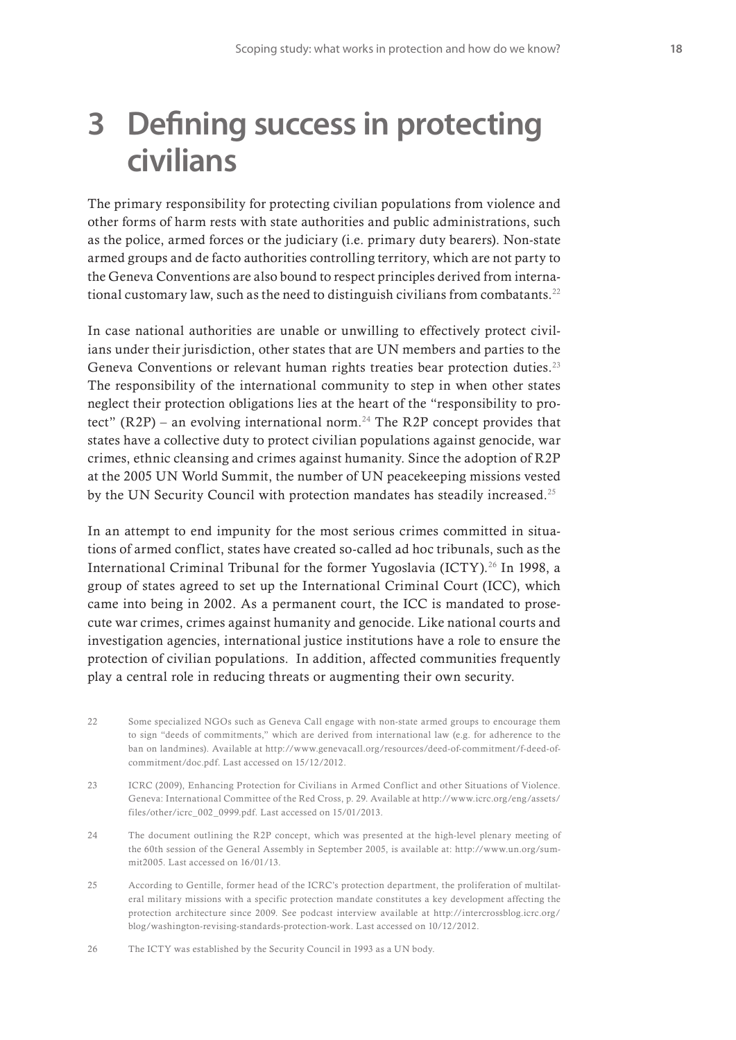# 3 Defining success in protecting civilians

The primary responsibility for protecting civilian populations from violence and other forms of harm rests with state authorities and public administrations, such as the police, armed forces or the judiciary (i.e. primary duty bearers). Non-state armed groups and de facto authorities controlling territory, which are not party to the Geneva Conventions are also bound to respect principles derived from international customary law, such as the need to distinguish civilians from combatants.[22]

In case national authorities are unable or unwilling to effectively protect civilians under their jurisdiction, other states that are UN members and parties to the Geneva Conventions or relevant human rights treaties bear protection duties.[23] The responsibility of the international community to step in when other states neglect their protection obligations lies at the heart of the "responsibility to protect" (R2P) – an evolving international norm.[24] The R2P concept provides that states have a collective duty to protect civilian populations against genocide, war crimes, ethnic cleansing and crimes against humanity. Since the adoption of R2P at the 2005 UN World Summit, the number of UN peacekeeping missions vested by the UN Security Council with protection mandates has steadily increased.[25]

In an attempt to end impunity for the most serious crimes committed in situations of armed conflict, states have created so-called ad hoc tribunals, such as the International Criminal Tribunal for the former Yugoslavia (ICTY).[26] In 1998, a group of states agreed to set up the International Criminal Court (ICC), which came into being in 2002. As a permanent court, the ICC is mandated to prosecute war crimes, crimes against humanity and genocide. Like national courts and investigation agencies, international justice institutions have a role to ensure the protection of civilian populations. In addition, affected communities frequently play a central role in reducing threats or augmenting their own security.

22 Some specialized NGOs such as Geneva Call engage with non-state armed groups to encourage them to sign "deeds of commitments," which are derived from international law (e.g. for adherence to the ban on landmines). Available at http://www.genevacall.org/resources/deed-of-commitment/f-deed-of-commitment/doc.pdf. Last accessed on 15/12/2012.

23 ICRC (2009), Enhancing Protection for Civilians in Armed Conflict and other Situations of Violence. Geneva: International Committee of the Red Cross, p. 29. Available at http://www.icrc.org/eng/assets/files/other/icrc_002_0999.pdf. Last accessed on 15/01/2013.

24 The document outlining the R2P concept, which was presented at the high-level plenary meeting of the 60th session of the General Assembly in September 2005, is available at: http://www.un.org/summit2005. Last accessed on 16/01/13.

25 According to Gentille, former head of the ICRC's protection department, the proliferation of multilateral military missions with a specific protection mandate constitutes a key development affecting the protection architecture since 2009. See podcast interview available at http://intercrossblog.icrc.org/blog/washington-revising-standards-protection-work. Last accessed on 10/12/2012.

26 The ICTY was established by the Security Council in 1993 as a UN body.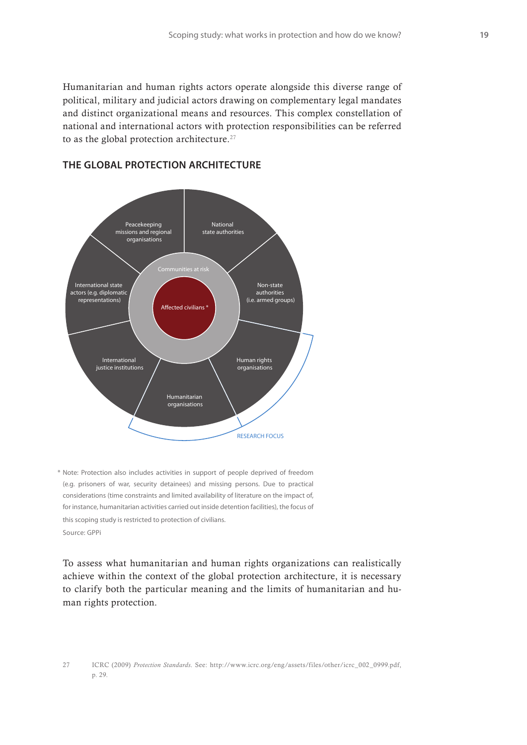Humanitarian and human rights actors operate alongside this diverse range of political, military and judicial actors drawing on complementary legal mandates and distinct organizational means and resources. This complex constellation of national and international actors with protection responsibilities can be referred to as the global protection architecture.[27]

## THE GLOBAL PROTECTION ARCHITECTURE

Peacekeeping missions and regional organisations

National state authorities

International state actors (e.g. diplomatic representations)

Communities at risk

Affected civilians *

Non-state authorities (i.e. armed groups)

International justice institutions

Human rights organisations

Humanitarian organisations

RESEARCH FOCUS

\* Note: Protection also includes activities in support of people deprived of freedom (e.g. prisoners of war, security detainees) and missing persons. Due to practical considerations (time constraints and limited availability of literature on the impact of, for instance, humanitarian activities carried out inside detention facilities), the focus of this scoping study is restricted to protection of civilians.

Source: GPPi

To assess what humanitarian and human rights organizations can realistically achieve within the context of the global protection architecture, it is necessary to clarify both the particular meaning and the limits of humanitarian and human rights protection.

27 ICRC (2009) *Protection Standards.* See: http://www.icrc.org/eng/assets/files/other/icrc_002_0999.pdf, p. 29.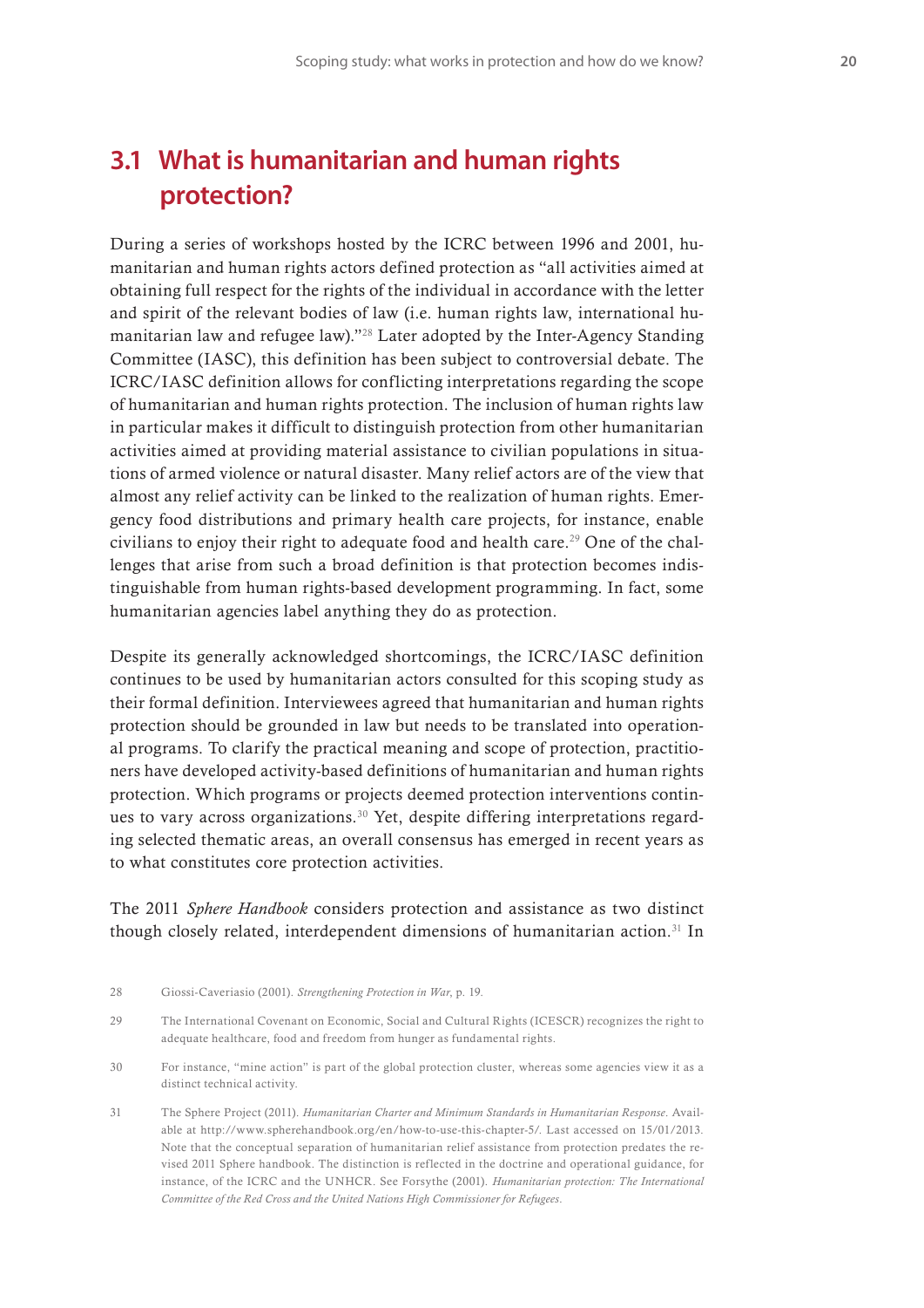## 3.1 What is humanitarian and human rights protection?

During a series of workshops hosted by the ICRC between 1996 and 2001, humanitarian and human rights actors defined protection as "all activities aimed at obtaining full respect for the rights of the individual in accordance with the letter and spirit of the relevant bodies of law (i.e. human rights law, international humanitarian law and refugee law)."[28] Later adopted by the Inter-Agency Standing Committee (IASC), this definition has been subject to controversial debate. The ICRC/IASC definition allows for conflicting interpretations regarding the scope of humanitarian and human rights protection. The inclusion of human rights law in particular makes it difficult to distinguish protection from other humanitarian activities aimed at providing material assistance to civilian populations in situations of armed violence or natural disaster. Many relief actors are of the view that almost any relief activity can be linked to the realization of human rights. Emergency food distributions and primary health care projects, for instance, enable civilians to enjoy their right to adequate food and health care.[29] One of the challenges that arise from such a broad definition is that protection becomes indistinguishable from human rights-based development programming. In fact, some humanitarian agencies label anything they do as protection.

Despite its generally acknowledged shortcomings, the ICRC/IASC definition continues to be used by humanitarian actors consulted for this scoping study as their formal definition. Interviewees agreed that humanitarian and human rights protection should be grounded in law but needs to be translated into operational programs. To clarify the practical meaning and scope of protection, practitioners have developed activity-based definitions of humanitarian and human rights protection. Which programs or projects deemed protection interventions continues to vary across organizations.[30] Yet, despite differing interpretations regarding selected thematic areas, an overall consensus has emerged in recent years as to what constitutes core protection activities.

The 2011 *Sphere Handbook* considers protection and assistance as two distinct though closely related, interdependent dimensions of humanitarian action.[31] In

28 Giossi-Caveriasio (2001). *Strengthening Protection in War*, p. 19.

29 The International Covenant on Economic, Social and Cultural Rights (ICESCR) recognizes the right to adequate healthcare, food and freedom from hunger as fundamental rights.

30 For instance, "mine action" is part of the global protection cluster, whereas some agencies view it as a distinct technical activity.

31 The Sphere Project (2011). *Humanitarian Charter and Minimum Standards in Humanitarian Response*. Available at http://www.spherehandbook.org/en/how-to-use-this-chapter-5/. Last accessed on 15/01/2013. Note that the conceptual separation of humanitarian relief assistance from protection predates the revised 2011 Sphere handbook. The distinction is reflected in the doctrine and operational guidance, for instance, of the ICRC and the UNHCR. See Forsythe (2001). *Humanitarian protection: The International Committee of the Red Cross and the United Nations High Commissioner for Refugees*.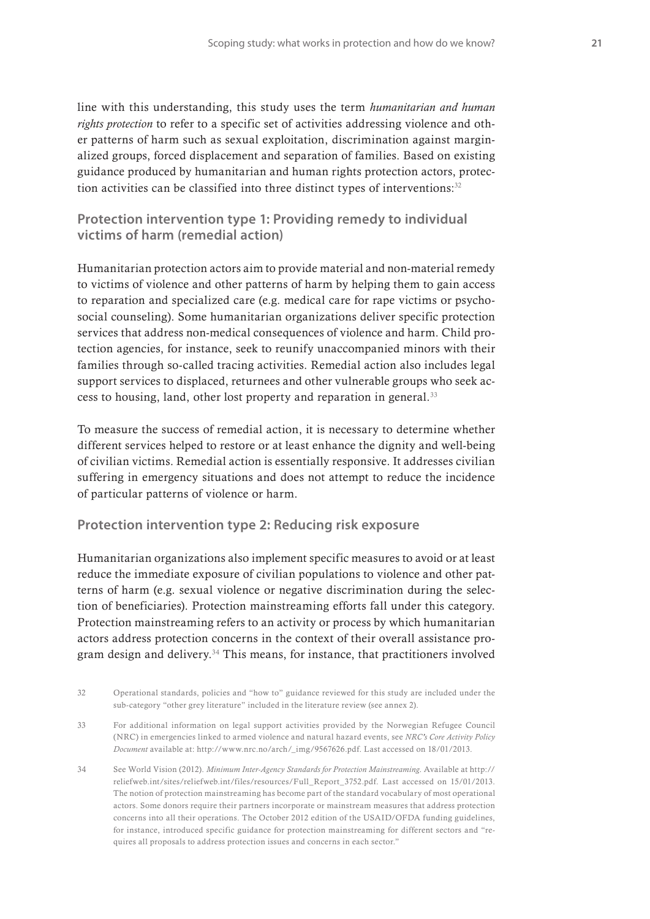line with this understanding, this study uses the term *humanitarian and human rights protection* to refer to a specific set of activities addressing violence and other patterns of harm such as sexual exploitation, discrimination against marginalized groups, forced displacement and separation of families. Based on existing guidance produced by humanitarian and human rights protection actors, protection activities can be classified into three distinct types of interventions:[32]

### Protection intervention type 1: Providing remedy to individual victims of harm (remedial action)

Humanitarian protection actors aim to provide material and non-material remedy to victims of violence and other patterns of harm by helping them to gain access to reparation and specialized care (e.g. medical care for rape victims or psychosocial counseling). Some humanitarian organizations deliver specific protection services that address non-medical consequences of violence and harm. Child protection agencies, for instance, seek to reunify unaccompanied minors with their families through so-called tracing activities. Remedial action also includes legal support services to displaced, returnees and other vulnerable groups who seek access to housing, land, other lost property and reparation in general.[33]

To measure the success of remedial action, it is necessary to determine whether different services helped to restore or at least enhance the dignity and well-being of civilian victims. Remedial action is essentially responsive. It addresses civilian suffering in emergency situations and does not attempt to reduce the incidence of particular patterns of violence or harm.

### Protection intervention type 2: Reducing risk exposure

Humanitarian organizations also implement specific measures to avoid or at least reduce the immediate exposure of civilian populations to violence and other patterns of harm (e.g. sexual violence or negative discrimination during the selection of beneficiaries). Protection mainstreaming efforts fall under this category. Protection mainstreaming refers to an activity or process by which humanitarian actors address protection concerns in the context of their overall assistance program design and delivery.[34] This means, for instance, that practitioners involved

---

32 Operational standards, policies and "how to" guidance reviewed for this study are included under the sub-category "other grey literature" included in the literature review (see annex 2).

33 For additional information on legal support activities provided by the Norwegian Refugee Council (NRC) in emergencies linked to armed violence and natural hazard events, see *NRC's Core Activity Policy Document* available at: http://www.nrc.no/arch/_img/9567626.pdf. Last accessed on 18/01/2013.

34 See World Vision (2012). *Minimum Inter-Agency Standards for Protection Mainstreaming*. Available at http://reliefweb.int/sites/reliefweb.int/files/resources/Full_Report_3752.pdf. Last accessed on 15/01/2013. The notion of protection mainstreaming has become part of the standard vocabulary of most operational actors. Some donors require their partners incorporate or mainstream measures that address protection concerns into all their operations. The October 2012 edition of the USAID/OFDA funding guidelines, for instance, introduced specific guidance for protection mainstreaming for different sectors and "requires all proposals to address protection issues and concerns in each sector."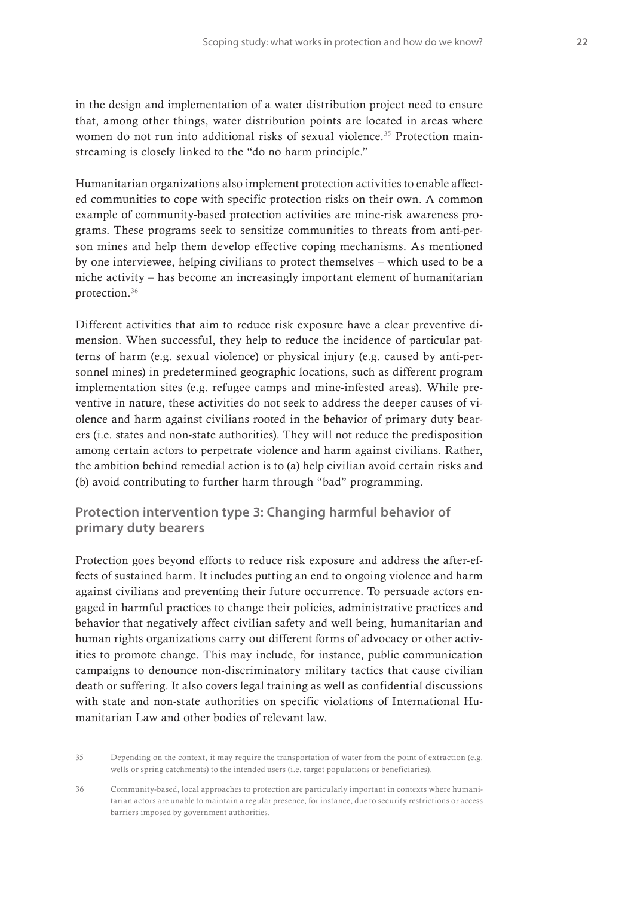in the design and implementation of a water distribution project need to ensure that, among other things, water distribution points are located in areas where women do not run into additional risks of sexual violence.[35] Protection mainstreaming is closely linked to the "do no harm principle."

Humanitarian organizations also implement protection activities to enable affected communities to cope with specific protection risks on their own. A common example of community-based protection activities are mine-risk awareness programs. These programs seek to sensitize communities to threats from anti-person mines and help them develop effective coping mechanisms. As mentioned by one interviewee, helping civilians to protect themselves – which used to be a niche activity – has become an increasingly important element of humanitarian protection.[36]

Different activities that aim to reduce risk exposure have a clear preventive dimension. When successful, they help to reduce the incidence of particular patterns of harm (e.g. sexual violence) or physical injury (e.g. caused by anti-personnel mines) in predetermined geographic locations, such as different program implementation sites (e.g. refugee camps and mine-infested areas). While preventive in nature, these activities do not seek to address the deeper causes of violence and harm against civilians rooted in the behavior of primary duty bearers (i.e. states and non-state authorities). They will not reduce the predisposition among certain actors to perpetrate violence and harm against civilians. Rather, the ambition behind remedial action is to (a) help civilian avoid certain risks and (b) avoid contributing to further harm through "bad" programming.

### Protection intervention type 3: Changing harmful behavior of primary duty bearers

Protection goes beyond efforts to reduce risk exposure and address the after-effects of sustained harm. It includes putting an end to ongoing violence and harm against civilians and preventing their future occurrence. To persuade actors engaged in harmful practices to change their policies, administrative practices and behavior that negatively affect civilian safety and well being, humanitarian and human rights organizations carry out different forms of advocacy or other activities to promote change. This may include, for instance, public communication campaigns to denounce non-discriminatory military tactics that cause civilian death or suffering. It also covers legal training as well as confidential discussions with state and non-state authorities on specific violations of International Humanitarian Law and other bodies of relevant law.

35 Depending on the context, it may require the transportation of water from the point of extraction (e.g. wells or spring catchments) to the intended users (i.e. target populations or beneficiaries).

36 Community-based, local approaches to protection are particularly important in contexts where humanitarian actors are unable to maintain a regular presence, for instance, due to security restrictions or access barriers imposed by government authorities.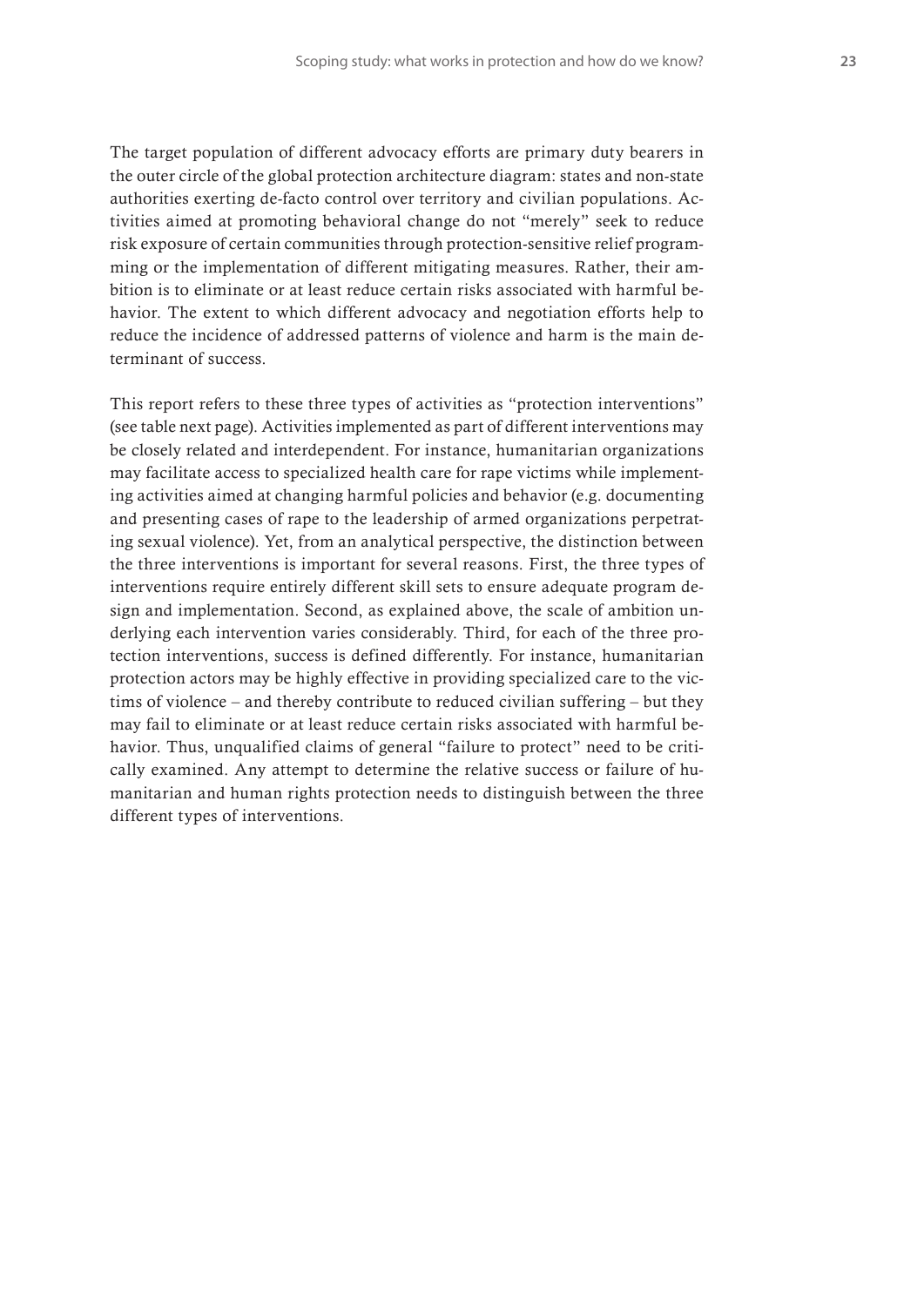The target population of different advocacy efforts are primary duty bearers in the outer circle of the global protection architecture diagram: states and non-state authorities exerting de-facto control over territory and civilian populations. Activities aimed at promoting behavioral change do not "merely" seek to reduce risk exposure of certain communities through protection-sensitive relief programming or the implementation of different mitigating measures. Rather, their ambition is to eliminate or at least reduce certain risks associated with harmful behavior. The extent to which different advocacy and negotiation efforts help to reduce the incidence of addressed patterns of violence and harm is the main determinant of success.

This report refers to these three types of activities as "protection interventions" (see table next page). Activities implemented as part of different interventions may be closely related and interdependent. For instance, humanitarian organizations may facilitate access to specialized health care for rape victims while implementing activities aimed at changing harmful policies and behavior (e.g. documenting and presenting cases of rape to the leadership of armed organizations perpetrating sexual violence). Yet, from an analytical perspective, the distinction between the three interventions is important for several reasons. First, the three types of interventions require entirely different skill sets to ensure adequate program design and implementation. Second, as explained above, the scale of ambition underlying each intervention varies considerably. Third, for each of the three protection interventions, success is defined differently. For instance, humanitarian protection actors may be highly effective in providing specialized care to the victims of violence – and thereby contribute to reduced civilian suffering – but they may fail to eliminate or at least reduce certain risks associated with harmful behavior. Thus, unqualified claims of general "failure to protect" need to be critically examined. Any attempt to determine the relative success or failure of humanitarian and human rights protection needs to distinguish between the three different types of interventions.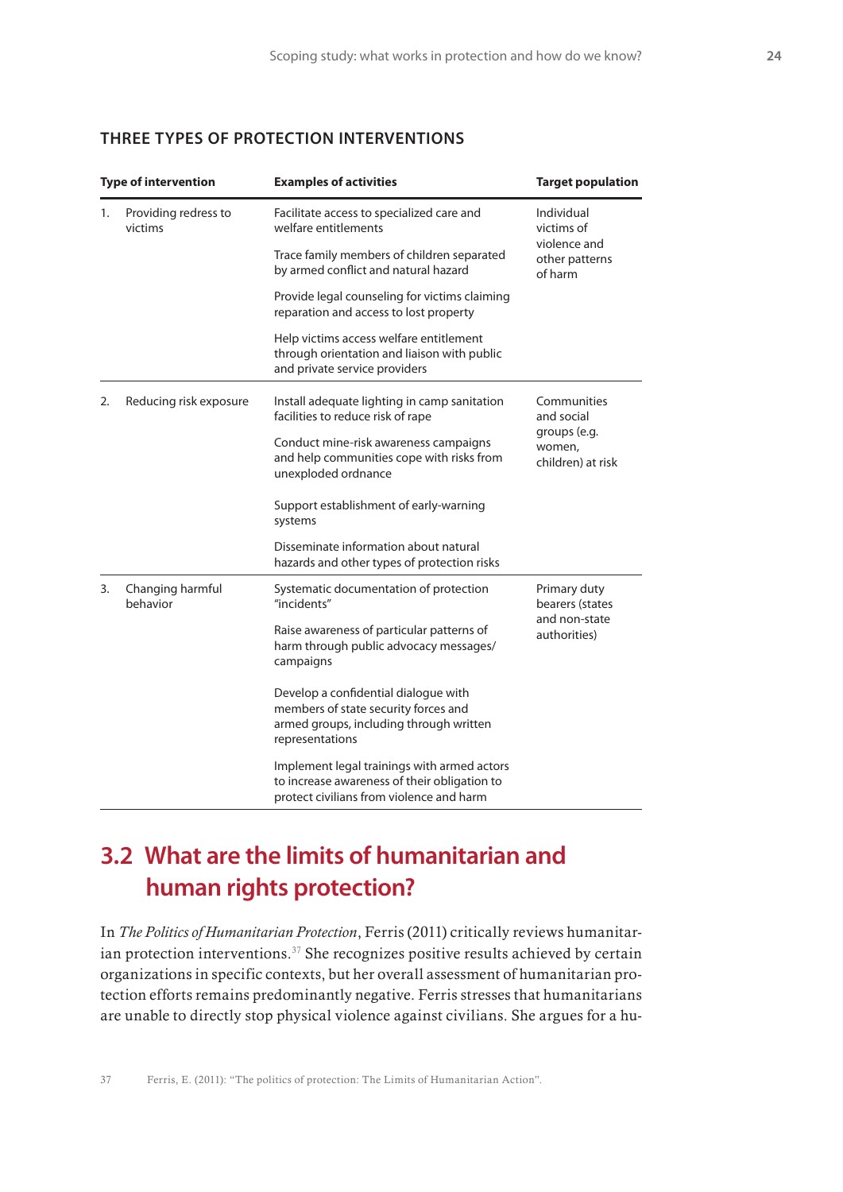### THREE TYPES OF PROTECTION INTERVENTIONS

| Type of intervention | Examples of activities | Target population |
|---|---|---|
| 1. Providing redress to victims | Facilitate access to specialized care and welfare entitlements | Individual victims of violence and other patterns of harm |
| | Trace family members of children separated by armed conflict and natural hazard | |
| | Provide legal counseling for victims claiming reparation and access to lost property | |
| | Help victims access welfare entitlement through orientation and liaison with public and private service providers | |
| 2. Reducing risk exposure | Install adequate lighting in camp sanitation facilities to reduce risk of rape | Communities and social groups (e.g. women, children) at risk |
| | Conduct mine-risk awareness campaigns and help communities cope with risks from unexploded ordnance | |
| | Support establishment of early-warning systems | |
| | Disseminate information about natural hazards and other types of protection risks | |
| 3. Changing harmful behavior | Systematic documentation of protection "incidents" | Primary duty bearers (states and non-state authorities) |
| | Raise awareness of particular patterns of harm through public advocacy messages/ campaigns | |
| | Develop a confidential dialogue with members of state security forces and armed groups, including through written representations | |
| | Implement legal trainings with armed actors to increase awareness of their obligation to protect civilians from violence and harm | |

## 3.2 What are the limits of humanitarian and human rights protection?

In *The Politics of Humanitarian Protection*, Ferris (2011) critically reviews humanitarian protection interventions.[37] She recognizes positive results achieved by certain organizations in specific contexts, but her overall assessment of humanitarian protection efforts remains predominantly negative. Ferris stresses that humanitarians are unable to directly stop physical violence against civilians. She argues for a hu-

[37] Ferris, E. (2011): "The politics of protection: The Limits of Humanitarian Action".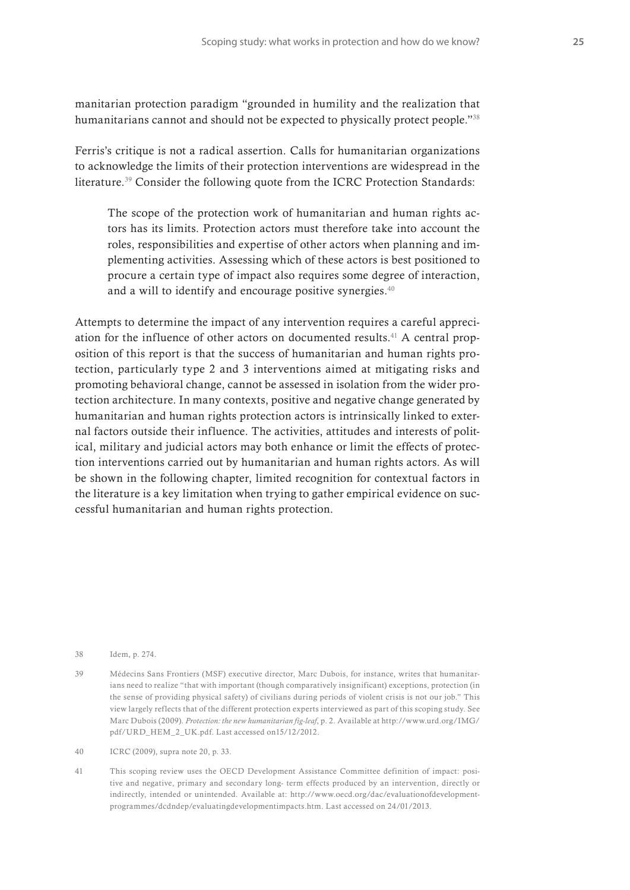manitarian protection paradigm "grounded in humility and the realization that humanitarians cannot and should not be expected to physically protect people."[38]

Ferris's critique is not a radical assertion. Calls for humanitarian organizations to acknowledge the limits of their protection interventions are widespread in the literature.[39] Consider the following quote from the ICRC Protection Standards:

> The scope of the protection work of humanitarian and human rights actors has its limits. Protection actors must therefore take into account the roles, responsibilities and expertise of other actors when planning and implementing activities. Assessing which of these actors is best positioned to procure a certain type of impact also requires some degree of interaction, and a will to identify and encourage positive synergies.[40]

Attempts to determine the impact of any intervention requires a careful appreciation for the influence of other actors on documented results.[41] A central proposition of this report is that the success of humanitarian and human rights protection, particularly type 2 and 3 interventions aimed at mitigating risks and promoting behavioral change, cannot be assessed in isolation from the wider protection architecture. In many contexts, positive and negative change generated by humanitarian and human rights protection actors is intrinsically linked to external factors outside their influence. The activities, attitudes and interests of political, military and judicial actors may both enhance or limit the effects of protection interventions carried out by humanitarian and human rights actors. As will be shown in the following chapter, limited recognition for contextual factors in the literature is a key limitation when trying to gather empirical evidence on successful humanitarian and human rights protection.

---

38 Idem, p. 274.

39 Médecins Sans Frontiers (MSF) executive director, Marc Dubois, for instance, writes that humanitarians need to realize "that with important (though comparatively insignificant) exceptions, protection (in the sense of providing physical safety) of civilians during periods of violent crisis is not our job." This view largely reflects that of the different protection experts interviewed as part of this scoping study. See Marc Dubois (2009). *Protection: the new humanitarian fig-leaf*, p. 2. Available at http://www.urd.org/IMG/pdf/URD_HEM_2_UK.pdf. Last accessed on15/12/2012.

40 ICRC (2009), supra note 20, p. 33.

41 This scoping review uses the OECD Development Assistance Committee definition of impact: positive and negative, primary and secondary long- term effects produced by an intervention, directly or indirectly, intended or unintended. Available at: http://www.oecd.org/dac/evaluationofdevelopmentprogrammes/dcdndep/evaluatingdevelopmentimpacts.htm. Last accessed on 24/01/2013.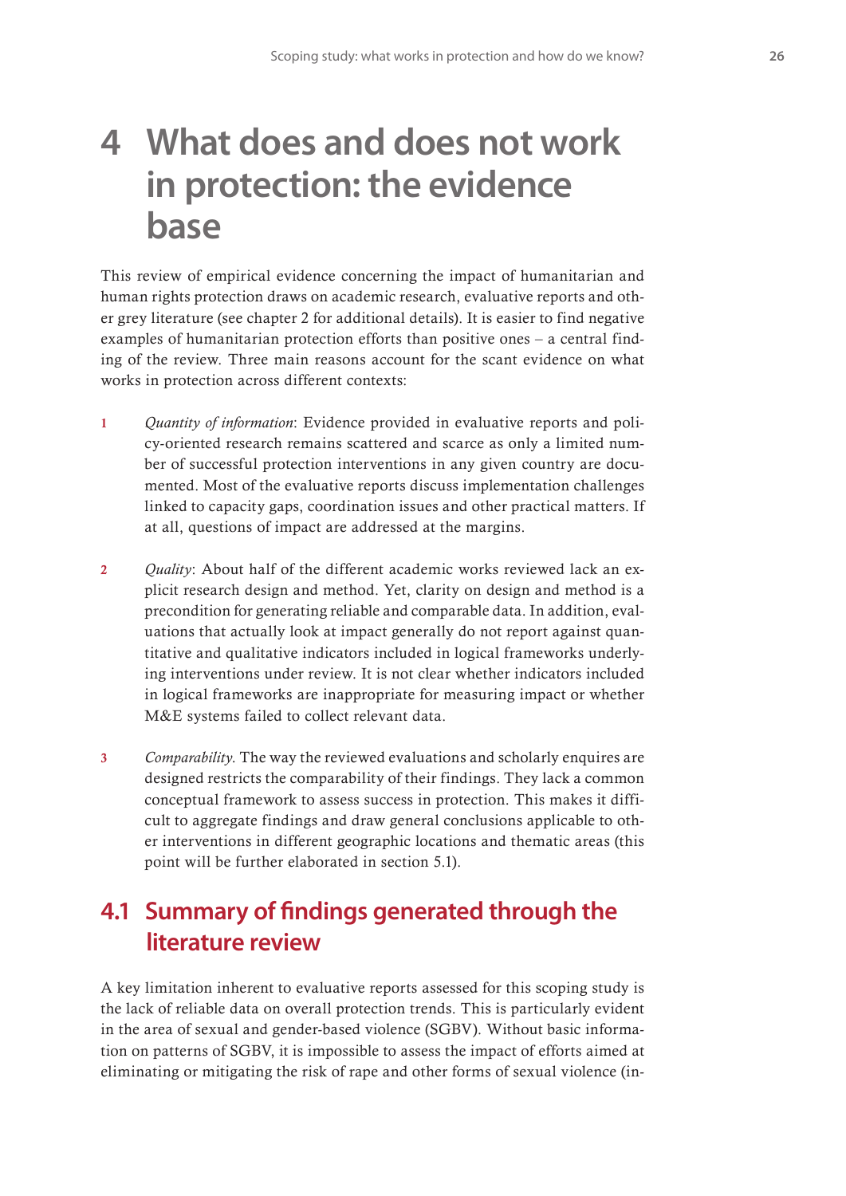# 4 What does and does not work in protection: the evidence base

This review of empirical evidence concerning the impact of humanitarian and human rights protection draws on academic research, evaluative reports and other grey literature (see chapter 2 for additional details). It is easier to find negative examples of humanitarian protection efforts than positive ones – a central finding of the review. Three main reasons account for the scant evidence on what works in protection across different contexts:

1. *Quantity of information*: Evidence provided in evaluative reports and policy-oriented research remains scattered and scarce as only a limited number of successful protection interventions in any given country are documented. Most of the evaluative reports discuss implementation challenges linked to capacity gaps, coordination issues and other practical matters. If at all, questions of impact are addressed at the margins.

2. *Quality*: About half of the different academic works reviewed lack an explicit research design and method. Yet, clarity on design and method is a precondition for generating reliable and comparable data. In addition, evaluations that actually look at impact generally do not report against quantitative and qualitative indicators included in logical frameworks underlying interventions under review. It is not clear whether indicators included in logical frameworks are inappropriate for measuring impact or whether M&E systems failed to collect relevant data.

3. *Comparability*. The way the reviewed evaluations and scholarly enquires are designed restricts the comparability of their findings. They lack a common conceptual framework to assess success in protection. This makes it difficult to aggregate findings and draw general conclusions applicable to other interventions in different geographic locations and thematic areas (this point will be further elaborated in section 5.1).

## 4.1 Summary of findings generated through the literature review

A key limitation inherent to evaluative reports assessed for this scoping study is the lack of reliable data on overall protection trends. This is particularly evident in the area of sexual and gender-based violence (SGBV). Without basic information on patterns of SGBV, it is impossible to assess the impact of efforts aimed at eliminating or mitigating the risk of rape and other forms of sexual violence (in-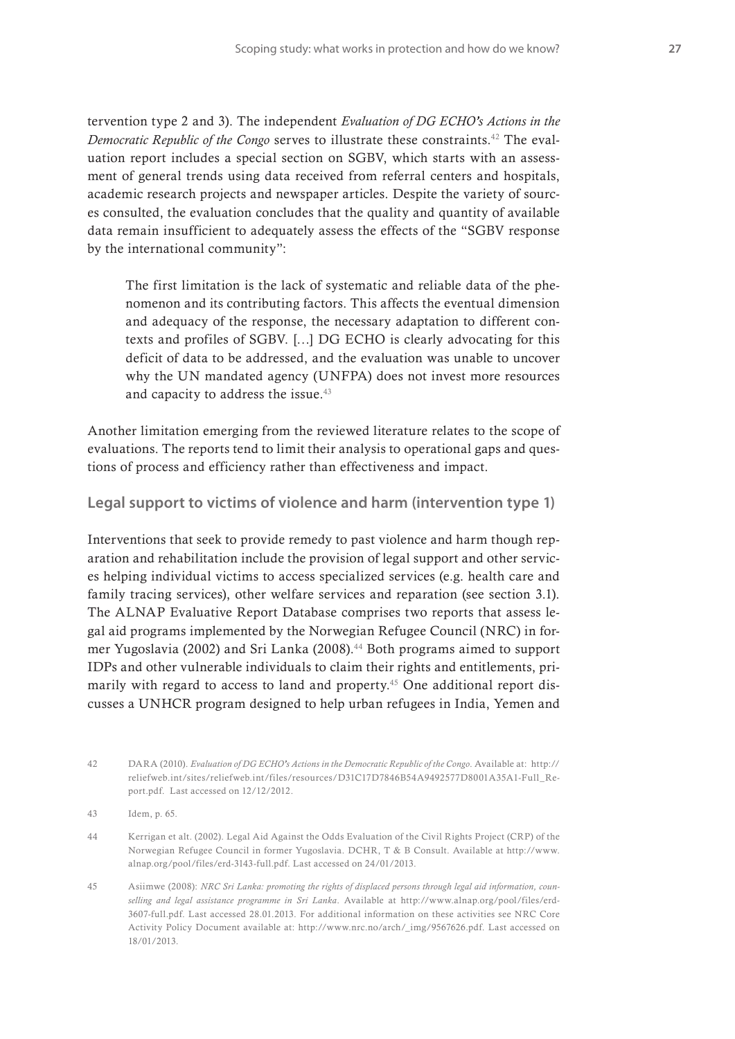tervention type 2 and 3). The independent *Evaluation of DG ECHO's Actions in the Democratic Republic of the Congo* serves to illustrate these constraints.[42] The evaluation report includes a special section on SGBV, which starts with an assessment of general trends using data received from referral centers and hospitals, academic research projects and newspaper articles. Despite the variety of sources consulted, the evaluation concludes that the quality and quantity of available data remain insufficient to adequately assess the effects of the "SGBV response by the international community":

> The first limitation is the lack of systematic and reliable data of the phenomenon and its contributing factors. This affects the eventual dimension and adequacy of the response, the necessary adaptation to different contexts and profiles of SGBV. […] DG ECHO is clearly advocating for this deficit of data to be addressed, and the evaluation was unable to uncover why the UN mandated agency (UNFPA) does not invest more resources and capacity to address the issue.[43]

Another limitation emerging from the reviewed literature relates to the scope of evaluations. The reports tend to limit their analysis to operational gaps and questions of process and efficiency rather than effectiveness and impact.

### Legal support to victims of violence and harm (intervention type 1)

Interventions that seek to provide remedy to past violence and harm though reparation and rehabilitation include the provision of legal support and other services helping individual victims to access specialized services (e.g. health care and family tracing services), other welfare services and reparation (see section 3.1). The ALNAP Evaluative Report Database comprises two reports that assess legal aid programs implemented by the Norwegian Refugee Council (NRC) in former Yugoslavia (2002) and Sri Lanka (2008).[44] Both programs aimed to support IDPs and other vulnerable individuals to claim their rights and entitlements, primarily with regard to access to land and property.[45] One additional report discusses a UNHCR program designed to help urban refugees in India, Yemen and

42 DARA (2010). *Evaluation of DG ECHO's Actions in the Democratic Republic of the Congo*. Available at: http://reliefweb.int/sites/reliefweb.int/files/resources/D31C17D7846B54A9492577D8001A35A1-Full_Report.pdf. Last accessed on 12/12/2012.

43 Idem, p. 65.

44 Kerrigan et alt. (2002). Legal Aid Against the Odds Evaluation of the Civil Rights Project (CRP) of the Norwegian Refugee Council in former Yugoslavia. DCHR, T & B Consult. Available at http://www.alnap.org/pool/files/erd-3143-full.pdf. Last accessed on 24/01/2013.

45 Asiimwe (2008): *NRC Sri Lanka: promoting the rights of displaced persons through legal aid information, counselling and legal assistance programme in Sri Lanka*. Available at http://www.alnap.org/pool/files/erd-3607-full.pdf. Last accessed 28.01.2013. For additional information on these activities see NRC Core Activity Policy Document available at: http://www.nrc.no/arch/_img/9567626.pdf. Last accessed on 18/01/2013.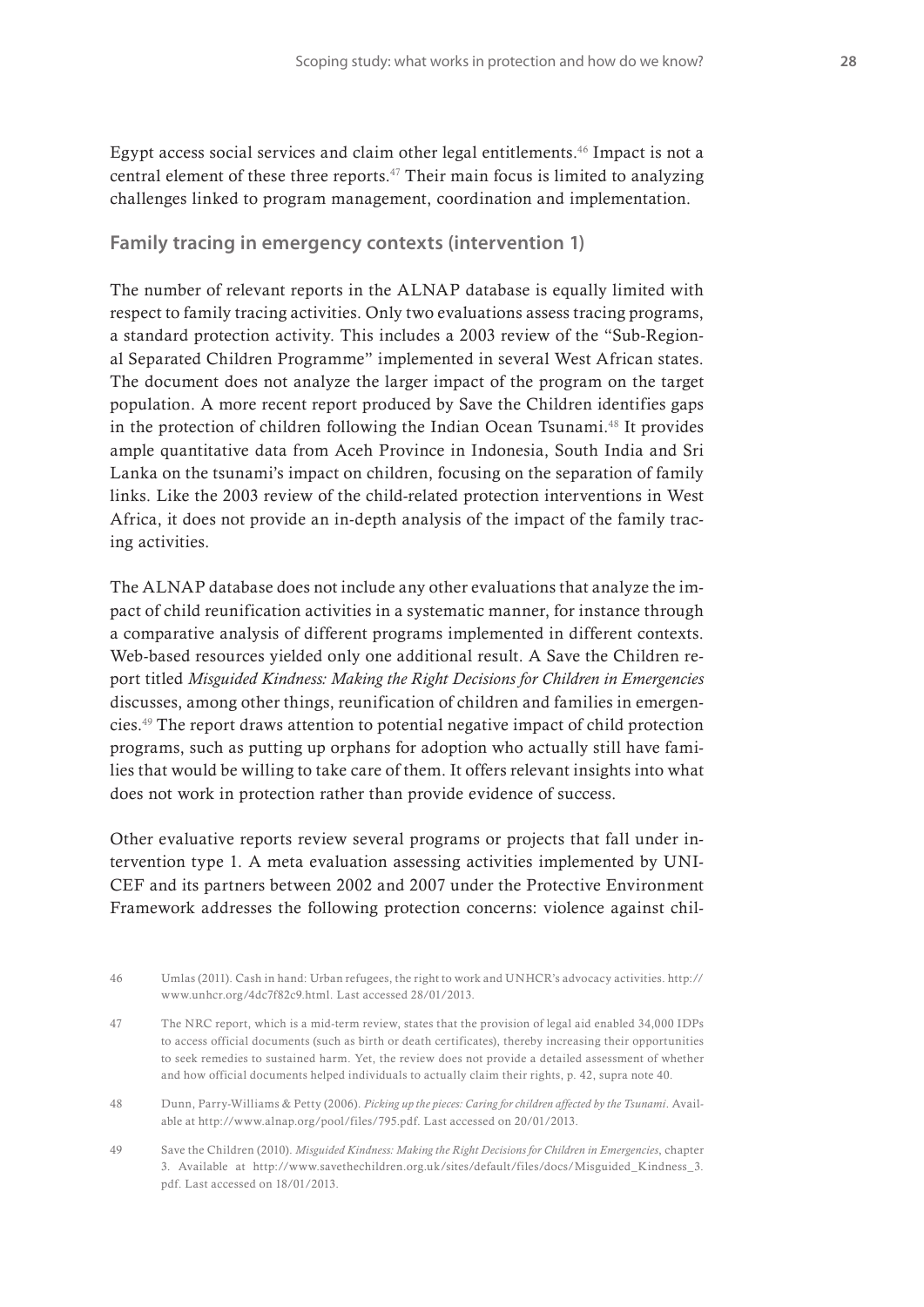Egypt access social services and claim other legal entitlements.[46] Impact is not a central element of these three reports.[47] Their main focus is limited to analyzing challenges linked to program management, coordination and implementation.

### Family tracing in emergency contexts (intervention 1)

The number of relevant reports in the ALNAP database is equally limited with respect to family tracing activities. Only two evaluations assess tracing programs, a standard protection activity. This includes a 2003 review of the "Sub-Regional Separated Children Programme" implemented in several West African states. The document does not analyze the larger impact of the program on the target population. A more recent report produced by Save the Children identifies gaps in the protection of children following the Indian Ocean Tsunami.[48] It provides ample quantitative data from Aceh Province in Indonesia, South India and Sri Lanka on the tsunami's impact on children, focusing on the separation of family links. Like the 2003 review of the child-related protection interventions in West Africa, it does not provide an in-depth analysis of the impact of the family tracing activities.

The ALNAP database does not include any other evaluations that analyze the impact of child reunification activities in a systematic manner, for instance through a comparative analysis of different programs implemented in different contexts. Web-based resources yielded only one additional result. A Save the Children report titled *Misguided Kindness: Making the Right Decisions for Children in Emergencies* discusses, among other things, reunification of children and families in emergencies.[49] The report draws attention to potential negative impact of child protection programs, such as putting up orphans for adoption who actually still have families that would be willing to take care of them. It offers relevant insights into what does not work in protection rather than provide evidence of success.

Other evaluative reports review several programs or projects that fall under intervention type 1. A meta evaluation assessing activities implemented by UNICEF and its partners between 2002 and 2007 under the Protective Environment Framework addresses the following protection concerns: violence against chil-

---

46 Umlas (2011). Cash in hand: Urban refugees, the right to work and UNHCR's advocacy activities. http://www.unhcr.org/4dc7f82c9.html. Last accessed 28/01/2013.

47 The NRC report, which is a mid-term review, states that the provision of legal aid enabled 34,000 IDPs to access official documents (such as birth or death certificates), thereby increasing their opportunities to seek remedies to sustained harm. Yet, the review does not provide a detailed assessment of whether and how official documents helped individuals to actually claim their rights, p. 42, supra note 40.

48 Dunn, Parry-Williams & Petty (2006). *Picking up the pieces: Caring for children affected by the Tsunami*. Available at http://www.alnap.org/pool/files/795.pdf. Last accessed on 20/01/2013.

49 Save the Children (2010). *Misguided Kindness: Making the Right Decisions for Children in Emergencies*, chapter 3. Available at http://www.savethechildren.org.uk/sites/default/files/docs/Misguided_Kindness_3.pdf. Last accessed on 18/01/2013.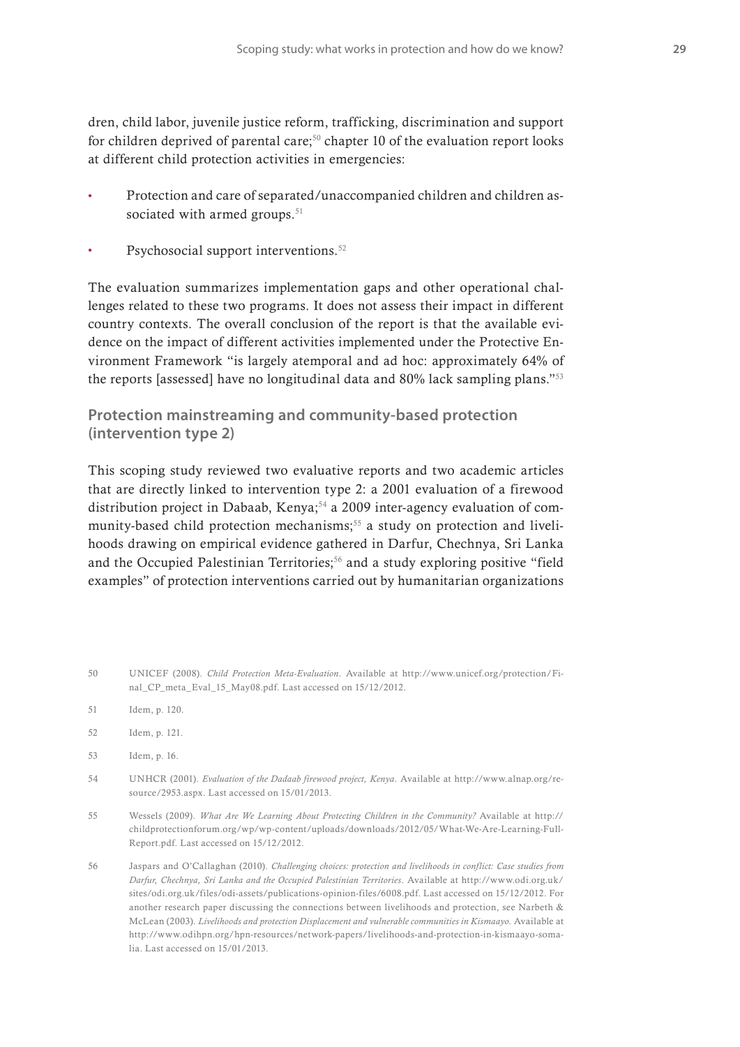dren, child labor, juvenile justice reform, trafficking, discrimination and support for children deprived of parental care;[50] chapter 10 of the evaluation report looks at different child protection activities in emergencies:

- Protection and care of separated/unaccompanied children and children associated with armed groups.[51]
- Psychosocial support interventions.[52]

The evaluation summarizes implementation gaps and other operational challenges related to these two programs. It does not assess their impact in different country contexts. The overall conclusion of the report is that the available evidence on the impact of different activities implemented under the Protective Environment Framework "is largely atemporal and ad hoc: approximately 64% of the reports [assessed] have no longitudinal data and 80% lack sampling plans."[53]

## Protection mainstreaming and community-based protection (intervention type 2)

This scoping study reviewed two evaluative reports and two academic articles that are directly linked to intervention type 2: a 2001 evaluation of a firewood distribution project in Dabaab, Kenya;[54] a 2009 inter-agency evaluation of community-based child protection mechanisms;[55] a study on protection and livelihoods drawing on empirical evidence gathered in Darfur, Chechnya, Sri Lanka and the Occupied Palestinian Territories;[56] and a study exploring positive "field examples" of protection interventions carried out by humanitarian organizations

---

50 UNICEF (2008). *Child Protection Meta-Evaluation*. Available at http://www.unicef.org/protection/Final_CP_meta_Eval_15_May08.pdf. Last accessed on 15/12/2012.

51 Idem, p. 120.

52 Idem, p. 121.

53 Idem, p. 16.

54 UNHCR (2001). *Evaluation of the Dadaab firewood project, Kenya*. Available at http://www.alnap.org/resource/2953.aspx. Last accessed on 15/01/2013.

55 Wessels (2009). *What Are We Learning About Protecting Children in the Community?* Available at http://childprotectionforum.org/wp/wp-content/uploads/downloads/2012/05/What-We-Are-Learning-Full-Report.pdf. Last accessed on 15/12/2012.

56 Jaspars and O'Callaghan (2010). *Challenging choices: protection and livelihoods in conflict: Case studies from Darfur, Chechnya, Sri Lanka and the Occupied Palestinian Territories*. Available at http://www.odi.org.uk/sites/odi.org.uk/files/odi-assets/publications-opinion-files/6008.pdf. Last accessed on 15/12/2012. For another research paper discussing the connections between livelihoods and protection, see Narbeth & McLean (2003). *Livelihoods and protection Displacement and vulnerable communities in Kismaayo.* Available at http://www.odihpn.org/hpn-resources/network-papers/livelihoods-and-protection-in-kismaayo-somalia. Last accessed on 15/01/2013.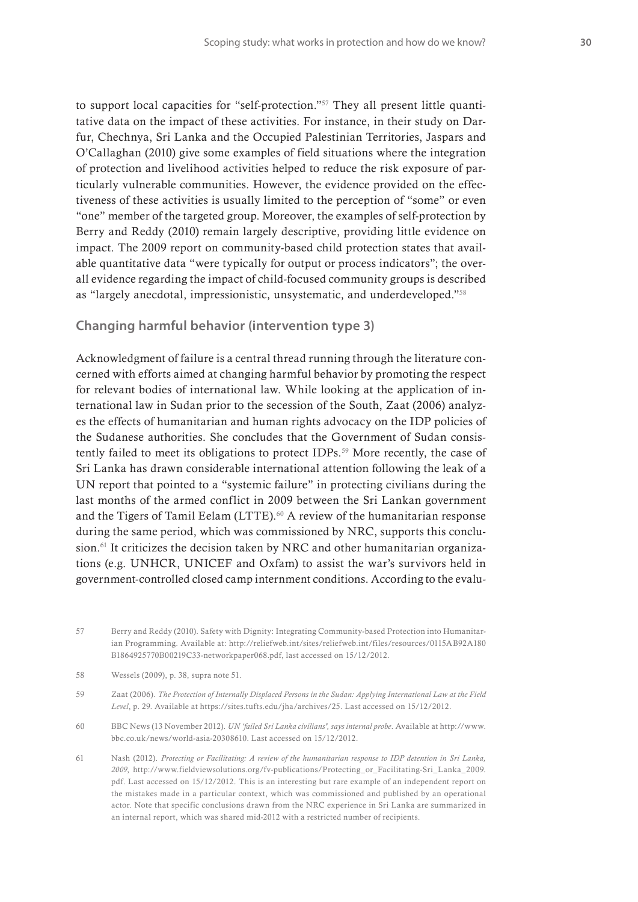to support local capacities for "self-protection."[57] They all present little quantitative data on the impact of these activities. For instance, in their study on Darfur, Chechnya, Sri Lanka and the Occupied Palestinian Territories, Jaspars and O'Callaghan (2010) give some examples of field situations where the integration of protection and livelihood activities helped to reduce the risk exposure of particularly vulnerable communities. However, the evidence provided on the effectiveness of these activities is usually limited to the perception of "some" or even "one" member of the targeted group. Moreover, the examples of self-protection by Berry and Reddy (2010) remain largely descriptive, providing little evidence on impact. The 2009 report on community-based child protection states that available quantitative data "were typically for output or process indicators"; the overall evidence regarding the impact of child-focused community groups is described as "largely anecdotal, impressionistic, unsystematic, and underdeveloped."[58]

## Changing harmful behavior (intervention type 3)

Acknowledgment of failure is a central thread running through the literature concerned with efforts aimed at changing harmful behavior by promoting the respect for relevant bodies of international law. While looking at the application of international law in Sudan prior to the secession of the South, Zaat (2006) analyzes the effects of humanitarian and human rights advocacy on the IDP policies of the Sudanese authorities. She concludes that the Government of Sudan consistently failed to meet its obligations to protect IDPs.[59] More recently, the case of Sri Lanka has drawn considerable international attention following the leak of a UN report that pointed to a "systemic failure" in protecting civilians during the last months of the armed conflict in 2009 between the Sri Lankan government and the Tigers of Tamil Eelam (LTTE).[60] A review of the humanitarian response during the same period, which was commissioned by NRC, supports this conclusion.[61] It criticizes the decision taken by NRC and other humanitarian organizations (e.g. UNHCR, UNICEF and Oxfam) to assist the war's survivors held in government-controlled closed camp internment conditions. According to the evalu-

---

57 Berry and Reddy (2010). Safety with Dignity: Integrating Community-based Protection into Humanitarian Programming. Available at: http://reliefweb.int/sites/reliefweb.int/files/resources/0115AB92A180B1864925770B00219C33-networkpaper068.pdf, last accessed on 15/12/2012.

58 Wessels (2009), p. 38, supra note 51.

59 Zaat (2006). *The Protection of Internally Displaced Persons in the Sudan: Applying International Law at the Field Level*, p. 29. Available at https://sites.tufts.edu/jha/archives/25. Last accessed on 15/12/2012.

60 BBC News (13 November 2012). *UN 'failed Sri Lanka civilians', says internal probe*. Available at http://www.bbc.co.uk/news/world-asia-20308610. Last accessed on 15/12/2012.

61 Nash (2012). *Protecting or Facilitating: A review of the humanitarian response to IDP detention in Sri Lanka, 2009*, http://www.fieldviewsolutions.org/fv-publications/Protecting_or_Facilitating-Sri_Lanka_2009.pdf. Last accessed on 15/12/2012. This is an interesting but rare example of an independent report on the mistakes made in a particular context, which was commissioned and published by an operational actor. Note that specific conclusions drawn from the NRC experience in Sri Lanka are summarized in an internal report, which was shared mid-2012 with a restricted number of recipients.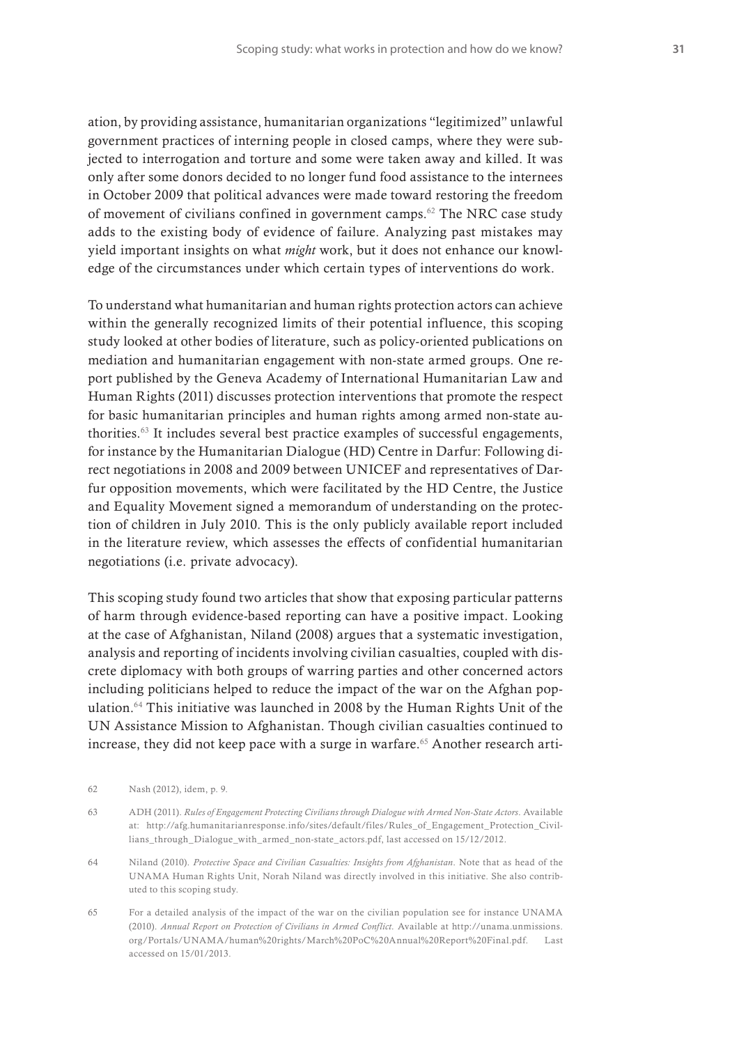ation, by providing assistance, humanitarian organizations "legitimized" unlawful government practices of interning people in closed camps, where they were subjected to interrogation and torture and some were taken away and killed. It was only after some donors decided to no longer fund food assistance to the internees in October 2009 that political advances were made toward restoring the freedom of movement of civilians confined in government camps.[62] The NRC case study adds to the existing body of evidence of failure. Analyzing past mistakes may yield important insights on what *might* work, but it does not enhance our knowledge of the circumstances under which certain types of interventions do work.

To understand what humanitarian and human rights protection actors can achieve within the generally recognized limits of their potential influence, this scoping study looked at other bodies of literature, such as policy-oriented publications on mediation and humanitarian engagement with non-state armed groups. One report published by the Geneva Academy of International Humanitarian Law and Human Rights (2011) discusses protection interventions that promote the respect for basic humanitarian principles and human rights among armed non-state authorities.[63] It includes several best practice examples of successful engagements, for instance by the Humanitarian Dialogue (HD) Centre in Darfur: Following direct negotiations in 2008 and 2009 between UNICEF and representatives of Darfur opposition movements, which were facilitated by the HD Centre, the Justice and Equality Movement signed a memorandum of understanding on the protection of children in July 2010. This is the only publicly available report included in the literature review, which assesses the effects of confidential humanitarian negotiations (i.e. private advocacy).

This scoping study found two articles that show that exposing particular patterns of harm through evidence-based reporting can have a positive impact. Looking at the case of Afghanistan, Niland (2008) argues that a systematic investigation, analysis and reporting of incidents involving civilian casualties, coupled with discrete diplomacy with both groups of warring parties and other concerned actors including politicians helped to reduce the impact of the war on the Afghan population.[64] This initiative was launched in 2008 by the Human Rights Unit of the UN Assistance Mission to Afghanistan. Though civilian casualties continued to increase, they did not keep pace with a surge in warfare.[65] Another research arti-

62 Nash (2012), idem, p. 9.

63 ADH (2011). *Rules of Engagement Protecting Civilians through Dialogue with Armed Non-State Actors*. Available at: http://afg.humanitarianresponse.info/sites/default/files/Rules_of_Engagement_Protection_Civilians_through_Dialogue_with_armed_non-state_actors.pdf, last accessed on 15/12/2012.

64 Niland (2010). *Protective Space and Civilian Casualties: Insights from Afghanistan*. Note that as head of the UNAMA Human Rights Unit, Norah Niland was directly involved in this initiative. She also contributed to this scoping study.

65 For a detailed analysis of the impact of the war on the civilian population see for instance UNAMA (2010). *Annual Report on Protection of Civilians in Armed Conflict*. Available at http://unama.unmissions.org/Portals/UNAMA/human%20rights/March%20PoC%20Annual%20Report%20Final.pdf. Last accessed on 15/01/2013.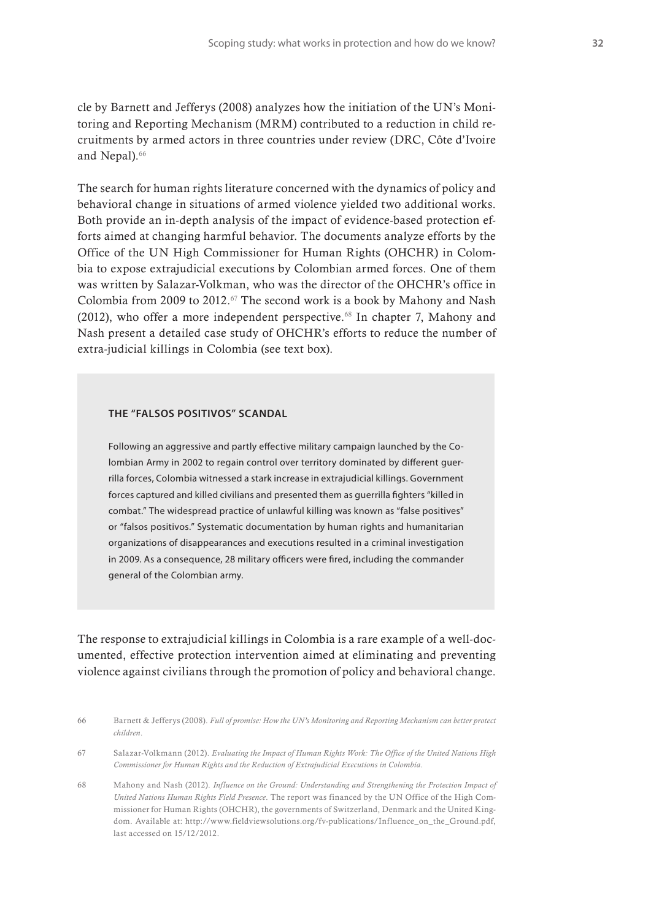cle by Barnett and Jefferys (2008) analyzes how the initiation of the UN's Monitoring and Reporting Mechanism (MRM) contributed to a reduction in child recruitments by armed actors in three countries under review (DRC, Côte d'Ivoire and Nepal).[66]

The search for human rights literature concerned with the dynamics of policy and behavioral change in situations of armed violence yielded two additional works. Both provide an in-depth analysis of the impact of evidence-based protection efforts aimed at changing harmful behavior. The documents analyze efforts by the Office of the UN High Commissioner for Human Rights (OHCHR) in Colombia to expose extrajudicial executions by Colombian armed forces. One of them was written by Salazar-Volkman, who was the director of the OHCHR's office in Colombia from 2009 to 2012.[67] The second work is a book by Mahony and Nash (2012), who offer a more independent perspective.[68] In chapter 7, Mahony and Nash present a detailed case study of OHCHR's efforts to reduce the number of extra-judicial killings in Colombia (see text box).

> **THE "FALSOS POSITIVOS" SCANDAL**
>
> Following an aggressive and partly effective military campaign launched by the Colombian Army in 2002 to regain control over territory dominated by different guerrilla forces, Colombia witnessed a stark increase in extrajudicial killings. Government forces captured and killed civilians and presented them as guerrilla fighters "killed in combat." The widespread practice of unlawful killing was known as "false positives" or "falsos positivos." Systematic documentation by human rights and humanitarian organizations of disappearances and executions resulted in a criminal investigation in 2009. As a consequence, 28 military officers were fired, including the commander general of the Colombian army.

The response to extrajudicial killings in Colombia is a rare example of a well-documented, effective protection intervention aimed at eliminating and preventing violence against civilians through the promotion of policy and behavioral change.

66 Barnett & Jefferys (2008). *Full of promise: How the UN's Monitoring and Reporting Mechanism can better protect children*.

67 Salazar-Volkmann (2012). *Evaluating the Impact of Human Rights Work: The Office of the United Nations High Commissioner for Human Rights and the Reduction of Extrajudicial Executions in Colombia*.

68 Mahony and Nash (2012). *Influence on the Ground: Understanding and Strengthening the Protection Impact of United Nations Human Rights Field Presence*. The report was financed by the UN Office of the High Commissioner for Human Rights (OHCHR), the governments of Switzerland, Denmark and the United Kingdom. Available at: http://www.fieldviewsolutions.org/fv-publications/Influence_on_the_Ground.pdf, last accessed on 15/12/2012.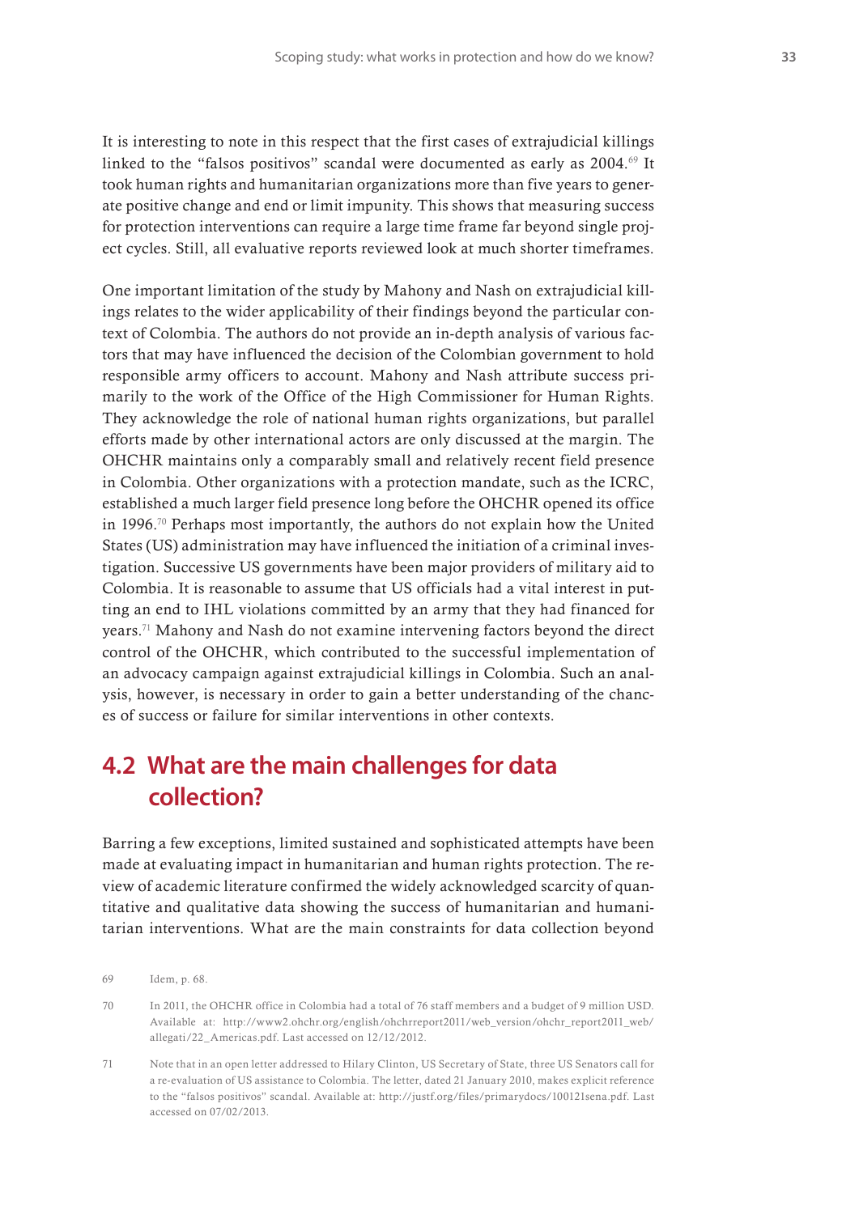It is interesting to note in this respect that the first cases of extrajudicial killings linked to the "falsos positivos" scandal were documented as early as 2004.[69] It took human rights and humanitarian organizations more than five years to generate positive change and end or limit impunity. This shows that measuring success for protection interventions can require a large time frame far beyond single project cycles. Still, all evaluative reports reviewed look at much shorter timeframes.

One important limitation of the study by Mahony and Nash on extrajudicial killings relates to the wider applicability of their findings beyond the particular context of Colombia. The authors do not provide an in-depth analysis of various factors that may have influenced the decision of the Colombian government to hold responsible army officers to account. Mahony and Nash attribute success primarily to the work of the Office of the High Commissioner for Human Rights. They acknowledge the role of national human rights organizations, but parallel efforts made by other international actors are only discussed at the margin. The OHCHR maintains only a comparably small and relatively recent field presence in Colombia. Other organizations with a protection mandate, such as the ICRC, established a much larger field presence long before the OHCHR opened its office in 1996.[70] Perhaps most importantly, the authors do not explain how the United States (US) administration may have influenced the initiation of a criminal investigation. Successive US governments have been major providers of military aid to Colombia. It is reasonable to assume that US officials had a vital interest in putting an end to IHL violations committed by an army that they had financed for years.[71] Mahony and Nash do not examine intervening factors beyond the direct control of the OHCHR, which contributed to the successful implementation of an advocacy campaign against extrajudicial killings in Colombia. Such an analysis, however, is necessary in order to gain a better understanding of the chances of success or failure for similar interventions in other contexts.

## 4.2 What are the main challenges for data collection?

Barring a few exceptions, limited sustained and sophisticated attempts have been made at evaluating impact in humanitarian and human rights protection. The review of academic literature confirmed the widely acknowledged scarcity of quantitative and qualitative data showing the success of humanitarian and humanitarian interventions. What are the main constraints for data collection beyond

69 Idem, p. 68.

70 In 2011, the OHCHR office in Colombia had a total of 76 staff members and a budget of 9 million USD. Available at: http://www2.ohchr.org/english/ohchrreport2011/web_version/ohchr_report2011_web/allegati/22_Americas.pdf. Last accessed on 12/12/2012.

71 Note that in an open letter addressed to Hilary Clinton, US Secretary of State, three US Senators call for a re-evaluation of US assistance to Colombia. The letter, dated 21 January 2010, makes explicit reference to the "falsos positivos" scandal. Available at: http://justf.org/files/primarydocs/100121sena.pdf. Last accessed on 07/02/2013.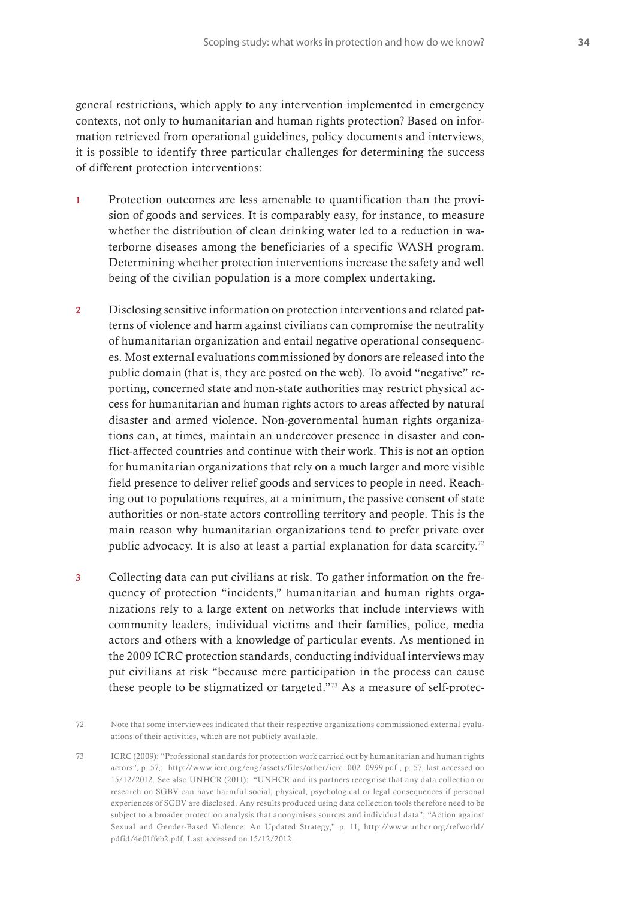general restrictions, which apply to any intervention implemented in emergency contexts, not only to humanitarian and human rights protection? Based on information retrieved from operational guidelines, policy documents and interviews, it is possible to identify three particular challenges for determining the success of different protection interventions:

1. Protection outcomes are less amenable to quantification than the provision of goods and services. It is comparably easy, for instance, to measure whether the distribution of clean drinking water led to a reduction in waterborne diseases among the beneficiaries of a specific WASH program. Determining whether protection interventions increase the safety and well being of the civilian population is a more complex undertaking.

2. Disclosing sensitive information on protection interventions and related patterns of violence and harm against civilians can compromise the neutrality of humanitarian organization and entail negative operational consequences. Most external evaluations commissioned by donors are released into the public domain (that is, they are posted on the web). To avoid "negative" reporting, concerned state and non-state authorities may restrict physical access for humanitarian and human rights actors to areas affected by natural disaster and armed violence. Non-governmental human rights organizations can, at times, maintain an undercover presence in disaster and conflict-affected countries and continue with their work. This is not an option for humanitarian organizations that rely on a much larger and more visible field presence to deliver relief goods and services to people in need. Reaching out to populations requires, at a minimum, the passive consent of state authorities or non-state actors controlling territory and people. This is the main reason why humanitarian organizations tend to prefer private over public advocacy. It is also at least a partial explanation for data scarcity.[72]

3. Collecting data can put civilians at risk. To gather information on the frequency of protection "incidents," humanitarian and human rights organizations rely to a large extent on networks that include interviews with community leaders, individual victims and their families, police, media actors and others with a knowledge of particular events. As mentioned in the 2009 ICRC protection standards, conducting individual interviews may put civilians at risk "because mere participation in the process can cause these people to be stigmatized or targeted."[73] As a measure of self-protec-

---

72 Note that some interviewees indicated that their respective organizations commissioned external evaluations of their activities, which are not publicly available.

73 ICRC (2009): "Professional standards for protection work carried out by humanitarian and human rights actors", p. 57,; http://www.icrc.org/eng/assets/files/other/icrc_002_0999.pdf , p. 57, last accessed on 15/12/2012. See also UNHCR (2011): "UNHCR and its partners recognise that any data collection or research on SGBV can have harmful social, physical, psychological or legal consequences if personal experiences of SGBV are disclosed. Any results produced using data collection tools therefore need to be subject to a broader protection analysis that anonymises sources and individual data"; "Action against Sexual and Gender-Based Violence: An Updated Strategy," p. 11, http://www.unhcr.org/refworld/pdfid/4e01ffeb2.pdf. Last accessed on 15/12/2012.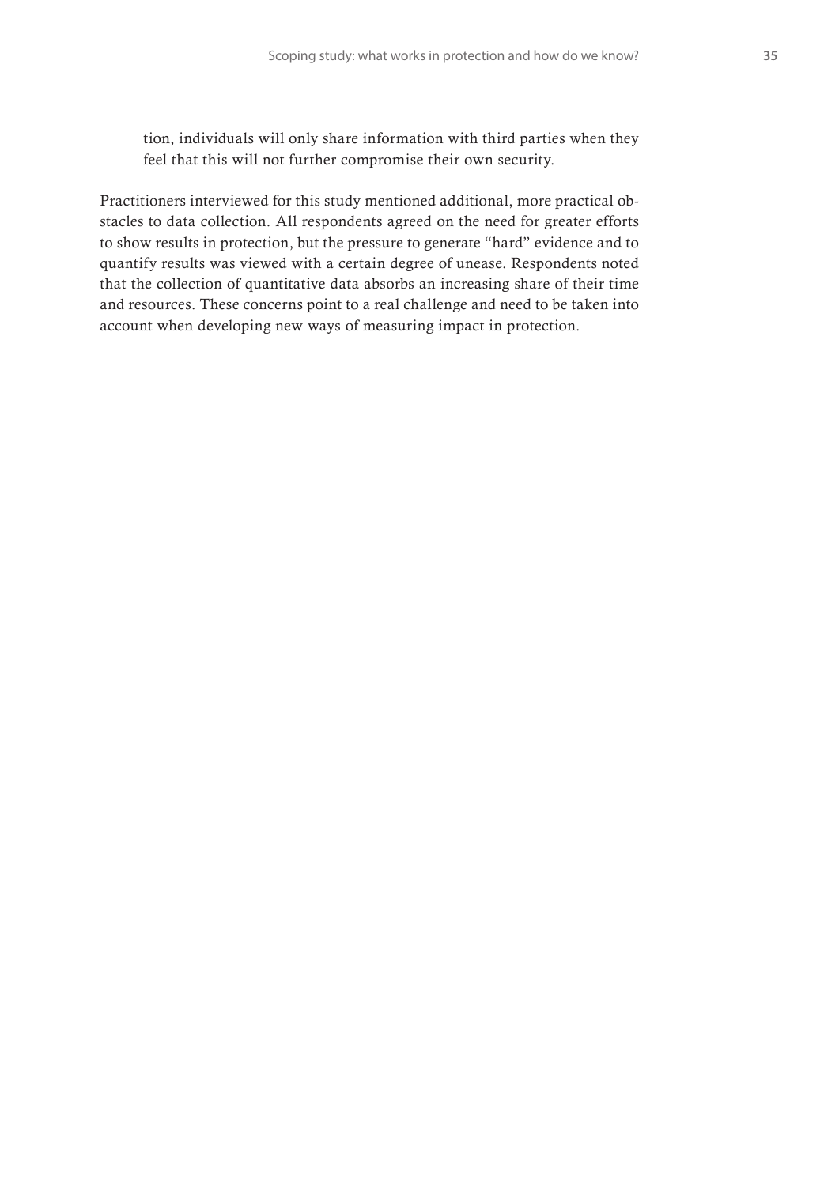tion, individuals will only share information with third parties when they feel that this will not further compromise their own security.

Practitioners interviewed for this study mentioned additional, more practical obstacles to data collection. All respondents agreed on the need for greater efforts to show results in protection, but the pressure to generate "hard" evidence and to quantify results was viewed with a certain degree of unease. Respondents noted that the collection of quantitative data absorbs an increasing share of their time and resources. These concerns point to a real challenge and need to be taken into account when developing new ways of measuring impact in protection.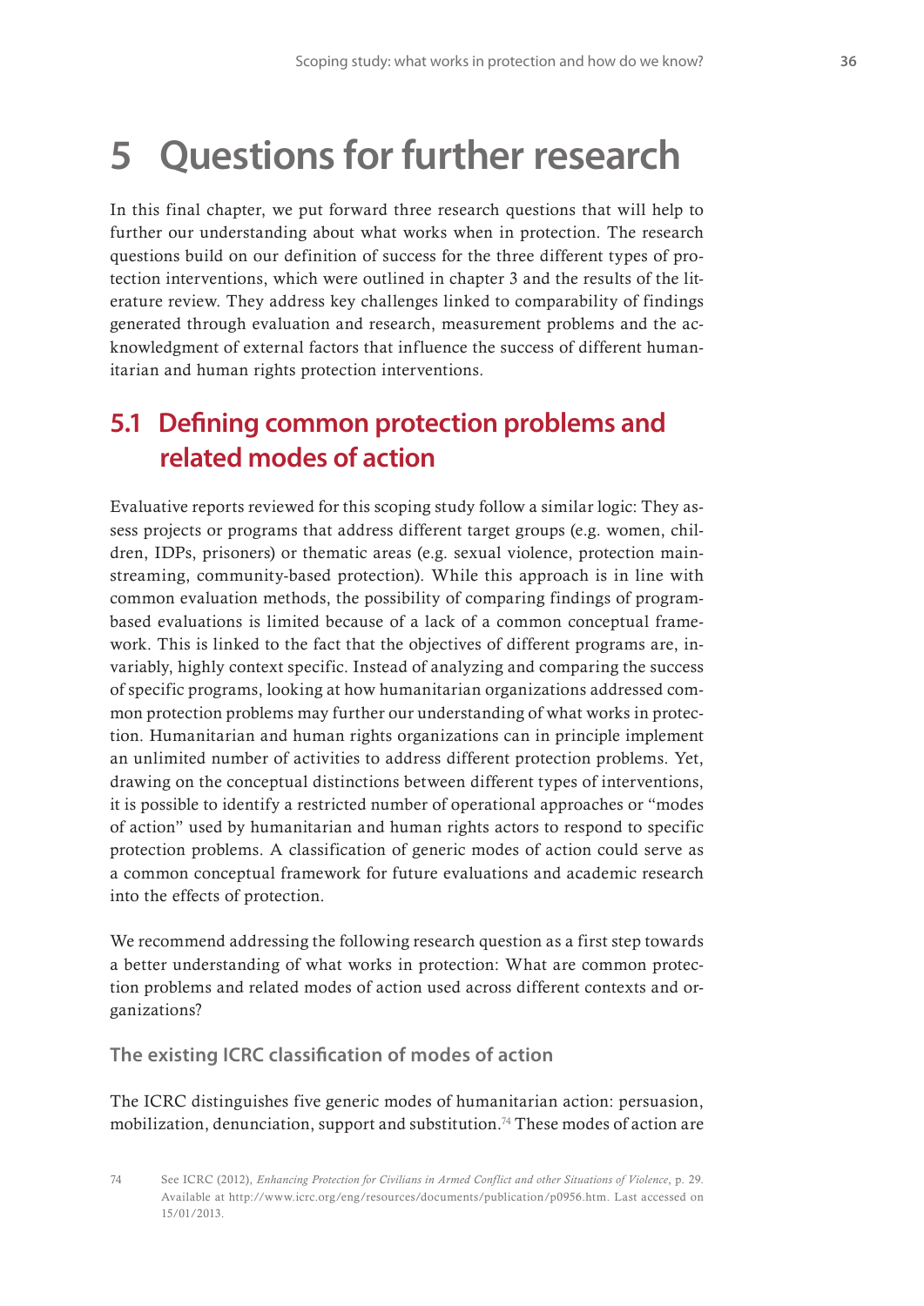# 5 Questions for further research

In this final chapter, we put forward three research questions that will help to further our understanding about what works when in protection. The research questions build on our definition of success for the three different types of protection interventions, which were outlined in chapter 3 and the results of the literature review. They address key challenges linked to comparability of findings generated through evaluation and research, measurement problems and the acknowledgment of external factors that influence the success of different humanitarian and human rights protection interventions.

## 5.1 Defining common protection problems and related modes of action

Evaluative reports reviewed for this scoping study follow a similar logic: They assess projects or programs that address different target groups (e.g. women, children, IDPs, prisoners) or thematic areas (e.g. sexual violence, protection mainstreaming, community-based protection). While this approach is in line with common evaluation methods, the possibility of comparing findings of program-based evaluations is limited because of a lack of a common conceptual framework. This is linked to the fact that the objectives of different programs are, invariably, highly context specific. Instead of analyzing and comparing the success of specific programs, looking at how humanitarian organizations addressed common protection problems may further our understanding of what works in protection. Humanitarian and human rights organizations can in principle implement an unlimited number of activities to address different protection problems. Yet, drawing on the conceptual distinctions between different types of interventions, it is possible to identify a restricted number of operational approaches or "modes of action" used by humanitarian and human rights actors to respond to specific protection problems. A classification of generic modes of action could serve as a common conceptual framework for future evaluations and academic research into the effects of protection.

We recommend addressing the following research question as a first step towards a better understanding of what works in protection: What are common protection problems and related modes of action used across different contexts and organizations?

### The existing ICRC classification of modes of action

The ICRC distinguishes five generic modes of humanitarian action: persuasion, mobilization, denunciation, support and substitution.[74] These modes of action are

74 See ICRC (2012), *Enhancing Protection for Civilians in Armed Conflict and other Situations of Violence*, p. 29. Available at http://www.icrc.org/eng/resources/documents/publication/p0956.htm. Last accessed on 15/01/2013.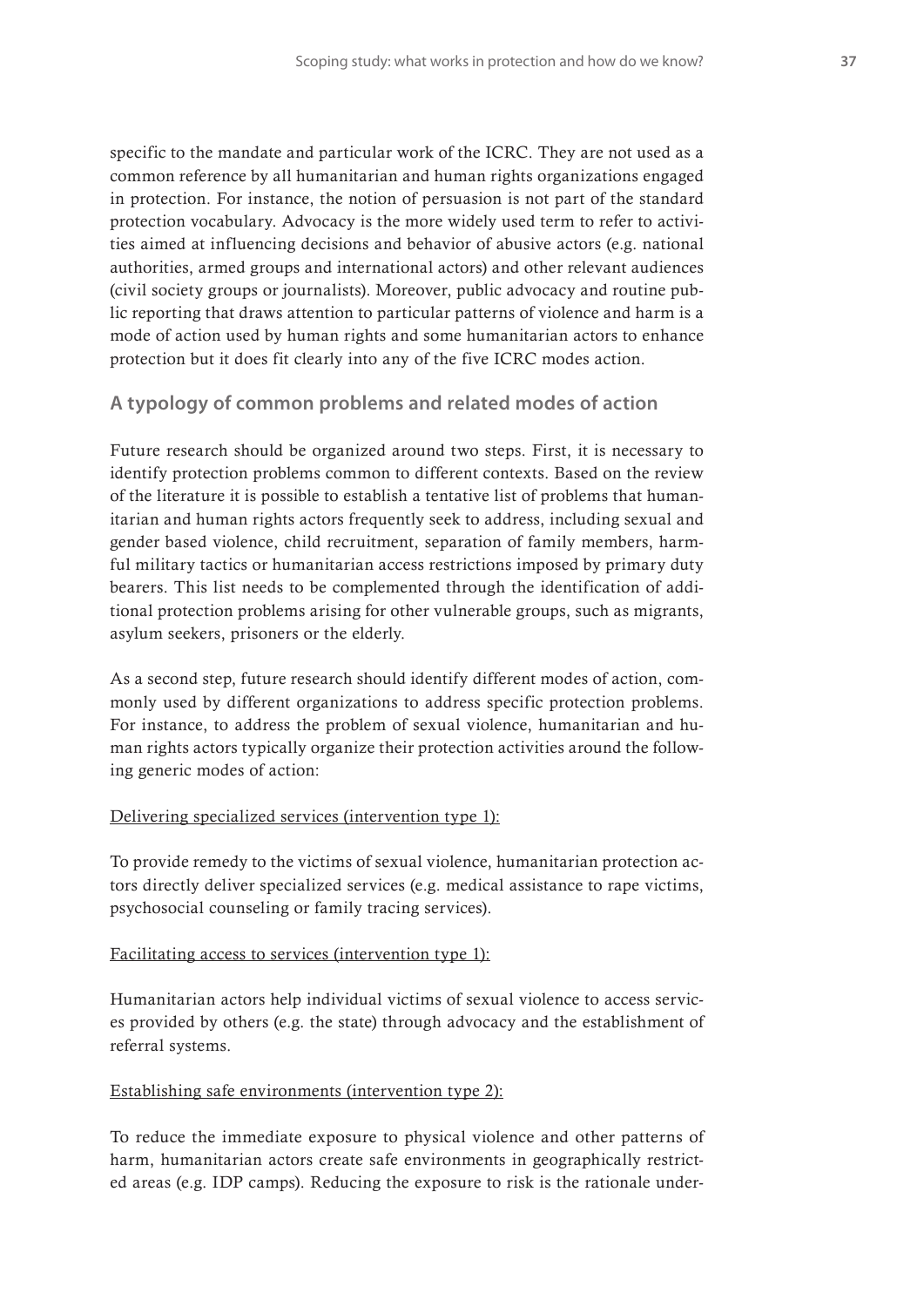specific to the mandate and particular work of the ICRC. They are not used as a common reference by all humanitarian and human rights organizations engaged in protection. For instance, the notion of persuasion is not part of the standard protection vocabulary. Advocacy is the more widely used term to refer to activities aimed at influencing decisions and behavior of abusive actors (e.g. national authorities, armed groups and international actors) and other relevant audiences (civil society groups or journalists). Moreover, public advocacy and routine public reporting that draws attention to particular patterns of violence and harm is a mode of action used by human rights and some humanitarian actors to enhance protection but it does fit clearly into any of the five ICRC modes action.

## A typology of common problems and related modes of action

Future research should be organized around two steps. First, it is necessary to identify protection problems common to different contexts. Based on the review of the literature it is possible to establish a tentative list of problems that humanitarian and human rights actors frequently seek to address, including sexual and gender based violence, child recruitment, separation of family members, harmful military tactics or humanitarian access restrictions imposed by primary duty bearers. This list needs to be complemented through the identification of additional protection problems arising for other vulnerable groups, such as migrants, asylum seekers, prisoners or the elderly.

As a second step, future research should identify different modes of action, commonly used by different organizations to address specific protection problems. For instance, to address the problem of sexual violence, humanitarian and human rights actors typically organize their protection activities around the following generic modes of action:

Delivering specialized services (intervention type 1):

To provide remedy to the victims of sexual violence, humanitarian protection actors directly deliver specialized services (e.g. medical assistance to rape victims, psychosocial counseling or family tracing services).

Facilitating access to services (intervention type 1):

Humanitarian actors help individual victims of sexual violence to access services provided by others (e.g. the state) through advocacy and the establishment of referral systems.

Establishing safe environments (intervention type 2):

To reduce the immediate exposure to physical violence and other patterns of harm, humanitarian actors create safe environments in geographically restricted areas (e.g. IDP camps). Reducing the exposure to risk is the rationale under-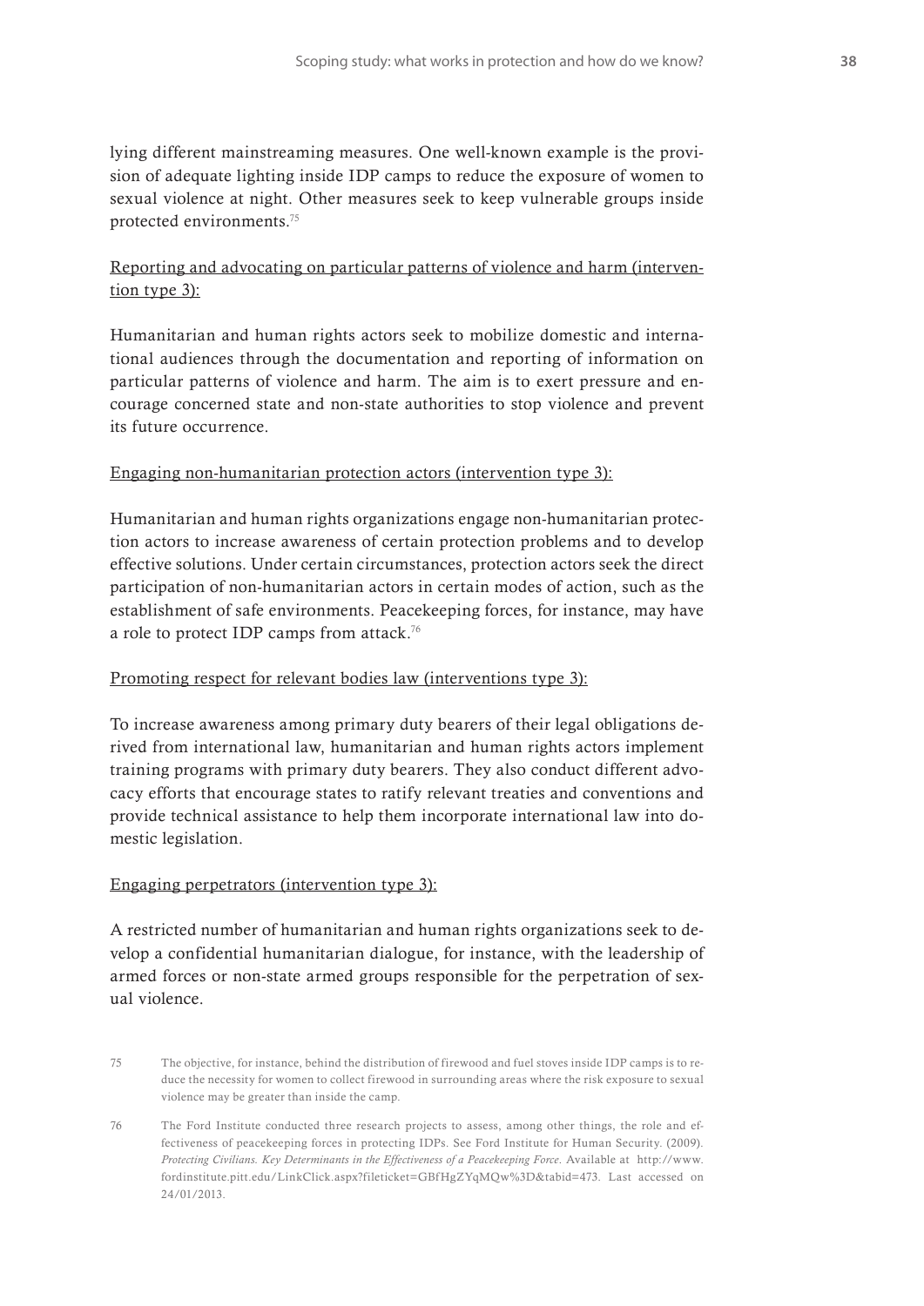lying different mainstreaming measures. One well-known example is the provision of adequate lighting inside IDP camps to reduce the exposure of women to sexual violence at night. Other measures seek to keep vulnerable groups inside protected environments.[75]

<u>Reporting and advocating on particular patterns of violence and harm (intervention type 3):</u>

Humanitarian and human rights actors seek to mobilize domestic and international audiences through the documentation and reporting of information on particular patterns of violence and harm. The aim is to exert pressure and encourage concerned state and non-state authorities to stop violence and prevent its future occurrence.

<u>Engaging non-humanitarian protection actors (intervention type 3):</u>

Humanitarian and human rights organizations engage non-humanitarian protection actors to increase awareness of certain protection problems and to develop effective solutions. Under certain circumstances, protection actors seek the direct participation of non-humanitarian actors in certain modes of action, such as the establishment of safe environments. Peacekeeping forces, for instance, may have a role to protect IDP camps from attack.[76]

<u>Promoting respect for relevant bodies law (interventions type 3):</u>

To increase awareness among primary duty bearers of their legal obligations derived from international law, humanitarian and human rights actors implement training programs with primary duty bearers. They also conduct different advocacy efforts that encourage states to ratify relevant treaties and conventions and provide technical assistance to help them incorporate international law into domestic legislation.

<u>Engaging perpetrators (intervention type 3):</u>

A restricted number of humanitarian and human rights organizations seek to develop a confidential humanitarian dialogue, for instance, with the leadership of armed forces or non-state armed groups responsible for the perpetration of sexual violence.

75 The objective, for instance, behind the distribution of firewood and fuel stoves inside IDP camps is to reduce the necessity for women to collect firewood in surrounding areas where the risk exposure to sexual violence may be greater than inside the camp.

76 The Ford Institute conducted three research projects to assess, among other things, the role and effectiveness of peacekeeping forces in protecting IDPs. See Ford Institute for Human Security. (2009). *Protecting Civilians. Key Determinants in the Effectiveness of a Peacekeeping Force*. Available at http://www.fordinstitute.pitt.edu/LinkClick.aspx?fileticket=GBfHgZYqMQw%3D&tabid=473. Last accessed on 24/01/2013.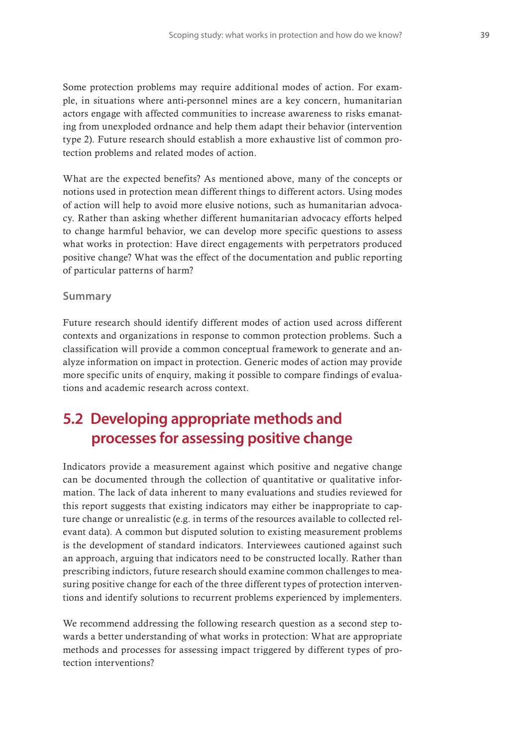Some protection problems may require additional modes of action. For example, in situations where anti-personnel mines are a key concern, humanitarian actors engage with affected communities to increase awareness to risks emanating from unexploded ordnance and help them adapt their behavior (intervention type 2). Future research should establish a more exhaustive list of common protection problems and related modes of action.

What are the expected benefits? As mentioned above, many of the concepts or notions used in protection mean different things to different actors. Using modes of action will help to avoid more elusive notions, such as humanitarian advocacy. Rather than asking whether different humanitarian advocacy efforts helped to change harmful behavior, we can develop more specific questions to assess what works in protection: Have direct engagements with perpetrators produced positive change? What was the effect of the documentation and public reporting of particular patterns of harm?

### Summary

Future research should identify different modes of action used across different contexts and organizations in response to common protection problems. Such a classification will provide a common conceptual framework to generate and analyze information on impact in protection. Generic modes of action may provide more specific units of enquiry, making it possible to compare findings of evaluations and academic research across context.

## 5.2 Developing appropriate methods and processes for assessing positive change

Indicators provide a measurement against which positive and negative change can be documented through the collection of quantitative or qualitative information. The lack of data inherent to many evaluations and studies reviewed for this report suggests that existing indicators may either be inappropriate to capture change or unrealistic (e.g. in terms of the resources available to collected relevant data). A common but disputed solution to existing measurement problems is the development of standard indicators. Interviewees cautioned against such an approach, arguing that indicators need to be constructed locally. Rather than prescribing indictors, future research should examine common challenges to measuring positive change for each of the three different types of protection interventions and identify solutions to recurrent problems experienced by implementers.

We recommend addressing the following research question as a second step towards a better understanding of what works in protection: What are appropriate methods and processes for assessing impact triggered by different types of protection interventions?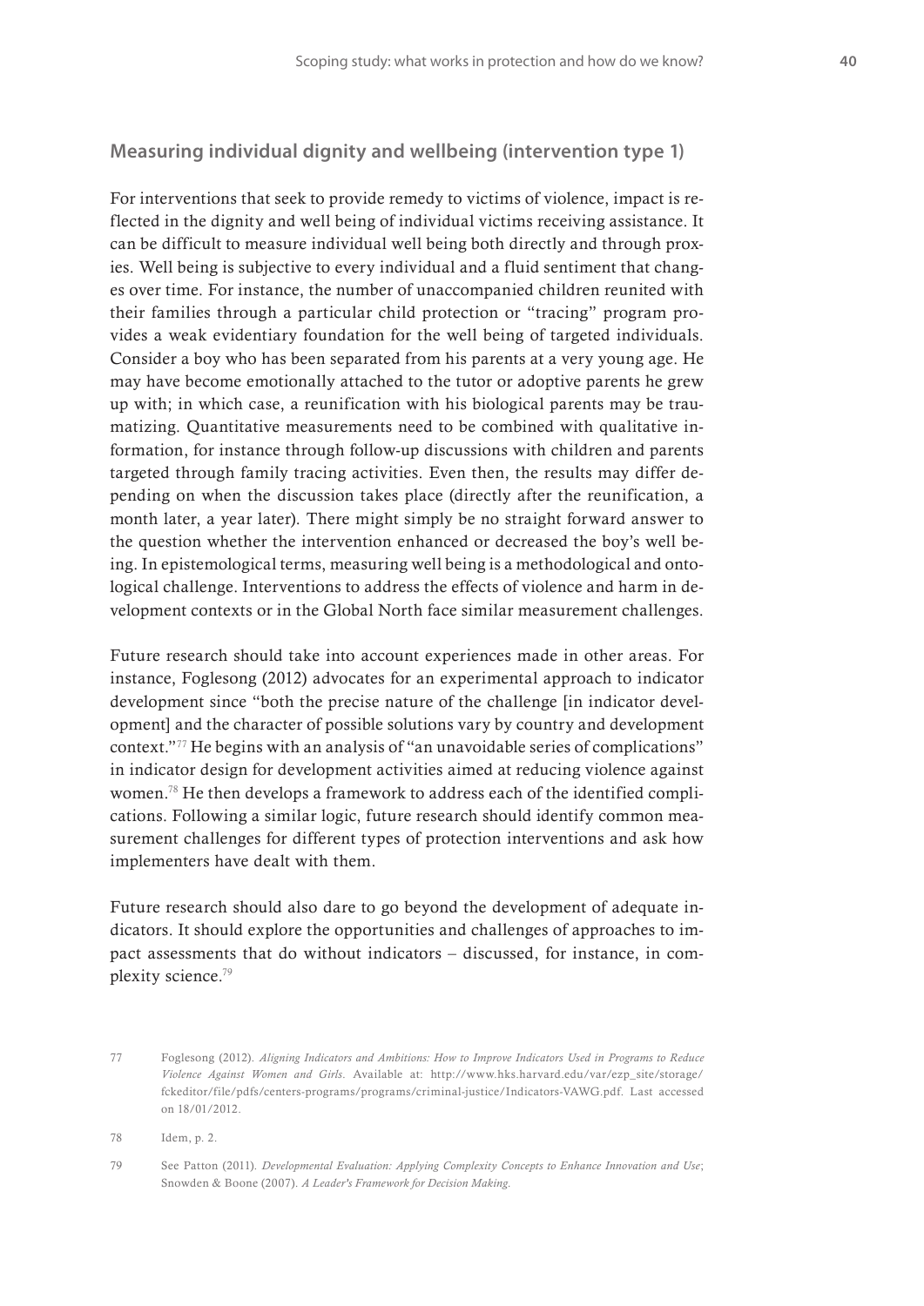## Measuring individual dignity and wellbeing (intervention type 1)

For interventions that seek to provide remedy to victims of violence, impact is reflected in the dignity and well being of individual victims receiving assistance. It can be difficult to measure individual well being both directly and through proxies. Well being is subjective to every individual and a fluid sentiment that changes over time. For instance, the number of unaccompanied children reunited with their families through a particular child protection or "tracing" program provides a weak evidentiary foundation for the well being of targeted individuals. Consider a boy who has been separated from his parents at a very young age. He may have become emotionally attached to the tutor or adoptive parents he grew up with; in which case, a reunification with his biological parents may be traumatizing. Quantitative measurements need to be combined with qualitative information, for instance through follow-up discussions with children and parents targeted through family tracing activities. Even then, the results may differ depending on when the discussion takes place (directly after the reunification, a month later, a year later). There might simply be no straight forward answer to the question whether the intervention enhanced or decreased the boy's well being. In epistemological terms, measuring well being is a methodological and ontological challenge. Interventions to address the effects of violence and harm in development contexts or in the Global North face similar measurement challenges.

Future research should take into account experiences made in other areas. For instance, Foglesong (2012) advocates for an experimental approach to indicator development since "both the precise nature of the challenge [in indicator development] and the character of possible solutions vary by country and development context."[77] He begins with an analysis of "an unavoidable series of complications" in indicator design for development activities aimed at reducing violence against women.[78] He then develops a framework to address each of the identified complications. Following a similar logic, future research should identify common measurement challenges for different types of protection interventions and ask how implementers have dealt with them.

Future research should also dare to go beyond the development of adequate indicators. It should explore the opportunities and challenges of approaches to impact assessments that do without indicators – discussed, for instance, in complexity science.[79]

---

77 Foglesong (2012). *Aligning Indicators and Ambitions: How to Improve Indicators Used in Programs to Reduce Violence Against Women and Girls*. Available at: http://www.hks.harvard.edu/var/ezp_site/storage/fckeditor/file/pdfs/centers-programs/programs/criminal-justice/Indicators-VAWG.pdf. Last accessed on 18/01/2012.

78 Idem, p. 2.

79 See Patton (2011). *Developmental Evaluation: Applying Complexity Concepts to Enhance Innovation and Use*; Snowden & Boone (2007). *A Leader's Framework for Decision Making*.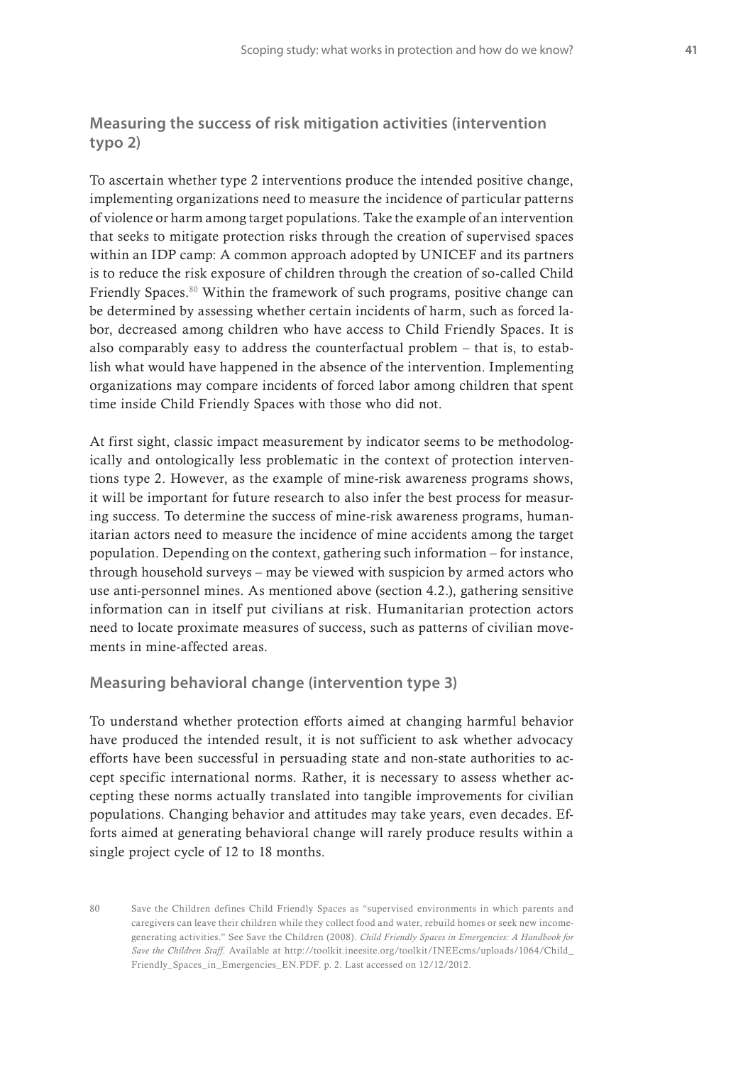## Measuring the success of risk mitigation activities (intervention typo 2)

To ascertain whether type 2 interventions produce the intended positive change, implementing organizations need to measure the incidence of particular patterns of violence or harm among target populations. Take the example of an intervention that seeks to mitigate protection risks through the creation of supervised spaces within an IDP camp: A common approach adopted by UNICEF and its partners is to reduce the risk exposure of children through the creation of so-called Child Friendly Spaces.[80] Within the framework of such programs, positive change can be determined by assessing whether certain incidents of harm, such as forced labor, decreased among children who have access to Child Friendly Spaces. It is also comparably easy to address the counterfactual problem – that is, to establish what would have happened in the absence of the intervention. Implementing organizations may compare incidents of forced labor among children that spent time inside Child Friendly Spaces with those who did not.

At first sight, classic impact measurement by indicator seems to be methodologically and ontologically less problematic in the context of protection interventions type 2. However, as the example of mine-risk awareness programs shows, it will be important for future research to also infer the best process for measuring success. To determine the success of mine-risk awareness programs, humanitarian actors need to measure the incidence of mine accidents among the target population. Depending on the context, gathering such information – for instance, through household surveys – may be viewed with suspicion by armed actors who use anti-personnel mines. As mentioned above (section 4.2.), gathering sensitive information can in itself put civilians at risk. Humanitarian protection actors need to locate proximate measures of success, such as patterns of civilian movements in mine-affected areas.

## Measuring behavioral change (intervention type 3)

To understand whether protection efforts aimed at changing harmful behavior have produced the intended result, it is not sufficient to ask whether advocacy efforts have been successful in persuading state and non-state authorities to accept specific international norms. Rather, it is necessary to assess whether accepting these norms actually translated into tangible improvements for civilian populations. Changing behavior and attitudes may take years, even decades. Efforts aimed at generating behavioral change will rarely produce results within a single project cycle of 12 to 18 months.

80 Save the Children defines Child Friendly Spaces as "supervised environments in which parents and caregivers can leave their children while they collect food and water, rebuild homes or seek new income-generating activities." See Save the Children (2008). *Child Friendly Spaces in Emergencies: A Handbook for Save the Children Staff.* Available at http://toolkit.ineesite.org/toolkit/INEEcms/uploads/1064/Child_Friendly_Spaces_in_Emergencies_EN.PDF. p. 2. Last accessed on 12/12/2012.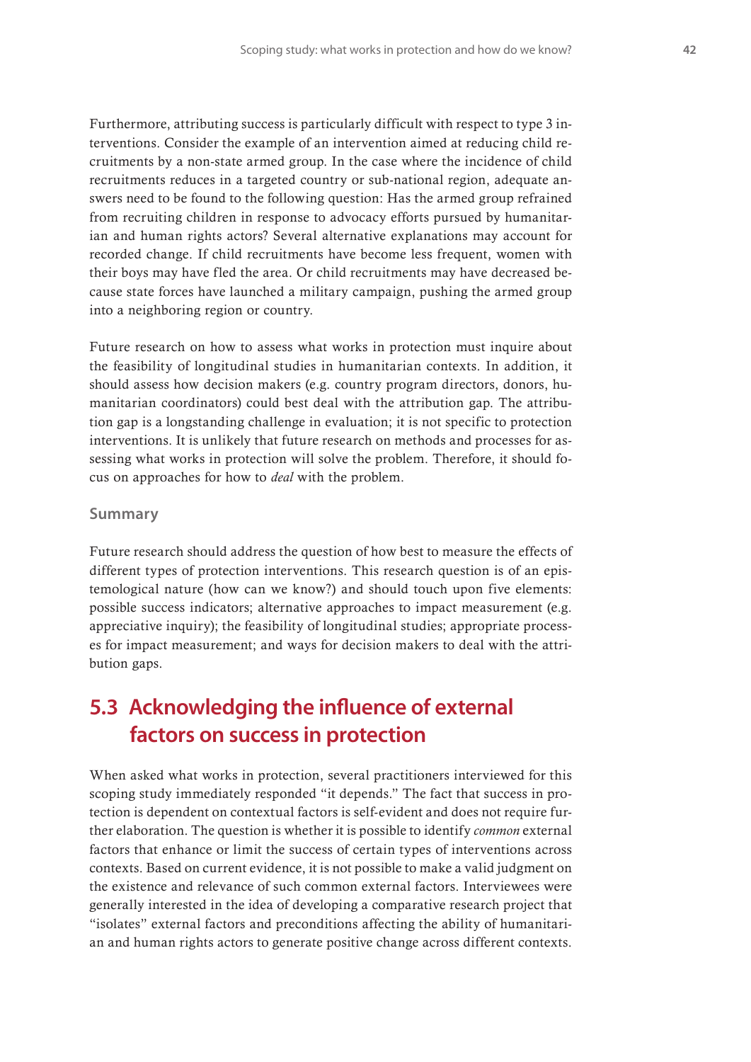Furthermore, attributing success is particularly difficult with respect to type 3 interventions. Consider the example of an intervention aimed at reducing child recruitments by a non-state armed group. In the case where the incidence of child recruitments reduces in a targeted country or sub-national region, adequate answers need to be found to the following question: Has the armed group refrained from recruiting children in response to advocacy efforts pursued by humanitarian and human rights actors? Several alternative explanations may account for recorded change. If child recruitments have become less frequent, women with their boys may have fled the area. Or child recruitments may have decreased because state forces have launched a military campaign, pushing the armed group into a neighboring region or country.

Future research on how to assess what works in protection must inquire about the feasibility of longitudinal studies in humanitarian contexts. In addition, it should assess how decision makers (e.g. country program directors, donors, humanitarian coordinators) could best deal with the attribution gap. The attribution gap is a longstanding challenge in evaluation; it is not specific to protection interventions. It is unlikely that future research on methods and processes for assessing what works in protection will solve the problem. Therefore, it should focus on approaches for how to *deal* with the problem.

### Summary

Future research should address the question of how best to measure the effects of different types of protection interventions. This research question is of an epistemological nature (how can we know?) and should touch upon five elements: possible success indicators; alternative approaches to impact measurement (e.g. appreciative inquiry); the feasibility of longitudinal studies; appropriate processes for impact measurement; and ways for decision makers to deal with the attribution gaps.

## 5.3 Acknowledging the influence of external factors on success in protection

When asked what works in protection, several practitioners interviewed for this scoping study immediately responded "it depends." The fact that success in protection is dependent on contextual factors is self-evident and does not require further elaboration. The question is whether it is possible to identify *common* external factors that enhance or limit the success of certain types of interventions across contexts. Based on current evidence, it is not possible to make a valid judgment on the existence and relevance of such common external factors. Interviewees were generally interested in the idea of developing a comparative research project that "isolates" external factors and preconditions affecting the ability of humanitarian and human rights actors to generate positive change across different contexts.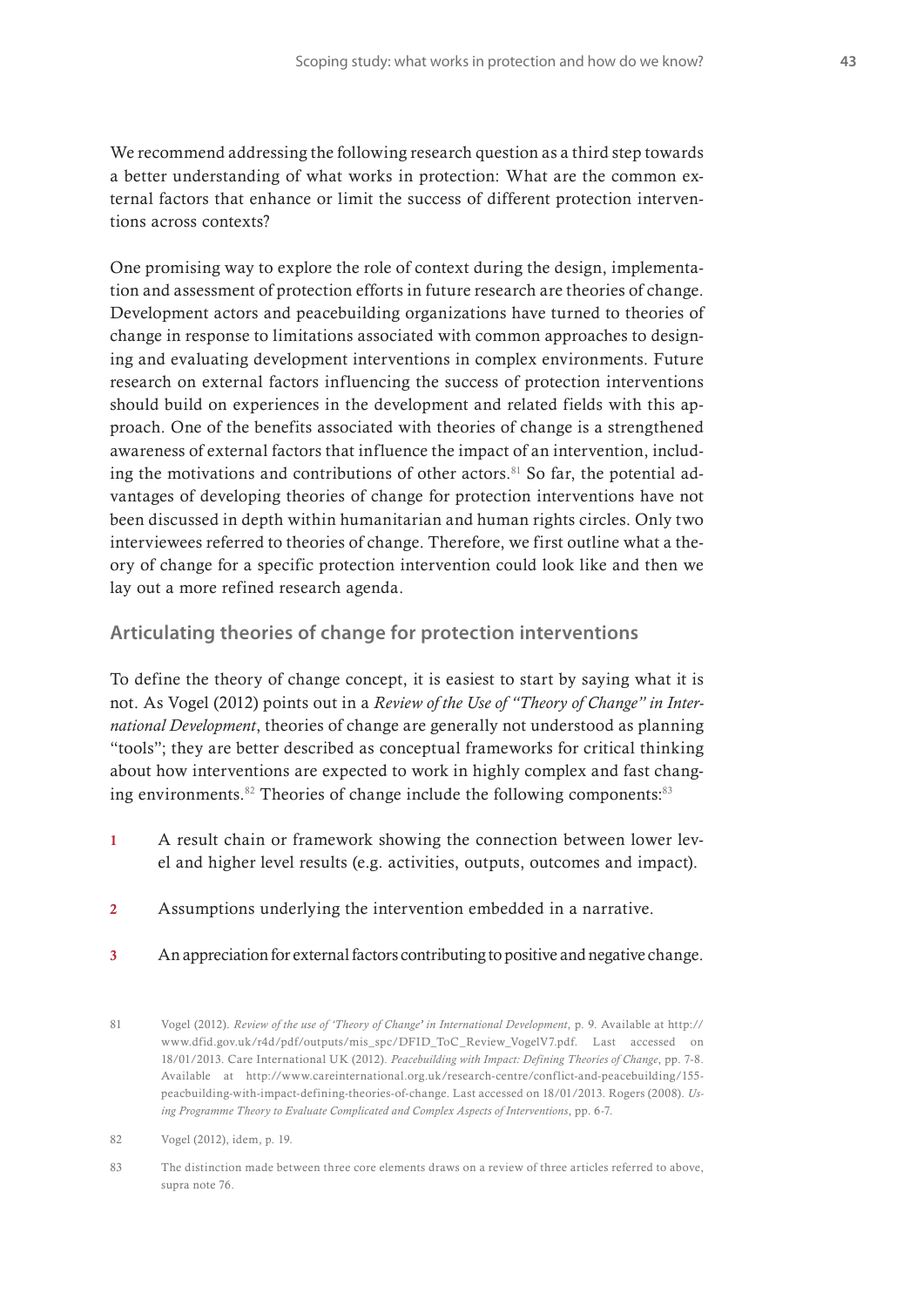We recommend addressing the following research question as a third step towards a better understanding of what works in protection: What are the common external factors that enhance or limit the success of different protection interventions across contexts?

One promising way to explore the role of context during the design, implementation and assessment of protection efforts in future research are theories of change. Development actors and peacebuilding organizations have turned to theories of change in response to limitations associated with common approaches to designing and evaluating development interventions in complex environments. Future research on external factors influencing the success of protection interventions should build on experiences in the development and related fields with this approach. One of the benefits associated with theories of change is a strengthened awareness of external factors that influence the impact of an intervention, including the motivations and contributions of other actors.[81] So far, the potential advantages of developing theories of change for protection interventions have not been discussed in depth within humanitarian and human rights circles. Only two interviewees referred to theories of change. Therefore, we first outline what a theory of change for a specific protection intervention could look like and then we lay out a more refined research agenda.

## Articulating theories of change for protection interventions

To define the theory of change concept, it is easiest to start by saying what it is not. As Vogel (2012) points out in a *Review of the Use of "Theory of Change" in International Development*, theories of change are generally not understood as planning "tools"; they are better described as conceptual frameworks for critical thinking about how interventions are expected to work in highly complex and fast changing environments.[82] Theories of change include the following components:[83]

1. A result chain or framework showing the connection between lower level and higher level results (e.g. activities, outputs, outcomes and impact).
2. Assumptions underlying the intervention embedded in a narrative.
3. An appreciation for external factors contributing to positive and negative change.

---

81 Vogel (2012). *Review of the use of 'Theory of Change' in International Development*, p. 9. Available at http://www.dfid.gov.uk/r4d/pdf/outputs/mis_spc/DFID_ToC_Review_VogelV7.pdf. Last accessed on 18/01/2013. Care International UK (2012). *Peacebuilding with Impact: Defining Theories of Change*, pp. 7-8. Available at http://www.careinternational.org.uk/research-centre/conflict-and-peacebuilding/155-peacbuilding-with-impact-defining-theories-of-change. Last accessed on 18/01/2013. Rogers (2008). *Using Programme Theory to Evaluate Complicated and Complex Aspects of Interventions*, pp. 6-7.

82 Vogel (2012), idem, p. 19.

83 The distinction made between three core elements draws on a review of three articles referred to above, supra note 76.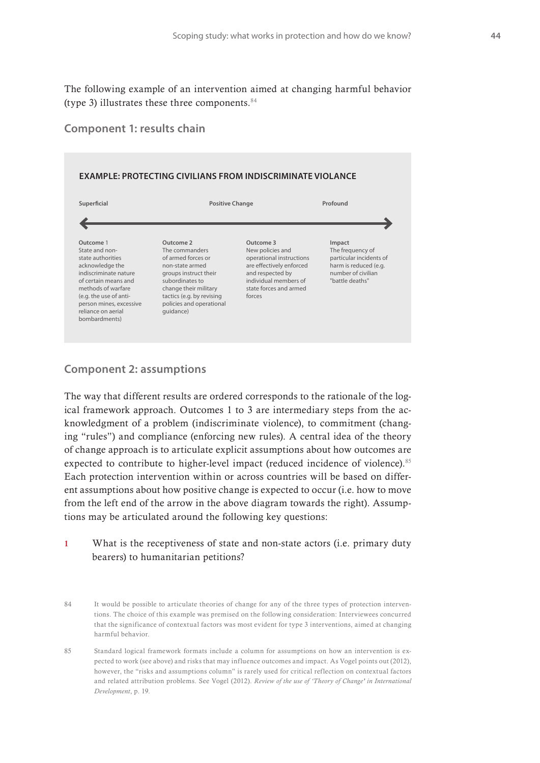The following example of an intervention aimed at changing harmful behavior (type 3) illustrates these three components.[84]

### Component 1: results chain

**EXAMPLE: PROTECTING CIVILIANS FROM INDISCRIMINATE VIOLANCE**

| Superficial | Positive Change | | Profound |
|---|---|---|---|
| **Outcome 1** State and non-state authorities acknowledge the indiscriminate nature of certain means and methods of warfare (e.g. the use of anti-person mines, excessive reliance on aerial bombardments) | **Outcome 2** The commanders of armed forces or non-state armed groups instruct their subordinates to change their military tactics (e.g. by revising policies and operational guidance) | **Outcome 3** New policies and operational instructions are effectively enforced and respected by individual members of state forces and armed forces | **Impact** The frequency of particular incidents of harm is reduced (e.g. number of civilian "battle deaths" |

### Component 2: assumptions

The way that different results are ordered corresponds to the rationale of the logical framework approach. Outcomes 1 to 3 are intermediary steps from the acknowledgment of a problem (indiscriminate violence), to commitment (changing "rules") and compliance (enforcing new rules). A central idea of the theory of change approach is to articulate explicit assumptions about how outcomes are expected to contribute to higher-level impact (reduced incidence of violence).[85] Each protection intervention within or across countries will be based on different assumptions about how positive change is expected to occur (i.e. how to move from the left end of the arrow in the above diagram towards the right). Assumptions may be articulated around the following key questions:

1. What is the receptiveness of state and non-state actors (i.e. primary duty bearers) to humanitarian petitions?

---

84 It would be possible to articulate theories of change for any of the three types of protection interventions. The choice of this example was premised on the following consideration: Interviewees concurred that the significance of contextual factors was most evident for type 3 interventions, aimed at changing harmful behavior.

85 Standard logical framework formats include a column for assumptions on how an intervention is expected to work (see above) and risks that may influence outcomes and impact. As Vogel points out (2012), however, the "risks and assumptions column" is rarely used for critical reflection on contextual factors and related attribution problems. See Vogel (2012). *Review of the use of 'Theory of Change' in International Development*, p. 19.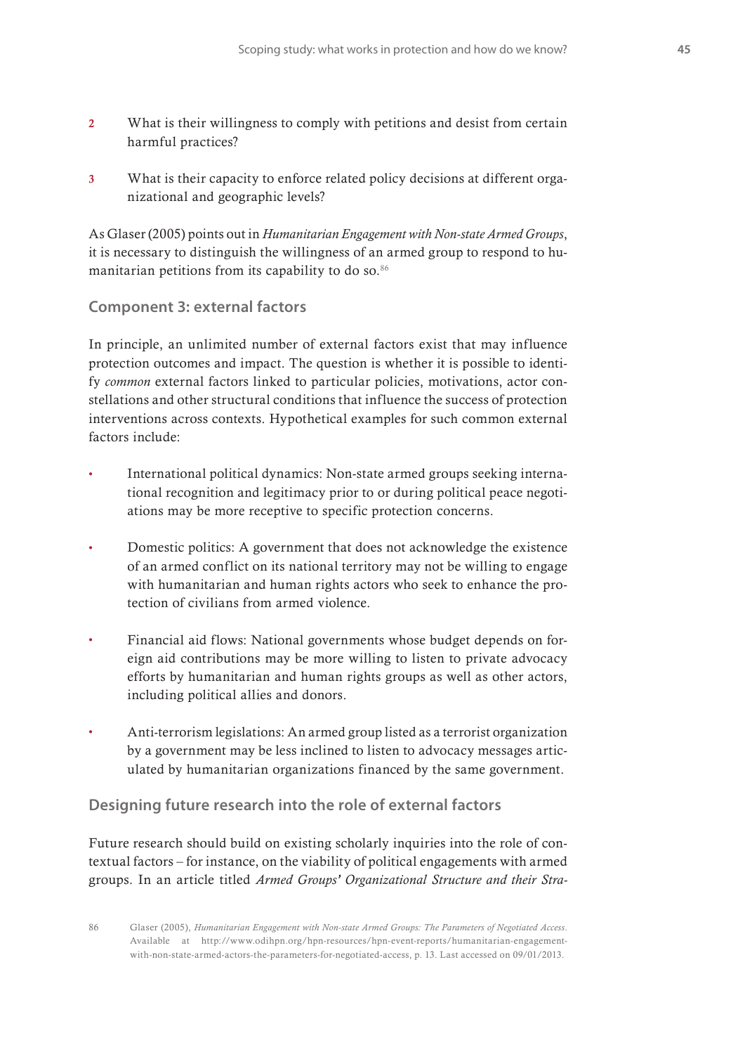2. What is their willingness to comply with petitions and desist from certain harmful practices?

3. What is their capacity to enforce related policy decisions at different organizational and geographic levels?

As Glaser (2005) points out in *Humanitarian Engagement with Non-state Armed Groups*, it is necessary to distinguish the willingness of an armed group to respond to humanitarian petitions from its capability to do so.[86]

### Component 3: external factors

In principle, an unlimited number of external factors exist that may influence protection outcomes and impact. The question is whether it is possible to identify *common* external factors linked to particular policies, motivations, actor constellations and other structural conditions that influence the success of protection interventions across contexts. Hypothetical examples for such common external factors include:

- International political dynamics: Non-state armed groups seeking international recognition and legitimacy prior to or during political peace negotiations may be more receptive to specific protection concerns.

- Domestic politics: A government that does not acknowledge the existence of an armed conflict on its national territory may not be willing to engage with humanitarian and human rights actors who seek to enhance the protection of civilians from armed violence.

- Financial aid flows: National governments whose budget depends on foreign aid contributions may be more willing to listen to private advocacy efforts by humanitarian and human rights groups as well as other actors, including political allies and donors.

- Anti-terrorism legislations: An armed group listed as a terrorist organization by a government may be less inclined to listen to advocacy messages articulated by humanitarian organizations financed by the same government.

### Designing future research into the role of external factors

Future research should build on existing scholarly inquiries into the role of contextual factors – for instance, on the viability of political engagements with armed groups. In an article titled *Armed Groups' Organizational Structure and their Stra-*

86 Glaser (2005), *Humanitarian Engagement with Non-state Armed Groups: The Parameters of Negotiated Access*. Available at http://www.odihpn.org/hpn-resources/hpn-event-reports/humanitarian-engagement-with-non-state-armed-actors-the-parameters-for-negotiated-access, p. 13. Last accessed on 09/01/2013.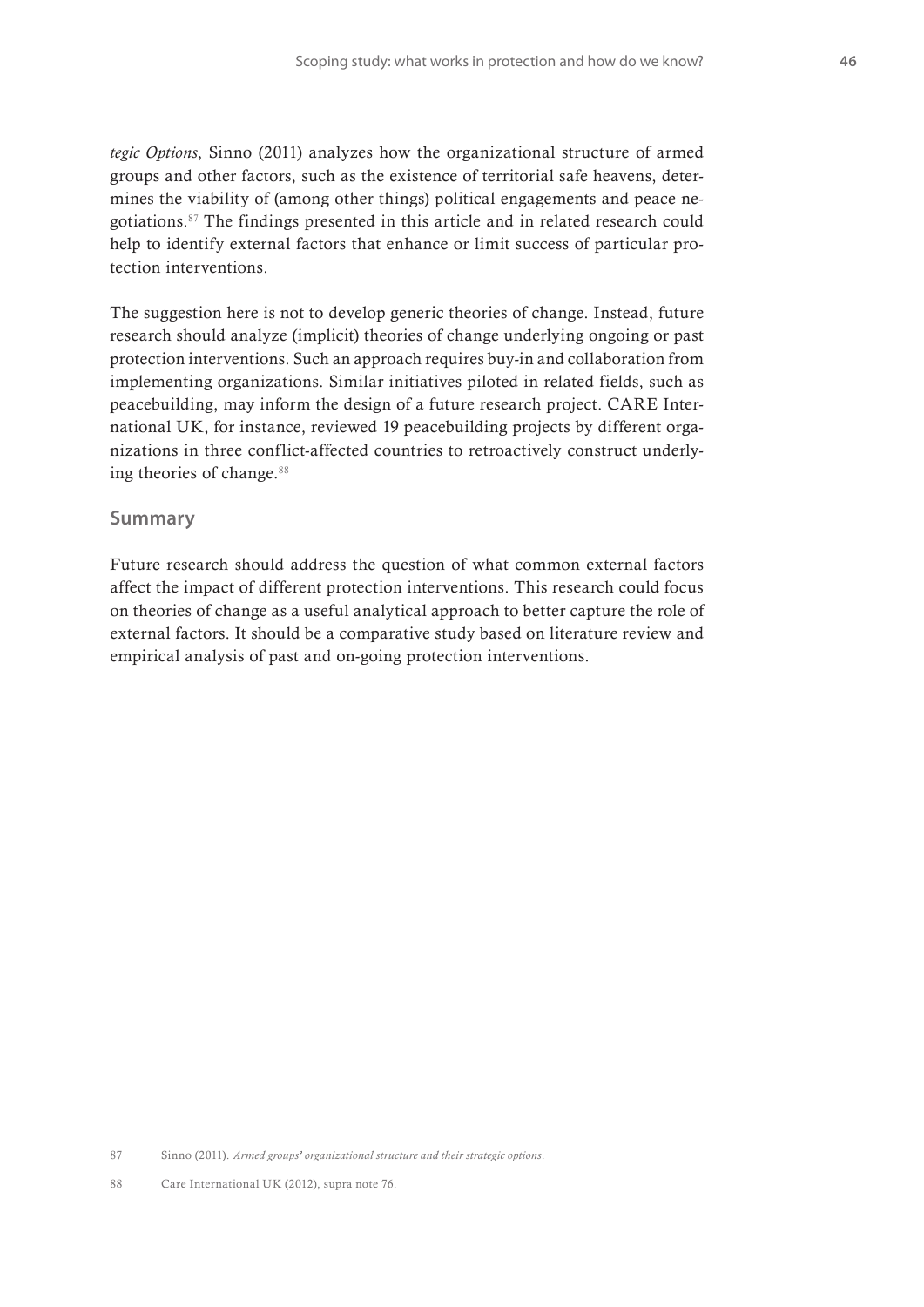*tegic Options*, Sinno (2011) analyzes how the organizational structure of armed groups and other factors, such as the existence of territorial safe heavens, determines the viability of (among other things) political engagements and peace negotiations.[87] The findings presented in this article and in related research could help to identify external factors that enhance or limit success of particular protection interventions.

The suggestion here is not to develop generic theories of change. Instead, future research should analyze (implicit) theories of change underlying ongoing or past protection interventions. Such an approach requires buy-in and collaboration from implementing organizations. Similar initiatives piloted in related fields, such as peacebuilding, may inform the design of a future research project. CARE International UK, for instance, reviewed 19 peacebuilding projects by different organizations in three conflict-affected countries to retroactively construct underlying theories of change.[88]

### Summary

Future research should address the question of what common external factors affect the impact of different protection interventions. This research could focus on theories of change as a useful analytical approach to better capture the role of external factors. It should be a comparative study based on literature review and empirical analysis of past and on-going protection interventions.

87 Sinno (2011). *Armed groups' organizational structure and their strategic options*.

88 Care International UK (2012), supra note 76.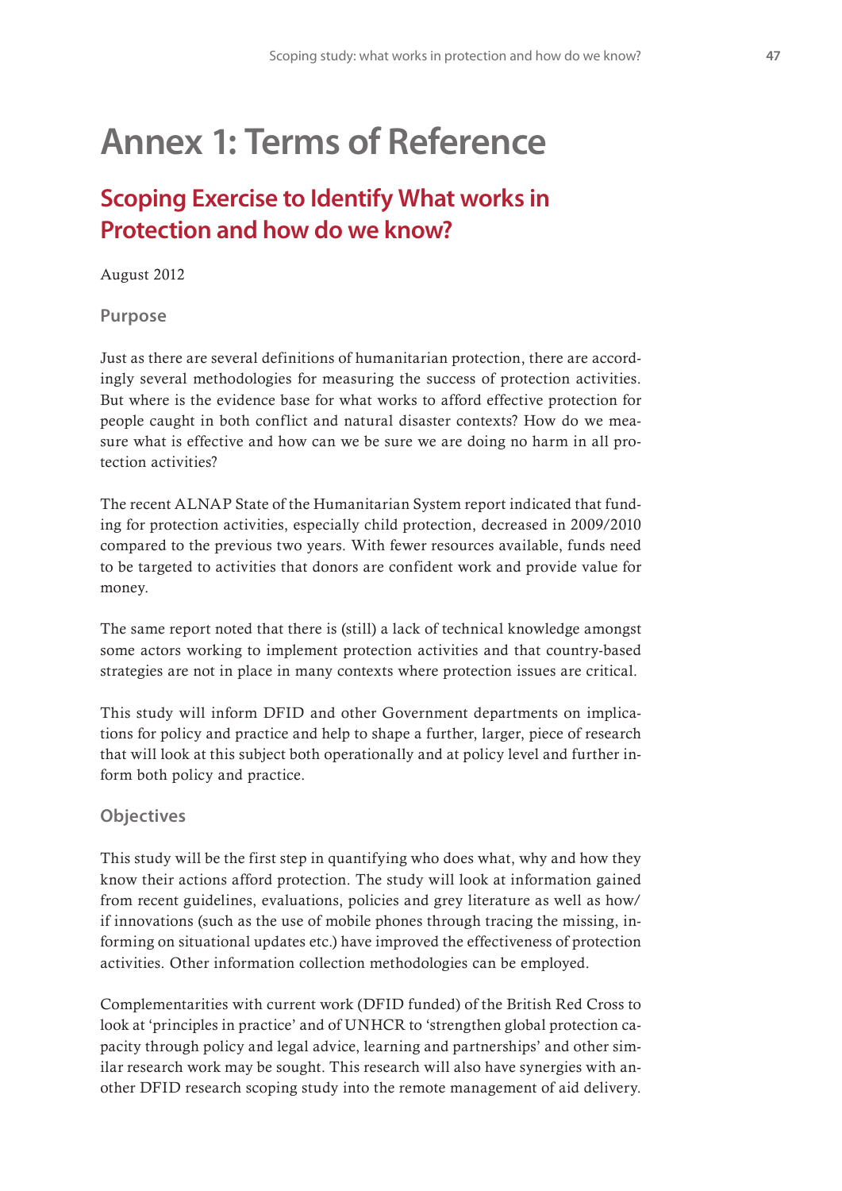# Annex 1: Terms of Reference

## Scoping Exercise to Identify What works in Protection and how do we know?

August 2012

### Purpose

Just as there are several definitions of humanitarian protection, there are accordingly several methodologies for measuring the success of protection activities. But where is the evidence base for what works to afford effective protection for people caught in both conflict and natural disaster contexts? How do we measure what is effective and how can we be sure we are doing no harm in all protection activities?

The recent ALNAP State of the Humanitarian System report indicated that funding for protection activities, especially child protection, decreased in 2009/2010 compared to the previous two years. With fewer resources available, funds need to be targeted to activities that donors are confident work and provide value for money.

The same report noted that there is (still) a lack of technical knowledge amongst some actors working to implement protection activities and that country-based strategies are not in place in many contexts where protection issues are critical.

This study will inform DFID and other Government departments on implications for policy and practice and help to shape a further, larger, piece of research that will look at this subject both operationally and at policy level and further inform both policy and practice.

### Objectives

This study will be the first step in quantifying who does what, why and how they know their actions afford protection. The study will look at information gained from recent guidelines, evaluations, policies and grey literature as well as how/if innovations (such as the use of mobile phones through tracing the missing, informing on situational updates etc.) have improved the effectiveness of protection activities. Other information collection methodologies can be employed.

Complementarities with current work (DFID funded) of the British Red Cross to look at 'principles in practice' and of UNHCR to 'strengthen global protection capacity through policy and legal advice, learning and partnerships' and other similar research work may be sought. This research will also have synergies with another DFID research scoping study into the remote management of aid delivery.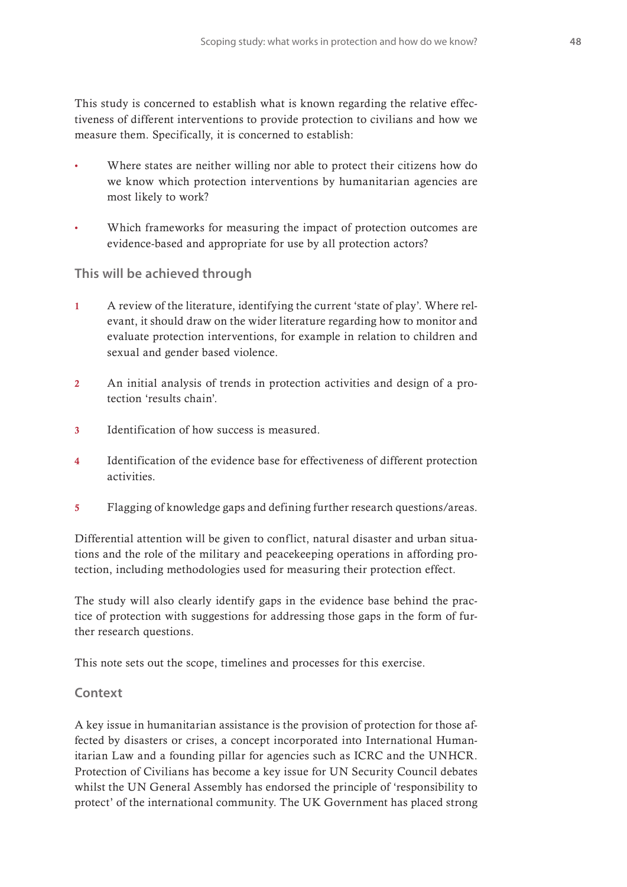This study is concerned to establish what is known regarding the relative effectiveness of different interventions to provide protection to civilians and how we measure them. Specifically, it is concerned to establish:

- Where states are neither willing nor able to protect their citizens how do we know which protection interventions by humanitarian agencies are most likely to work?
- Which frameworks for measuring the impact of protection outcomes are evidence-based and appropriate for use by all protection actors?

### This will be achieved through

1. A review of the literature, identifying the current 'state of play'. Where relevant, it should draw on the wider literature regarding how to monitor and evaluate protection interventions, for example in relation to children and sexual and gender based violence.
2. An initial analysis of trends in protection activities and design of a protection 'results chain'.
3. Identification of how success is measured.
4. Identification of the evidence base for effectiveness of different protection activities.
5. Flagging of knowledge gaps and defining further research questions/areas.

Differential attention will be given to conflict, natural disaster and urban situations and the role of the military and peacekeeping operations in affording protection, including methodologies used for measuring their protection effect.

The study will also clearly identify gaps in the evidence base behind the practice of protection with suggestions for addressing those gaps in the form of further research questions.

This note sets out the scope, timelines and processes for this exercise.

### Context

A key issue in humanitarian assistance is the provision of protection for those affected by disasters or crises, a concept incorporated into International Humanitarian Law and a founding pillar for agencies such as ICRC and the UNHCR. Protection of Civilians has become a key issue for UN Security Council debates whilst the UN General Assembly has endorsed the principle of 'responsibility to protect' of the international community. The UK Government has placed strong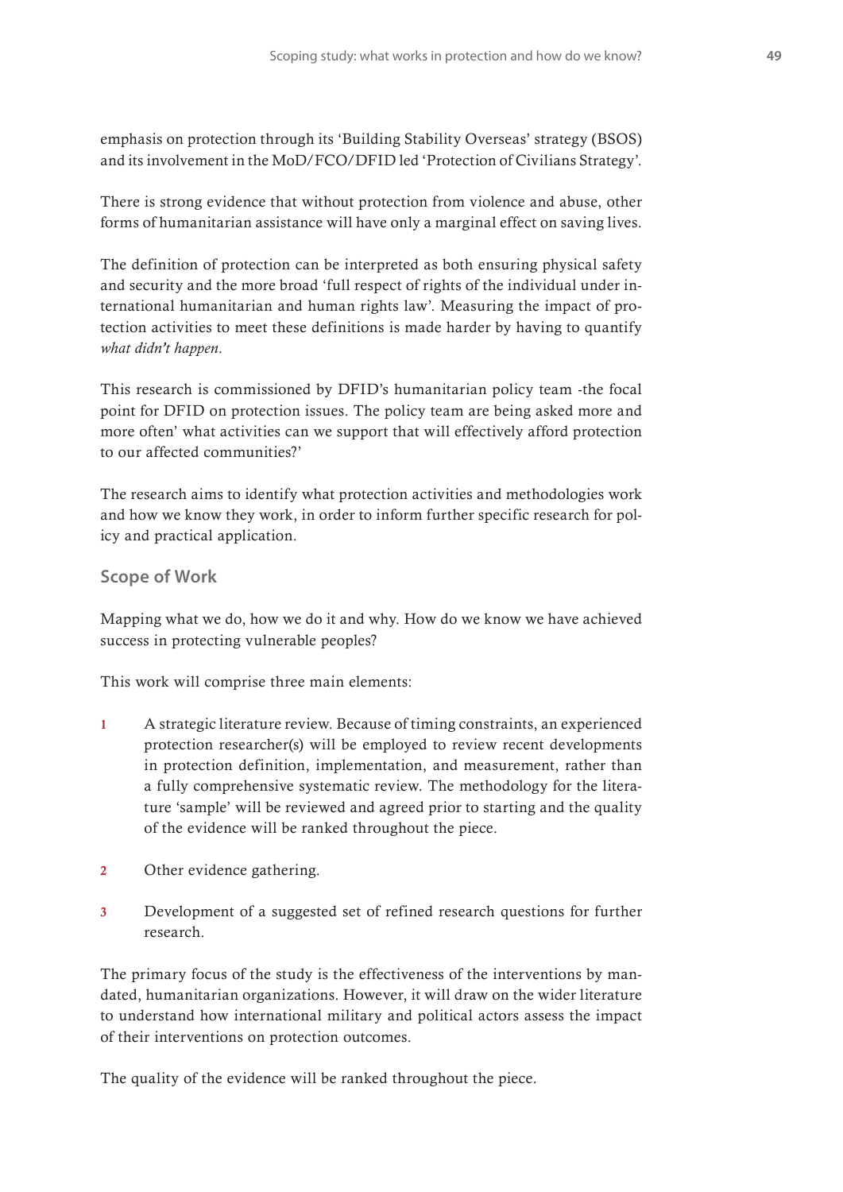emphasis on protection through its 'Building Stability Overseas' strategy (BSOS) and its involvement in the MoD/FCO/DFID led 'Protection of Civilians Strategy'.

There is strong evidence that without protection from violence and abuse, other forms of humanitarian assistance will have only a marginal effect on saving lives.

The definition of protection can be interpreted as both ensuring physical safety and security and the more broad 'full respect of rights of the individual under international humanitarian and human rights law'. Measuring the impact of protection activities to meet these definitions is made harder by having to quantify *what didn't happen*.

This research is commissioned by DFID's humanitarian policy team -the focal point for DFID on protection issues. The policy team are being asked more and more often' what activities can we support that will effectively afford protection to our affected communities?'

The research aims to identify what protection activities and methodologies work and how we know they work, in order to inform further specific research for policy and practical application.

### Scope of Work

Mapping what we do, how we do it and why. How do we know we have achieved success in protecting vulnerable peoples?

This work will comprise three main elements:

1. A strategic literature review. Because of timing constraints, an experienced protection researcher(s) will be employed to review recent developments in protection definition, implementation, and measurement, rather than a fully comprehensive systematic review. The methodology for the literature 'sample' will be reviewed and agreed prior to starting and the quality of the evidence will be ranked throughout the piece.

2. Other evidence gathering.

3. Development of a suggested set of refined research questions for further research.

The primary focus of the study is the effectiveness of the interventions by mandated, humanitarian organizations. However, it will draw on the wider literature to understand how international military and political actors assess the impact of their interventions on protection outcomes.

The quality of the evidence will be ranked throughout the piece.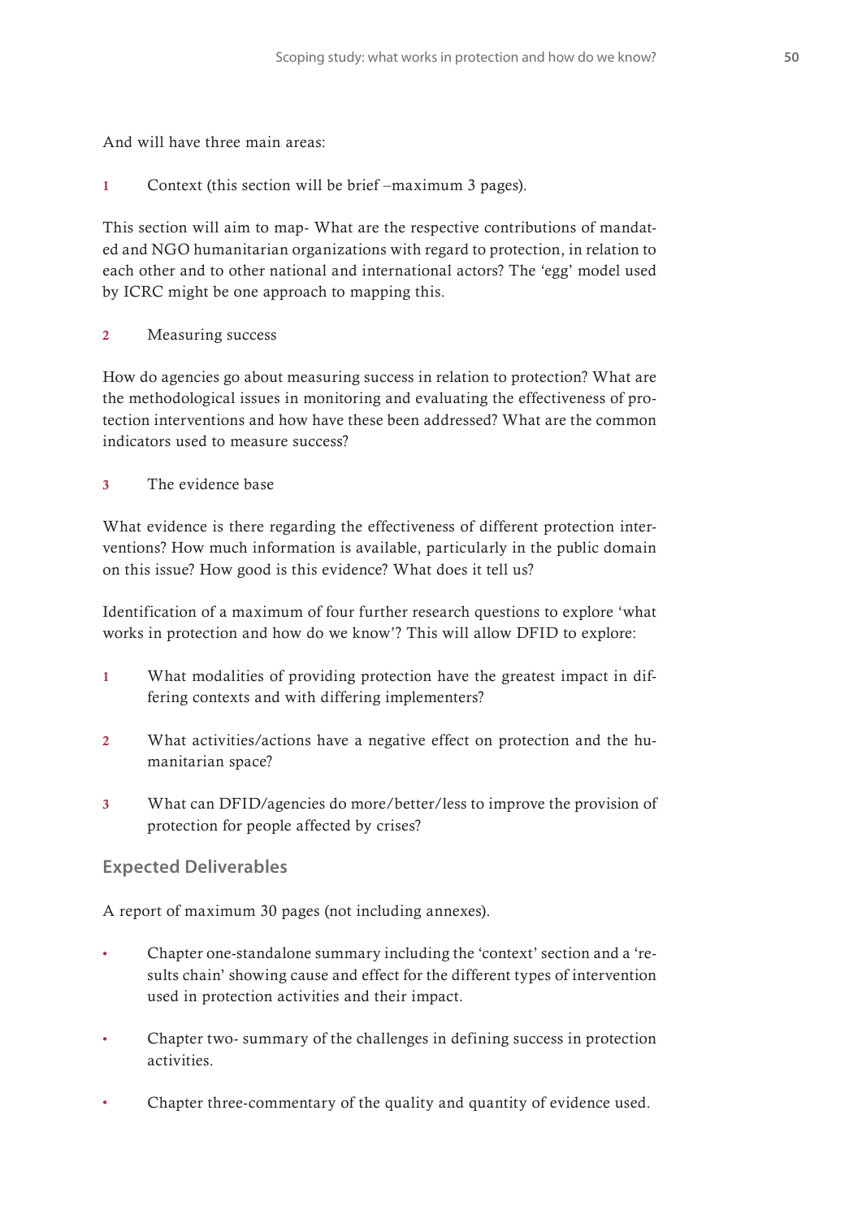And will have three main areas:

1. Context (this section will be brief –maximum 3 pages).

This section will aim to map- What are the respective contributions of mandated and NGO humanitarian organizations with regard to protection, in relation to each other and to other national and international actors? The 'egg' model used by ICRC might be one approach to mapping this.

2. Measuring success

How do agencies go about measuring success in relation to protection? What are the methodological issues in monitoring and evaluating the effectiveness of protection interventions and how have these been addressed? What are the common indicators used to measure success?

3. The evidence base

What evidence is there regarding the effectiveness of different protection interventions? How much information is available, particularly in the public domain on this issue? How good is this evidence? What does it tell us?

Identification of a maximum of four further research questions to explore 'what works in protection and how do we know'? This will allow DFID to explore:

1. What modalities of providing protection have the greatest impact in differing contexts and with differing implementers?

2. What activities/actions have a negative effect on protection and the humanitarian space?

3. What can DFID/agencies do more/better/less to improve the provision of protection for people affected by crises?

## Expected Deliverables

A report of maximum 30 pages (not including annexes).

- Chapter one-standalone summary including the 'context' section and a 'results chain' showing cause and effect for the different types of intervention used in protection activities and their impact.
- Chapter two- summary of the challenges in defining success in protection activities.
- Chapter three-commentary of the quality and quantity of evidence used.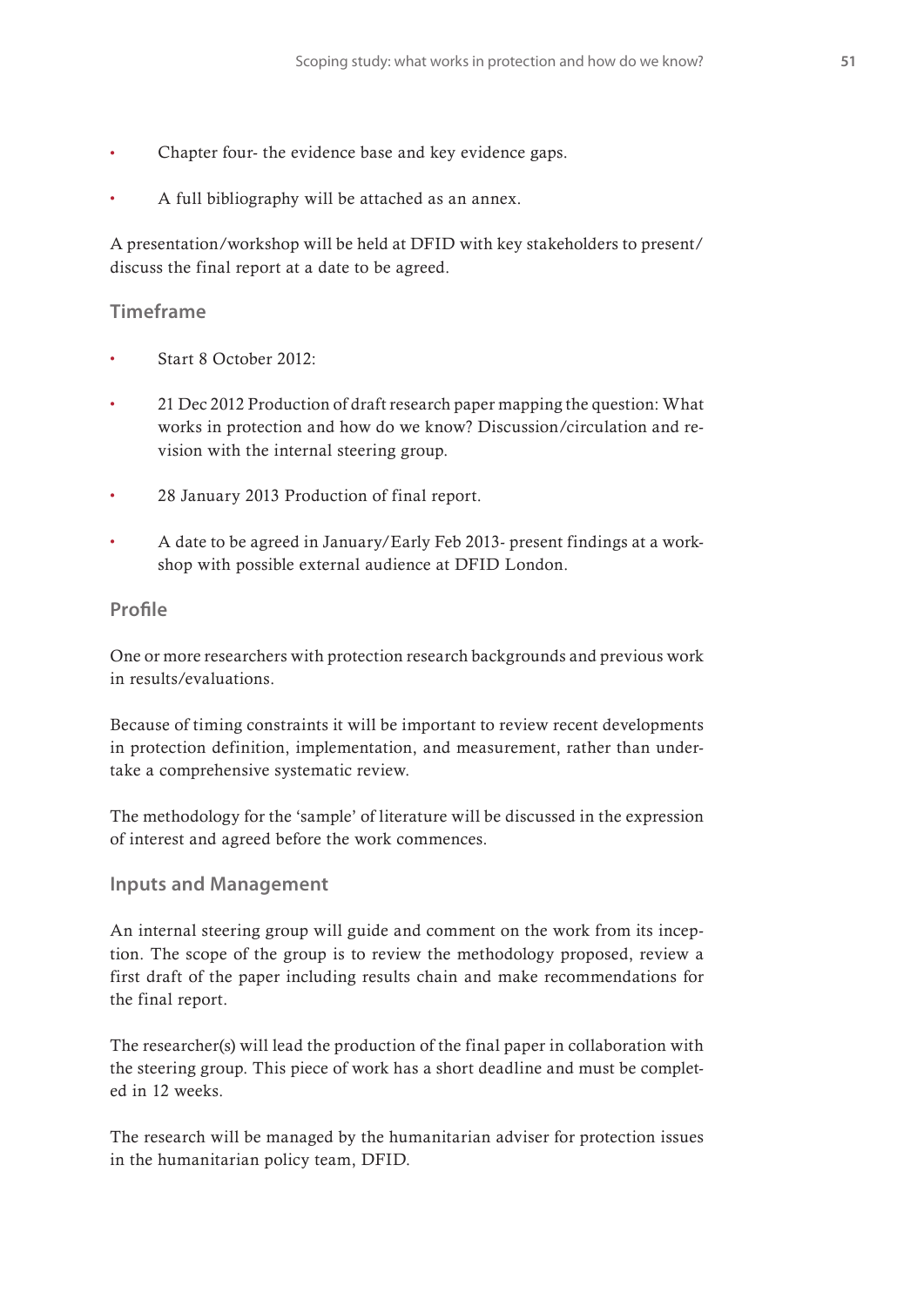- Chapter four- the evidence base and key evidence gaps.
- A full bibliography will be attached as an annex.

A presentation/workshop will be held at DFID with key stakeholders to present/discuss the final report at a date to be agreed.

### Timeframe

- Start 8 October 2012:
- 21 Dec 2012 Production of draft research paper mapping the question: What works in protection and how do we know? Discussion/circulation and revision with the internal steering group.
- 28 January 2013 Production of final report.
- A date to be agreed in January/Early Feb 2013- present findings at a workshop with possible external audience at DFID London.

### Profile

One or more researchers with protection research backgrounds and previous work in results/evaluations.

Because of timing constraints it will be important to review recent developments in protection definition, implementation, and measurement, rather than undertake a comprehensive systematic review.

The methodology for the 'sample' of literature will be discussed in the expression of interest and agreed before the work commences.

### Inputs and Management

An internal steering group will guide and comment on the work from its inception. The scope of the group is to review the methodology proposed, review a first draft of the paper including results chain and make recommendations for the final report.

The researcher(s) will lead the production of the final paper in collaboration with the steering group. This piece of work has a short deadline and must be completed in 12 weeks.

The research will be managed by the humanitarian adviser for protection issues in the humanitarian policy team, DFID.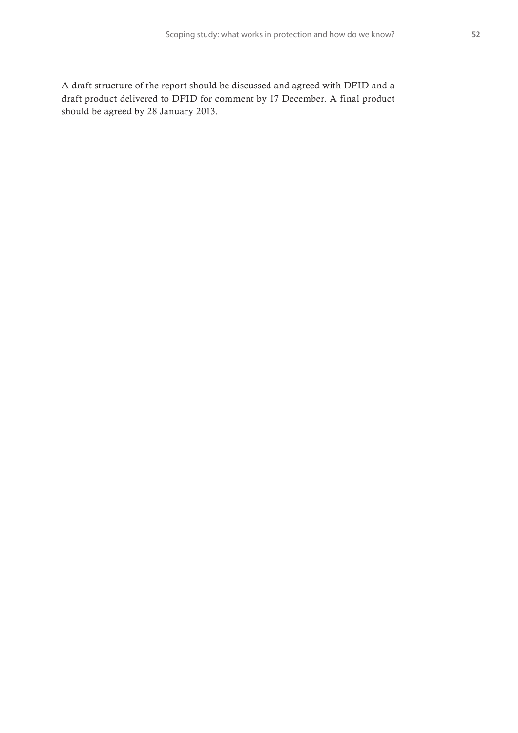A draft structure of the report should be discussed and agreed with DFID and a draft product delivered to DFID for comment by 17 December. A final product should be agreed by 28 January 2013.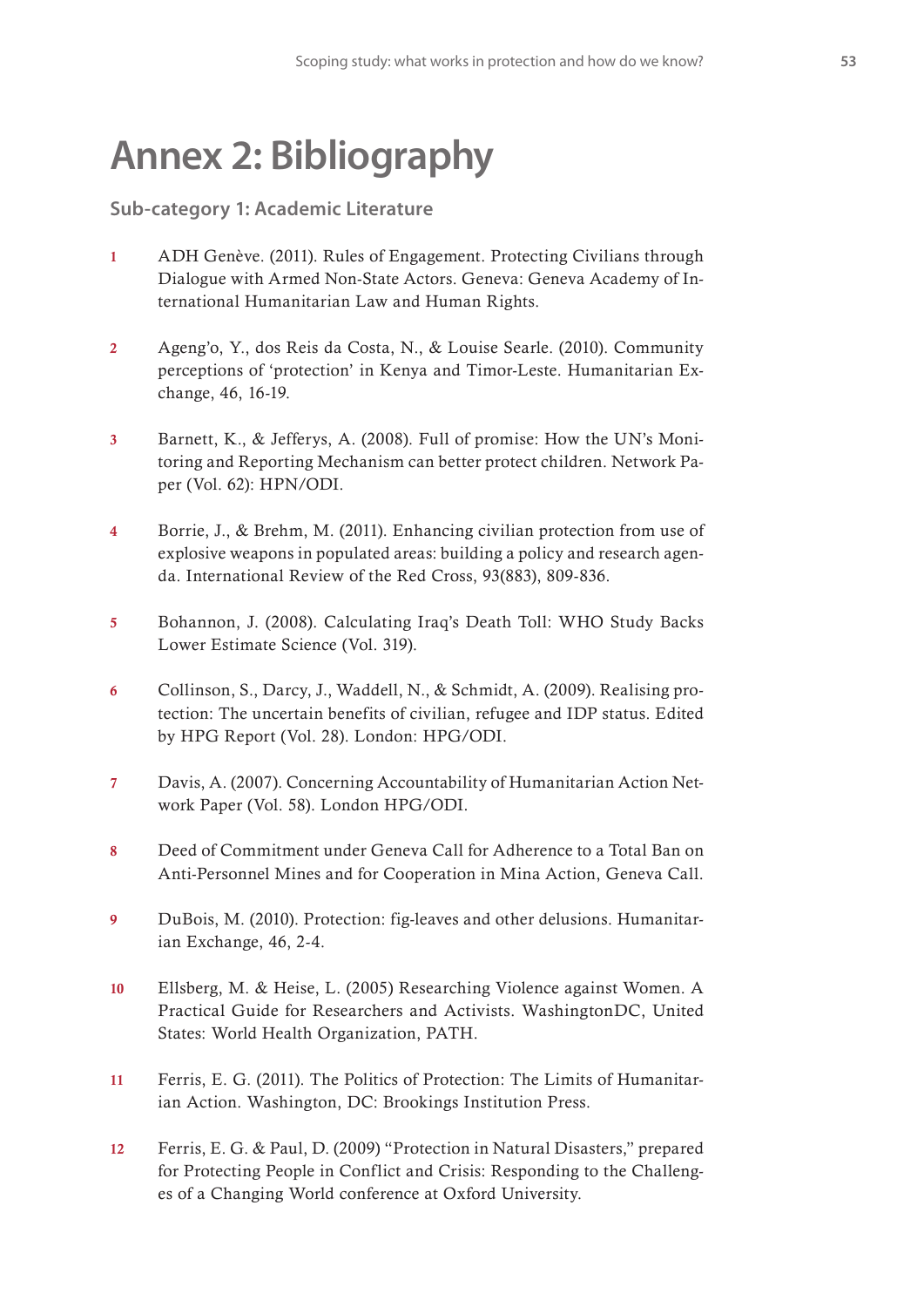# Annex 2: Bibliography

## Sub-category 1: Academic Literature

1. ADH Genève. (2011). Rules of Engagement. Protecting Civilians through Dialogue with Armed Non-State Actors. Geneva: Geneva Academy of International Humanitarian Law and Human Rights.

2. Ageng'o, Y., dos Reis da Costa, N., & Louise Searle. (2010). Community perceptions of 'protection' in Kenya and Timor-Leste. Humanitarian Exchange, 46, 16-19.

3. Barnett, K., & Jefferys, A. (2008). Full of promise: How the UN's Monitoring and Reporting Mechanism can better protect children. Network Paper (Vol. 62): HPN/ODI.

4. Borrie, J., & Brehm, M. (2011). Enhancing civilian protection from use of explosive weapons in populated areas: building a policy and research agenda. International Review of the Red Cross, 93(883), 809-836.

5. Bohannon, J. (2008). Calculating Iraq's Death Toll: WHO Study Backs Lower Estimate Science (Vol. 319).

6. Collinson, S., Darcy, J., Waddell, N., & Schmidt, A. (2009). Realising protection: The uncertain benefits of civilian, refugee and IDP status. Edited by HPG Report (Vol. 28). London: HPG/ODI.

7. Davis, A. (2007). Concerning Accountability of Humanitarian Action Network Paper (Vol. 58). London HPG/ODI.

8. Deed of Commitment under Geneva Call for Adherence to a Total Ban on Anti-Personnel Mines and for Cooperation in Mina Action, Geneva Call.

9. DuBois, M. (2010). Protection: fig-leaves and other delusions. Humanitarian Exchange, 46, 2-4.

10. Ellsberg, M. & Heise, L. (2005) Researching Violence against Women. A Practical Guide for Researchers and Activists. WashingtonDC, United States: World Health Organization, PATH.

11. Ferris, E. G. (2011). The Politics of Protection: The Limits of Humanitarian Action. Washington, DC: Brookings Institution Press.

12. Ferris, E. G. & Paul, D. (2009) "Protection in Natural Disasters," prepared for Protecting People in Conflict and Crisis: Responding to the Challenges of a Changing World conference at Oxford University.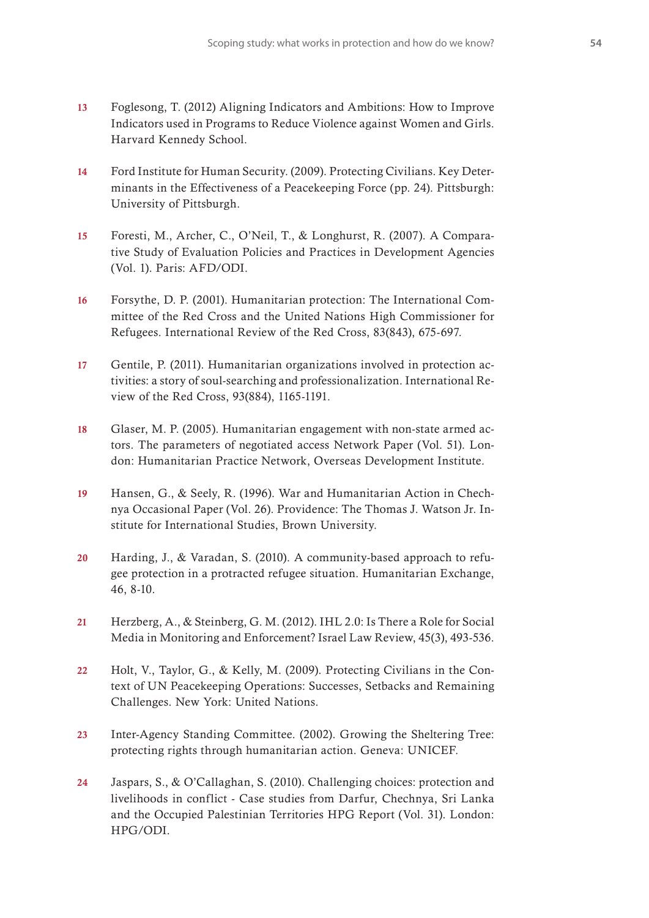13 Foglesong, T. (2012) Aligning Indicators and Ambitions: How to Improve Indicators used in Programs to Reduce Violence against Women and Girls. Harvard Kennedy School.

14 Ford Institute for Human Security. (2009). Protecting Civilians. Key Determinants in the Effectiveness of a Peacekeeping Force (pp. 24). Pittsburgh: University of Pittsburgh.

15 Foresti, M., Archer, C., O'Neil, T., & Longhurst, R. (2007). A Comparative Study of Evaluation Policies and Practices in Development Agencies (Vol. 1). Paris: AFD/ODI.

16 Forsythe, D. P. (2001). Humanitarian protection: The International Committee of the Red Cross and the United Nations High Commissioner for Refugees. International Review of the Red Cross, 83(843), 675-697.

17 Gentile, P. (2011). Humanitarian organizations involved in protection activities: a story of soul-searching and professionalization. International Review of the Red Cross, 93(884), 1165-1191.

18 Glaser, M. P. (2005). Humanitarian engagement with non-state armed actors. The parameters of negotiated access Network Paper (Vol. 51). London: Humanitarian Practice Network, Overseas Development Institute.

19 Hansen, G., & Seely, R. (1996). War and Humanitarian Action in Chechnya Occasional Paper (Vol. 26). Providence: The Thomas J. Watson Jr. Institute for International Studies, Brown University.

20 Harding, J., & Varadan, S. (2010). A community-based approach to refugee protection in a protracted refugee situation. Humanitarian Exchange, 46, 8-10.

21 Herzberg, A., & Steinberg, G. M. (2012). IHL 2.0: Is There a Role for Social Media in Monitoring and Enforcement? Israel Law Review, 45(3), 493-536.

22 Holt, V., Taylor, G., & Kelly, M. (2009). Protecting Civilians in the Context of UN Peacekeeping Operations: Successes, Setbacks and Remaining Challenges. New York: United Nations.

23 Inter-Agency Standing Committee. (2002). Growing the Sheltering Tree: protecting rights through humanitarian action. Geneva: UNICEF.

24 Jaspars, S., & O'Callaghan, S. (2010). Challenging choices: protection and livelihoods in conflict - Case studies from Darfur, Chechnya, Sri Lanka and the Occupied Palestinian Territories HPG Report (Vol. 31). London: HPG/ODI.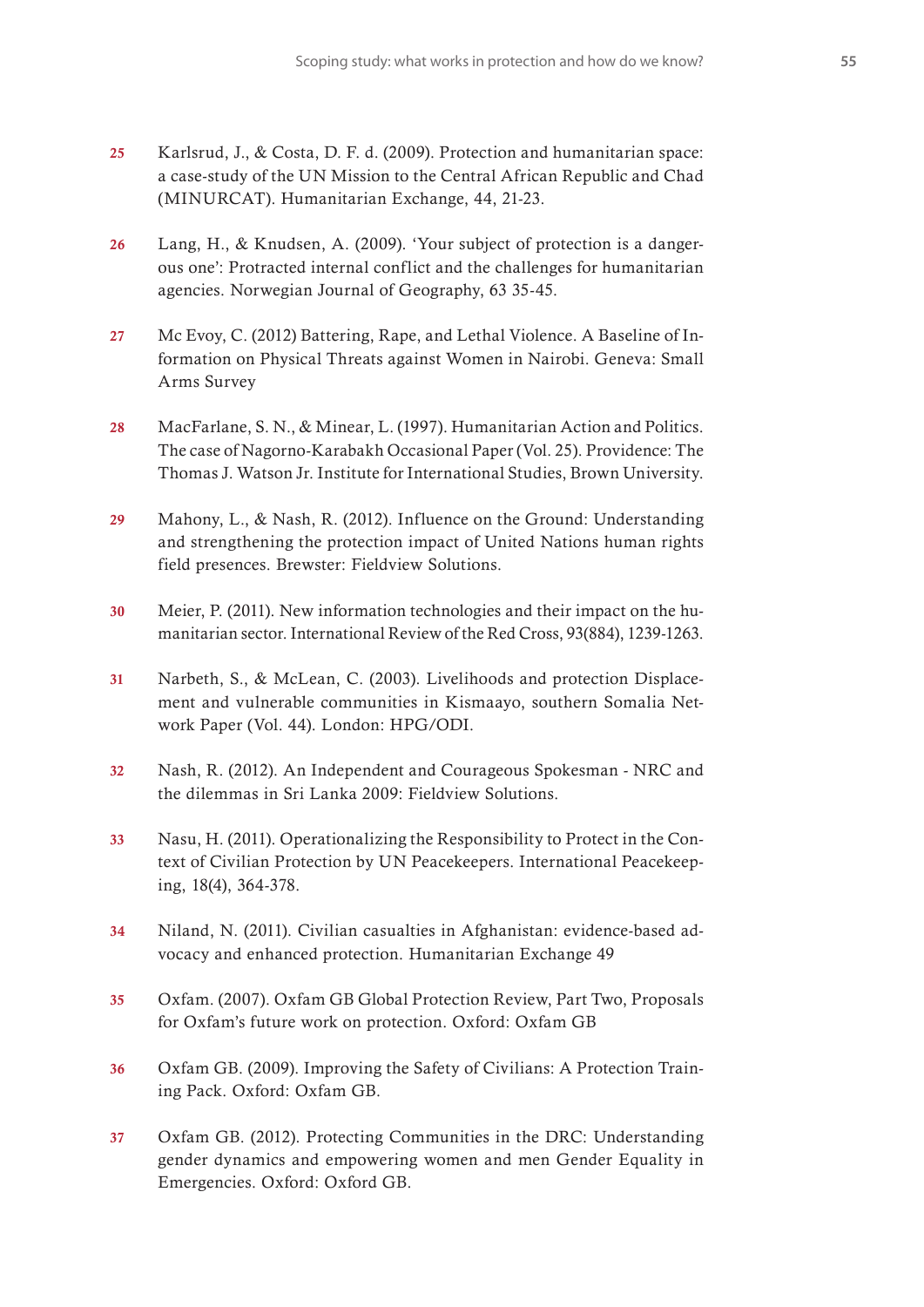25 Karlsrud, J., & Costa, D. F. d. (2009). Protection and humanitarian space: a case-study of the UN Mission to the Central African Republic and Chad (MINURCAT). Humanitarian Exchange, 44, 21-23.

26 Lang, H., & Knudsen, A. (2009). 'Your subject of protection is a dangerous one': Protracted internal conflict and the challenges for humanitarian agencies. Norwegian Journal of Geography, 63 35-45.

27 Mc Evoy, C. (2012) Battering, Rape, and Lethal Violence. A Baseline of Information on Physical Threats against Women in Nairobi. Geneva: Small Arms Survey

28 MacFarlane, S. N., & Minear, L. (1997). Humanitarian Action and Politics. The case of Nagorno-Karabakh Occasional Paper (Vol. 25). Providence: The Thomas J. Watson Jr. Institute for International Studies, Brown University.

29 Mahony, L., & Nash, R. (2012). Influence on the Ground: Understanding and strengthening the protection impact of United Nations human rights field presences. Brewster: Fieldview Solutions.

30 Meier, P. (2011). New information technologies and their impact on the humanitarian sector. International Review of the Red Cross, 93(884), 1239-1263.

31 Narbeth, S., & McLean, C. (2003). Livelihoods and protection Displacement and vulnerable communities in Kismaayo, southern Somalia Network Paper (Vol. 44). London: HPG/ODI.

32 Nash, R. (2012). An Independent and Courageous Spokesman - NRC and the dilemmas in Sri Lanka 2009: Fieldview Solutions.

33 Nasu, H. (2011). Operationalizing the Responsibility to Protect in the Context of Civilian Protection by UN Peacekeepers. International Peacekeeping, 18(4), 364-378.

34 Niland, N. (2011). Civilian casualties in Afghanistan: evidence-based advocacy and enhanced protection. Humanitarian Exchange 49

35 Oxfam. (2007). Oxfam GB Global Protection Review, Part Two, Proposals for Oxfam's future work on protection. Oxford: Oxfam GB

36 Oxfam GB. (2009). Improving the Safety of Civilians: A Protection Training Pack. Oxford: Oxfam GB.

37 Oxfam GB. (2012). Protecting Communities in the DRC: Understanding gender dynamics and empowering women and men Gender Equality in Emergencies. Oxford: Oxford GB.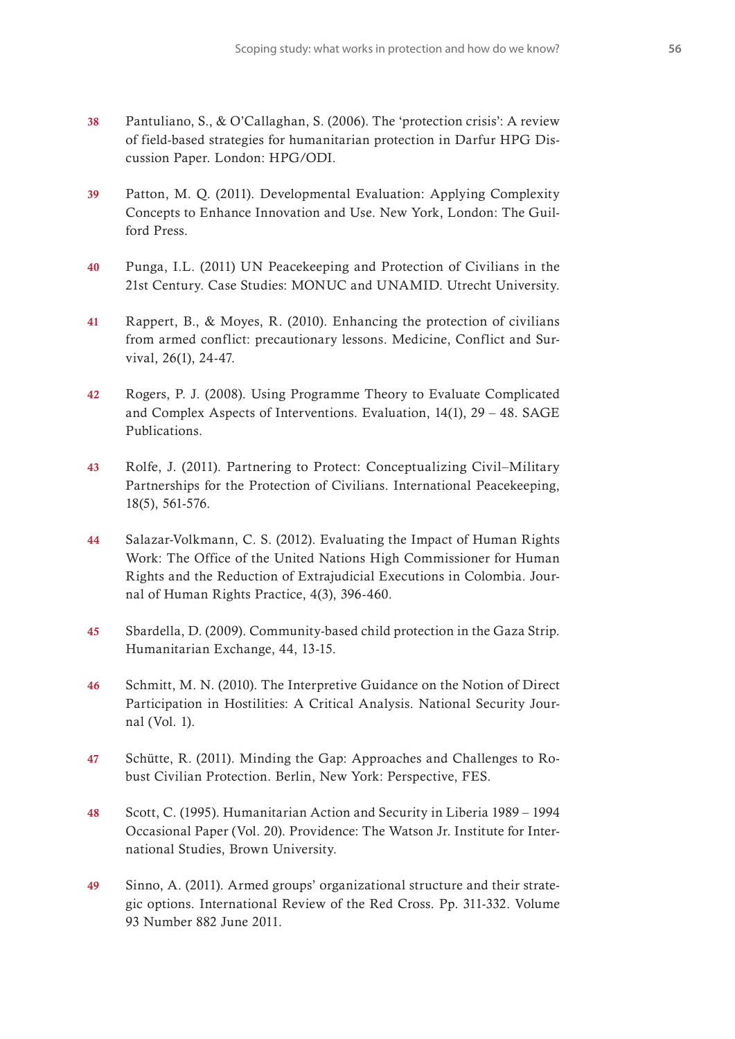38 Pantuliano, S., & O'Callaghan, S. (2006). The 'protection crisis': A review of field-based strategies for humanitarian protection in Darfur HPG Discussion Paper. London: HPG/ODI.

39 Patton, M. Q. (2011). Developmental Evaluation: Applying Complexity Concepts to Enhance Innovation and Use. New York, London: The Guilford Press.

40 Punga, I.L. (2011) UN Peacekeeping and Protection of Civilians in the 21st Century. Case Studies: MONUC and UNAMID. Utrecht University.

41 Rappert, B., & Moyes, R. (2010). Enhancing the protection of civilians from armed conflict: precautionary lessons. Medicine, Conflict and Survival, 26(1), 24-47.

42 Rogers, P. J. (2008). Using Programme Theory to Evaluate Complicated and Complex Aspects of Interventions. Evaluation, 14(1), 29 – 48. SAGE Publications.

43 Rolfe, J. (2011). Partnering to Protect: Conceptualizing Civil–Military Partnerships for the Protection of Civilians. International Peacekeeping, 18(5), 561-576.

44 Salazar-Volkmann, C. S. (2012). Evaluating the Impact of Human Rights Work: The Office of the United Nations High Commissioner for Human Rights and the Reduction of Extrajudicial Executions in Colombia. Journal of Human Rights Practice, 4(3), 396-460.

45 Sbardella, D. (2009). Community-based child protection in the Gaza Strip. Humanitarian Exchange, 44, 13-15.

46 Schmitt, M. N. (2010). The Interpretive Guidance on the Notion of Direct Participation in Hostilities: A Critical Analysis. National Security Journal (Vol. 1).

47 Schütte, R. (2011). Minding the Gap: Approaches and Challenges to Robust Civilian Protection. Berlin, New York: Perspective, FES.

48 Scott, C. (1995). Humanitarian Action and Security in Liberia 1989 – 1994 Occasional Paper (Vol. 20). Providence: The Watson Jr. Institute for International Studies, Brown University.

49 Sinno, A. (2011). Armed groups' organizational structure and their strategic options. International Review of the Red Cross. Pp. 311-332. Volume 93 Number 882 June 2011.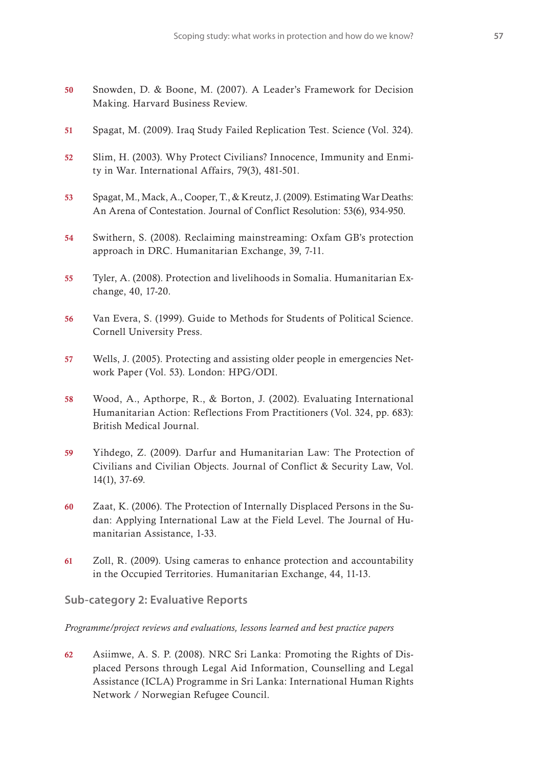50 Snowden, D. & Boone, M. (2007). A Leader's Framework for Decision Making. Harvard Business Review.

51 Spagat, M. (2009). Iraq Study Failed Replication Test. Science (Vol. 324).

52 Slim, H. (2003). Why Protect Civilians? Innocence, Immunity and Enmity in War. International Affairs, 79(3), 481-501.

53 Spagat, M., Mack, A., Cooper, T., & Kreutz, J. (2009). Estimating War Deaths: An Arena of Contestation. Journal of Conflict Resolution: 53(6), 934-950.

54 Swithern, S. (2008). Reclaiming mainstreaming: Oxfam GB's protection approach in DRC. Humanitarian Exchange, 39, 7-11.

55 Tyler, A. (2008). Protection and livelihoods in Somalia. Humanitarian Exchange, 40, 17-20.

56 Van Evera, S. (1999). Guide to Methods for Students of Political Science. Cornell University Press.

57 Wells, J. (2005). Protecting and assisting older people in emergencies Network Paper (Vol. 53). London: HPG/ODI.

58 Wood, A., Apthorpe, R., & Borton, J. (2002). Evaluating International Humanitarian Action: Reflections From Practitioners (Vol. 324, pp. 683): British Medical Journal.

59 Yihdego, Z. (2009). Darfur and Humanitarian Law: The Protection of Civilians and Civilian Objects. Journal of Conflict & Security Law, Vol. 14(1), 37-69.

60 Zaat, K. (2006). The Protection of Internally Displaced Persons in the Sudan: Applying International Law at the Field Level. The Journal of Humanitarian Assistance, 1-33.

61 Zoll, R. (2009). Using cameras to enhance protection and accountability in the Occupied Territories. Humanitarian Exchange, 44, 11-13.

### Sub-category 2: Evaluative Reports

*Programme/project reviews and evaluations, lessons learned and best practice papers*

62 Asiimwe, A. S. P. (2008). NRC Sri Lanka: Promoting the Rights of Displaced Persons through Legal Aid Information, Counselling and Legal Assistance (ICLA) Programme in Sri Lanka: International Human Rights Network / Norwegian Refugee Council.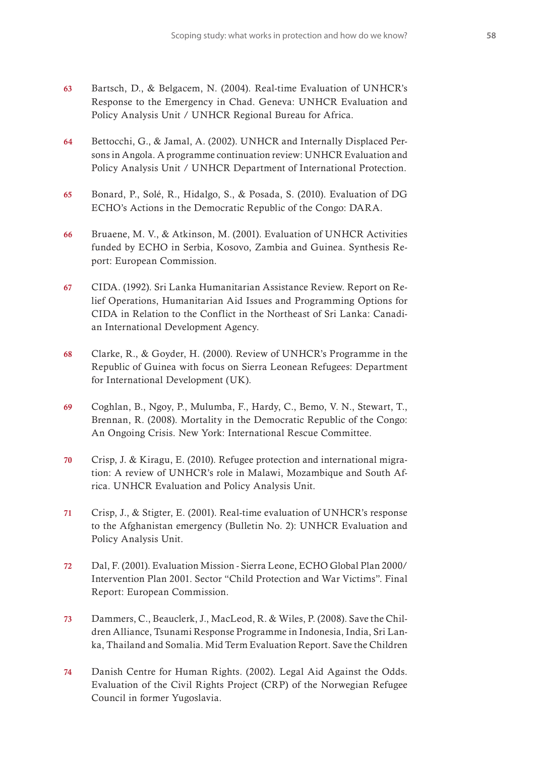63 Bartsch, D., & Belgacem, N. (2004). Real-time Evaluation of UNHCR's Response to the Emergency in Chad. Geneva: UNHCR Evaluation and Policy Analysis Unit / UNHCR Regional Bureau for Africa.

64 Bettocchi, G., & Jamal, A. (2002). UNHCR and Internally Displaced Persons in Angola. A programme continuation review: UNHCR Evaluation and Policy Analysis Unit / UNHCR Department of International Protection.

65 Bonard, P., Solé, R., Hidalgo, S., & Posada, S. (2010). Evaluation of DG ECHO's Actions in the Democratic Republic of the Congo: DARA.

66 Bruaene, M. V., & Atkinson, M. (2001). Evaluation of UNHCR Activities funded by ECHO in Serbia, Kosovo, Zambia and Guinea. Synthesis Report: European Commission.

67 CIDA. (1992). Sri Lanka Humanitarian Assistance Review. Report on Relief Operations, Humanitarian Aid Issues and Programming Options for CIDA in Relation to the Conflict in the Northeast of Sri Lanka: Canadian International Development Agency.

68 Clarke, R., & Goyder, H. (2000). Review of UNHCR's Programme in the Republic of Guinea with focus on Sierra Leonean Refugees: Department for International Development (UK).

69 Coghlan, B., Ngoy, P., Mulumba, F., Hardy, C., Bemo, V. N., Stewart, T., Brennan, R. (2008). Mortality in the Democratic Republic of the Congo: An Ongoing Crisis. New York: International Rescue Committee.

70 Crisp, J. & Kiragu, E. (2010). Refugee protection and international migration: A review of UNHCR's role in Malawi, Mozambique and South Africa. UNHCR Evaluation and Policy Analysis Unit.

71 Crisp, J., & Stigter, E. (2001). Real-time evaluation of UNHCR's response to the Afghanistan emergency (Bulletin No. 2): UNHCR Evaluation and Policy Analysis Unit.

72 Dal, F. (2001). Evaluation Mission - Sierra Leone, ECHO Global Plan 2000/ Intervention Plan 2001. Sector "Child Protection and War Victims". Final Report: European Commission.

73 Dammers, C., Beauclerk, J., MacLeod, R. & Wiles, P. (2008). Save the Children Alliance, Tsunami Response Programme in Indonesia, India, Sri Lanka, Thailand and Somalia. Mid Term Evaluation Report. Save the Children

74 Danish Centre for Human Rights. (2002). Legal Aid Against the Odds. Evaluation of the Civil Rights Project (CRP) of the Norwegian Refugee Council in former Yugoslavia.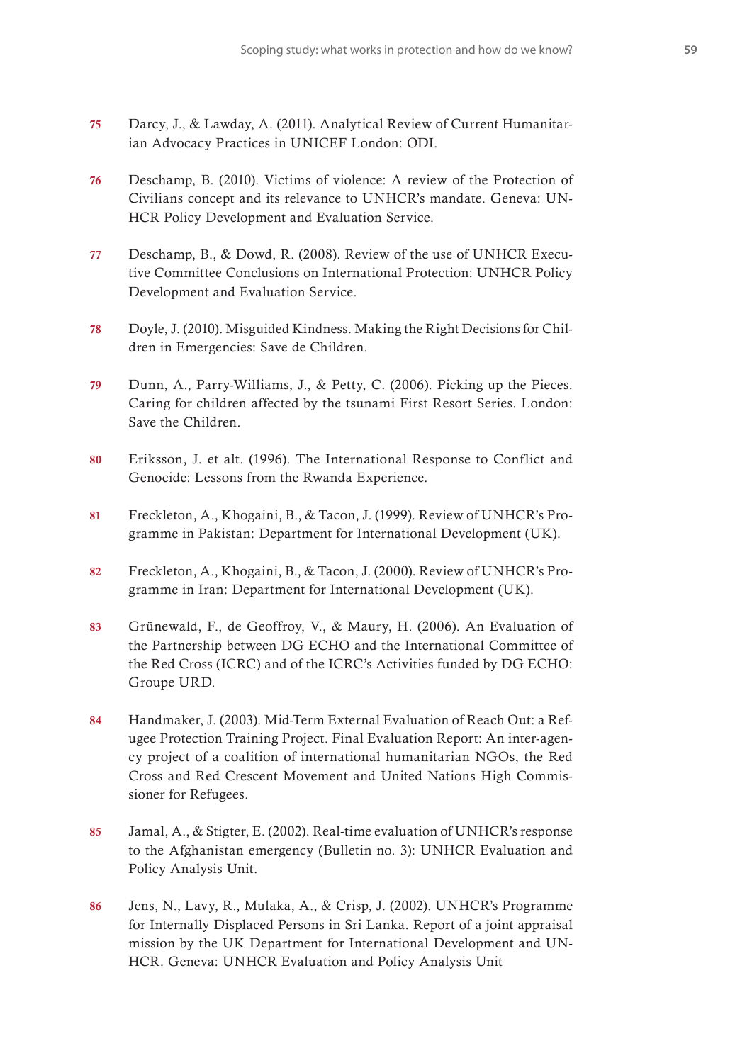75 Darcy, J., & Lawday, A. (2011). Analytical Review of Current Humanitarian Advocacy Practices in UNICEF London: ODI.

76 Deschamp, B. (2010). Victims of violence: A review of the Protection of Civilians concept and its relevance to UNHCR's mandate. Geneva: UNHCR Policy Development and Evaluation Service.

77 Deschamp, B., & Dowd, R. (2008). Review of the use of UNHCR Executive Committee Conclusions on International Protection: UNHCR Policy Development and Evaluation Service.

78 Doyle, J. (2010). Misguided Kindness. Making the Right Decisions for Children in Emergencies: Save de Children.

79 Dunn, A., Parry-Williams, J., & Petty, C. (2006). Picking up the Pieces. Caring for children affected by the tsunami First Resort Series. London: Save the Children.

80 Eriksson, J. et alt. (1996). The International Response to Conflict and Genocide: Lessons from the Rwanda Experience.

81 Freckleton, A., Khogaini, B., & Tacon, J. (1999). Review of UNHCR's Programme in Pakistan: Department for International Development (UK).

82 Freckleton, A., Khogaini, B., & Tacon, J. (2000). Review of UNHCR's Programme in Iran: Department for International Development (UK).

83 Grünewald, F., de Geoffroy, V., & Maury, H. (2006). An Evaluation of the Partnership between DG ECHO and the International Committee of the Red Cross (ICRC) and of the ICRC's Activities funded by DG ECHO: Groupe URD.

84 Handmaker, J. (2003). Mid-Term External Evaluation of Reach Out: a Refugee Protection Training Project. Final Evaluation Report: An inter-agency project of a coalition of international humanitarian NGOs, the Red Cross and Red Crescent Movement and United Nations High Commissioner for Refugees.

85 Jamal, A., & Stigter, E. (2002). Real-time evaluation of UNHCR's response to the Afghanistan emergency (Bulletin no. 3): UNHCR Evaluation and Policy Analysis Unit.

86 Jens, N., Lavy, R., Mulaka, A., & Crisp, J. (2002). UNHCR's Programme for Internally Displaced Persons in Sri Lanka. Report of a joint appraisal mission by the UK Department for International Development and UNHCR. Geneva: UNHCR Evaluation and Policy Analysis Unit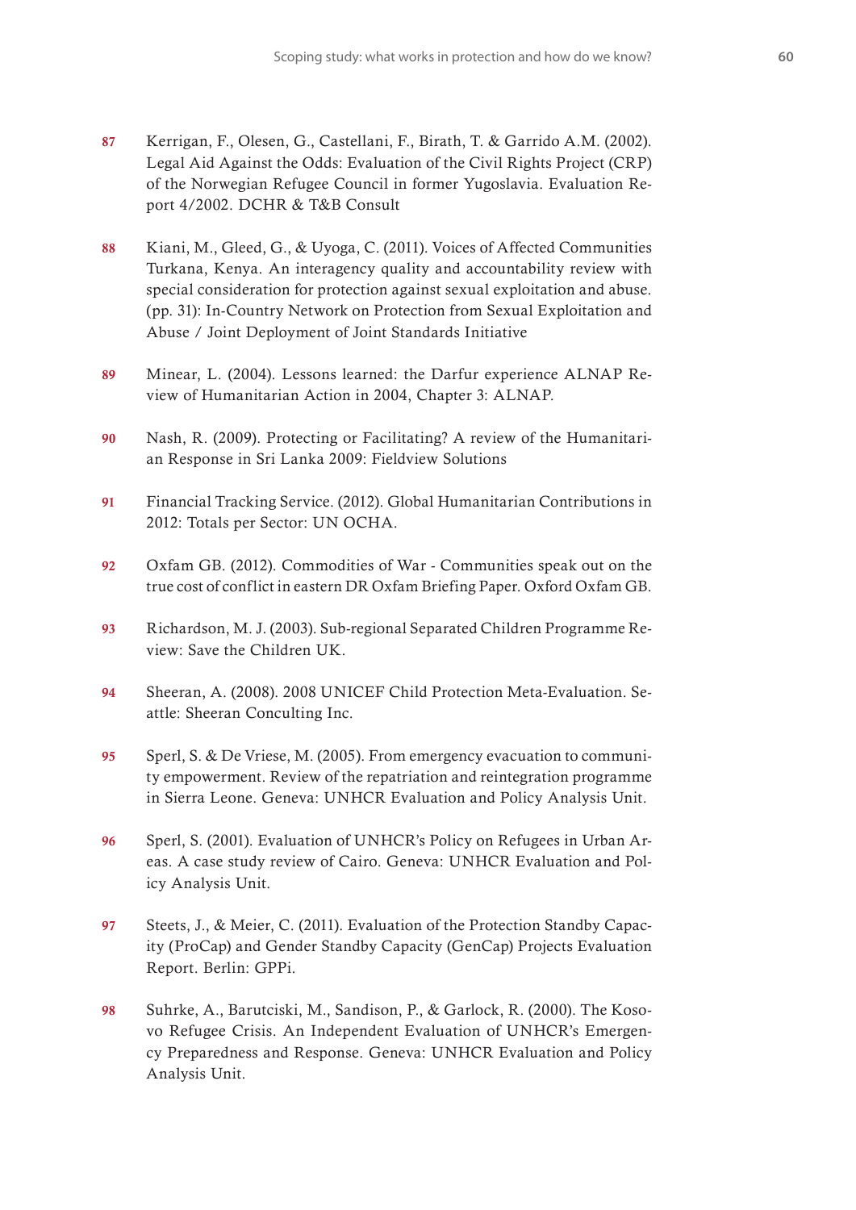87 Kerrigan, F., Olesen, G., Castellani, F., Birath, T. & Garrido A.M. (2002). Legal Aid Against the Odds: Evaluation of the Civil Rights Project (CRP) of the Norwegian Refugee Council in former Yugoslavia. Evaluation Report 4/2002. DCHR & T&B Consult

88 Kiani, M., Gleed, G., & Uyoga, C. (2011). Voices of Affected Communities Turkana, Kenya. An interagency quality and accountability review with special consideration for protection against sexual exploitation and abuse. (pp. 31): In-Country Network on Protection from Sexual Exploitation and Abuse / Joint Deployment of Joint Standards Initiative

89 Minear, L. (2004). Lessons learned: the Darfur experience ALNAP Review of Humanitarian Action in 2004, Chapter 3: ALNAP.

90 Nash, R. (2009). Protecting or Facilitating? A review of the Humanitarian Response in Sri Lanka 2009: Fieldview Solutions

91 Financial Tracking Service. (2012). Global Humanitarian Contributions in 2012: Totals per Sector: UN OCHA.

92 Oxfam GB. (2012). Commodities of War - Communities speak out on the true cost of conflict in eastern DR Oxfam Briefing Paper. Oxford Oxfam GB.

93 Richardson, M. J. (2003). Sub-regional Separated Children Programme Review: Save the Children UK.

94 Sheeran, A. (2008). 2008 UNICEF Child Protection Meta-Evaluation. Seattle: Sheeran Conculting Inc.

95 Sperl, S. & De Vriese, M. (2005). From emergency evacuation to community empowerment. Review of the repatriation and reintegration programme in Sierra Leone. Geneva: UNHCR Evaluation and Policy Analysis Unit.

96 Sperl, S. (2001). Evaluation of UNHCR's Policy on Refugees in Urban Areas. A case study review of Cairo. Geneva: UNHCR Evaluation and Policy Analysis Unit.

97 Steets, J., & Meier, C. (2011). Evaluation of the Protection Standby Capacity (ProCap) and Gender Standby Capacity (GenCap) Projects Evaluation Report. Berlin: GPPi.

98 Suhrke, A., Barutciski, M., Sandison, P., & Garlock, R. (2000). The Kosovo Refugee Crisis. An Independent Evaluation of UNHCR's Emergency Preparedness and Response. Geneva: UNHCR Evaluation and Policy Analysis Unit.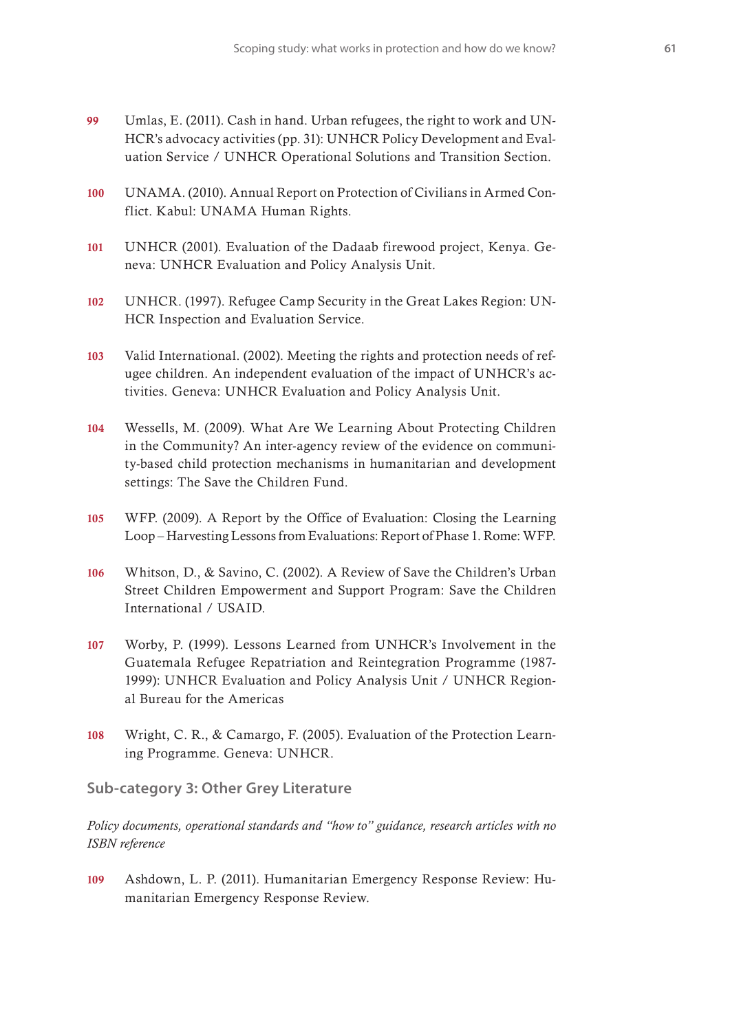99 Umlas, E. (2011). Cash in hand. Urban refugees, the right to work and UNHCR's advocacy activities (pp. 31): UNHCR Policy Development and Evaluation Service / UNHCR Operational Solutions and Transition Section.

100 UNAMA. (2010). Annual Report on Protection of Civilians in Armed Conflict. Kabul: UNAMA Human Rights.

101 UNHCR (2001). Evaluation of the Dadaab firewood project, Kenya. Geneva: UNHCR Evaluation and Policy Analysis Unit.

102 UNHCR. (1997). Refugee Camp Security in the Great Lakes Region: UNHCR Inspection and Evaluation Service.

103 Valid International. (2002). Meeting the rights and protection needs of refugee children. An independent evaluation of the impact of UNHCR's activities. Geneva: UNHCR Evaluation and Policy Analysis Unit.

104 Wessells, M. (2009). What Are We Learning About Protecting Children in the Community? An inter-agency review of the evidence on community-based child protection mechanisms in humanitarian and development settings: The Save the Children Fund.

105 WFP. (2009). A Report by the Office of Evaluation: Closing the Learning Loop – Harvesting Lessons from Evaluations: Report of Phase 1. Rome: WFP.

106 Whitson, D., & Savino, C. (2002). A Review of Save the Children's Urban Street Children Empowerment and Support Program: Save the Children International / USAID.

107 Worby, P. (1999). Lessons Learned from UNHCR's Involvement in the Guatemala Refugee Repatriation and Reintegration Programme (1987-1999): UNHCR Evaluation and Policy Analysis Unit / UNHCR Regional Bureau for the Americas

108 Wright, C. R., & Camargo, F. (2005). Evaluation of the Protection Learning Programme. Geneva: UNHCR.

### Sub-category 3: Other Grey Literature

*Policy documents, operational standards and "how to" guidance, research articles with no ISBN reference*

109 Ashdown, L. P. (2011). Humanitarian Emergency Response Review: Humanitarian Emergency Response Review.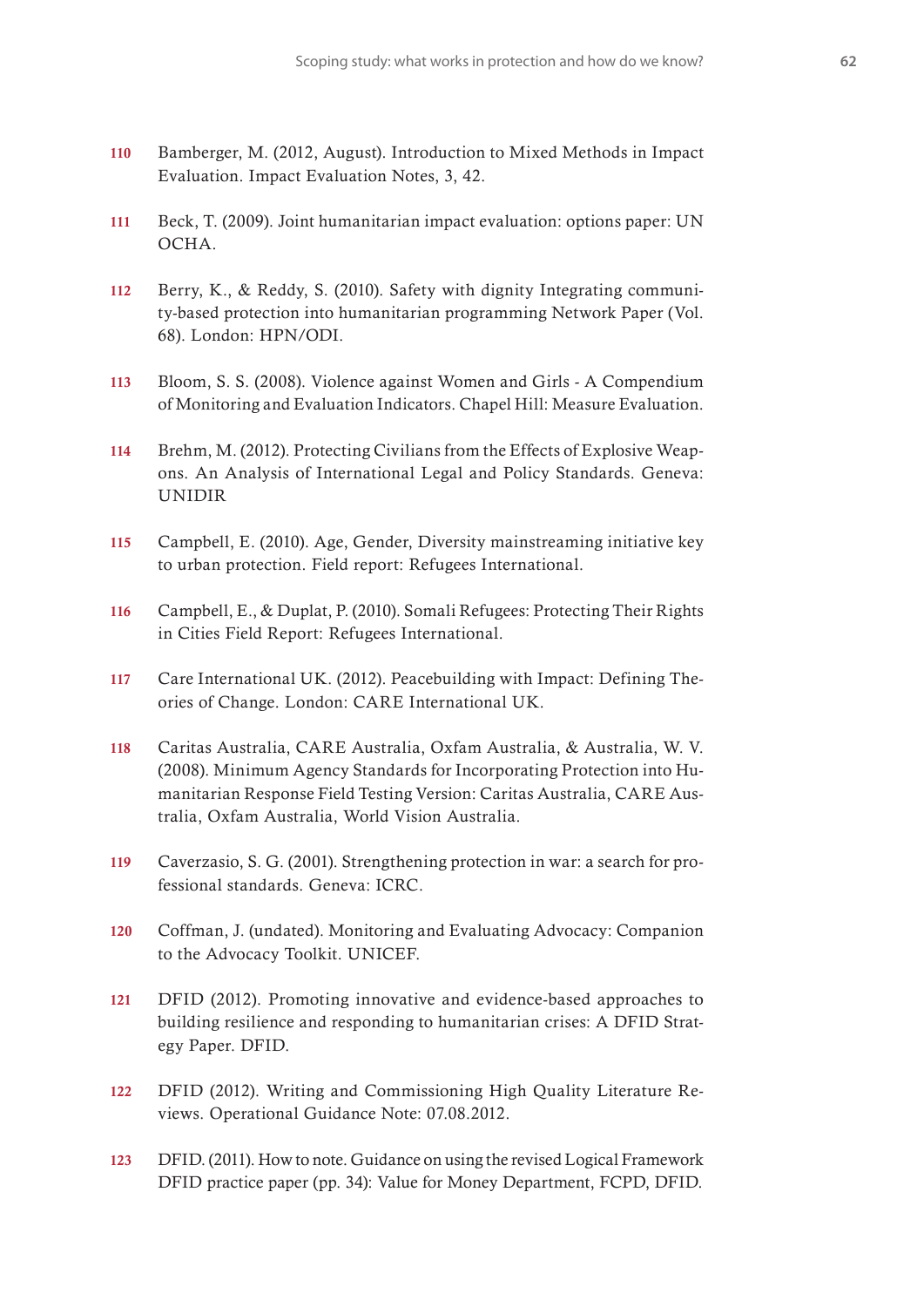110 Bamberger, M. (2012, August). Introduction to Mixed Methods in Impact Evaluation. Impact Evaluation Notes, 3, 42.

111 Beck, T. (2009). Joint humanitarian impact evaluation: options paper: UN OCHA.

112 Berry, K., & Reddy, S. (2010). Safety with dignity Integrating community-based protection into humanitarian programming Network Paper (Vol. 68). London: HPN/ODI.

113 Bloom, S. S. (2008). Violence against Women and Girls - A Compendium of Monitoring and Evaluation Indicators. Chapel Hill: Measure Evaluation.

114 Brehm, M. (2012). Protecting Civilians from the Effects of Explosive Weapons. An Analysis of International Legal and Policy Standards. Geneva: UNIDIR

115 Campbell, E. (2010). Age, Gender, Diversity mainstreaming initiative key to urban protection. Field report: Refugees International.

116 Campbell, E., & Duplat, P. (2010). Somali Refugees: Protecting Their Rights in Cities Field Report: Refugees International.

117 Care International UK. (2012). Peacebuilding with Impact: Defining Theories of Change. London: CARE International UK.

118 Caritas Australia, CARE Australia, Oxfam Australia, & Australia, W. V. (2008). Minimum Agency Standards for Incorporating Protection into Humanitarian Response Field Testing Version: Caritas Australia, CARE Australia, Oxfam Australia, World Vision Australia.

119 Caverzasio, S. G. (2001). Strengthening protection in war: a search for professional standards. Geneva: ICRC.

120 Coffman, J. (undated). Monitoring and Evaluating Advocacy: Companion to the Advocacy Toolkit. UNICEF.

121 DFID (2012). Promoting innovative and evidence-based approaches to building resilience and responding to humanitarian crises: A DFID Strategy Paper. DFID.

122 DFID (2012). Writing and Commissioning High Quality Literature Reviews. Operational Guidance Note: 07.08.2012.

123 DFID. (2011). How to note. Guidance on using the revised Logical Framework DFID practice paper (pp. 34): Value for Money Department, FCPD, DFID.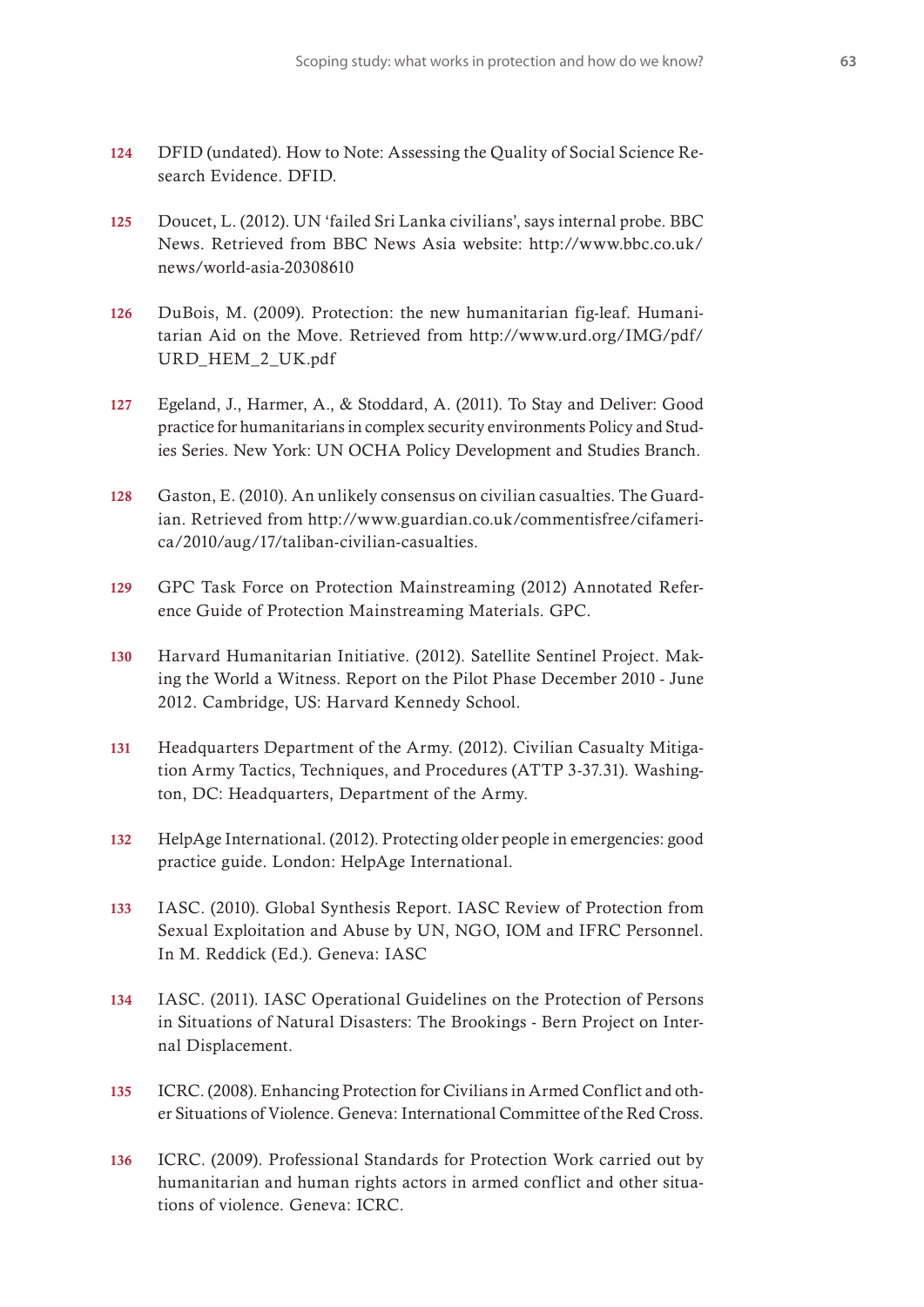124 DFID (undated). How to Note: Assessing the Quality of Social Science Research Evidence. DFID.

125 Doucet, L. (2012). UN 'failed Sri Lanka civilians', says internal probe. BBC News. Retrieved from BBC News Asia website: http://www.bbc.co.uk/news/world-asia-20308610

126 DuBois, M. (2009). Protection: the new humanitarian fig-leaf. Humanitarian Aid on the Move. Retrieved from http://www.urd.org/IMG/pdf/URD_HEM_2_UK.pdf

127 Egeland, J., Harmer, A., & Stoddard, A. (2011). To Stay and Deliver: Good practice for humanitarians in complex security environments Policy and Studies Series. New York: UN OCHA Policy Development and Studies Branch.

128 Gaston, E. (2010). An unlikely consensus on civilian casualties. The Guardian. Retrieved from http://www.guardian.co.uk/commentisfree/cifamerica/2010/aug/17/taliban-civilian-casualties.

129 GPC Task Force on Protection Mainstreaming (2012) Annotated Reference Guide of Protection Mainstreaming Materials. GPC.

130 Harvard Humanitarian Initiative. (2012). Satellite Sentinel Project. Making the World a Witness. Report on the Pilot Phase December 2010 - June 2012. Cambridge, US: Harvard Kennedy School.

131 Headquarters Department of the Army. (2012). Civilian Casualty Mitigation Army Tactics, Techniques, and Procedures (ATTP 3-37.31). Washington, DC: Headquarters, Department of the Army.

132 HelpAge International. (2012). Protecting older people in emergencies: good practice guide. London: HelpAge International.

133 IASC. (2010). Global Synthesis Report. IASC Review of Protection from Sexual Exploitation and Abuse by UN, NGO, IOM and IFRC Personnel. In M. Reddick (Ed.). Geneva: IASC

134 IASC. (2011). IASC Operational Guidelines on the Protection of Persons in Situations of Natural Disasters: The Brookings - Bern Project on Internal Displacement.

135 ICRC. (2008). Enhancing Protection for Civilians in Armed Conflict and other Situations of Violence. Geneva: International Committee of the Red Cross.

136 ICRC. (2009). Professional Standards for Protection Work carried out by humanitarian and human rights actors in armed conflict and other situations of violence. Geneva: ICRC.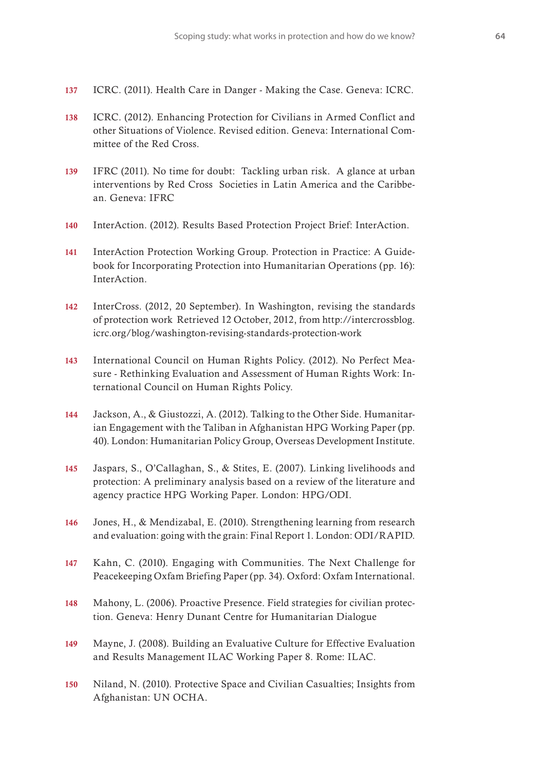137 ICRC. (2011). Health Care in Danger - Making the Case. Geneva: ICRC.

138 ICRC. (2012). Enhancing Protection for Civilians in Armed Conflict and other Situations of Violence. Revised edition. Geneva: International Committee of the Red Cross.

139 IFRC (2011). No time for doubt: Tackling urban risk. A glance at urban interventions by Red Cross Societies in Latin America and the Caribbean. Geneva: IFRC

140 InterAction. (2012). Results Based Protection Project Brief: InterAction.

141 InterAction Protection Working Group. Protection in Practice: A Guidebook for Incorporating Protection into Humanitarian Operations (pp. 16): InterAction.

142 InterCross. (2012, 20 September). In Washington, revising the standards of protection work Retrieved 12 October, 2012, from http://intercrossblog.icrc.org/blog/washington-revising-standards-protection-work

143 International Council on Human Rights Policy. (2012). No Perfect Measure - Rethinking Evaluation and Assessment of Human Rights Work: International Council on Human Rights Policy.

144 Jackson, A., & Giustozzi, A. (2012). Talking to the Other Side. Humanitarian Engagement with the Taliban in Afghanistan HPG Working Paper (pp. 40). London: Humanitarian Policy Group, Overseas Development Institute.

145 Jaspars, S., O'Callaghan, S., & Stites, E. (2007). Linking livelihoods and protection: A preliminary analysis based on a review of the literature and agency practice HPG Working Paper. London: HPG/ODI.

146 Jones, H., & Mendizabal, E. (2010). Strengthening learning from research and evaluation: going with the grain: Final Report 1. London: ODI/RAPID.

147 Kahn, C. (2010). Engaging with Communities. The Next Challenge for Peacekeeping Oxfam Briefing Paper (pp. 34). Oxford: Oxfam International.

148 Mahony, L. (2006). Proactive Presence. Field strategies for civilian protection. Geneva: Henry Dunant Centre for Humanitarian Dialogue

149 Mayne, J. (2008). Building an Evaluative Culture for Effective Evaluation and Results Management ILAC Working Paper 8. Rome: ILAC.

150 Niland, N. (2010). Protective Space and Civilian Casualties; Insights from Afghanistan: UN OCHA.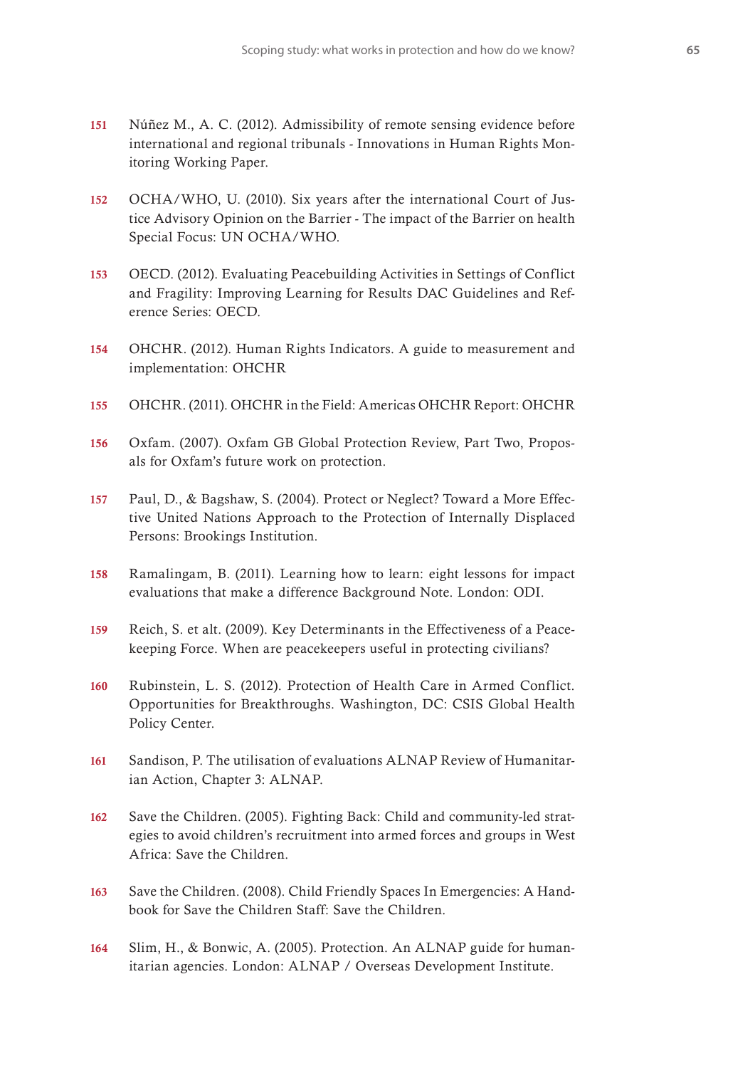151 Núñez M., A. C. (2012). Admissibility of remote sensing evidence before international and regional tribunals - Innovations in Human Rights Monitoring Working Paper.

152 OCHA/WHO, U. (2010). Six years after the international Court of Justice Advisory Opinion on the Barrier - The impact of the Barrier on health Special Focus: UN OCHA/WHO.

153 OECD. (2012). Evaluating Peacebuilding Activities in Settings of Conflict and Fragility: Improving Learning for Results DAC Guidelines and Reference Series: OECD.

154 OHCHR. (2012). Human Rights Indicators. A guide to measurement and implementation: OHCHR

155 OHCHR. (2011). OHCHR in the Field: Americas OHCHR Report: OHCHR

156 Oxfam. (2007). Oxfam GB Global Protection Review, Part Two, Proposals for Oxfam's future work on protection.

157 Paul, D., & Bagshaw, S. (2004). Protect or Neglect? Toward a More Effective United Nations Approach to the Protection of Internally Displaced Persons: Brookings Institution.

158 Ramalingam, B. (2011). Learning how to learn: eight lessons for impact evaluations that make a difference Background Note. London: ODI.

159 Reich, S. et alt. (2009). Key Determinants in the Effectiveness of a Peacekeeping Force. When are peacekeepers useful in protecting civilians?

160 Rubinstein, L. S. (2012). Protection of Health Care in Armed Conflict. Opportunities for Breakthroughs. Washington, DC: CSIS Global Health Policy Center.

161 Sandison, P. The utilisation of evaluations ALNAP Review of Humanitarian Action, Chapter 3: ALNAP.

162 Save the Children. (2005). Fighting Back: Child and community-led strategies to avoid children's recruitment into armed forces and groups in West Africa: Save the Children.

163 Save the Children. (2008). Child Friendly Spaces In Emergencies: A Handbook for Save the Children Staff: Save the Children.

164 Slim, H., & Bonwic, A. (2005). Protection. An ALNAP guide for humanitarian agencies. London: ALNAP / Overseas Development Institute.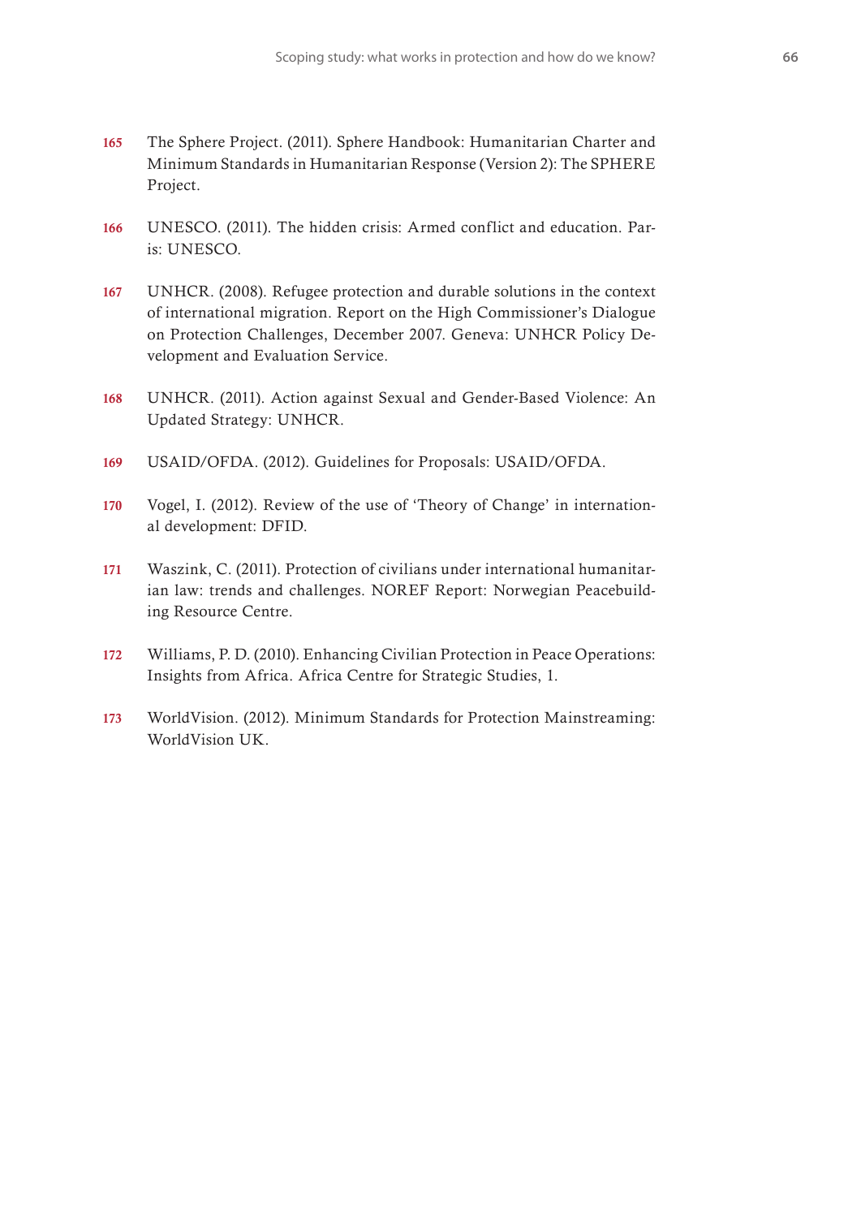165 The Sphere Project. (2011). Sphere Handbook: Humanitarian Charter and Minimum Standards in Humanitarian Response (Version 2): The SPHERE Project.

166 UNESCO. (2011). The hidden crisis: Armed conflict and education. Paris: UNESCO.

167 UNHCR. (2008). Refugee protection and durable solutions in the context of international migration. Report on the High Commissioner's Dialogue on Protection Challenges, December 2007. Geneva: UNHCR Policy Development and Evaluation Service.

168 UNHCR. (2011). Action against Sexual and Gender-Based Violence: An Updated Strategy: UNHCR.

169 USAID/OFDA. (2012). Guidelines for Proposals: USAID/OFDA.

170 Vogel, I. (2012). Review of the use of 'Theory of Change' in international development: DFID.

171 Waszink, C. (2011). Protection of civilians under international humanitarian law: trends and challenges. NOREF Report: Norwegian Peacebuilding Resource Centre.

172 Williams, P. D. (2010). Enhancing Civilian Protection in Peace Operations: Insights from Africa. Africa Centre for Strategic Studies, 1.

173 WorldVision. (2012). Minimum Standards for Protection Mainstreaming: WorldVision UK.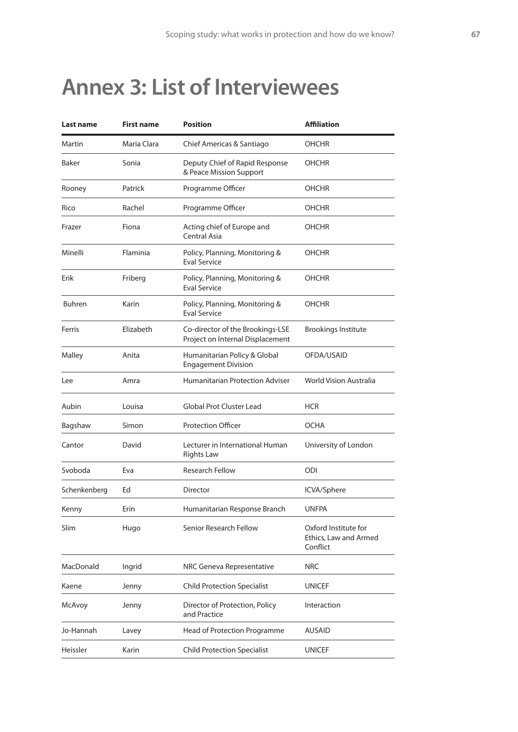# Annex 3: List of Interviewees

| Last name | First name | Position | Affiliation |
|---|---|---|---|
| Martin | Maria Clara | Chief Americas & Santiago | OHCHR |
| Baker | Sonia | Deputy Chief of Rapid Response & Peace Mission Support | OHCHR |
| Rooney | Patrick | Programme Officer | OHCHR |
| Rico | Rachel | Programme Officer | OHCHR |
| Frazer | Fiona | Acting chief of Europe and Central Asia | OHCHR |
| Minelli | Flaminia | Policy, Planning, Monitoring & Eval Service | OHCHR |
| Erik | Friberg | Policy, Planning, Monitoring & Eval Service | OHCHR |
| Buhren | Karin | Policy, Planning, Monitoring & Eval Service | OHCHR |
| Ferris | Elizabeth | Co-director of the Brookings-LSE Project on Internal Displacement | Brookings Institute |
| Malley | Anita | Humanitarian Policy & Global Engagement Division | OFDA/USAID |
| Lee | Amra | Humanitarian Protection Adviser | World Vision Australia |
| Aubin | Louisa | Global Prot Cluster Lead | HCR |
| Bagshaw | Simon | Protection Officer | OCHA |
| Cantor | David | Lecturer in International Human Rights Law | University of London |
| Svoboda | Eva | Research Fellow | ODI |
| Schenkenberg | Ed | Director | ICVA/Sphere |
| Kenny | Erin | Humanitarian Response Branch | UNFPA |
| Slim | Hugo | Senior Research Fellow | Oxford Institute for Ethics, Law and Armed Conflict |
| MacDonald | Ingrid | NRC Geneva Representative | NRC |
| Kaene | Jenny | Child Protection Specialist | UNICEF |
| McAvoy | Jenny | Director of Protection, Policy and Practice | Interaction |
| Jo-Hannah | Lavey | Head of Protection Programme | AUSAID |
| Heissler | Karin | Child Protection Specialist | UNICEF |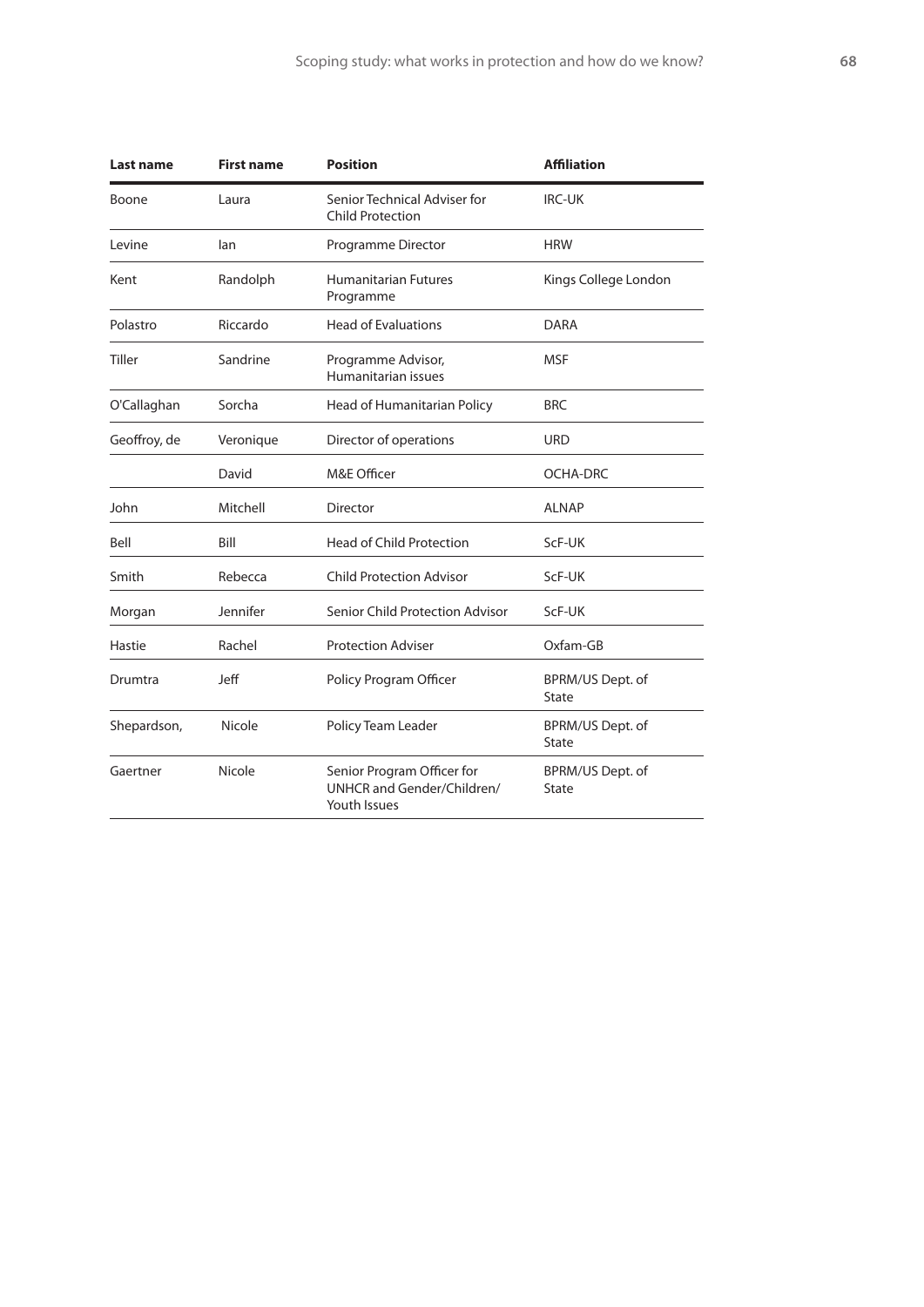| Last name | First name | Position | Affiliation |
| --- | --- | --- | --- |
| Boone | Laura | Senior Technical Adviser for Child Protection | IRC-UK |
| Levine | Ian | Programme Director | HRW |
| Kent | Randolph | Humanitarian Futures Programme | Kings College London |
| Polastro | Riccardo | Head of Evaluations | DARA |
| Tiller | Sandrine | Programme Advisor, Humanitarian issues | MSF |
| O'Callaghan | Sorcha | Head of Humanitarian Policy | BRC |
| Geoffroy, de | Veronique | Director of operations | URD |
| | David | M&E Officer | OCHA-DRC |
| John | Mitchell | Director | ALNAP |
| Bell | Bill | Head of Child Protection | ScF-UK |
| Smith | Rebecca | Child Protection Advisor | ScF-UK |
| Morgan | Jennifer | Senior Child Protection Advisor | ScF-UK |
| Hastie | Rachel | Protection Adviser | Oxfam-GB |
| Drumtra | Jeff | Policy Program Officer | BPRM/US Dept. of State |
| Shepardson, | Nicole | Policy Team Leader | BPRM/US Dept. of State |
| Gaertner | Nicole | Senior Program Officer for UNHCR and Gender/Children/ Youth Issues | BPRM/US Dept. of State |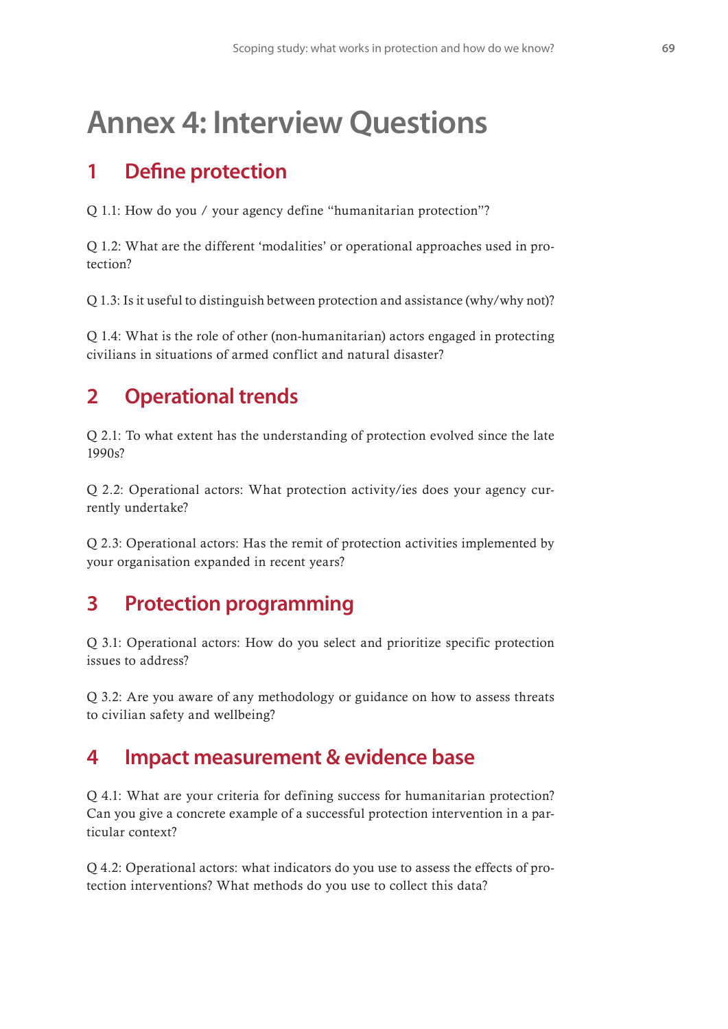# Annex 4: Interview Questions

## 1 Define protection

Q 1.1: How do you / your agency define "humanitarian protection"?

Q 1.2: What are the different 'modalities' or operational approaches used in protection?

Q 1.3: Is it useful to distinguish between protection and assistance (why/why not)?

Q 1.4: What is the role of other (non-humanitarian) actors engaged in protecting civilians in situations of armed conflict and natural disaster?

## 2 Operational trends

Q 2.1: To what extent has the understanding of protection evolved since the late 1990s?

Q 2.2: Operational actors: What protection activity/ies does your agency currently undertake?

Q 2.3: Operational actors: Has the remit of protection activities implemented by your organisation expanded in recent years?

## 3 Protection programming

Q 3.1: Operational actors: How do you select and prioritize specific protection issues to address?

Q 3.2: Are you aware of any methodology or guidance on how to assess threats to civilian safety and wellbeing?

## 4 Impact measurement & evidence base

Q 4.1: What are your criteria for defining success for humanitarian protection? Can you give a concrete example of a successful protection intervention in a particular context?

Q 4.2: Operational actors: what indicators do you use to assess the effects of protection interventions? What methods do you use to collect this data?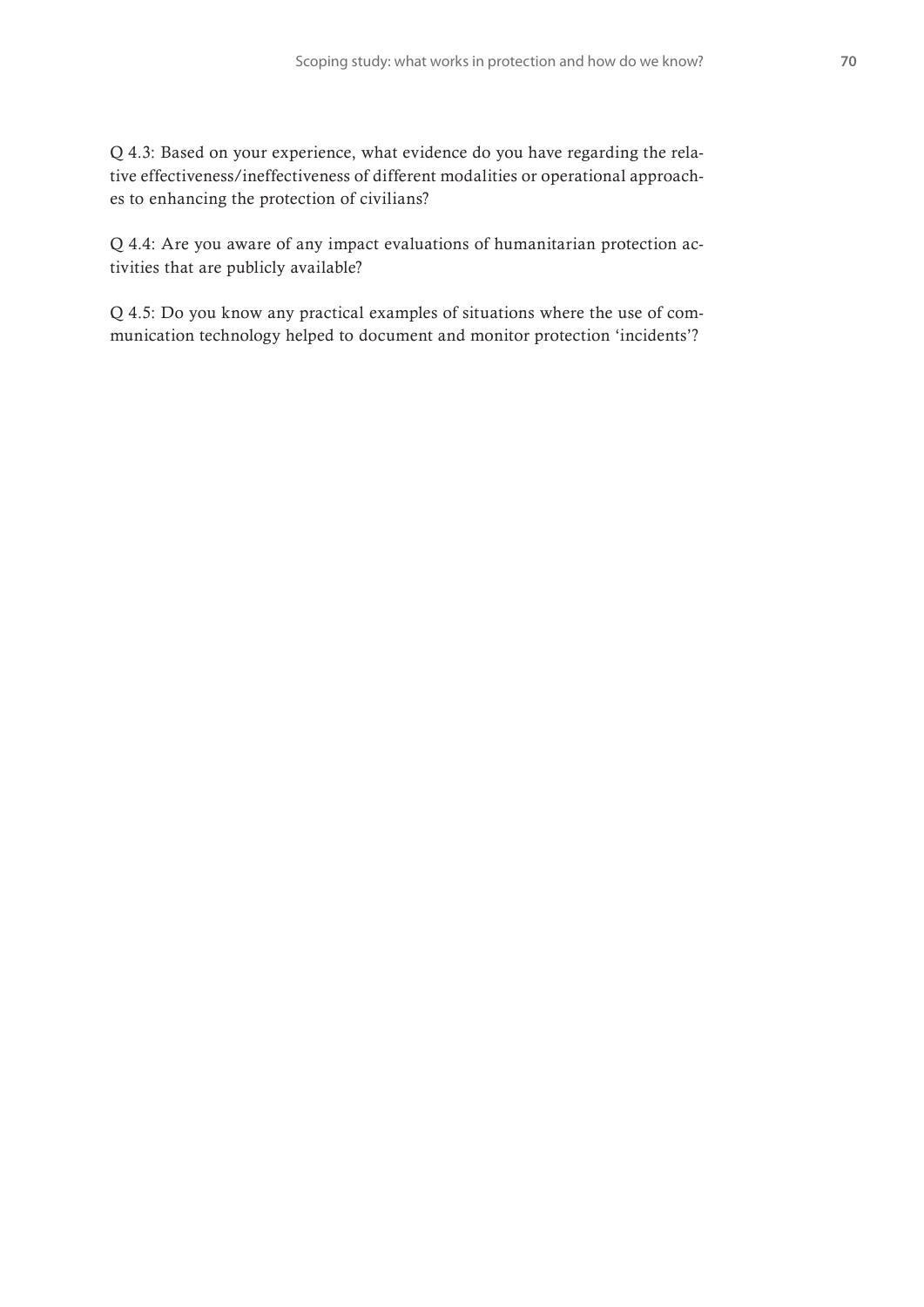Q 4.3: Based on your experience, what evidence do you have regarding the relative effectiveness/ineffectiveness of different modalities or operational approaches to enhancing the protection of civilians?

Q 4.4: Are you aware of any impact evaluations of humanitarian protection activities that are publicly available?

Q 4.5: Do you know any practical examples of situations where the use of communication technology helped to document and monitor protection 'incidents'?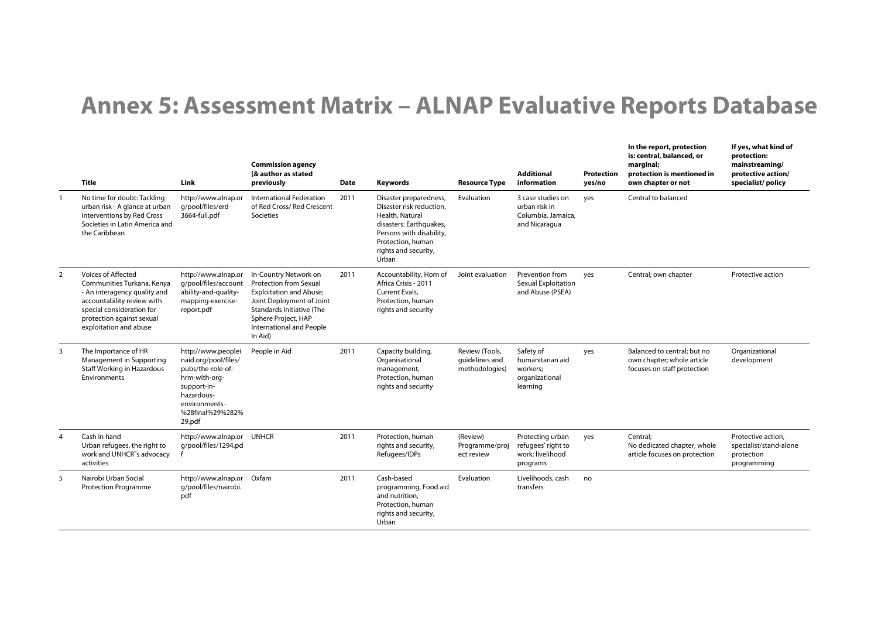# Annex 5: Assessment Matrix – ALNAP Evaluative Reports Database

| | Title | Link | Commission agency (& author as stated previously | Date | Keywords | Resource Type | Additional information | Protection yes/no | In the report, protection is: central, balanced, or marginal; protection is mentioned in own chapter or not | If yes, what kind of protection: mainstreaming/ protective action/ specialist/ policy |
|---|---|---|---|---|---|---|---|---|---|---|
| 1 | No time for doubt: Tackling urban risk - A glance at urban interventions by Red Cross Societies in Latin America and the Caribbean | http://www.alnap.org/pool/files/erd-3664-full.pdf | International Federation of Red Cross/ Red Crescent Societies | 2011 | Disaster preparedness, Disaster risk reduction, Health, Natural disasters: Earthquakes, Persons with disability, Protection, human rights and security, Urban | Evaluation | 3 case studies on urban risk in Columbia, Jamaica, and Nicaragua | yes | Central to balanced | |
| 2 | Voices of Affected Communities Turkana, Kenya - An interagency quality and accountability review with special consideration for protection against sexual exploitation and abuse | http://www.alnap.org/pool/files/accountability-and-quality-mapping-exercise-report.pdf | In-Country Network on Protection from Sexual Exploitation and Abuse; Joint Deployment of Joint Standards Initiative (The Sphere Project, HAP International and People In Aid) | 2011 | Accountability, Horn of Africa Crisis - 2011 Current Evals, Protection, human rights and security | Joint evaluation | Prevention from Sexual Exploitation and Abuse (PSEA) | yes | Central; own chapter | Protective action |
| 3 | The Importance of HR Management in Supporting Staff Working in Hazardous Environments | http://www.peopleinaid.org/pool/files/pubs/the-role-of-hrm-with-org-support-in-hazardous-environments-%28final%29%282%29.pdf | People in Aid | 2011 | Capacity building, Organisational management, Protection, human rights and security | Review (Tools, guidelines and methodologies) | Safety of humanitarian aid workers; organizational learning | yes | Balanced to central; but no own chapter; whole article focuses on staff protection | Organizational development |
| 4 | Cash in hand Urban refugees, the right to work and UNHCR"s advocacy activities | http://www.alnap.org/pool/files/1294.pdf | UNHCR | 2011 | Protection, human rights and security, Refugees/IDPs | (Review) Programme/project review | Protecting urban refugees' right to work; livelihood programs | yes | Central; No dedicated chapter, whole article focuses on protection | Protective action, specialist/stand-alone protection programming |
| 5 | Nairobi Urban Social Protection Programme | http://www.alnap.org/pool/files/nairobi.pdf | Oxfam | 2011 | Cash-based programming, Food aid and nutrition, Protection, human rights and security, Urban | Evaluation | Livelihoods, cash transfers | no | | |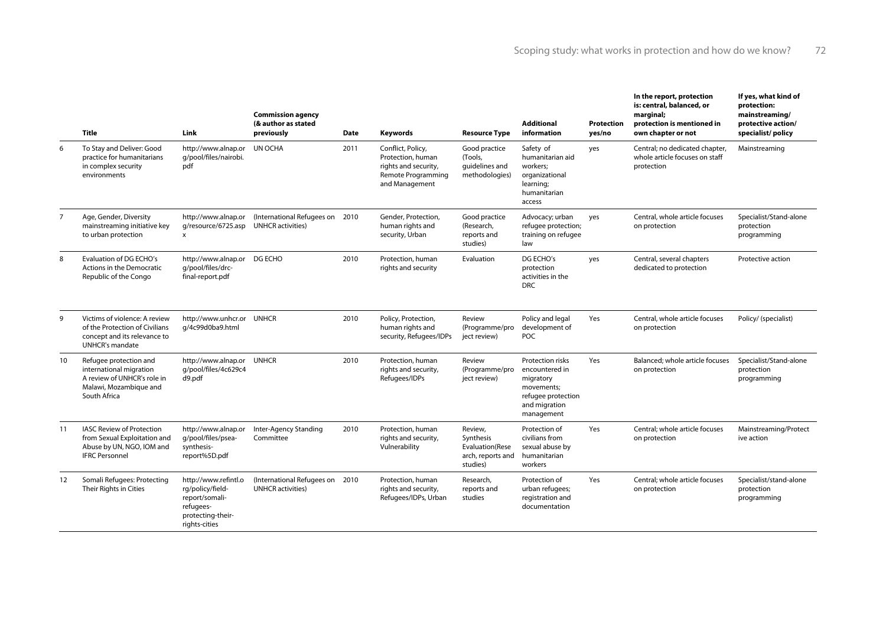| | Title | Link | Commission agency (& author as stated previously | Date | Keywords | Resource Type | Additional information | Protection yes/no | In the report, protection is: central, balanced, or marginal; protection is mentioned in own chapter or not | If yes, what kind of protection: mainstreaming/ protective action/ specialist/ policy |
|---|---|---|---|---|---|---|---|---|---|---|
| 6 | To Stay and Deliver: Good practice for humanitarians in complex security environments | http://www.alnap.org/pool/files/nairobi.pdf | UN OCHA | 2011 | Conflict, Policy, Protection, human rights and security, Remote Programming and Management | Good practice (Tools, guidelines and methodologies) | Safety of humanitarian aid workers; organizational learning; humanitarian access | yes | Central; no dedicated chapter, whole article focuses on staff protection | Mainstreaming |
| 7 | Age, Gender, Diversity mainstreaming initiative key to urban protection | http://www.alnap.org/resource/6725.aspx | (International Refugees on UNHCR activities) | 2010 | Gender, Protection, human rights and security, Urban | Good practice (Research, reports and studies) | Advocacy; urban refugee protection; training on refugee law | yes | Central, whole article focuses on protection | Specialist/Stand-alone protection programming |
| 8 | Evaluation of DG ECHO's Actions in the Democratic Republic of the Congo | http://www.alnap.org/pool/files/drc-final-report.pdf | DG ECHO | 2010 | Protection, human rights and security | Evaluation | DG ECHO's protection activities in the DRC | yes | Central, several chapters dedicated to protection | Protective action |
| 9 | Victims of violence: A review of the Protection of Civilians concept and its relevance to UNHCR's mandate | http://www.unhcr.org/4c99d0ba9.html | UNHCR | 2010 | Policy, Protection, human rights and security, Refugees/IDPs | Review (Programme/project review) | Policy and legal development of POC | Yes | Central, whole article focuses on protection | Policy/ (specialist) |
| 10 | Refugee protection and international migration A review of UNHCR's role in Malawi, Mozambique and South Africa | http://www.alnap.org/pool/files/4c629c4d9.pdf | UNHCR | 2010 | Protection, human rights and security, Refugees/IDPs | Review (Programme/project review) | Protection risks encountered in migratory movements; refugee protection and migration management | Yes | Balanced; whole article focuses on protection | Specialist/Stand-alone protection programming |
| 11 | IASC Review of Protection from Sexual Exploitation and Abuse by UN, NGO, IOM and IFRC Personnel | http://www.alnap.org/pool/files/psea-synthesis-report%5D.pdf | Inter-Agency Standing Committee | 2010 | Protection, human rights and security, Vulnerability | Review, Synthesis Evaluation(Research, reports and studies) | Protection of civilians from sexual abuse by humanitarian workers | Yes | Central; whole article focuses on protection | Mainstreaming/Protective action |
| 12 | Somali Refugees: Protecting Their Rights in Cities | http://www.refintl.org/policy/field-report/somali-refugees-protecting-their-rights-in-cities | (International Refugees on UNHCR activities) | 2010 | Protection, human rights and security, Refugees/IDPs, Urban | Research, reports and studies | Protection of urban refugees; registration and documentation | Yes | Central; whole article focuses on protection | Specialist/stand-alone protection programming |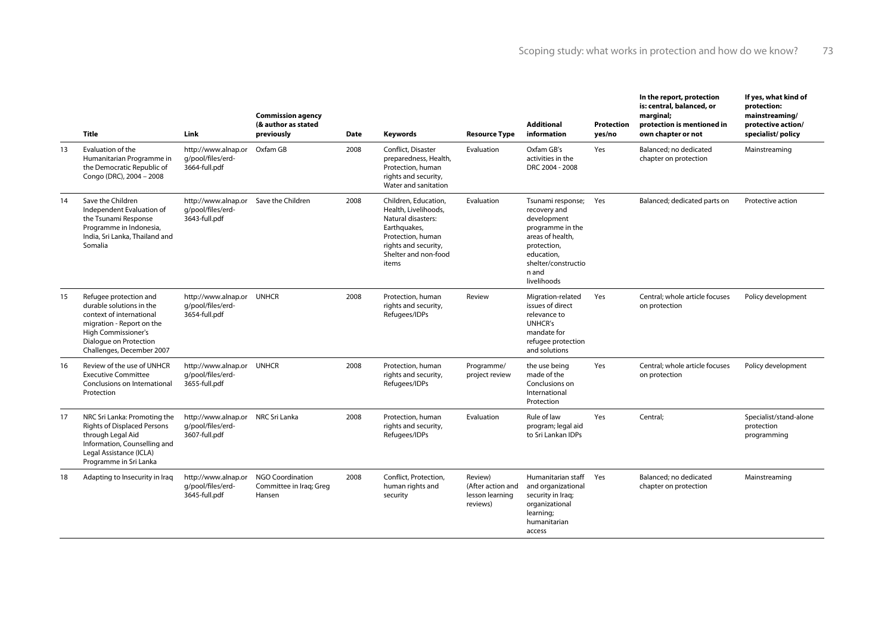| | Title | Link | Commission agency (& author as stated previously | Date | Keywords | Resource Type | Additional information | Protection yes/no | In the report, protection is: central, balanced, or marginal; protection is mentioned in own chapter or not | If yes, what kind of protection: mainstreaming/ protective action/ specialist/ policy |
|---|---|---|---|---|---|---|---|---|---|---|
| 13 | Evaluation of the Humanitarian Programme in the Democratic Republic of Congo (DRC), 2004 – 2008 | http://www.alnap.org/pool/files/erd-3664-full.pdf | Oxfam GB | 2008 | Conflict, Disaster preparedness, Health, Protection, human rights and security, Water and sanitation | Evaluation | Oxfam GB's activities in the DRC 2004 - 2008 | Yes | Balanced; no dedicated chapter on protection | Mainstreaming |
| 14 | Save the Children Independent Evaluation of the Tsunami Response Programme in Indonesia, India, Sri Lanka, Thailand and Somalia | http://www.alnap.org/pool/files/erd-3643-full.pdf | Save the Children | 2008 | Children, Education, Health, Livelihoods, Natural disasters: Earthquakes, Protection, human rights and security, Shelter and non-food items | Evaluation | Tsunami response; recovery and development programme in the areas of health, protection, education, shelter/construction and livelihoods | Yes | Balanced; dedicated parts on | Protective action |
| 15 | Refugee protection and durable solutions in the context of international migration - Report on the High Commissioner's Dialogue on Protection Challenges, December 2007 | http://www.alnap.org/pool/files/erd-3654-full.pdf | UNHCR | 2008 | Protection, human rights and security, Refugees/IDPs | Review | Migration-related issues of direct relevance to UNHCR's mandate for refugee protection and solutions | Yes | Central; whole article focuses on protection | Policy development |
| 16 | Review of the use of UNHCR Executive Committee Conclusions on International Protection | http://www.alnap.org/pool/files/erd-3655-full.pdf | UNHCR | 2008 | Protection, human rights and security, Refugees/IDPs | Programme/ project review | the use being made of the Conclusions on International Protection | Yes | Central; whole article focuses on protection | Policy development |
| 17 | NRC Sri Lanka: Promoting the Rights of Displaced Persons through Legal Aid Information, Counselling and Legal Assistance (ICLA) Programme in Sri Lanka | http://www.alnap.org/pool/files/erd-3607-full.pdf | NRC Sri Lanka | 2008 | Protection, human rights and security, Refugees/IDPs | Evaluation | Rule of law program; legal aid to Sri Lankan IDPs | Yes | Central; | Specialist/stand-alone protection programming |
| 18 | Adapting to Insecurity in Iraq | http://www.alnap.org/pool/files/erd-3645-full.pdf | NGO Coordination Committee in Iraq; Greg Hansen | 2008 | Conflict, Protection, human rights and security | Review) (After action and lesson learning reviews) | Humanitarian staff and organizational security in Iraq; organizational learning; humanitarian access | Yes | Balanced; no dedicated chapter on protection | Mainstreaming |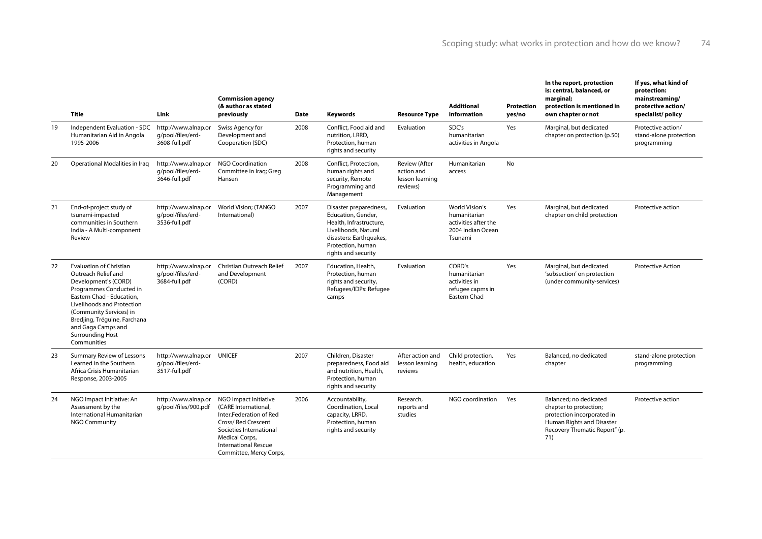| | Title | Link | Commission agency (& author as stated previously | Date | Keywords | Resource Type | Additional information | Protection yes/no | In the report, protection is: central, balanced, or marginal; protection is mentioned in own chapter or not | If yes, what kind of protection: mainstreaming/ protective action/ specialist/ policy |
|---|---|---|---|---|---|---|---|---|---|---|
| 19 | Independent Evaluation - SDC Humanitarian Aid in Angola 1995-2006 | http://www.alnap.org/pool/files/erd-3608-full.pdf | Swiss Agency for Development and Cooperation (SDC) | 2008 | Conflict, Food aid and nutrition, LRRD, Protection, human rights and security | Evaluation | SDC's humanitarian activities in Angola | Yes | Marginal, but dedicated chapter on protection (p.50) | Protective action/ stand-alone protection programming |
| 20 | Operational Modalities in Iraq | http://www.alnap.org/pool/files/erd-3646-full.pdf | NGO Coordination Committee in Iraq; Greg Hansen | 2008 | Conflict, Protection, human rights and security, Remote Programming and Management | Review (After action and lesson learning reviews) | Humanitarian access | No | | |
| 21 | End-of-project study of tsunami-impacted communities in Southern India - A Multi-component Review | http://www.alnap.org/pool/files/erd-3536-full.pdf | World Vision; (TANGO International) | 2007 | Disaster preparedness, Education, Gender, Health, Infrastructure, Livelihoods, Natural disasters: Earthquakes, Protection, human rights and security | Evaluation | World Vision's humanitarian activities after the 2004 Indian Ocean Tsunami | Yes | Marginal, but dedicated chapter on child protection | Protective action |
| 22 | Evaluation of Christian Outreach Relief and Development's (CORD) Programmes Conducted in Eastern Chad - Education, Livelihoods and Protection (Community Services) in Bredjing, Tréguine, Farchana and Gaga Camps and Surrounding Host Communities | http://www.alnap.org/pool/files/erd-3684-full.pdf | Christian Outreach Relief and Development (CORD) | 2007 | Education, Health, Protection, human rights and security, Refugees/IDPs: Refugee camps | Evaluation | CORD's humanitarian activities in refugee capms in Eastern Chad | Yes | Marginal, but dedicated 'subsection' on protection (under community-services) | Protective Action |
| 23 | Summary Review of Lessons Learned in the Southern Africa Crisis Humanitarian Response, 2003-2005 | http://www.alnap.org/pool/files/erd-3517-full.pdf | UNICEF | 2007 | Children, Disaster preparedness, Food aid and nutrition, Health, Protection, human rights and security | After action and lesson learning reviews | Child protection. health, education | Yes | Balanced, no dedicated chapter | stand-alone protection programming |
| 24 | NGO Impact Initiative: An Assessment by the International Humanitarian NGO Community | http://www.alnap.org/pool/files/900.pdf | NGO Impact Initiative (CARE International, Inter.Federation of Red Cross/ Red Crescent Societies International Medical Corps, International Rescue Committee, Mercy Corps, | 2006 | Accountability, Coordination, Local capacity, LRRD, Protection, human rights and security | Research, reports and studies | NGO coordination | Yes | Balanced; no dedicated chapter to protection; protection incorporated in Human Rights and Disaster Recovery Thematic Report" (p. 71) | Protective action |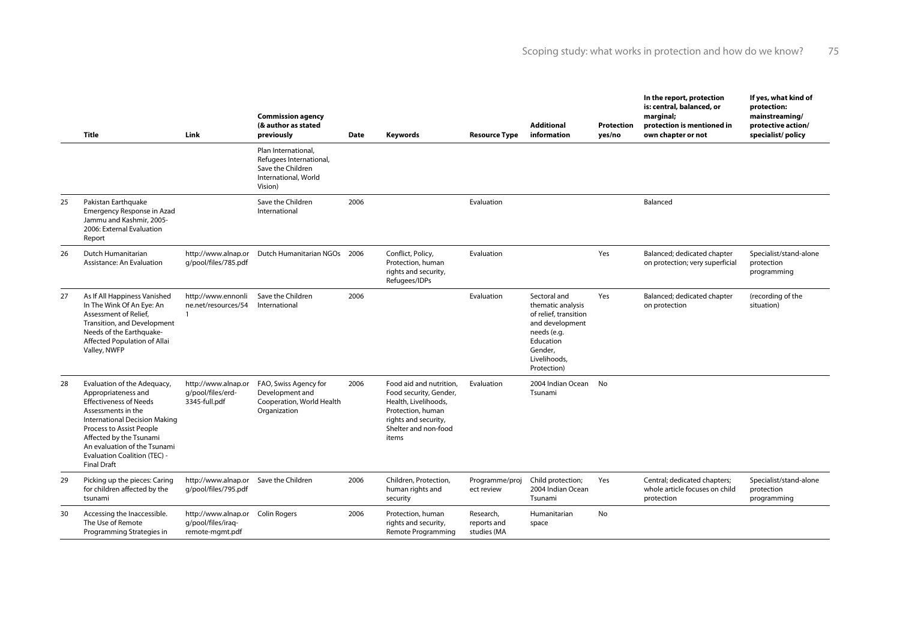|  | Title | Link | Commission agency (& author as stated previously | Date | Keywords | Resource Type | Additional information | Protection yes/no | In the report, protection is: central, balanced, or marginal; protection is mentioned in own chapter or not | If yes, what kind of protection: mainstreaming/ protective action/ specialist/ policy |
|---|---|---|---|---|---|---|---|---|---|---|
|  |  |  | Plan International, Refugees International, Save the Children International, World Vision) |  |  |  |  |  |  |  |
| 25 | Pakistan Earthquake Emergency Response in Azad Jammu and Kashmir, 2005-2006: External Evaluation Report |  | Save the Children International | 2006 |  | Evaluation |  |  | Balanced |  |
| 26 | Dutch Humanitarian Assistance: An Evaluation | http://www.alnap.org/pool/files/785.pdf | Dutch Humanitarian NGOs | 2006 | Conflict, Policy, Protection, human rights and security, Refugees/IDPs | Evaluation |  | Yes | Balanced; dedicated chapter on protection; very superficial | Specialist/stand-alone protection programming |
| 27 | As If All Happiness Vanished In The Wink Of An Eye: An Assessment of Relief, Transition, and Development Needs of the Earthquake-Affected Population of Allai Valley, NWFP | http://www.ennonline.net/resources/541 | Save the Children International | 2006 |  | Evaluation | Sectoral and thematic analysis of relief, transition and development needs (e.g. Education Gender, Livelihoods, Protection) | Yes | Balanced; dedicated chapter on protection | (recording of the situation) |
| 28 | Evaluation of the Adequacy, Appropriateness and Effectiveness of Needs Assessments in the International Decision Making Process to Assist People Affected by the Tsunami An evaluation of the Tsunami Evaluation Coalition (TEC) - Final Draft | http://www.alnap.org/pool/files/erd-3345-full.pdf | FAO, Swiss Agency for Development and Cooperation, World Health Organization | 2006 | Food aid and nutrition, Food security, Gender, Health, Livelihoods, Protection, human rights and security, Shelter and non-food items | Evaluation | 2004 Indian Ocean Tsunami | No |  |  |
| 29 | Picking up the pieces: Caring for children affected by the tsunami | http://www.alnap.org/pool/files/795.pdf | Save the Children | 2006 | Children, Protection, human rights and security | Programme/project review | Child protection; 2004 Indian Ocean Tsunami | Yes | Central; dedicated chapters; whole article focuses on child protection | Specialist/stand-alone protection programming |
| 30 | Accessing the Inaccessible. The Use of Remote Programming Strategies in | http://www.alnap.org/pool/files/iraq-remote-mgmt.pdf | Colin Rogers | 2006 | Protection, human rights and security, Remote Programming | Research, reports and studies (MA | Humanitarian space | No |  |  |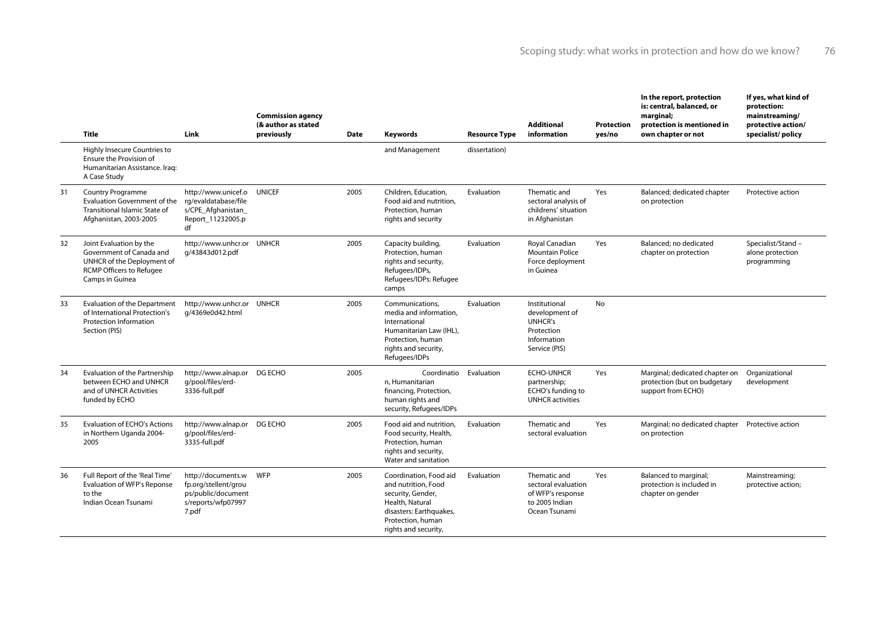| | Title | Link | Commission agency (& author as stated previously | Date | Keywords | Resource Type | Additional information | Protection yes/no | In the report, protection is: central, balanced, or marginal; protection is mentioned in own chapter or not | If yes, what kind of protection: mainstreaming/ protective action/ specialist/ policy |
|---|---|---|---|---|---|---|---|---|---|---|
| | Highly Insecure Countries to Ensure the Provision of Humanitarian Assistance. Iraq: A Case Study | | | | and Management | dissertation) | | | | |
| 31 | Country Programme Evaluation Government of the Transitional Islamic State of Afghanistan, 2003-2005 | http://www.unicef.org/evaldatabase/files/CPE_Afghanistan_Report_11232005.pdf | UNICEF | 2005 | Children, Education, Food aid and nutrition, Protection, human rights and security | Evaluation | Thematic and sectoral analysis of childrens' situation in Afghanistan | Yes | Balanced; dedicated chapter on protection | Protective action |
| 32 | Joint Evaluation by the Government of Canada and UNHCR of the Deployment of RCMP Officers to Refugee Camps in Guinea | http://www.unhcr.org/43843d012.pdf | UNHCR | 2005 | Capacity building, Protection, human rights and security, Refugees/IDPs, Refugees/IDPs: Refugee camps | Evaluation | Royal Canadian Mountain Police Force deployment in Guinea | Yes | Balanced; no dedicated chapter on protection | Specialist/Stand – alone protection programming |
| 33 | Evaluation of the Department of International Protection's Protection Information Section (PIS) | http://www.unhcr.org/4369e0d42.html | UNHCR | 2005 | Communications, media and information, International Humanitarian Law (IHL), Protection, human rights and security, Refugees/IDPs | Evaluation | Institutional development of UNHCR's Protection Information Service (PIS) | No | | |
| 34 | Evaluation of the Partnership between ECHO and UNHCR and of UNHCR Activities funded by ECHO | http://www.alnap.org/pool/files/erd-3336-full.pdf | DG ECHO | 2005 | Coordination, Humanitarian financing, Protection, human rights and security, Refugees/IDPs | Evaluation | ECHO-UNHCR partnership; ECHO's funding to UNHCR activities | Yes | Marginal; dedicated chapter on protection (but on budgetary support from ECHO) | Organizational development |
| 35 | Evaluation of ECHO's Actions in Northern Uganda 2004-2005 | http://www.alnap.org/pool/files/erd-3335-full.pdf | DG ECHO | 2005 | Food aid and nutrition, Food security, Health, Protection, human rights and security, Water and sanitation | Evaluation | Thematic and sectoral evaluation | Yes | Marginal; no dedicated chapter on protection | Protective action |
| 36 | Full Report of the 'Real Time' Evaluation of WFP's Reponse to the Indian Ocean Tsunami | http://documents.wfp.org/stellent/groups/public/documents/reports/wfp079977.pdf | WFP | 2005 | Coordination, Food aid and nutrition, Food security, Gender, Health, Natural disasters: Earthquakes, Protection, human rights and security, | Evaluation | Thematic and sectoral evaluation of WFP's response to 2005 Indian Ocean Tsunami | Yes | Balanced to marginal; protection is included in chapter on gender | Mainstreaming; protective action; |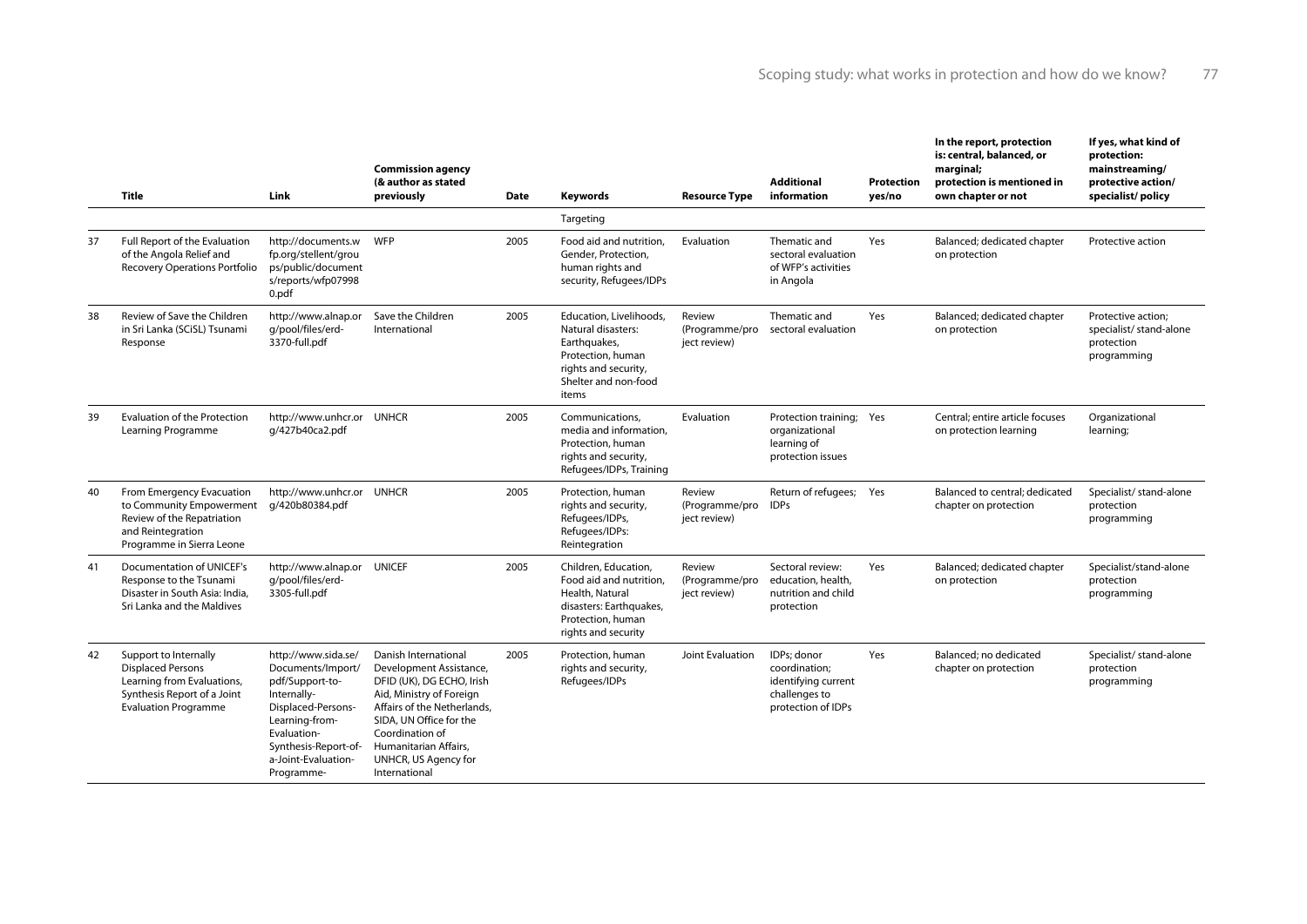| | Title | Link | Commission agency (& author as stated previously | Date | Keywords | Resource Type | Additional information | Protection yes/no | In the report, protection is: central, balanced, or marginal; protection is mentioned in own chapter or not | If yes, what kind of protection: mainstreaming/ protective action/ specialist/ policy |
|---|---|---|---|---|---|---|---|---|---|---|
| | | | | | Targeting | | | | | |
| 37 | Full Report of the Evaluation of the Angola Relief and Recovery Operations Portfolio | http://documents.wfp.org/stellent/groups/public/documents/reports/wfp079980.pdf | WFP | 2005 | Food aid and nutrition, Gender, Protection, human rights and security, Refugees/IDPs | Evaluation | Thematic and sectoral evaluation of WFP's activities in Angola | Yes | Balanced; dedicated chapter on protection | Protective action |
| 38 | Review of Save the Children in Sri Lanka (SCiSL) Tsunami Response | http://www.alnap.org/pool/files/erd-3370-full.pdf | Save the Children International | 2005 | Education, Livelihoods, Natural disasters: Earthquakes, Protection, human rights and security, Shelter and non-food items | Review (Programme/project review) | Thematic and sectoral evaluation | Yes | Balanced; dedicated chapter on protection | Protective action; specialist/ stand-alone protection programming |
| 39 | Evaluation of the Protection Learning Programme | http://www.unhcr.org/427b40ca2.pdf | UNHCR | 2005 | Communications, media and information, Protection, human rights and security, Refugees/IDPs, Training | Evaluation | Protection training; organizational learning of protection issues | Yes | Central; entire article focuses on protection learning | Organizational learning; |
| 40 | From Emergency Evacuation to Community Empowerment Review of the Repatriation and Reintegration Programme in Sierra Leone | http://www.unhcr.org/420b80384.pdf | UNHCR | 2005 | Protection, human rights and security, Refugees/IDPs, Refugees/IDPs: Reintegration | Review (Programme/project review) | Return of refugees; IDPs | Yes | Balanced to central; dedicated chapter on protection | Specialist/ stand-alone protection programming |
| 41 | Documentation of UNICEF's Response to the Tsunami Disaster in South Asia: India, Sri Lanka and the Maldives | http://www.alnap.org/pool/files/erd-3305-full.pdf | UNICEF | 2005 | Children, Education, Food aid and nutrition, Health, Natural disasters: Earthquakes, Protection, human rights and security | Review (Programme/project review) | Sectoral review: education, health, nutrition and child protection | Yes | Balanced; dedicated chapter on protection | Specialist/stand-alone protection programming |
| 42 | Support to Internally Displaced Persons Learning from Evaluations, Synthesis Report of a Joint Evaluation Programme | http://www.sida.se/Documents/Import/pdf/Support-to-Internally-Displaced-Persons-Learning-from-Evaluation-Synthesis-Report-of-a-Joint-Evaluation-Programme- | Danish International Development Assistance, DFID (UK), DG ECHO, Irish Aid, Ministry of Foreign Affairs of the Netherlands, SIDA, UN Office for the Coordination of Humanitarian Affairs, UNHCR, US Agency for International | 2005 | Protection, human rights and security, Refugees/IDPs | Joint Evaluation | IDPs; donor coordination; identifying current challenges to protection of IDPs | Yes | Balanced; no dedicated chapter on protection | Specialist/ stand-alone protection programming |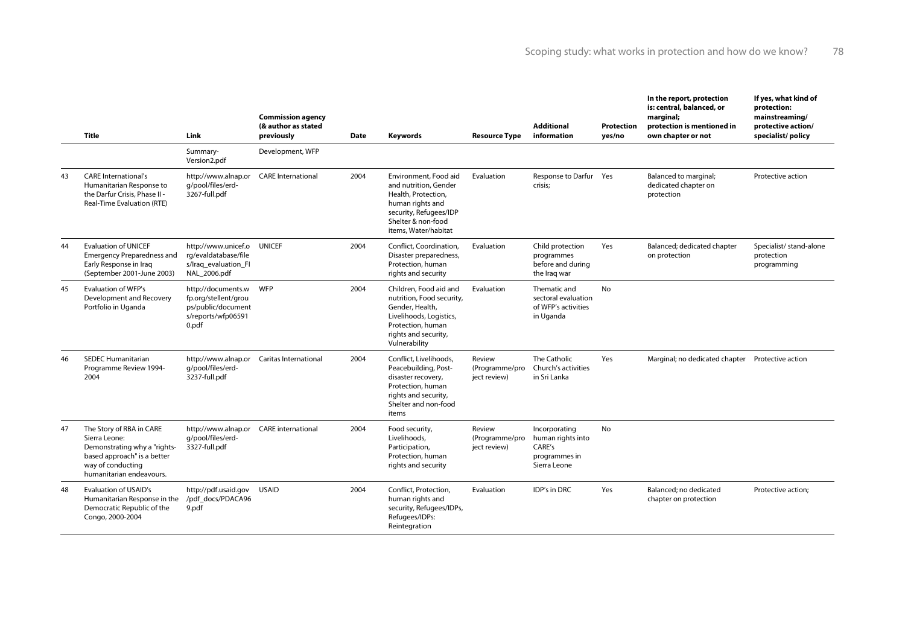| | Title | Link | Commission agency (& author as stated previously | Date | Keywords | Resource Type | Additional information | Protection yes/no | In the report, protection is: central, balanced, or marginal; protection is mentioned in own chapter or not | If yes, what kind of protection: mainstreaming/ protective action/ specialist/ policy |
|---|---|---|---|---|---|---|---|---|---|---|
| | | Summary-Version2.pdf | Development, WFP | | | | | | | |
| 43 | CARE International's Humanitarian Response to the Darfur Crisis, Phase II - Real-Time Evaluation (RTE) | http://www.alnap.org/pool/files/erd-3267-full.pdf | CARE International | 2004 | Environment, Food aid and nutrition, Gender Health, Protection, human rights and security, Refugees/IDP Shelter & non-food items, Water/habitat | Evaluation | Response to Darfur crisis; | Yes | Balanced to marginal; dedicated chapter on protection | Protective action |
| 44 | Evaluation of UNICEF Emergency Preparedness and Early Response in Iraq (September 2001-June 2003) | http://www.unicef.org/evaldatabase/files/Iraq_evaluation_FINAL_2006.pdf | UNICEF | 2004 | Conflict, Coordination, Disaster preparedness, Protection, human rights and security | Evaluation | Child protection programmes before and during the Iraq war | Yes | Balanced; dedicated chapter on protection | Specialist/ stand-alone protection programming |
| 45 | Evaluation of WFP's Development and Recovery Portfolio in Uganda | http://documents.wfp.org/stellent/groups/public/documents/reports/wfp065910.pdf | WFP | 2004 | Children, Food aid and nutrition, Food security, Gender, Health, Livelihoods, Logistics, Protection, human rights and security, Vulnerability | Evaluation | Thematic and sectoral evaluation of WFP's activities in Uganda | No | | |
| 46 | SEDEC Humanitarian Programme Review 1994-2004 | http://www.alnap.org/pool/files/erd-3237-full.pdf | Caritas International | 2004 | Conflict, Livelihoods, Peacebuilding, Post-disaster recovery, Protection, human rights and security, Shelter and non-food items | Review (Programme/project review) | The Catholic Church's activities in Sri Lanka | Yes | Marginal; no dedicated chapter | Protective action |
| 47 | The Story of RBA in CARE Sierra Leone: Demonstrating why a "rights-based approach" is a better way of conducting humanitarian endeavours. | http://www.alnap.org/pool/files/erd-3327-full.pdf | CARE international | 2004 | Food security, Livelihoods, Participation, Protection, human rights and security | Review (Programme/project review) | Incorporating human rights into CARE's programmes in Sierra Leone | No | | |
| 48 | Evaluation of USAID's Humanitarian Response in the Democratic Republic of the Congo, 2000-2004 | http://pdf.usaid.gov/pdf_docs/PDACA969.pdf | USAID | 2004 | Conflict, Protection, human rights and security, Refugees/IDPs, Refugees/IDPs: Reintegration | Evaluation | IDP's in DRC | Yes | Balanced; no dedicated chapter on protection | Protective action; |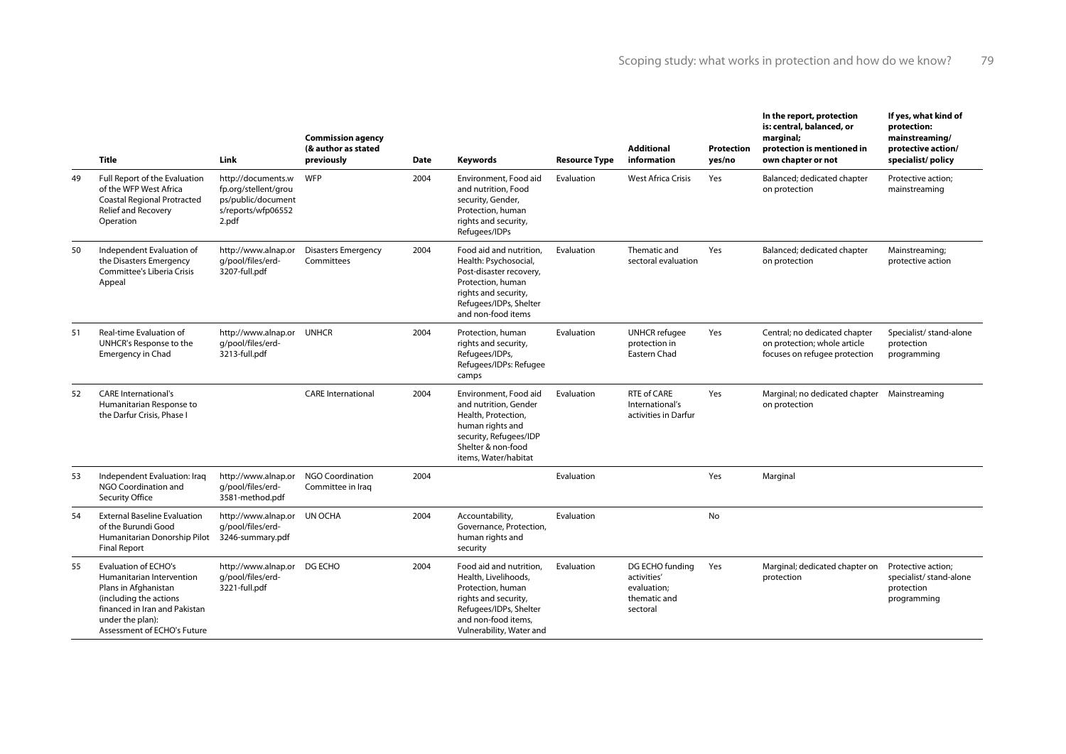| | Title | Link | Commission agency (& author as stated previously | Date | Keywords | Resource Type | Additional information | Protection yes/no | In the report, protection is: central, balanced, or marginal; protection is mentioned in own chapter or not | If yes, what kind of protection: mainstreaming/ protective action/ specialist/ policy |
|---|---|---|---|---|---|---|---|---|---|---|
| 49 | Full Report of the Evaluation of the WFP West Africa Coastal Regional Protracted Relief and Recovery Operation | http://documents.wfp.org/stellent/groups/public/documents/reports/wfp065522.pdf | WFP | 2004 | Environment, Food aid and nutrition, Food security, Gender, Protection, human rights and security, Refugees/IDPs | Evaluation | West Africa Crisis | Yes | Balanced; dedicated chapter on protection | Protective action; mainstreaming |
| 50 | Independent Evaluation of the Disasters Emergency Committee's Liberia Crisis Appeal | http://www.alnap.org/pool/files/erd-3207-full.pdf | Disasters Emergency Committees | 2004 | Food aid and nutrition, Health: Psychosocial, Post-disaster recovery, Protection, human rights and security, Refugees/IDPs, Shelter and non-food items | Evaluation | Thematic and sectoral evaluation | Yes | Balanced; dedicated chapter on protection | Mainstreaming; protective action |
| 51 | Real-time Evaluation of UNHCR's Response to the Emergency in Chad | http://www.alnap.org/pool/files/erd-3213-full.pdf | UNHCR | 2004 | Protection, human rights and security, Refugees/IDPs, Refugees/IDPs: Refugee camps | Evaluation | UNHCR refugee protection in Eastern Chad | Yes | Central; no dedicated chapter on protection; whole article focuses on refugee protection | Specialist/ stand-alone protection programming |
| 52 | CARE International's Humanitarian Response to the Darfur Crisis, Phase I | | CARE International | 2004 | Environment, Food aid and nutrition, Gender Health, Protection, human rights and security, Refugees/IDP Shelter & non-food items, Water/habitat | Evaluation | RTE of CARE International's activities in Darfur | Yes | Marginal; no dedicated chapter on protection | Mainstreaming |
| 53 | Independent Evaluation: Iraq NGO Coordination and Security Office | http://www.alnap.org/pool/files/erd-3581-method.pdf | NGO Coordination Committee in Iraq | 2004 | | Evaluation | | Yes | Marginal | |
| 54 | External Baseline Evaluation of the Burundi Good Humanitarian Donorship Pilot Final Report | http://www.alnap.org/pool/files/erd-3246-summary.pdf | UN OCHA | 2004 | Accountability, Governance, Protection, human rights and security | Evaluation | | No | | |
| 55 | Evaluation of ECHO's Humanitarian Intervention Plans in Afghanistan (including the actions financed in Iran and Pakistan under the plan): Assessment of ECHO's Future | http://www.alnap.org/pool/files/erd-3221-full.pdf | DG ECHO | 2004 | Food aid and nutrition, Health, Livelihoods, Protection, human rights and security, Refugees/IDPs, Shelter and non-food items, Vulnerability, Water and | Evaluation | DG ECHO funding activities' evaluation; thematic and sectoral | Yes | Marginal; dedicated chapter on protection | Protective action; specialist/ stand-alone protection programming |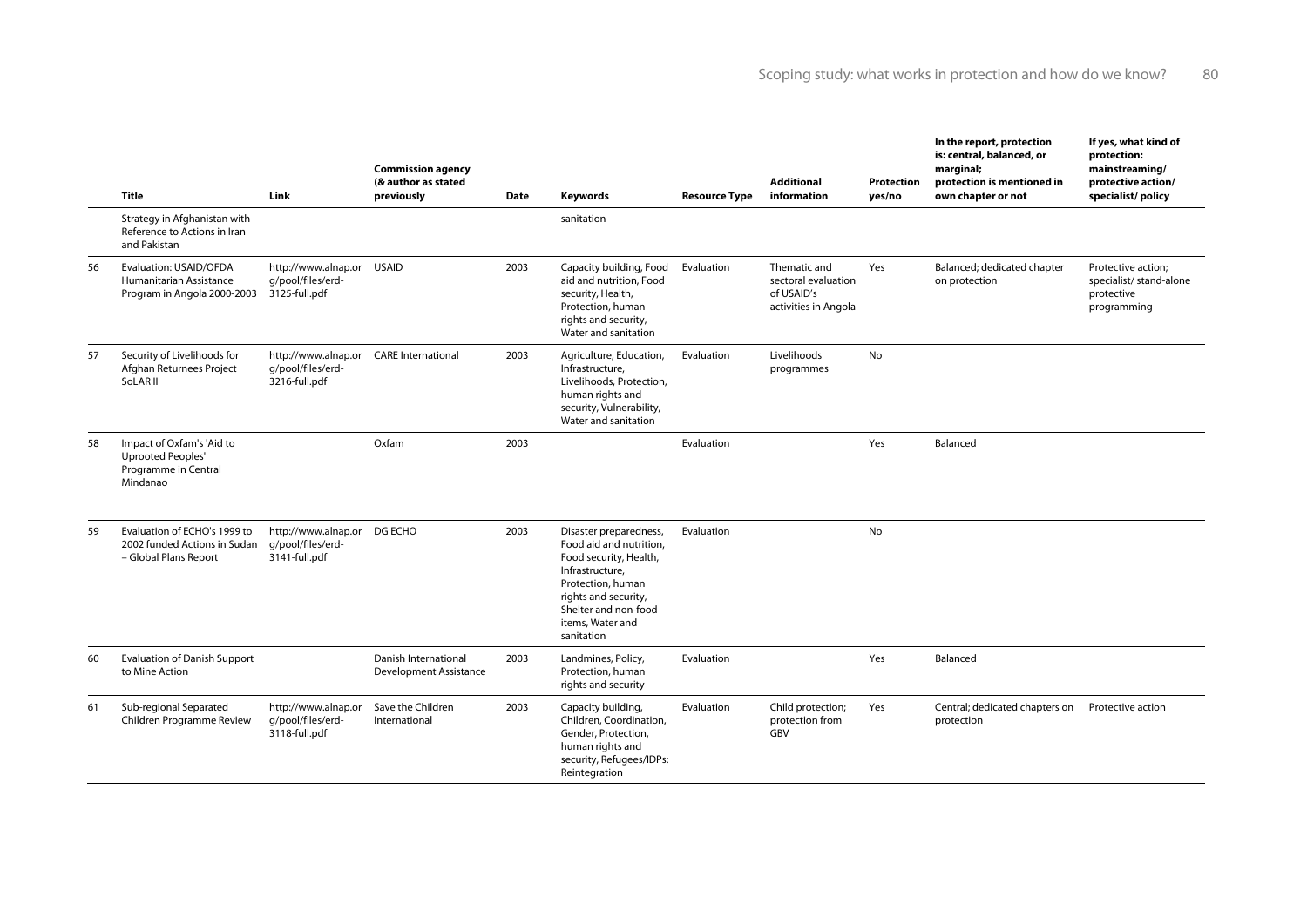| | Title | Link | Commission agency (& author as stated previously | Date | Keywords | Resource Type | Additional information | Protection yes/no | In the report, protection is: central, balanced, or marginal; protection is mentioned in own chapter or not | If yes, what kind of protection: mainstreaming/ protective action/ specialist/ policy |
|---|---|---|---|---|---|---|---|---|---|---|
| | Strategy in Afghanistan with Reference to Actions in Iran and Pakistan | | | | sanitation | | | | | |
| 56 | Evaluation: USAID/OFDA Humanitarian Assistance Program in Angola 2000-2003 | http://www.alnap.org/pool/files/erd-3125-full.pdf | USAID | 2003 | Capacity building, Food aid and nutrition, Food security, Health, Protection, human rights and security, Water and sanitation | Evaluation | Thematic and sectoral evaluation of USAID's activities in Angola | Yes | Balanced; dedicated chapter on protection | Protective action; specialist/ stand-alone protective programming |
| 57 | Security of Livelihoods for Afghan Returnees Project SoLAR II | http://www.alnap.org/pool/files/erd-3216-full.pdf | CARE International | 2003 | Agriculture, Education, Infrastructure, Livelihoods, Protection, human rights and security, Vulnerability, Water and sanitation | Evaluation | Livelihoods programmes | No | | |
| 58 | Impact of Oxfam's 'Aid to Uprooted Peoples' Programme in Central Mindanao | | Oxfam | 2003 | | Evaluation | | Yes | Balanced | |
| 59 | Evaluation of ECHO's 1999 to 2002 funded Actions in Sudan – Global Plans Report | http://www.alnap.org/pool/files/erd-3141-full.pdf | DG ECHO | 2003 | Disaster preparedness, Food aid and nutrition, Food security, Health, Infrastructure, Protection, human rights and security, Shelter and non-food items, Water and sanitation | Evaluation | | No | | |
| 60 | Evaluation of Danish Support to Mine Action | | Danish International Development Assistance | 2003 | Landmines, Policy, Protection, human rights and security | Evaluation | | Yes | Balanced | |
| 61 | Sub-regional Separated Children Programme Review | http://www.alnap.org/pool/files/erd-3118-full.pdf | Save the Children International | 2003 | Capacity building, Children, Coordination, Gender, Protection, human rights and security, Refugees/IDPs: Reintegration | Evaluation | Child protection; protection from GBV | Yes | Central; dedicated chapters on protection | Protective action |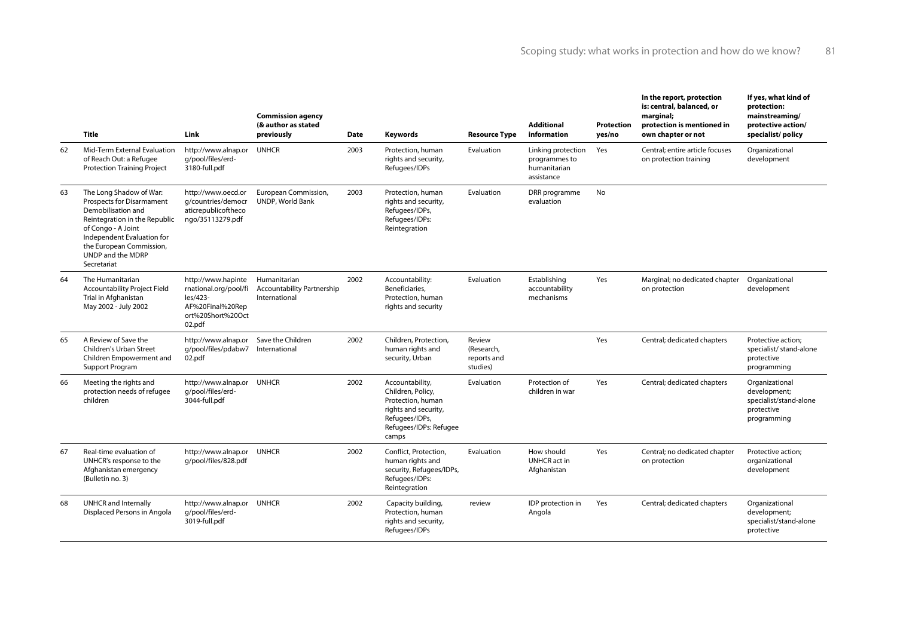| | Title | Link | Commission agency (& author as stated previously | Date | Keywords | Resource Type | Additional information | Protection yes/no | In the report, protection is: central, balanced, or marginal; protection is mentioned in own chapter or not | If yes, what kind of protection: mainstreaming/ protective action/ specialist/ policy |
|---|---|---|---|---|---|---|---|---|---|---|
| 62 | Mid-Term External Evaluation of Reach Out: a Refugee Protection Training Project | http://www.alnap.org/pool/files/erd-3180-full.pdf | UNHCR | 2003 | Protection, human rights and security, Refugees/IDPs | Evaluation | Linking protection programmes to humanitarian assistance | Yes | Central; entire article focuses on protection training | Organizational development |
| 63 | The Long Shadow of War: Prospects for Disarmament Demobilisation and Reintegration in the Republic of Congo - A Joint Independent Evaluation for the European Commission, UNDP and the MDRP Secretariat | http://www.oecd.org/countries/democraticrepublicofthecongo/35113279.pdf | European Commission, UNDP, World Bank | 2003 | Protection, human rights and security, Refugees/IDPs, Refugees/IDPs: Reintegration | Evaluation | DRR programme evaluation | No | | |
| 64 | The Humanitarian Accountability Project Field Trial in Afghanistan May 2002 - July 2002 | http://www.hapinternational.org/pool/files/423-AF%20Final%20Report%20Short%20Oct02.pdf | Humanitarian Accountability Partnership International | 2002 | Accountability: Beneficiaries, Protection, human rights and security | Evaluation | Establishing accountability mechanisms | Yes | Marginal; no dedicated chapter on protection | Organizational development |
| 65 | A Review of Save the Children's Urban Street Children Empowerment and Support Program | http://www.alnap.org/pool/files/pdabw702.pdf | Save the Children International | 2002 | Children, Protection, human rights and security, Urban | Review (Research, reports and studies) | | Yes | Central; dedicated chapters | Protective action; specialist/ stand-alone protective programming |
| 66 | Meeting the rights and protection needs of refugee children | http://www.alnap.org/pool/files/erd-3044-full.pdf | UNHCR | 2002 | Accountability, Children, Policy, Protection, human rights and security, Refugees/IDPs, Refugees/IDPs: Refugee camps | Evaluation | Protection of children in war | Yes | Central; dedicated chapters | Organizational development; specialist/stand-alone protective programming |
| 67 | Real-time evaluation of UNHCR's response to the Afghanistan emergency (Bulletin no. 3) | http://www.alnap.org/pool/files/828.pdf | UNHCR | 2002 | Conflict, Protection, human rights and security, Refugees/IDPs, Refugees/IDPs: Reintegration | Evaluation | How should UNHCR act in Afghanistan | Yes | Central; no dedicated chapter on protection | Protective action; organizational development |
| 68 | UNHCR and Internally Displaced Persons in Angola | http://www.alnap.org/pool/files/erd-3019-full.pdf | UNHCR | 2002 | Capacity building, Protection, human rights and security, Refugees/IDPs | review | IDP protection in Angola | Yes | Central; dedicated chapters | Organizational development; specialist/stand-alone protective |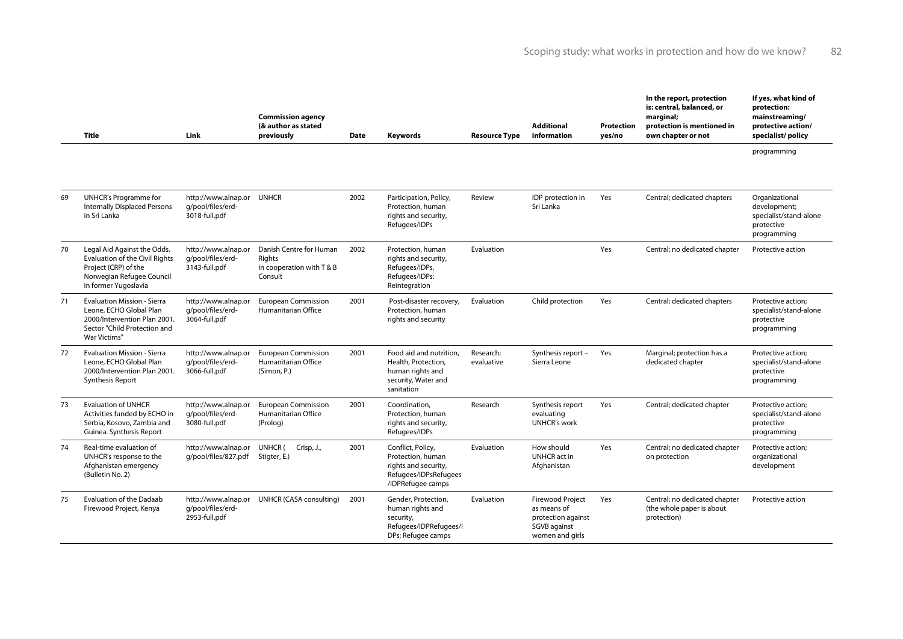| | Title | Link | Commission agency (& author as stated previously | Date | Keywords | Resource Type | Additional information | Protection yes/no | In the report, protection is: central, balanced, or marginal; protection is mentioned in own chapter or not | If yes, what kind of protection: mainstreaming/ protective action/ specialist/ policy |
|---|---|---|---|---|---|---|---|---|---|---|
| | | | | | | | | | | programming |
| 69 | UNHCR's Programme for Internally Displaced Persons in Sri Lanka | http://www.alnap.org/pool/files/erd-3018-full.pdf | UNHCR | 2002 | Participation, Policy, Protection, human rights and security, Refugees/IDPs | Review | IDP protection in Sri Lanka | Yes | Central; dedicated chapters | Organizational development; specialist/stand-alone protective programming |
| 70 | Legal Aid Against the Odds. Evaluation of the Civil Rights Project (CRP) of the Norwegian Refugee Council in former Yugoslavia | http://www.alnap.org/pool/files/erd-3143-full.pdf | Danish Centre for Human Rights in cooperation with T & B Consult | 2002 | Protection, human rights and security, Refugees/IDPs, Refugees/IDPs: Reintegration | Evaluation | | Yes | Central; no dedicated chapter | Protective action |
| 71 | Evaluation Mission - Sierra Leone, ECHO Global Plan 2000/Intervention Plan 2001. Sector "Child Protection and War Victims" | http://www.alnap.org/pool/files/erd-3064-full.pdf | European Commission Humanitarian Office | 2001 | Post-disaster recovery, Protection, human rights and security | Evaluation | Child protection | Yes | Central; dedicated chapters | Protective action; specialist/stand-alone protective programming |
| 72 | Evaluation Mission - Sierra Leone, ECHO Global Plan 2000/Intervention Plan 2001. Synthesis Report | http://www.alnap.org/pool/files/erd-3066-full.pdf | European Commission Humanitarian Office (Simon, P.) | 2001 | Food aid and nutrition, Health, Protection, human rights and security, Water and sanitation | Research; evaluative | Synthesis report – Sierra Leone | Yes | Marginal; protection has a dedicated chapter | Protective action; specialist/stand-alone protective programming |
| 73 | Evaluation of UNHCR Activities funded by ECHO in Serbia, Kosovo, Zambia and Guinea. Synthesis Report | http://www.alnap.org/pool/files/erd-3080-full.pdf | European Commission Humanitarian Office (Prolog) | 2001 | Coordination, Protection, human rights and security, Refugees/IDPs | Research | Synthesis report evaluating UNHCR's work | Yes | Central; dedicated chapter | Protective action; specialist/stand-alone protective programming |
| 74 | Real-time evaluation of UNHCR's response to the Afghanistan emergency (Bulletin No. 2) | http://www.alnap.org/pool/files/827.pdf | UNHCR ( Crisp, J., Stigter, E.) | 2001 | Conflict, Policy, Protection, human rights and security, Refugees/IDPsRefugees /IDPRefugee camps | Evaluation | How should UNHCR act in Afghanistan | Yes | Central; no dedicated chapter on protection | Protective action; organizational development |
| 75 | Evaluation of the Dadaab Firewood Project, Kenya | http://www.alnap.org/pool/files/erd-2953-full.pdf | UNHCR (CASA consulting) | 2001 | Gender, Protection, human rights and security, Refugees/IDPRefugees/IDPs: Refugee camps | Evaluation | Firewood Project as means of protection against SGVB against women and girls | Yes | Central; no dedicated chapter (the whole paper is about protection) | Protective action |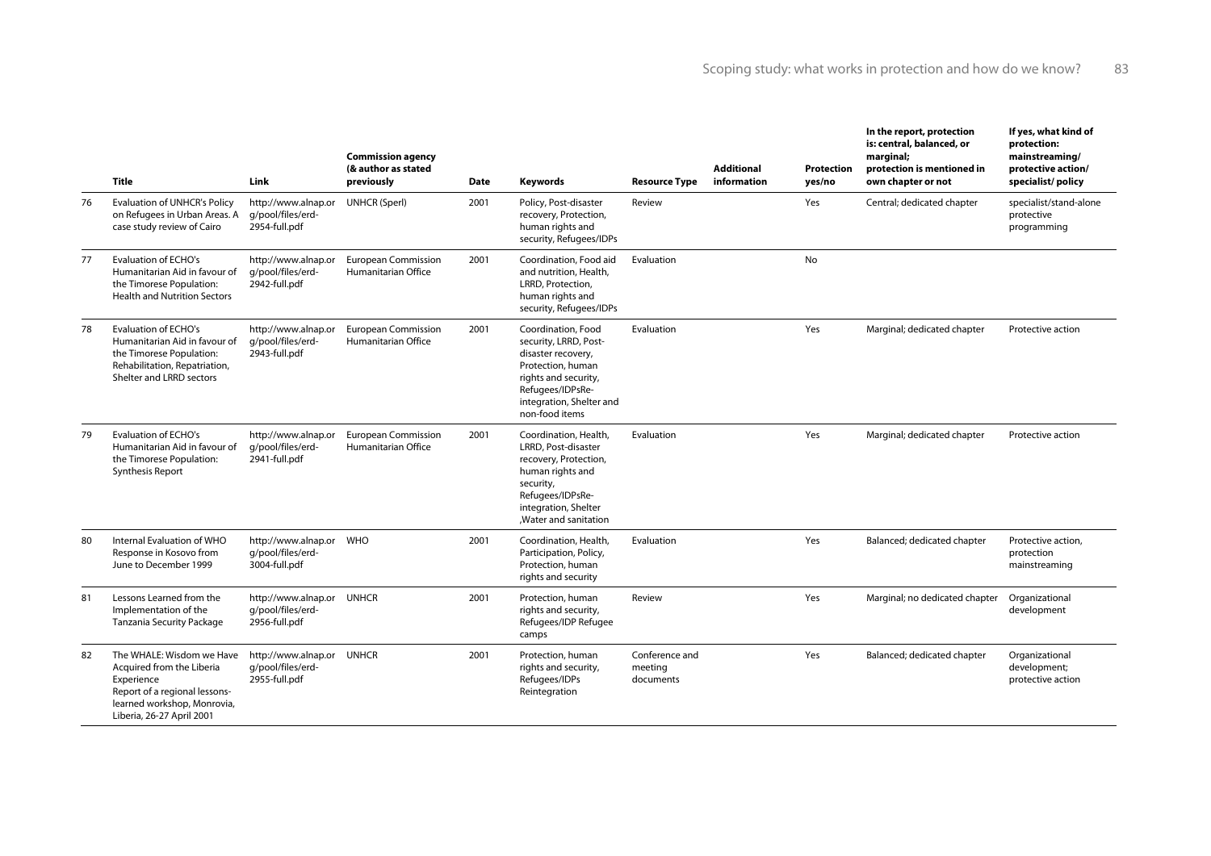| | Title | Link | Commission agency (& author as stated previously | Date | Keywords | Resource Type | Additional information | Protection yes/no | In the report, protection is: central, balanced, or marginal; protection is mentioned in own chapter or not | If yes, what kind of protection: mainstreaming/ protective action/ specialist/ policy |
|---|---|---|---|---|---|---|---|---|---|---|
| 76 | Evaluation of UNHCR's Policy on Refugees in Urban Areas. A case study review of Cairo | http://www.alnap.org/pool/files/erd-2954-full.pdf | UNHCR (Sperl) | 2001 | Policy, Post-disaster recovery, Protection, human rights and security, Refugees/IDPs | Review | | Yes | Central; dedicated chapter | specialist/stand-alone protective programming |
| 77 | Evaluation of ECHO's Humanitarian Aid in favour of the Timorese Population: Health and Nutrition Sectors | http://www.alnap.org/pool/files/erd-2942-full.pdf | European Commission Humanitarian Office | 2001 | Coordination, Food aid and nutrition, Health, LRRD, Protection, human rights and security, Refugees/IDPs | Evaluation | | No | | |
| 78 | Evaluation of ECHO's Humanitarian Aid in favour of the Timorese Population: Rehabilitation, Repatriation, Shelter and LRRD sectors | http://www.alnap.org/pool/files/erd-2943-full.pdf | European Commission Humanitarian Office | 2001 | Coordination, Food security, LRRD, Post-disaster recovery, Protection, human rights and security, Refugees/IDPsRe-integration, Shelter and non-food items | Evaluation | | Yes | Marginal; dedicated chapter | Protective action |
| 79 | Evaluation of ECHO's Humanitarian Aid in favour of the Timorese Population: Synthesis Report | http://www.alnap.org/pool/files/erd-2941-full.pdf | European Commission Humanitarian Office | 2001 | Coordination, Health, LRRD, Post-disaster recovery, Protection, human rights and security, Refugees/IDPsRe-integration, Shelter ,Water and sanitation | Evaluation | | Yes | Marginal; dedicated chapter | Protective action |
| 80 | Internal Evaluation of WHO Response in Kosovo from June to December 1999 | http://www.alnap.org/pool/files/erd-3004-full.pdf | WHO | 2001 | Coordination, Health, Participation, Policy, Protection, human rights and security | Evaluation | | Yes | Balanced; dedicated chapter | Protective action, protection mainstreaming |
| 81 | Lessons Learned from the Implementation of the Tanzania Security Package | http://www.alnap.org/pool/files/erd-2956-full.pdf | UNHCR | 2001 | Protection, human rights and security, Refugees/IDP Refugee camps | Review | | Yes | Marginal; no dedicated chapter | Organizational development |
| 82 | The WHALE: Wisdom we Have Acquired from the Liberia Experience Report of a regional lessons-learned workshop, Monrovia, Liberia, 26-27 April 2001 | http://www.alnap.org/pool/files/erd-2955-full.pdf | UNHCR | 2001 | Protection, human rights and security, Refugees/IDPs Reintegration | Conference and meeting documents | | Yes | Balanced; dedicated chapter | Organizational development; protective action |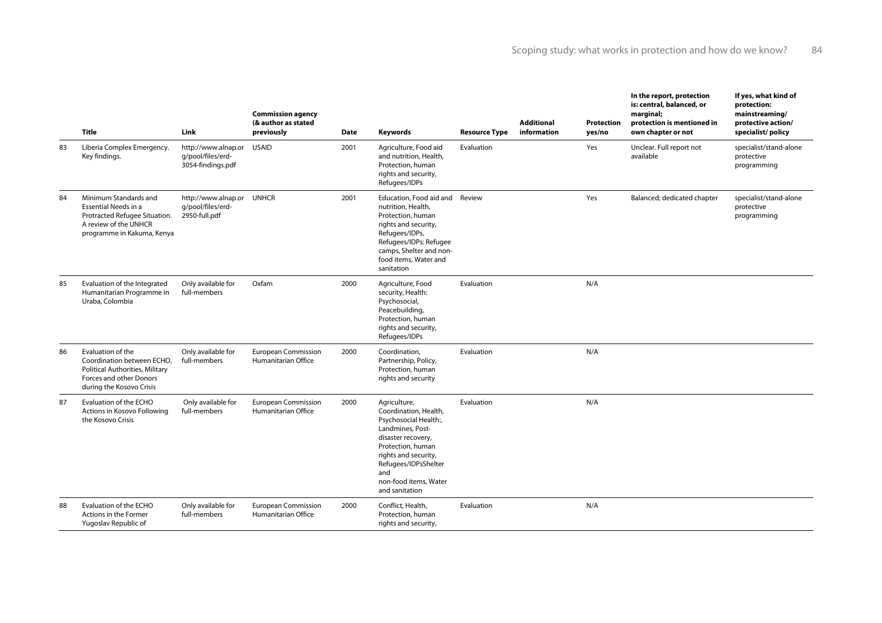| | Title | Link | Commission agency (& author as stated previously | Date | Keywords | Resource Type | Additional information | Protection yes/no | In the report, protection is: central, balanced, or marginal; protection is mentioned in own chapter or not | If yes, what kind of protection: mainstreaming/ protective action/ specialist/ policy |
|---|---|---|---|---|---|---|---|---|---|---|
| 83 | Liberia Complex Emergency. Key findings. | http://www.alnap.org/pool/files/erd-3054-findings.pdf | USAID | 2001 | Agriculture, Food aid and nutrition, Health, Protection, human rights and security, Refugees/IDPs | Evaluation | | Yes | Unclear. Full report not available | specialist/stand-alone protective programming |
| 84 | Minimum Standards and Essential Needs in a Protracted Refugee Situation. A review of the UNHCR programme in Kakuma, Kenya | http://www.alnap.org/pool/files/erd-2950-full.pdf | UNHCR | 2001 | Education, Food aid and nutrition, Health, Protection, human rights and security, Refugees/IDPs, Refugees/IDPs: Refugee camps, Shelter and non-food items, Water and sanitation | Review | | Yes | Balanced; dedicated chapter | specialist/stand-alone protective programming |
| 85 | Evaluation of the Integrated Humanitarian Programme in Uraba, Colombia | Only available for full-members | Oxfam | 2000 | Agriculture, Food security, Health: Psychosocial, Peacebuilding, Protection, human rights and security, Refugees/IDPs | Evaluation | | N/A | | |
| 86 | Evaluation of the Coordination between ECHO, Political Authorities, Military Forces and other Donors during the Kosovo Crisis | Only available for full-members | European Commission Humanitarian Office | 2000 | Coordination, Partnership, Policy, Protection, human rights and security | Evaluation | | N/A | | |
| 87 | Evaluation of the ECHO Actions in Kosovo Following the Kosovo Crisis | Only available for full-members | European Commission Humanitarian Office | 2000 | Agriculture, Coordination, Health, Psychosocial Health:, Landmines, Post-disaster recovery, Protection, human rights and security, Refugees/IDPsShelter and non-food items, Water and sanitation | Evaluation | | N/A | | |
| 88 | Evaluation of the ECHO Actions in the Former Yugoslav Republic of | Only available for full-members | European Commission Humanitarian Office | 2000 | Conflict, Health, Protection, human rights and security, | Evaluation | | N/A | | |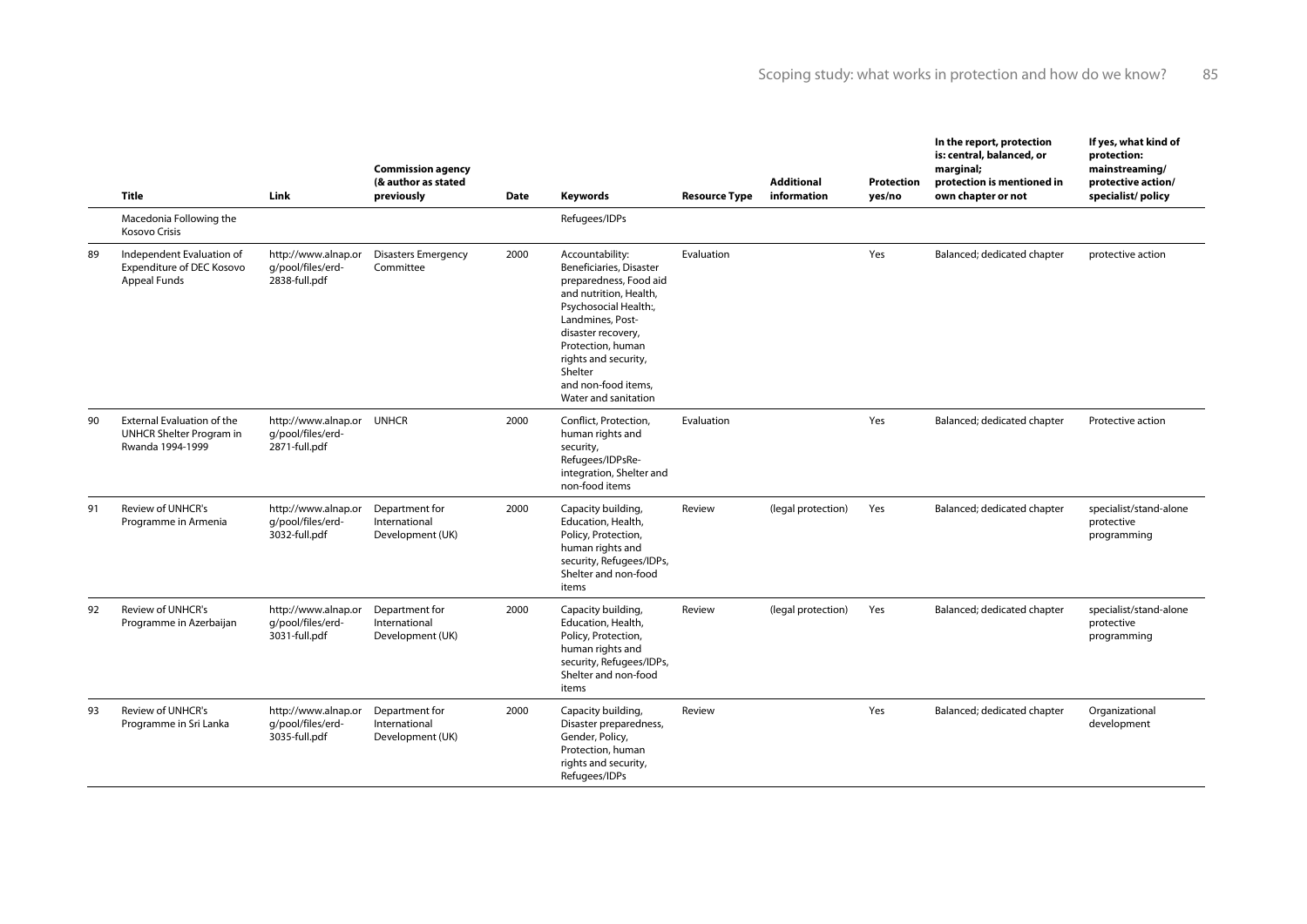| | Title | Link | Commission agency (& author as stated previously | Date | Keywords | Resource Type | Additional information | Protection yes/no | In the report, protection is: central, balanced, or marginal; protection is mentioned in own chapter or not | If yes, what kind of protection: mainstreaming/ protective action/ specialist/ policy |
|---|---|---|---|---|---|---|---|---|---|---|
| | Macedonia Following the Kosovo Crisis | | | | Refugees/IDPs | | | | | |
| 89 | Independent Evaluation of Expenditure of DEC Kosovo Appeal Funds | http://www.alnap.org/pool/files/erd-2838-full.pdf | Disasters Emergency Committee | 2000 | Accountability: Beneficiaries, Disaster preparedness, Food aid and nutrition, Health, Psychosocial Health:, Landmines, Post-disaster recovery, Protection, human rights and security, Shelter and non-food items, Water and sanitation | Evaluation | | Yes | Balanced; dedicated chapter | protective action |
| 90 | External Evaluation of the UNHCR Shelter Program in Rwanda 1994-1999 | http://www.alnap.org/pool/files/erd-2871-full.pdf | UNHCR | 2000 | Conflict, Protection, human rights and security, Refugees/IDPsRe-integration, Shelter and non-food items | Evaluation | | Yes | Balanced; dedicated chapter | Protective action |
| 91 | Review of UNHCR's Programme in Armenia | http://www.alnap.org/pool/files/erd-3032-full.pdf | Department for International Development (UK) | 2000 | Capacity building, Education, Health, Policy, Protection, human rights and security, Refugees/IDPs, Shelter and non-food items | Review | (legal protection) | Yes | Balanced; dedicated chapter | specialist/stand-alone protective programming |
| 92 | Review of UNHCR's Programme in Azerbaijan | http://www.alnap.org/pool/files/erd-3031-full.pdf | Department for International Development (UK) | 2000 | Capacity building, Education, Health, Policy, Protection, human rights and security, Refugees/IDPs, Shelter and non-food items | Review | (legal protection) | Yes | Balanced; dedicated chapter | specialist/stand-alone protective programming |
| 93 | Review of UNHCR's Programme in Sri Lanka | http://www.alnap.org/pool/files/erd-3035-full.pdf | Department for International Development (UK) | 2000 | Capacity building, Disaster preparedness, Gender, Policy, Protection, human rights and security, Refugees/IDPs | Review | | Yes | Balanced; dedicated chapter | Organizational development |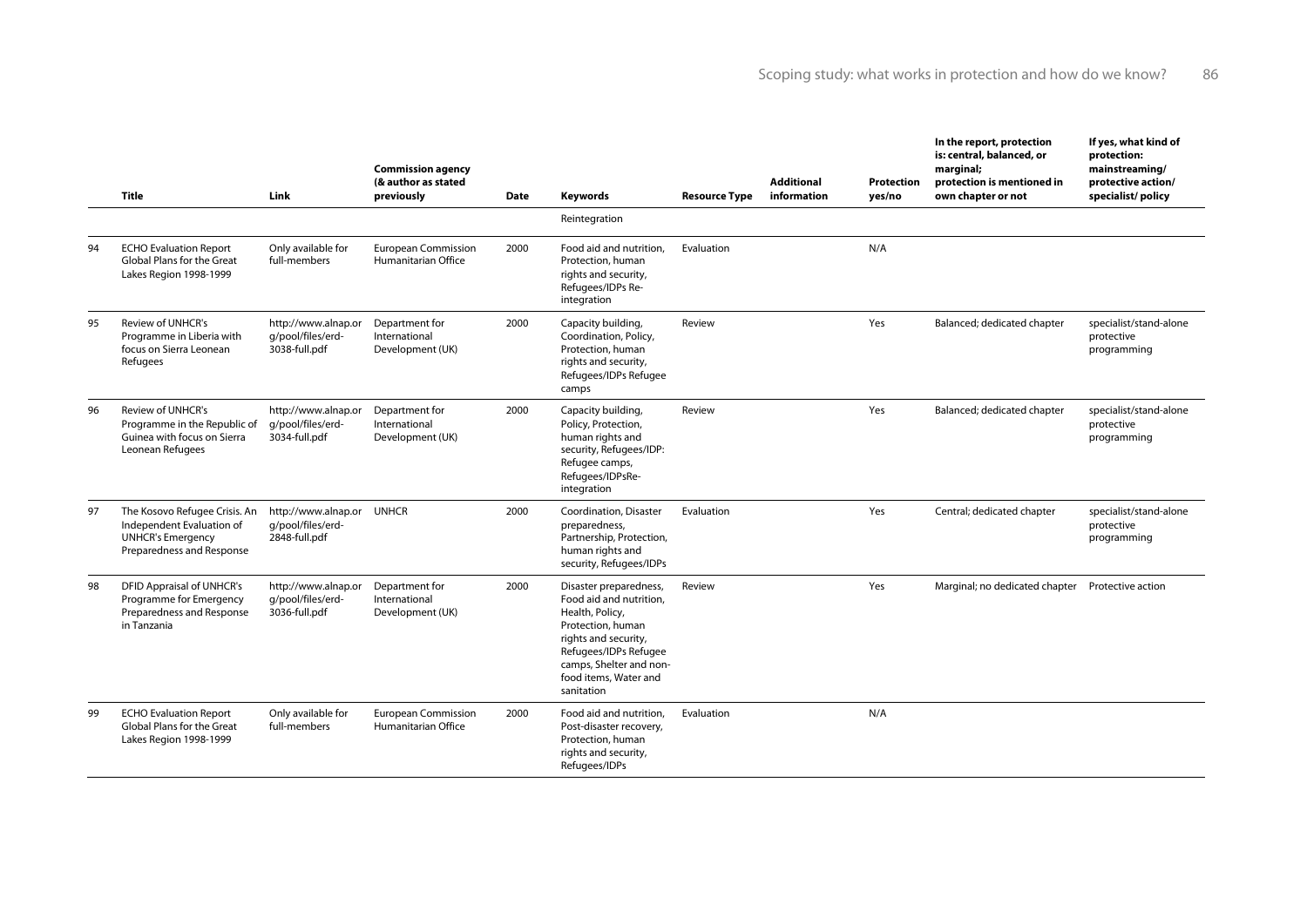| | Title | Link | Commission agency (& author as stated previously | Date | Keywords | Resource Type | Additional information | Protection yes/no | In the report, protection is: central, balanced, or marginal; protection is mentioned in own chapter or not | If yes, what kind of protection: mainstreaming/ protective action/ specialist/ policy |
|---|---|---|---|---|---|---|---|---|---|---|
| | | | | | Reintegration | | | | | |
| 94 | ECHO Evaluation Report Global Plans for the Great Lakes Region 1998-1999 | Only available for full-members | European Commission Humanitarian Office | 2000 | Food aid and nutrition, Protection, human rights and security, Refugees/IDPs Re-integration | Evaluation | | N/A | | |
| 95 | Review of UNHCR's Programme in Liberia with focus on Sierra Leonean Refugees | http://www.alnap.org/pool/files/erd-3038-full.pdf | Department for International Development (UK) | 2000 | Capacity building, Coordination, Policy, Protection, human rights and security, Refugees/IDPs Refugee camps | Review | | Yes | Balanced; dedicated chapter | specialist/stand-alone protective programming |
| 96 | Review of UNHCR's Programme in the Republic of Guinea with focus on Sierra Leonean Refugees | http://www.alnap.org/pool/files/erd-3034-full.pdf | Department for International Development (UK) | 2000 | Capacity building, Policy, Protection, human rights and security, Refugees/IDP: Refugee camps, Refugees/IDPsRe-integration | Review | | Yes | Balanced; dedicated chapter | specialist/stand-alone protective programming |
| 97 | The Kosovo Refugee Crisis. An Independent Evaluation of UNHCR's Emergency Preparedness and Response | http://www.alnap.org/pool/files/erd-2848-full.pdf | UNHCR | 2000 | Coordination, Disaster preparedness, Partnership, Protection, human rights and security, Refugees/IDPs | Evaluation | | Yes | Central; dedicated chapter | specialist/stand-alone protective programming |
| 98 | DFID Appraisal of UNHCR's Programme for Emergency Preparedness and Response in Tanzania | http://www.alnap.org/pool/files/erd-3036-full.pdf | Department for International Development (UK) | 2000 | Disaster preparedness, Food aid and nutrition, Health, Policy, Protection, human rights and security, Refugees/IDPs Refugee camps, Shelter and non-food items, Water and sanitation | Review | | Yes | Marginal; no dedicated chapter | Protective action |
| 99 | ECHO Evaluation Report Global Plans for the Great Lakes Region 1998-1999 | Only available for full-members | European Commission Humanitarian Office | 2000 | Food aid and nutrition, Post-disaster recovery, Protection, human rights and security, Refugees/IDPs | Evaluation | | N/A | | |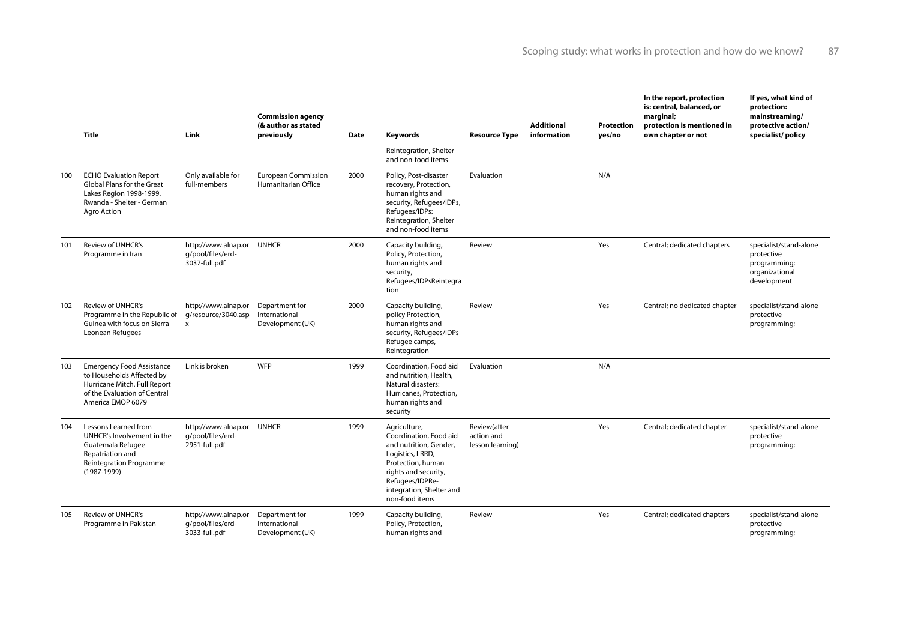| | Title | Link | Commission agency (& author as stated previously | Date | Keywords | Resource Type | Additional information | Protection yes/no | In the report, protection is: central, balanced, or marginal; protection is mentioned in own chapter or not | If yes, what kind of protection: mainstreaming/ protective action/ specialist/ policy |
|---|---|---|---|---|---|---|---|---|---|---|
| | | | | | Reintegration, Shelter and non-food items | | | | | |
| 100 | ECHO Evaluation Report Global Plans for the Great Lakes Region 1998-1999. Rwanda - Shelter - German Agro Action | Only available for full-members | European Commission Humanitarian Office | 2000 | Policy, Post-disaster recovery, Protection, human rights and security, Refugees/IDPs, Refugees/IDPs: Reintegration, Shelter and non-food items | Evaluation | | N/A | | |
| 101 | Review of UNHCR's Programme in Iran | http://www.alnap.org/pool/files/erd-3037-full.pdf | UNHCR | 2000 | Capacity building, Policy, Protection, human rights and security, Refugees/IDPsReintegration | Review | | Yes | Central; dedicated chapters | specialist/stand-alone protective programming; organizational development |
| 102 | Review of UNHCR's Programme in the Republic of Guinea with focus on Sierra Leonean Refugees | http://www.alnap.org/resource/3040.aspx | Department for International Development (UK) | 2000 | Capacity building, policy Protection, human rights and security, Refugees/IDPs Refugee camps, Reintegration | Review | | Yes | Central; no dedicated chapter | specialist/stand-alone protective programming; |
| 103 | Emergency Food Assistance to Households Affected by Hurricane Mitch. Full Report of the Evaluation of Central America EMOP 6079 | Link is broken | WFP | 1999 | Coordination, Food aid and nutrition, Health, Natural disasters: Hurricanes, Protection, human rights and security | Evaluation | | N/A | | |
| 104 | Lessons Learned from UNHCR's Involvement in the Guatemala Refugee Repatriation and Reintegration Programme (1987-1999) | http://www.alnap.org/pool/files/erd-2951-full.pdf | UNHCR | 1999 | Agriculture, Coordination, Food aid and nutrition, Gender, Logistics, LRRD, Protection, human rights and security, Refugees/IDPRe-integration, Shelter and non-food items | Review(after action and lesson learning) | | Yes | Central; dedicated chapter | specialist/stand-alone protective programming; |
| 105 | Review of UNHCR's Programme in Pakistan | http://www.alnap.org/pool/files/erd-3033-full.pdf | Department for International Development (UK) | 1999 | Capacity building, Policy, Protection, human rights and | Review | | Yes | Central; dedicated chapters | specialist/stand-alone protective programming; |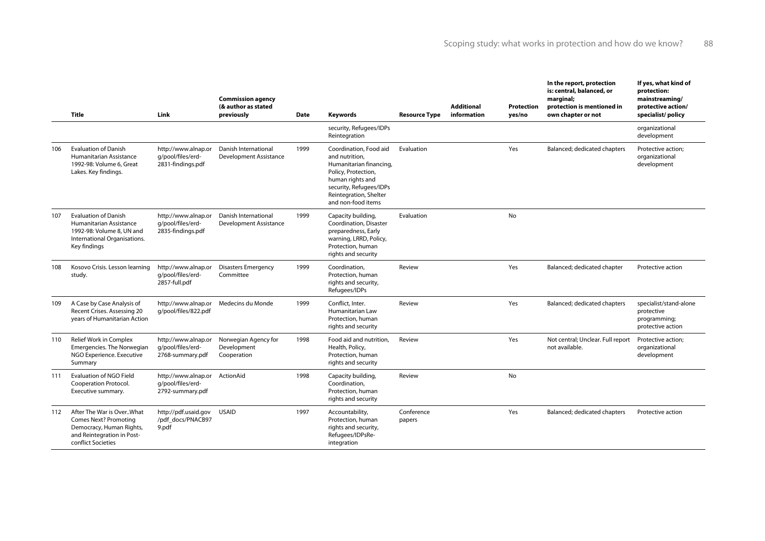| | Title | Link | Commission agency (& author as stated previously | Date | Keywords | Resource Type | Additional information | Protection yes/no | In the report, protection is: central, balanced, or marginal; protection is mentioned in own chapter or not | If yes, what kind of protection: mainstreaming/ protective action/ specialist/ policy |
|---|---|---|---|---|---|---|---|---|---|---|
| | | | | | security, Refugees/IDPs Reintegration | | | | | organizational development |
| 106 | Evaluation of Danish Humanitarian Assistance 1992-98: Volume 6, Great Lakes. Key findings. | http://www.alnap.org/pool/files/erd-2831-findings.pdf | Danish International Development Assistance | 1999 | Coordination, Food aid and nutrition, Humanitarian financing, Policy, Protection, human rights and security, Refugees/IDPs Reintegration, Shelter and non-food items | Evaluation | | Yes | Balanced; dedicated chapters | Protective action; organizational development |
| 107 | Evaluation of Danish Humanitarian Assistance 1992-98: Volume 8, UN and International Organisations. Key findings | http://www.alnap.org/pool/files/erd-2835-findings.pdf | Danish International Development Assistance | 1999 | Capacity building, Coordination, Disaster preparedness, Early warning, LRRD, Policy, Protection, human rights and security | Evaluation | | No | | |
| 108 | Kosovo Crisis. Lesson learning study. | http://www.alnap.org/pool/files/erd-2857-full.pdf | Disasters Emergency Committee | 1999 | Coordination, Protection, human rights and security, Refugees/IDPs | Review | | Yes | Balanced; dedicated chapter | Protective action |
| 109 | A Case by Case Analysis of Recent Crises. Assessing 20 years of Humanitarian Action | http://www.alnap.org/pool/files/822.pdf | Medecins du Monde | 1999 | Conflict, Inter. Humanitarian Law Protection, human rights and security | Review | | Yes | Balanced; dedicated chapters | specialist/stand-alone protective programming; protective action |
| 110 | Relief Work in Complex Emergencies. The Norwegian NGO Experience. Executive Summary | http://www.alnap.org/pool/files/erd-2768-summary.pdf | Norwegian Agency for Development Cooperation | 1998 | Food aid and nutrition, Health, Policy, Protection, human rights and security | Review | | Yes | Not central; Unclear. Full report not available. | Protective action; organizational development |
| 111 | Evaluation of NGO Field Cooperation Protocol. Executive summary. | http://www.alnap.org/pool/files/erd-2792-summary.pdf | ActionAid | 1998 | Capacity building, Coordination, Protection, human rights and security | Review | | No | | |
| 112 | After The War is Over..What Comes Next? Promoting Democracy, Human Rights, and Reintegration in Post-conflict Societies | http://pdf.usaid.gov/pdf_docs/PNACB979.pdf | USAID | 1997 | Accountability, Protection, human rights and security, Refugees/IDPsRe-integration | Conference papers | | Yes | Balanced; dedicated chapters | Protective action |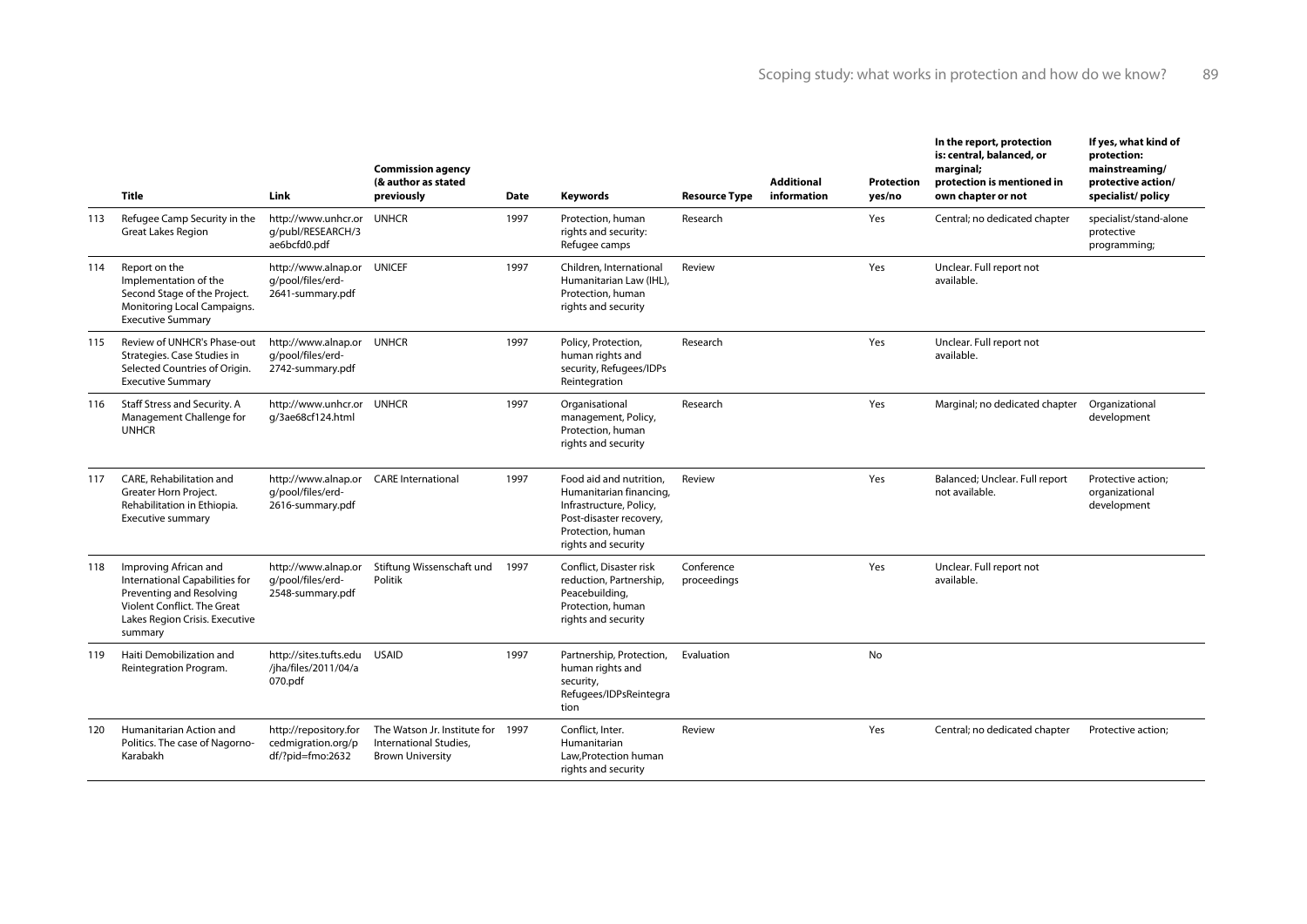| | Title | Link | Commission agency (& author as stated previously | Date | Keywords | Resource Type | Additional information | Protection yes/no | In the report, protection is: central, balanced, or marginal; protection is mentioned in own chapter or not | If yes, what kind of protection: mainstreaming/ protective action/ specialist/ policy |
|---|---|---|---|---|---|---|---|---|---|---|
| 113 | Refugee Camp Security in the Great Lakes Region | http://www.unhcr.org/publ/RESEARCH/3ae6bcfd0.pdf | UNHCR | 1997 | Protection, human rights and security: Refugee camps | Research | | Yes | Central; no dedicated chapter | specialist/stand-alone protective programming; |
| 114 | Report on the Implementation of the Second Stage of the Project. Monitoring Local Campaigns. Executive Summary | http://www.alnap.org/pool/files/erd-2641-summary.pdf | UNICEF | 1997 | Children, International Humanitarian Law (IHL), Protection, human rights and security | Review | | Yes | Unclear. Full report not available. | |
| 115 | Review of UNHCR's Phase-out Strategies. Case Studies in Selected Countries of Origin. Executive Summary | http://www.alnap.org/pool/files/erd-2742-summary.pdf | UNHCR | 1997 | Policy, Protection, human rights and security, Refugees/IDPs Reintegration | Research | | Yes | Unclear. Full report not available. | |
| 116 | Staff Stress and Security. A Management Challenge for the UNHCR | http://www.unhcr.org/3ae68cf124.html | UNHCR | 1997 | Organisational management, Policy, Protection, human rights and security | Research | | Yes | Marginal; no dedicated chapter | Organizational development |
| 117 | CARE, Rehabilitation and Greater Horn Project. Rehabilitation in Ethiopia. Executive summary | http://www.alnap.org/pool/files/erd-2616-summary.pdf | CARE International | 1997 | Food aid and nutrition, Humanitarian financing, Infrastructure, Policy, Post-disaster recovery, Protection, human rights and security | Review | | Yes | Balanced; Unclear. Full report not available. | Protective action; organizational development |
| 118 | Improving African and International Capabilities for Preventing and Resolving Violent Conflict. The Great Lakes Region Crisis. Executive summary | http://www.alnap.org/pool/files/erd-2548-summary.pdf | Stiftung Wissenschaft und Politik | 1997 | Conflict, Disaster risk reduction, Partnership, Peacebuilding, Protection, human rights and security | Conference proceedings | | Yes | Unclear. Full report not available. | |
| 119 | Haiti Demobilization and Reintegration Program. | http://sites.tufts.edu/jha/files/2011/04/a070.pdf | USAID | 1997 | Partnership, Protection, human rights and security, Refugees/IDPsReintegration | Evaluation | | No | | |
| 120 | Humanitarian Action and Politics. The case of Nagorno-Karabakh | http://repository.forcedmigration.org/pdf/?pid=fmo:2632 | The Watson Jr. Institute for International Studies, Brown University | 1997 | Conflict, Inter. Humanitarian Law,Protection human rights and security | Review | | Yes | Central; no dedicated chapter | Protective action; |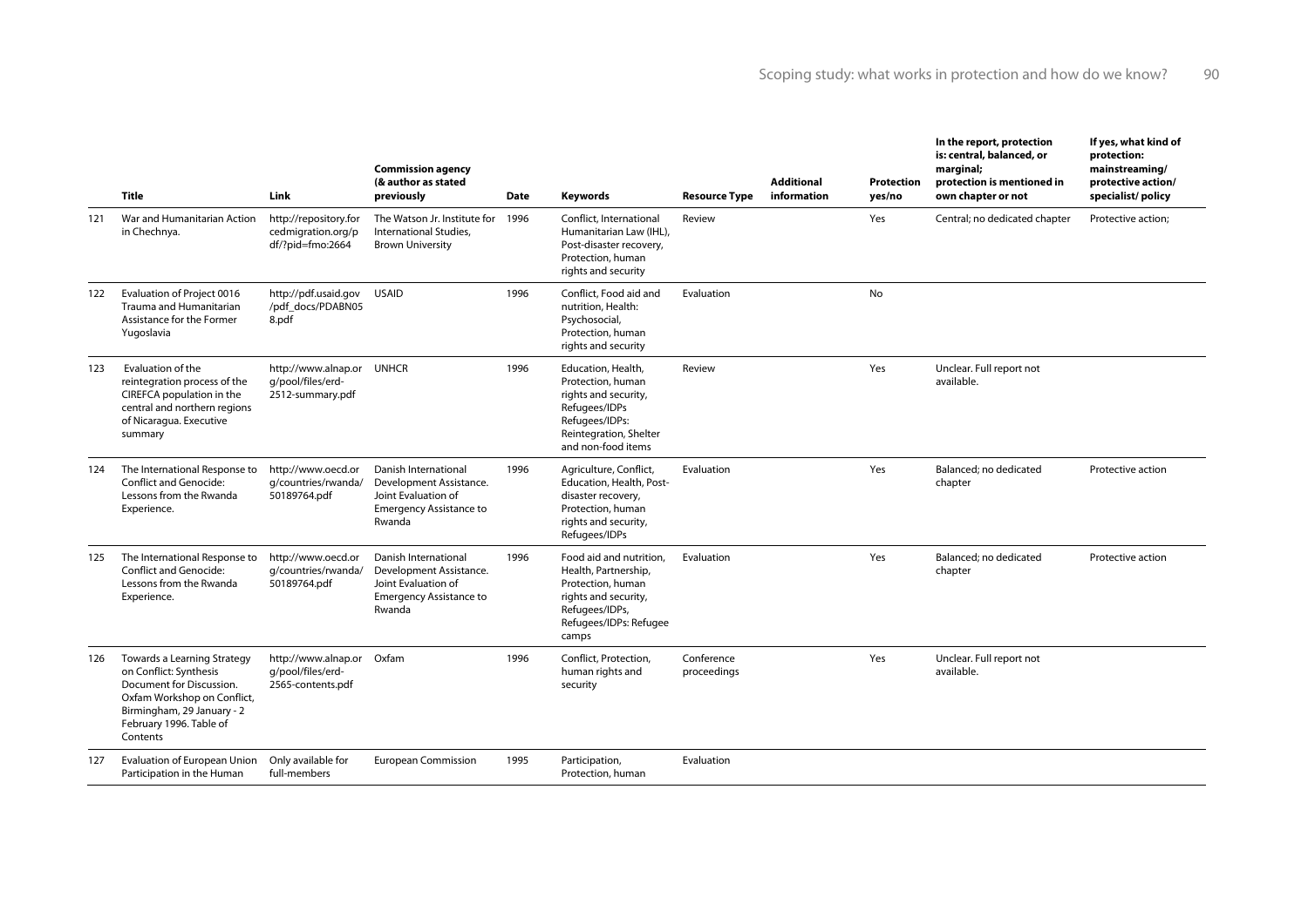| | Title | Link | Commission agency (& author as stated previously | Date | Keywords | Resource Type | Additional information | Protection yes/no | In the report, protection is: central, balanced, or marginal; protection is mentioned in own chapter or not | If yes, what kind of protection: mainstreaming/ protective action/ specialist/ policy |
|---|---|---|---|---|---|---|---|---|---|---|
| 121 | War and Humanitarian Action in Chechnya. | http://repository.forcedmigration.org/pdf/?pid=fmo:2664 | The Watson Jr. Institute for International Studies, Brown University | 1996 | Conflict, International Humanitarian Law (IHL), Post-disaster recovery, Protection, human rights and security | Review | | Yes | Central; no dedicated chapter | Protective action; |
| 122 | Evaluation of Project 0016 Trauma and Humanitarian Assistance for the Former Yugoslavia | http://pdf.usaid.gov/pdf_docs/PDABN058.pdf | USAID | 1996 | Conflict, Food aid and nutrition, Health: Psychosocial, Protection, human rights and security | Evaluation | | No | | |
| 123 | Evaluation of the reintegration process of the CIREFCA population in the central and northern regions of Nicaragua. Executive summary | http://www.alnap.org/pool/files/erd-2512-summary.pdf | UNHCR | 1996 | Education, Health, Protection, human rights and security, Refugees/IDPs Refugees/IDPs: Reintegration, Shelter and non-food items | Review | | Yes | Unclear. Full report not available. | |
| 124 | The International Response to Conflict and Genocide: Lessons from the Rwanda Experience. | http://www.oecd.org/countries/rwanda/50189764.pdf | Danish International Development Assistance. Joint Evaluation of Emergency Assistance to Rwanda | 1996 | Agriculture, Conflict, Education, Health, Post-disaster recovery, Protection, human rights and security, Refugees/IDPs | Evaluation | | Yes | Balanced; no dedicated chapter | Protective action |
| 125 | The International Response to Conflict and Genocide: Lessons from the Rwanda Experience. | http://www.oecd.org/countries/rwanda/50189764.pdf | Danish International Development Assistance. Joint Evaluation of Emergency Assistance to Rwanda | 1996 | Food aid and nutrition, Health, Partnership, Protection, human rights and security, Refugees/IDPs, Refugees/IDPs: Refugee camps | Evaluation | | Yes | Balanced; no dedicated chapter | Protective action |
| 126 | Towards a Learning Strategy on Conflict: Synthesis Document for Discussion. Oxfam Workshop on Conflict, Birmingham, 29 January - 2 February 1996. Table of Contents | http://www.alnap.org/pool/files/erd-2565-contents.pdf | Oxfam | 1996 | Conflict, Protection, human rights and security | Conference proceedings | | Yes | Unclear. Full report not available. | |
| 127 | Evaluation of European Union Participation in the Human | Only available for full-members | European Commission | 1995 | Participation, Protection, human | Evaluation | | | | |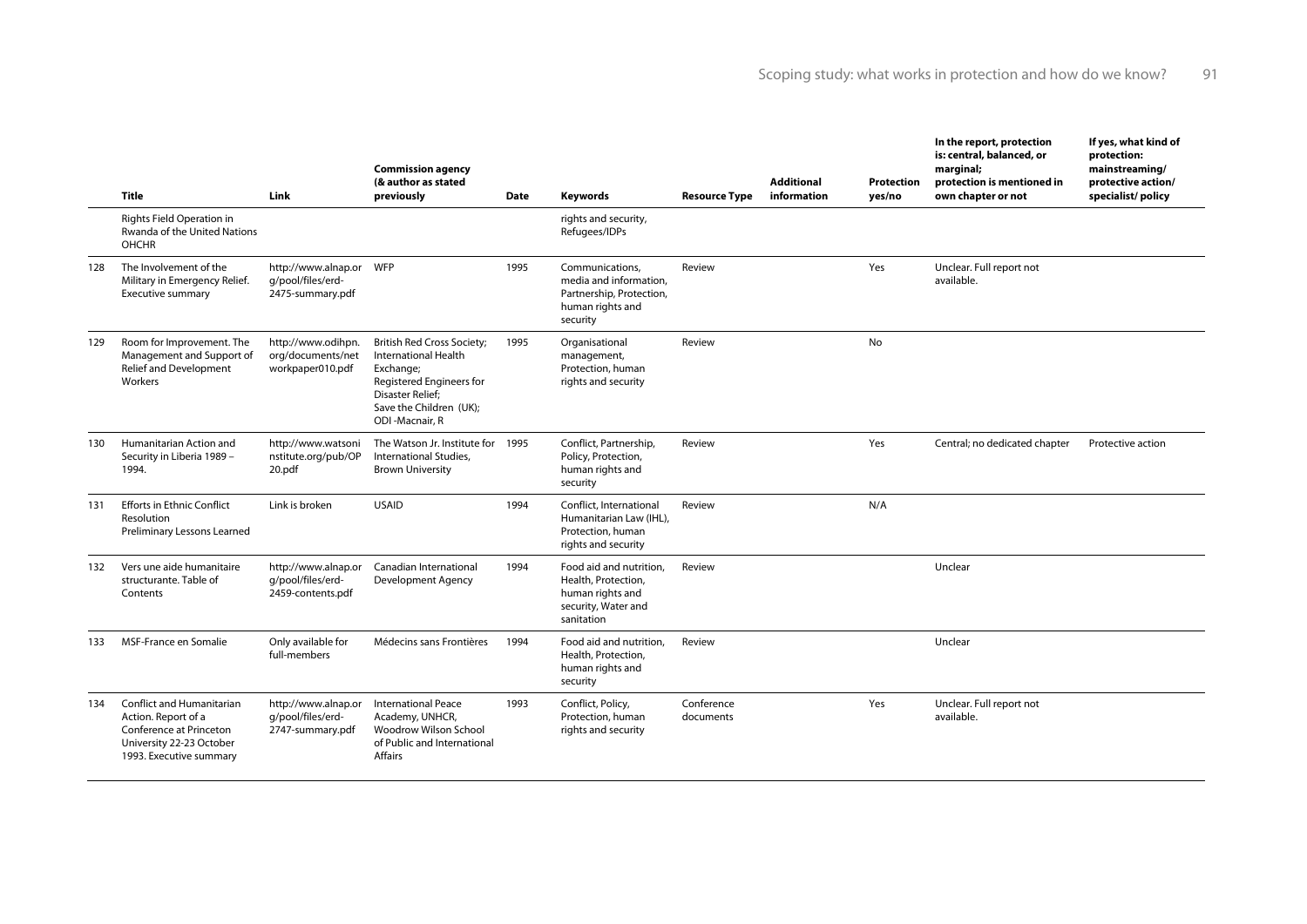| | Title | Link | Commission agency (& author as stated previously | Date | Keywords | Resource Type | Additional information | Protection yes/no | In the report, protection is: central, balanced, or marginal; protection is mentioned in own chapter or not | If yes, what kind of protection: mainstreaming/ protective action/ specialist/ policy |
|---|---|---|---|---|---|---|---|---|---|---|
| | Rights Field Operation in Rwanda of the United Nations OHCHR | | | | rights and security, Refugees/IDPs | | | | | |
| 128 | The Involvement of the Military in Emergency Relief. Executive summary | http://www.alnap.org/pool/files/erd-2475-summary.pdf | WFP | 1995 | Communications, media and information, Partnership, Protection, human rights and security | Review | | Yes | Unclear. Full report not available. | |
| 129 | Room for Improvement. The Management and Support of Relief and Development Workers | http://www.odihpn.org/documents/networkpaper010.pdf | British Red Cross Society; International Health Exchange; Registered Engineers for Disaster Relief; Save the Children (UK); ODI -Macnair, R | 1995 | Organisational management, Protection, human rights and security | Review | | No | | |
| 130 | Humanitarian Action and Security in Liberia 1989 – 1994. | http://www.watsoninstitute.org/pub/OP20.pdf | The Watson Jr. Institute for International Studies, Brown University | 1995 | Conflict, Partnership, Policy, Protection, human rights and security | Review | | Yes | Central; no dedicated chapter | Protective action |
| 131 | Efforts in Ethnic Conflict Resolution Preliminary Lessons Learned | Link is broken | USAID | 1994 | Conflict, International Humanitarian Law (IHL), Protection, human rights and security | Review | | N/A | | |
| 132 | Vers une aide humanitaire structurante. Table of Contents | http://www.alnap.org/pool/files/erd-2459-contents.pdf | Canadian International Development Agency | 1994 | Food aid and nutrition, Health, Protection, human rights and security, Water and sanitation | Review | | | Unclear | |
| 133 | MSF-France en Somalie | Only available for full-members | Médecins sans Frontières | 1994 | Food aid and nutrition, Health, Protection, human rights and security | Review | | | Unclear | |
| 134 | Conflict and Humanitarian Action. Report of a Conference at Princeton University 22-23 October 1993. Executive summary | http://www.alnap.org/pool/files/erd-2747-summary.pdf | International Peace Academy, UNHCR, Woodrow Wilson School of Public and International Affairs | 1993 | Conflict, Policy, Protection, human rights and security | Conference documents | | Yes | Unclear. Full report not available. | |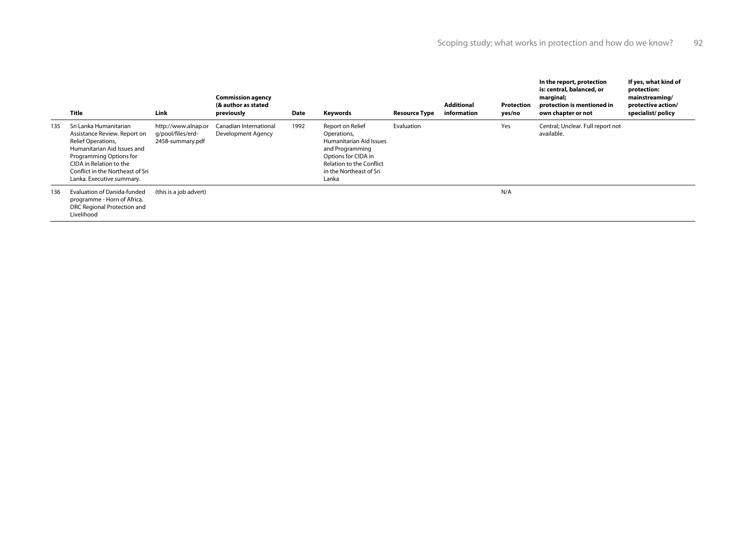|  | Title | Link | Commission agency (& author as stated previously | Date | Keywords | Resource Type | Additional information | Protection yes/no | In the report, protection is: central, balanced, or marginal; protection is mentioned in own chapter or not | If yes, what kind of protection: mainstreaming/ protective action/ specialist/ policy |
|---|---|---|---|---|---|---|---|---|---|---|
| 135 | Sri Lanka Humanitarian Assistance Review. Report on Relief Operations, Humanitarian Aid Issues and Programming Options for CIDA in Relation to the Conflict in the Northeast of Sri Lanka. Executive summary. | http://www.alnap.org/pool/files/erd-2458-summary.pdf | Canadian International Development Agency | 1992 | Report on Relief Operations, Humanitarian Aid Issues and Programming Options for CIDA in Relation to the Conflict in the Northeast of Sri Lanka | Evaluation |  | Yes | Central; Unclear. Full report not available. |  |
| 136 | Evaluation of Danida-funded programme - Horn of Africa. DRC Regional Protection and Livelihood | (this is a job advert) |  |  |  |  |  | N/A |  |  |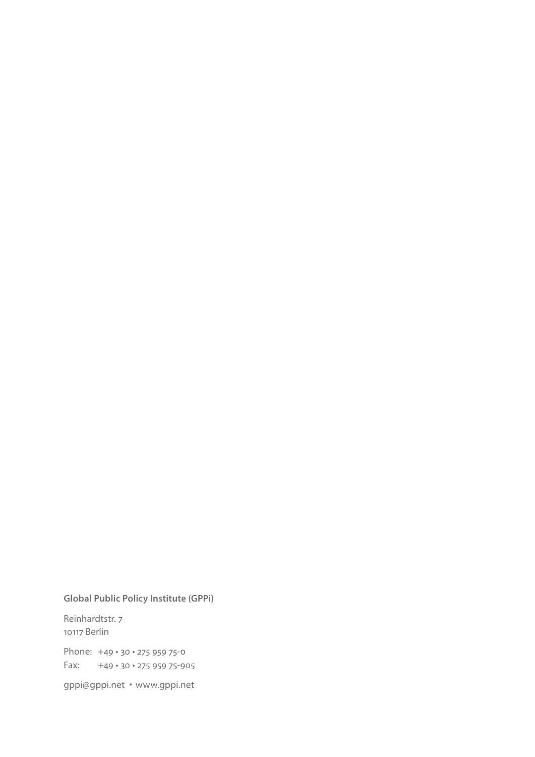**Global Public Policy Institute (GPPi)**

Reinhardtstr. 7
10117 Berlin

Phone: +49 • 30 • 275 959 75-0
Fax: +49 • 30 • 275 959 75-905

gppi@gppi.net • www.gppi.net